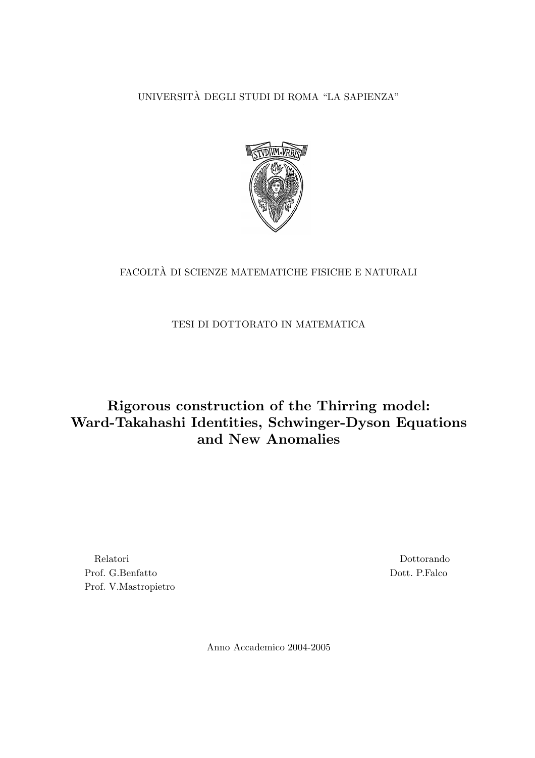UNIVERSITÀ DEGLI STUDI DI ROMA "LA SAPIENZA"

FACOLTÀ DI SCIENZE MATEMATICHE FISICHE E NATURALI

TESI DI DOTTORATO IN MATEMATICA

# Rigorous construction of the Thirring model: Ward-Takahashi Identities, Schwinger-Dyson Equations and New Anomalies

Relatori
Prof. G.Benfatto
Prof. V.Mastropietro

Dottorando
Dott. P.Falco

Anno Accademico 2004-2005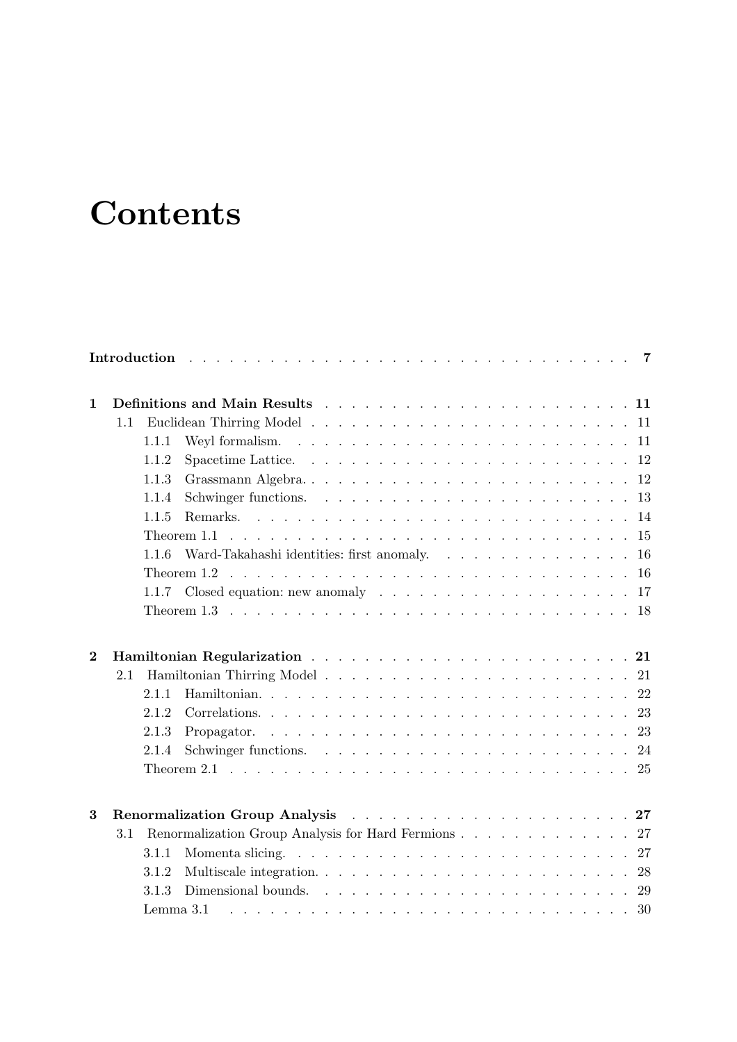# Contents

**Introduction** . . . . . . . . . . . . . . . . . . . . . . . . . . . . . . . . . **7**

**1 Definitions and Main Results** . . . . . . . . . . . . . . . . . . . . . . . . **11**

- 1.1 Euclidean Thirring Model . . . . . . . . . . . . . . . . . . . . . . . . . 11
  - 1.1.1 Weyl formalism. . . . . . . . . . . . . . . . . . . . . . . . . . . 11
  - 1.1.2 Spacetime Lattice. . . . . . . . . . . . . . . . . . . . . . . . . . 12
  - 1.1.3 Grassmann Algebra. . . . . . . . . . . . . . . . . . . . . . . . . 12
  - 1.1.4 Schwinger functions. . . . . . . . . . . . . . . . . . . . . . . . 13
  - 1.1.5 Remarks. . . . . . . . . . . . . . . . . . . . . . . . . . . . . . 14
  - Theorem 1.1 . . . . . . . . . . . . . . . . . . . . . . . . . . . . . . 15
  - 1.1.6 Ward-Takahashi identities: first anomaly. . . . . . . . . . . . . . . 16
  - Theorem 1.2 . . . . . . . . . . . . . . . . . . . . . . . . . . . . . . 16
  - 1.1.7 Closed equation: new anomaly . . . . . . . . . . . . . . . . . . . 17
  - Theorem 1.3 . . . . . . . . . . . . . . . . . . . . . . . . . . . . . . 18

**2 Hamiltonian Regularization** . . . . . . . . . . . . . . . . . . . . . . . . **21**

- 2.1 Hamiltonian Thirring Model . . . . . . . . . . . . . . . . . . . . . . . . 21
  - 2.1.1 Hamiltonian. . . . . . . . . . . . . . . . . . . . . . . . . . . . . 22
  - 2.1.2 Correlations. . . . . . . . . . . . . . . . . . . . . . . . . . . . . 23
  - 2.1.3 Propagator. . . . . . . . . . . . . . . . . . . . . . . . . . . . . 23
  - 2.1.4 Schwinger functions. . . . . . . . . . . . . . . . . . . . . . . . 24
  - Theorem 2.1 . . . . . . . . . . . . . . . . . . . . . . . . . . . . . . 25

**3 Renormalization Group Analysis** . . . . . . . . . . . . . . . . . . . . . . **27**

- 3.1 Renormalization Group Analysis for Hard Fermions . . . . . . . . . . . . . 27
  - 3.1.1 Momenta slicing. . . . . . . . . . . . . . . . . . . . . . . . . . . 27
  - 3.1.2 Multiscale integration. . . . . . . . . . . . . . . . . . . . . . . . 28
  - 3.1.3 Dimensional bounds. . . . . . . . . . . . . . . . . . . . . . . . . 29
  - Lemma 3.1 . . . . . . . . . . . . . . . . . . . . . . . . . . . . . . . 30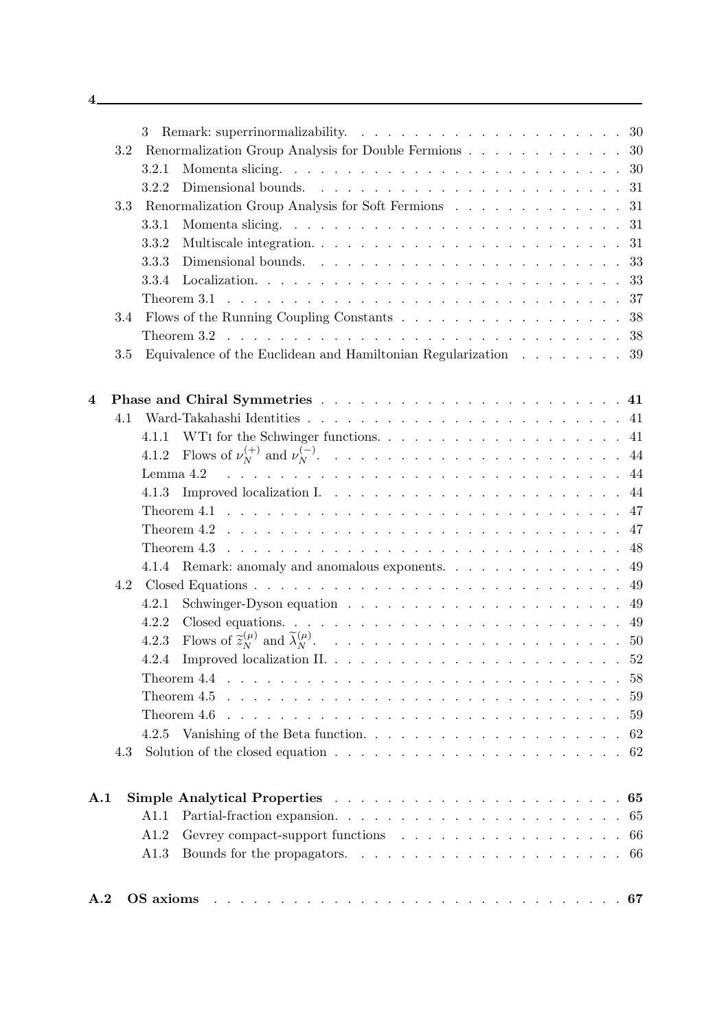3 Remark: superrinormalizability. . . . . . . . . . . . . . . . . . . . . 30

3.2 Renormalization Group Analysis for Double Fermions . . . . . . . . . . . . 30

3.2.1 Momenta slicing. . . . . . . . . . . . . . . . . . . . . . . . . . . 30

3.2.2 Dimensional bounds. . . . . . . . . . . . . . . . . . . . . . . . . 31

3.3 Renormalization Group Analysis for Soft Fermions . . . . . . . . . . . . . 31

3.3.1 Momenta slicing. . . . . . . . . . . . . . . . . . . . . . . . . . . 31

3.3.2 Multiscale integration. . . . . . . . . . . . . . . . . . . . . . . . 31

3.3.3 Dimensional bounds. . . . . . . . . . . . . . . . . . . . . . . . . 33

3.3.4 Localization. . . . . . . . . . . . . . . . . . . . . . . . . . . . . 33

Theorem 3.1 . . . . . . . . . . . . . . . . . . . . . . . . . . . . . . 37

3.4 Flows of the Running Coupling Constants . . . . . . . . . . . . . . . . . 38

Theorem 3.2 . . . . . . . . . . . . . . . . . . . . . . . . . . . . . . 38

3.5 Equivalence of the Euclidean and Hamiltonian Regularization . . . . . . . . 39

**4 Phase and Chiral Symmetries . . . . . . . . . . . . . . . . . . . . . . . . 41**

4.1 Ward-Takahashi Identities . . . . . . . . . . . . . . . . . . . . . . . . 41

4.1.1 WTI for the Schwinger functions. . . . . . . . . . . . . . . . . . . 41

4.1.2 Flows of $\nu_N^{(+)}$ and $\nu_N^{(-)}$. . . . . . . . . . . . . . . . . . . . . . 44

Lemma 4.2 . . . . . . . . . . . . . . . . . . . . . . . . . . . . . . . 44

4.1.3 Improved localization I. . . . . . . . . . . . . . . . . . . . . . . . 44

Theorem 4.1 . . . . . . . . . . . . . . . . . . . . . . . . . . . . . . 47

Theorem 4.2 . . . . . . . . . . . . . . . . . . . . . . . . . . . . . . 47

Theorem 4.3 . . . . . . . . . . . . . . . . . . . . . . . . . . . . . . 48

4.1.4 Remark: anomaly and anomalous exponents. . . . . . . . . . . . . . 49

4.2 Closed Equations . . . . . . . . . . . . . . . . . . . . . . . . . . . . . 49

4.2.1 Schwinger-Dyson equation . . . . . . . . . . . . . . . . . . . . . . 49

4.2.2 Closed equations. . . . . . . . . . . . . . . . . . . . . . . . . . . 49

4.2.3 Flows of $\widetilde{z}_N^{(\mu)}$ and $\widetilde{\lambda}_N^{(\mu)}$. . . . . . . . . . . . . . . . . . . . . . 50

4.2.4 Improved localization II. . . . . . . . . . . . . . . . . . . . . . . . 52

Theorem 4.4 . . . . . . . . . . . . . . . . . . . . . . . . . . . . . . 58

Theorem 4.5 . . . . . . . . . . . . . . . . . . . . . . . . . . . . . . 59

Theorem 4.6 . . . . . . . . . . . . . . . . . . . . . . . . . . . . . . 59

4.2.5 Vanishing of the Beta function. . . . . . . . . . . . . . . . . . . . 62

4.3 Solution of the closed equation . . . . . . . . . . . . . . . . . . . . . . 62

**A.1 Simple Analytical Properties . . . . . . . . . . . . . . . . . . . . . . . 65**

A1.1 Partial-fraction expansion. . . . . . . . . . . . . . . . . . . . . . . 65

A1.2 Gevrey compact-support functions . . . . . . . . . . . . . . . . . . 66

A1.3 Bounds for the propagators. . . . . . . . . . . . . . . . . . . . . . 66

**A.2 OS axioms . . . . . . . . . . . . . . . . . . . . . . . . . . . . . . . . . 67**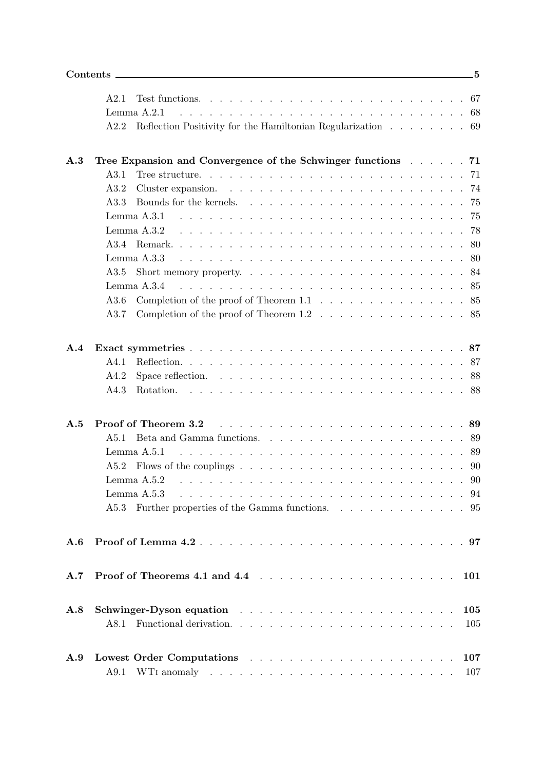- A2.1 Test functions. . . . 67
- Lemma A.2.1 . . . . 68
- A2.2 Reflection Positivity for the Hamiltonian Regularization . . . . 69

**A.3 Tree Expansion and Convergence of the Schwinger functions . . . . 71**

- A3.1 Tree structure. . . . . 71
- A3.2 Cluster expansion. . . . . 74
- A3.3 Bounds for the kernels. . . . . 75
- Lemma A.3.1 . . . . 75
- Lemma A.3.2 . . . . 78
- A3.4 Remark. . . . . 80
- Lemma A.3.3 . . . . 80
- A3.5 Short memory property. . . . . 84
- Lemma A.3.4 . . . . 85
- A3.6 Completion of the proof of Theorem 1.1 . . . . 85
- A3.7 Completion of the proof of Theorem 1.2 . . . . 85

**A.4 Exact symmetries . . . . 87**

- A4.1 Reflection. . . . . 87
- A4.2 Space reflection. . . . . 88
- A4.3 Rotation. . . . . 88

**A.5 Proof of Theorem 3.2 . . . . 89**

- A5.1 Beta and Gamma functions. . . . . 89
- Lemma A.5.1 . . . . 89
- A5.2 Flows of the couplings . . . . 90
- Lemma A.5.2 . . . . 90
- Lemma A.5.3 . . . . 94
- A5.3 Further properties of the Gamma functions. . . . . 95

**A.6 Proof of Lemma 4.2 . . . . 97**

**A.7 Proof of Theorems 4.1 and 4.4 . . . . 101**

**A.8 Schwinger-Dyson equation . . . . 105**

- A8.1 Functional derivation. . . . . 105

**A.9 Lowest Order Computations . . . . 107**

- A9.1 WTI anomaly . . . . 107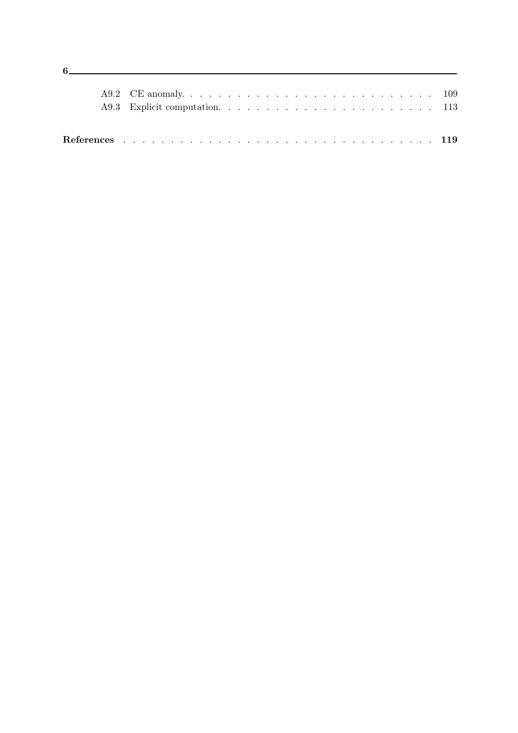A9.2 CE anomaly. . . . . . . . . . . . . . . . . . . . . . . . . . 109

A9.3 Explicit computation. . . . . . . . . . . . . . . . . . . . . . . 113

**References** . . . . . . . . . . . . . . . . . . . . . . . . . . . . . . . **119**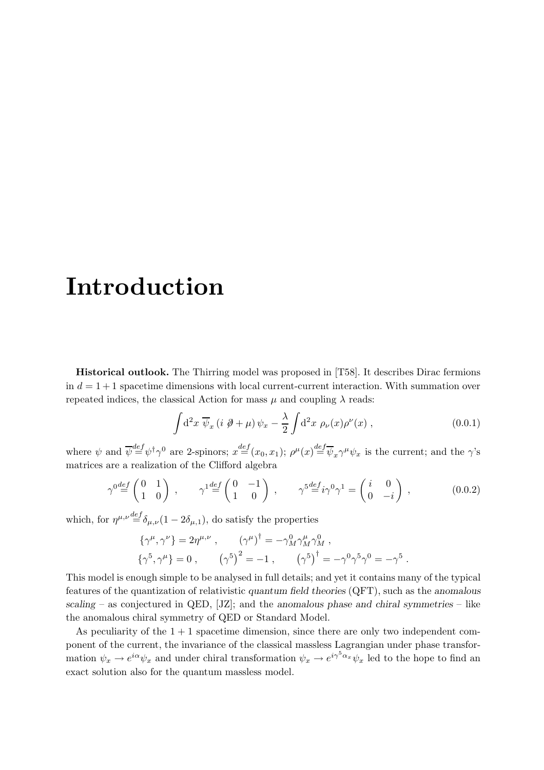# Introduction

**Historical outlook.** The Thirring model was proposed in [T58]. It describes Dirac fermions in $d = 1+1$ spacetime dimensions with local current-current interaction. With summation over repeated indices, the classical Action for mass $\mu$ and coupling $\lambda$ reads:

$$\int \mathrm{d}^2x \; \overline{\psi}_x \left(i \not\partial + \mu\right) \psi_x - \frac{\lambda}{2} \int \mathrm{d}^2x \; \rho_\nu(x) \rho^\nu(x) \;, \tag{0.0.1}$$

where $\psi$ and $\overline{\psi} \stackrel{def}{=} \psi^\dagger \gamma^0$ are 2-spinors; $x \stackrel{def}{=} (x_0, x_1)$; $\rho^\mu(x) \stackrel{def}{=} \overline{\psi}_x \gamma^\mu \psi_x$ is the current; and the $\gamma$'s matrices are a realization of the Clifford algebra

$$\gamma^0 \stackrel{def}{=} \begin{pmatrix} 0 & 1 \\ 1 & 0 \end{pmatrix} \;, \qquad \gamma^1 \stackrel{def}{=} \begin{pmatrix} 0 & -1 \\ 1 & 0 \end{pmatrix} \;, \qquad \gamma^5 \stackrel{def}{=} i\gamma^0\gamma^1 = \begin{pmatrix} i & 0 \\ 0 & -i \end{pmatrix} \;, \tag{0.0.2}$$

which, for $\eta^{\mu,\nu} \stackrel{def}{=} \delta_{\mu,\nu}(1 - 2\delta_{\mu,1})$, do satisfy the properties

$$\{\gamma^\mu, \gamma^\nu\} = 2\eta^{\mu,\nu} \;, \qquad \left(\gamma^\mu\right)^\dagger = -\gamma^0_M \gamma^\mu_M \gamma^0_M \;,$$
$$\{\gamma^5, \gamma^\mu\} = 0 \;, \qquad \left(\gamma^5\right)^2 = -1 \;, \qquad \left(\gamma^5\right)^\dagger = -\gamma^0 \gamma^5 \gamma^0 = -\gamma^5 \;.$$

This model is enough simple to be analysed in full details; and yet it contains many of the typical features of the quantization of relativistic *quantum field theories* (QFT), such as the *anomalous scaling* – as conjectured in QED, [JZ]; and the *anomalous phase and chiral symmetries* – like the anomalous chiral symmetry of QED or Standard Model.

As peculiarity of the $1+1$ spacetime dimension, since there are only two independent component of the current, the invariance of the classical massless Lagrangian under phase transformation $\psi_x \to e^{i\alpha}\psi_x$ and under chiral transformation $\psi_x \to e^{i\gamma^5 \alpha_x}\psi_x$ led to the hope to find an exact solution also for the quantum massless model.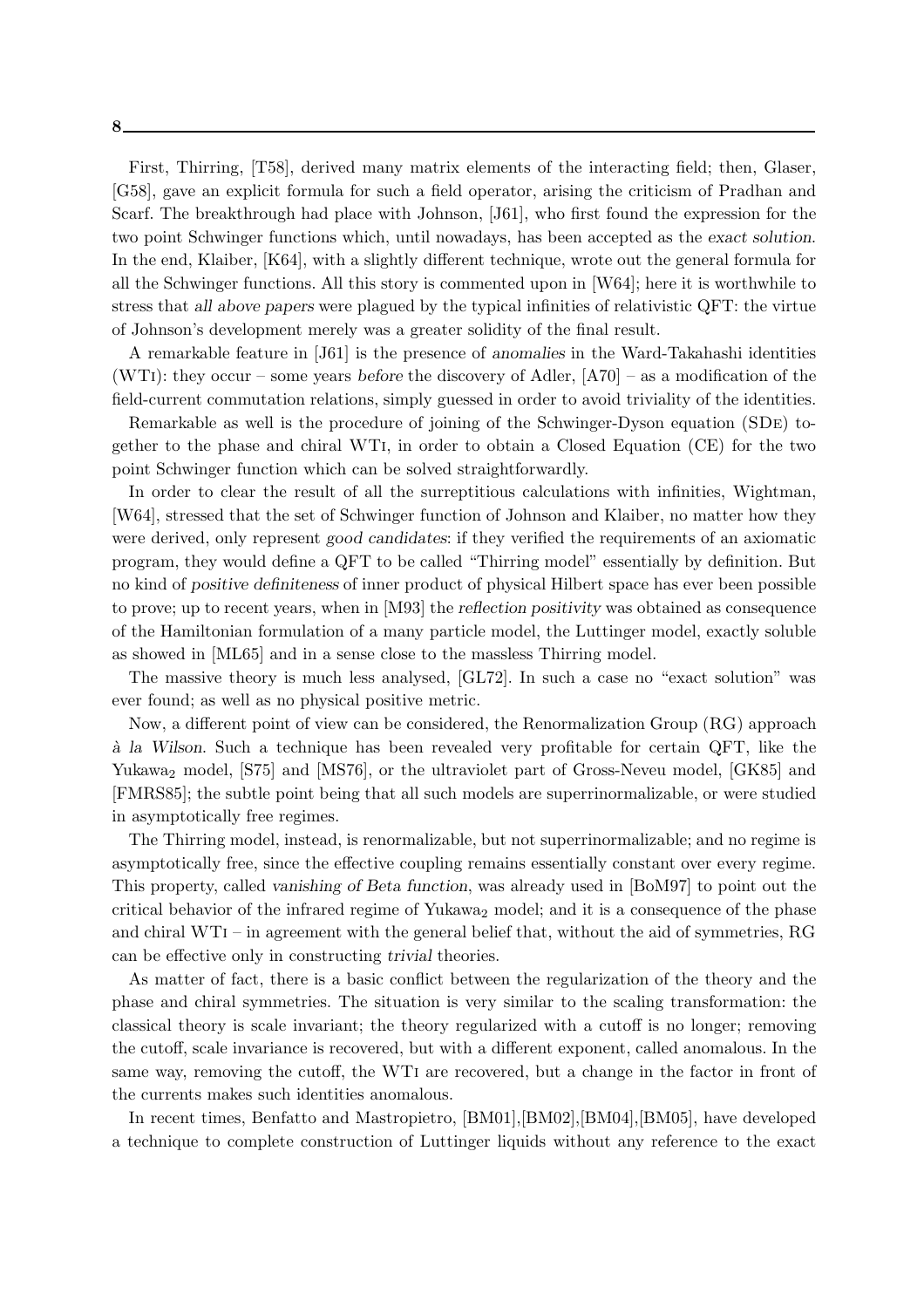First, Thirring, [T58], derived many matrix elements of the interacting field; then, Glaser, [G58], gave an explicit formula for such a field operator, arising the criticism of Pradhan and Scarf. The breakthrough had place with Johnson, [J61], who first found the expression for the two point Schwinger functions which, until nowadays, has been accepted as the *exact solution*. In the end, Klaiber, [K64], with a slightly different technique, wrote out the general formula for all the Schwinger functions. All this story is commented upon in [W64]; here it is worthwhile to stress that *all above papers* were plagued by the typical infinities of relativistic QFT: the virtue of Johnson's development merely was a greater solidity of the final result.

A remarkable feature in [J61] is the presence of *anomalies* in the Ward-Takahashi identities (WTi): they occur – some years *before* the discovery of Adler, [A70] – as a modification of the field-current commutation relations, simply guessed in order to avoid triviality of the identities.

Remarkable as well is the procedure of joining of the Schwinger-Dyson equation (SDe) together to the phase and chiral WTi, in order to obtain a Closed Equation (CE) for the two point Schwinger function which can be solved straightforwardly.

In order to clear the result of all the surreptitious calculations with infinities, Wightman, [W64], stressed that the set of Schwinger function of Johnson and Klaiber, no matter how they were derived, only represent *good candidates*: if they verified the requirements of an axiomatic program, they would define a QFT to be called "Thirring model" essentially by definition. But no kind of *positive definiteness* of inner product of physical Hilbert space has ever been possible to prove; up to recent years, when in [M93] the *reflection positivity* was obtained as consequence of the Hamiltonian formulation of a many particle model, the Luttinger model, exactly soluble as showed in [ML65] and in a sense close to the massless Thirring model.

The massive theory is much less analysed, [GL72]. In such a case no "exact solution" was ever found; as well as no physical positive metric.

Now, a different point of view can be considered, the Renormalization Group (RG) approach *à la Wilson*. Such a technique has been revealed very profitable for certain QFT, like the Yukawa$_2$ model, [S75] and [MS76], or the ultraviolet part of Gross-Neveu model, [GK85] and [FMRS85]; the subtle point being that all such models are superrinormalizable, or were studied in asymptotically free regimes.

The Thirring model, instead, is renormalizable, but not superrinormalizable; and no regime is asymptotically free, since the effective coupling remains essentially constant over every regime. This property, called *vanishing of Beta function*, was already used in [BoM97] to point out the critical behavior of the infrared regime of Yukawa$_2$ model; and it is a consequence of the phase and chiral WTi – in agreement with the general belief that, without the aid of symmetries, RG can be effective only in constructing *trivial* theories.

As matter of fact, there is a basic conflict between the regularization of the theory and the phase and chiral symmetries. The situation is very similar to the scaling transformation: the classical theory is scale invariant; the theory regularized with a cutoff is no longer; removing the cutoff, scale invariance is recovered, but with a different exponent, called anomalous. In the same way, removing the cutoff, the WTi are recovered, but a change in the factor in front of the currents makes such identities anomalous.

In recent times, Benfatto and Mastropietro, [BM01],[BM02],[BM04],[BM05], have developed a technique to complete construction of Luttinger liquids without any reference to the exact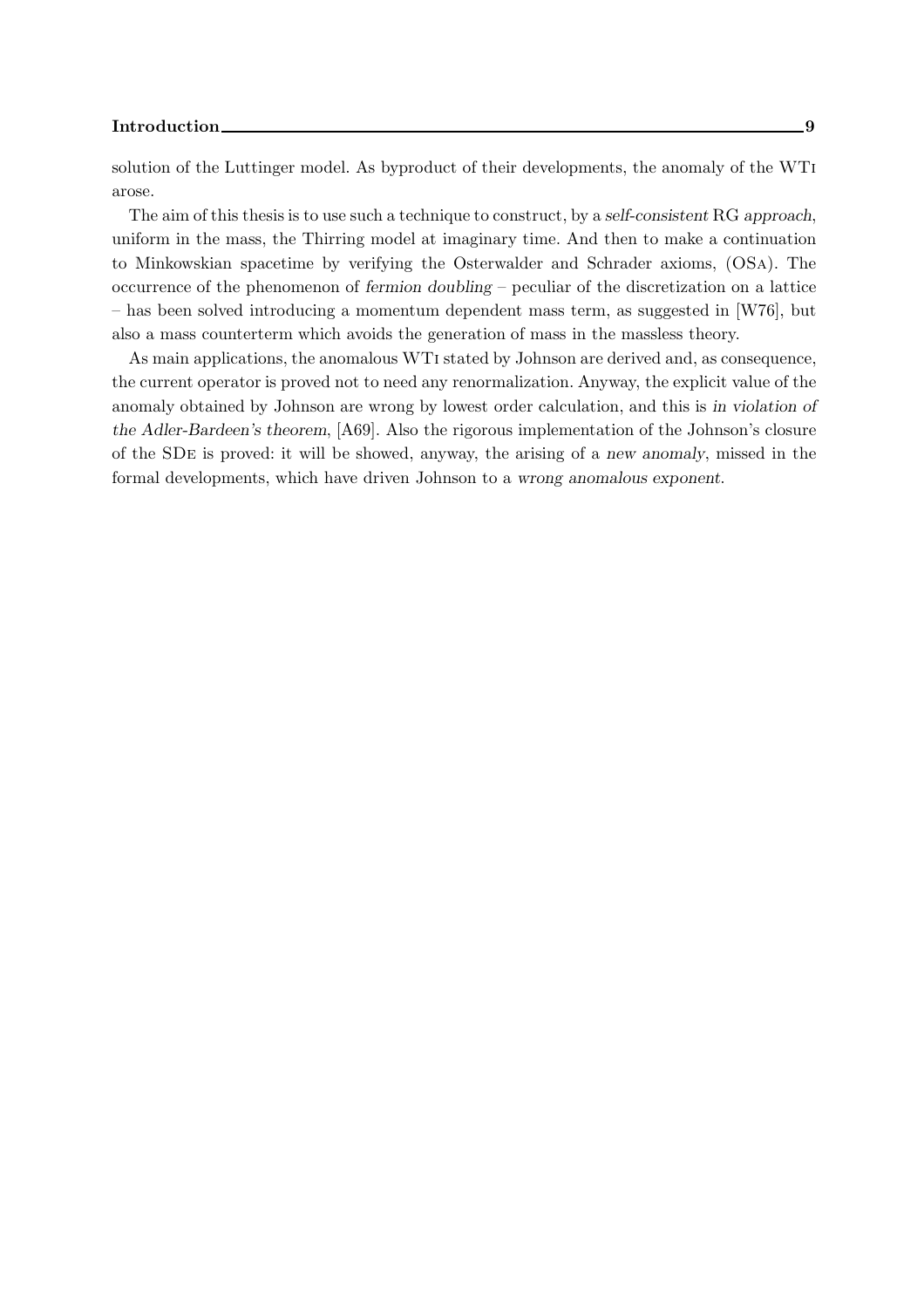solution of the Luttinger model. As byproduct of their developments, the anomaly of the WTI arose.

The aim of this thesis is to use such a technique to construct, by a *self-consistent* RG *approach*, uniform in the mass, the Thirring model at imaginary time. And then to make a continuation to Minkowskian spacetime by verifying the Osterwalder and Schrader axioms, (OSA). The occurrence of the phenomenon of *fermion doubling* – peculiar of the discretization on a lattice – has been solved introducing a momentum dependent mass term, as suggested in [W76], but also a mass counterterm which avoids the generation of mass in the massless theory.

As main applications, the anomalous WTI stated by Johnson are derived and, as consequence, the current operator is proved not to need any renormalization. Anyway, the explicit value of the anomaly obtained by Johnson are wrong by lowest order calculation, and this is *in violation of the Adler-Bardeen's theorem*, [A69]. Also the rigorous implementation of the Johnson's closure of the SDE is proved: it will be showed, anyway, the arising of a *new anomaly*, missed in the formal developments, which have driven Johnson to a *wrong anomalous exponent*.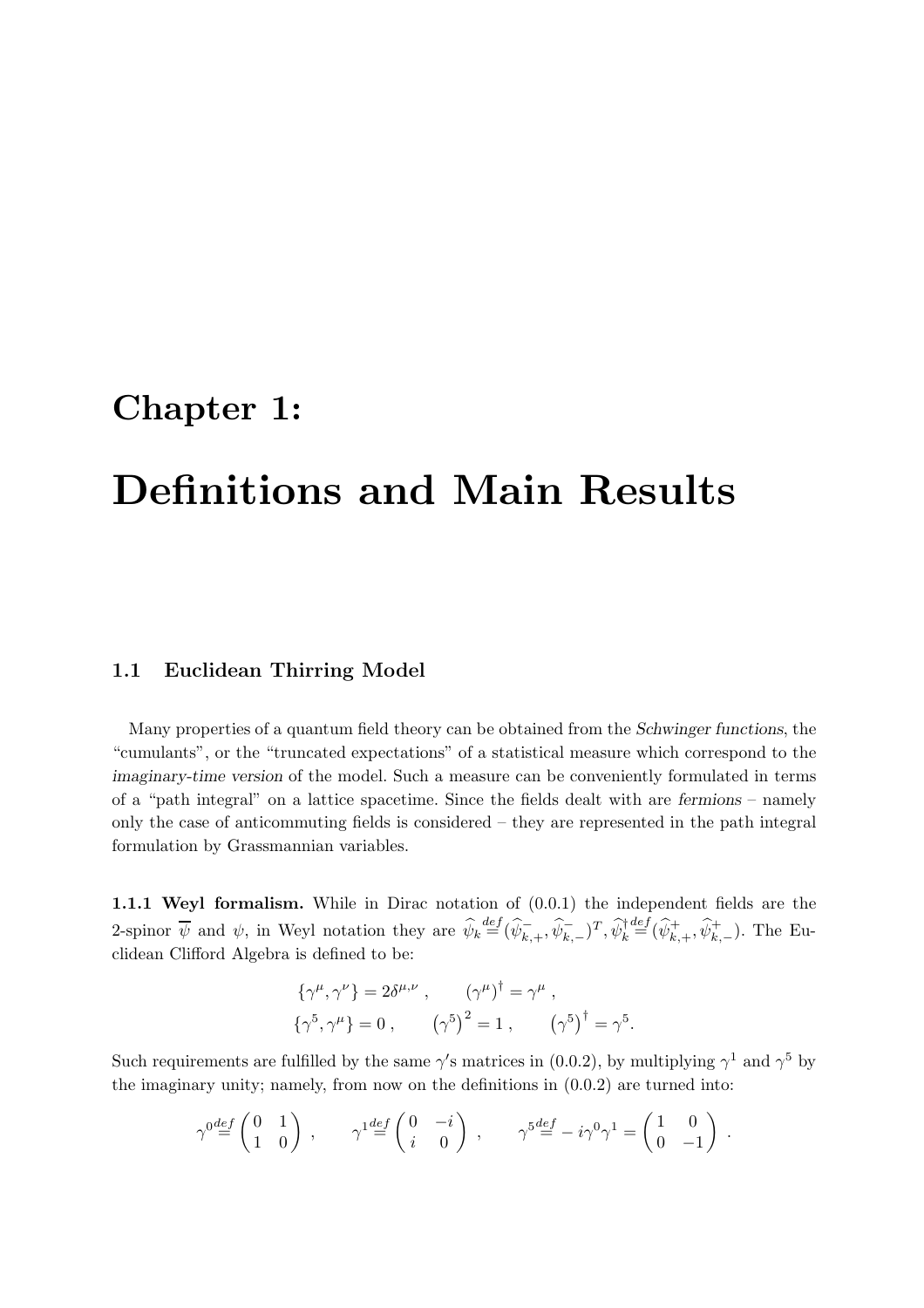# Chapter 1:

# Definitions and Main Results

### 1.1 Euclidean Thirring Model

Many properties of a quantum field theory can be obtained from the *Schwinger functions*, the "cumulants", or the "truncated expectations" of a statistical measure which correspond to the *imaginary-time version* of the model. Such a measure can be conveniently formulated in terms of a "path integral" on a lattice spacetime. Since the fields dealt with are *fermions* – namely only the case of anticommuting fields is considered – they are represented in the path integral formulation by Grassmannian variables.

**1.1.1 Weyl formalism.** While in Dirac notation of (0.0.1) the independent fields are the 2-spinor $\overline{\psi}$ and $\psi$, in Weyl notation they are $\widehat{\psi}_k \stackrel{def}{=} (\widehat{\psi}^-_{k,+}, \widehat{\psi}^-_{k,-})^T, \widehat{\psi}^\dagger_k \stackrel{def}{=} (\widehat{\psi}^+_{k,+}, \widehat{\psi}^+_{k,-})$. The Euclidean Clifford Algebra is defined to be:

$$\{\gamma^\mu, \gamma^\nu\} = 2\delta^{\mu,\nu}\ , \qquad (\gamma^\mu)^\dagger = \gamma^\mu\ ,$$
$$\{\gamma^5, \gamma^\mu\} = 0\ , \qquad \left(\gamma^5\right)^2 = 1\ , \qquad \left(\gamma^5\right)^\dagger = \gamma^5.$$

Such requirements are fulfilled by the same $\gamma$'s matrices in (0.0.2), by multiplying $\gamma^1$ and $\gamma^5$ by the imaginary unity; namely, from now on the definitions in (0.0.2) are turned into:

$$\gamma^0 \stackrel{def}{=} \begin{pmatrix} 0 & 1 \\ 1 & 0 \end{pmatrix}\ , \qquad \gamma^1 \stackrel{def}{=} \begin{pmatrix} 0 & -i \\ i & 0 \end{pmatrix}\ , \qquad \gamma^5 \stackrel{def}{=} -i\gamma^0\gamma^1 = \begin{pmatrix} 1 & 0 \\ 0 & -1 \end{pmatrix}\ .$$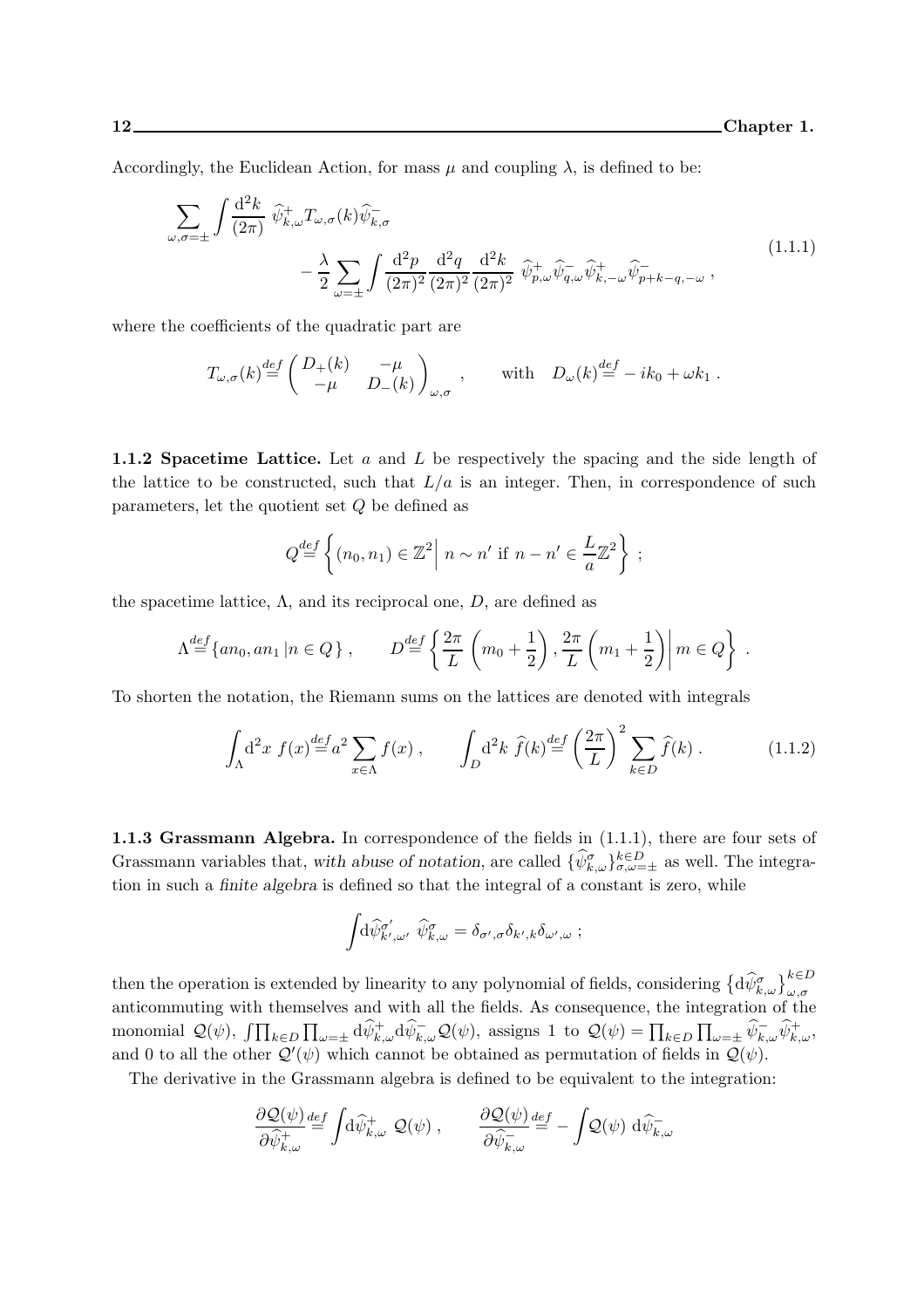Accordingly, the Euclidean Action, for mass $\mu$ and coupling $\lambda$, is defined to be:

$$
\sum_{\omega,\sigma=\pm} \int \frac{\mathrm{d}^2 k}{(2\pi)} \ \widehat{\psi}^{+}_{k,\omega} T_{\omega,\sigma}(k) \widehat{\psi}^{-}_{k,\sigma} \\
- \frac{\lambda}{2} \sum_{\omega=\pm} \int \frac{\mathrm{d}^2 p}{(2\pi)^2} \frac{\mathrm{d}^2 q}{(2\pi)^2} \frac{\mathrm{d}^2 k}{(2\pi)^2} \ \widehat{\psi}^{+}_{p,\omega} \widehat{\psi}^{-}_{q,\omega} \widehat{\psi}^{+}_{k,-\omega} \widehat{\psi}^{-}_{p+k-q,-\omega} \ , \tag{1.1.1}
$$

where the coefficients of the quadratic part are

$$
T_{\omega,\sigma}(k) \stackrel{def}{=} \begin{pmatrix} D_+(k) & -\mu \\ -\mu & D_-(k) \end{pmatrix}_{\omega,\sigma} \ , \qquad \text{with} \quad D_\omega(k) \stackrel{def}{=} -ik_0 + \omega k_1 \ .
$$

**1.1.2 Spacetime Lattice.** Let $a$ and $L$ be respectively the spacing and the side length of the lattice to be constructed, such that $L/a$ is an integer. Then, in correspondence of such parameters, let the quotient set $Q$ be defined as

$$
Q \stackrel{def}{=} \left\{ (n_0, n_1) \in \mathbb{Z}^2 \middle| \ n \sim n' \text{ if } n - n' \in \frac{L}{a}\mathbb{Z}^2 \right\} \ ;
$$

the spacetime lattice, $\Lambda$, and its reciprocal one, $D$, are defined as

$$
\Lambda \stackrel{def}{=} \{ an_0, an_1 \,|\, n \in Q \} \ , \qquad D \stackrel{def}{=} \left\{ \frac{2\pi}{L}\left(m_0 + \frac{1}{2}\right), \frac{2\pi}{L}\left(m_1 + \frac{1}{2}\right) \middle| \, m \in Q \right\} \ .
$$

To shorten the notation, the Riemann sums on the lattices are denoted with integrals

$$
\int_\Lambda \mathrm{d}^2 x \ f(x) \stackrel{def}{=} a^2 \sum_{x\in\Lambda} f(x) \ , \qquad \int_D \mathrm{d}^2 k \ \widehat{f}(k) \stackrel{def}{=} \left(\frac{2\pi}{L}\right)^2 \sum_{k\in D} \widehat{f}(k) \ . \tag{1.1.2}
$$

**1.1.3 Grassmann Algebra.** In correspondence of the fields in (1.1.1), there are four sets of Grassmann variables that, *with abuse of notation*, are called $\{\widehat{\psi}^{\sigma}_{k,\omega}\}^{k\in D}_{\sigma,\omega=\pm}$ as well. The integration in such a *finite algebra* is defined so that the integral of a constant is zero, while

$$
\int \mathrm{d}\widehat{\psi}^{\sigma'}_{k',\omega'} \ \widehat{\psi}^{\sigma}_{k,\omega} = \delta_{\sigma',\sigma}\delta_{k',k}\delta_{\omega',\omega} \ ;
$$

then the operation is extended by linearity to any polynomial of fields, considering $\left\{\mathrm{d}\widehat{\psi}^{\sigma}_{k,\omega}\right\}^{k\in D}_{\omega,\sigma}$ anticommuting with themselves and with all the fields. As consequence, the integration of the monomial $\mathcal{Q}(\psi)$, $\int \prod_{k\in D}\prod_{\omega=\pm} \mathrm{d}\widehat{\psi}^{+}_{k,\omega}\mathrm{d}\widehat{\psi}^{-}_{k,\omega}\mathcal{Q}(\psi)$, assigns 1 to $\mathcal{Q}(\psi) = \prod_{k\in D}\prod_{\omega=\pm} \widehat{\psi}^{-}_{k,\omega}\widehat{\psi}^{+}_{k,\omega}$, and 0 to all the other $\mathcal{Q}'(\psi)$ which cannot be obtained as permutation of fields in $\mathcal{Q}(\psi)$.

The derivative in the Grassmann algebra is defined to be equivalent to the integration:

$$
\frac{\partial \mathcal{Q}(\psi)}{\partial \widehat{\psi}^{+}_{k,\omega}} \stackrel{def}{=} \int \mathrm{d}\widehat{\psi}^{+}_{k,\omega} \ \mathcal{Q}(\psi) \ , \qquad \frac{\partial \mathcal{Q}(\psi)}{\partial \widehat{\psi}^{-}_{k,\omega}} \stackrel{def}{=} -\int \mathcal{Q}(\psi) \ \mathrm{d}\widehat{\psi}^{-}_{k,\omega}
$$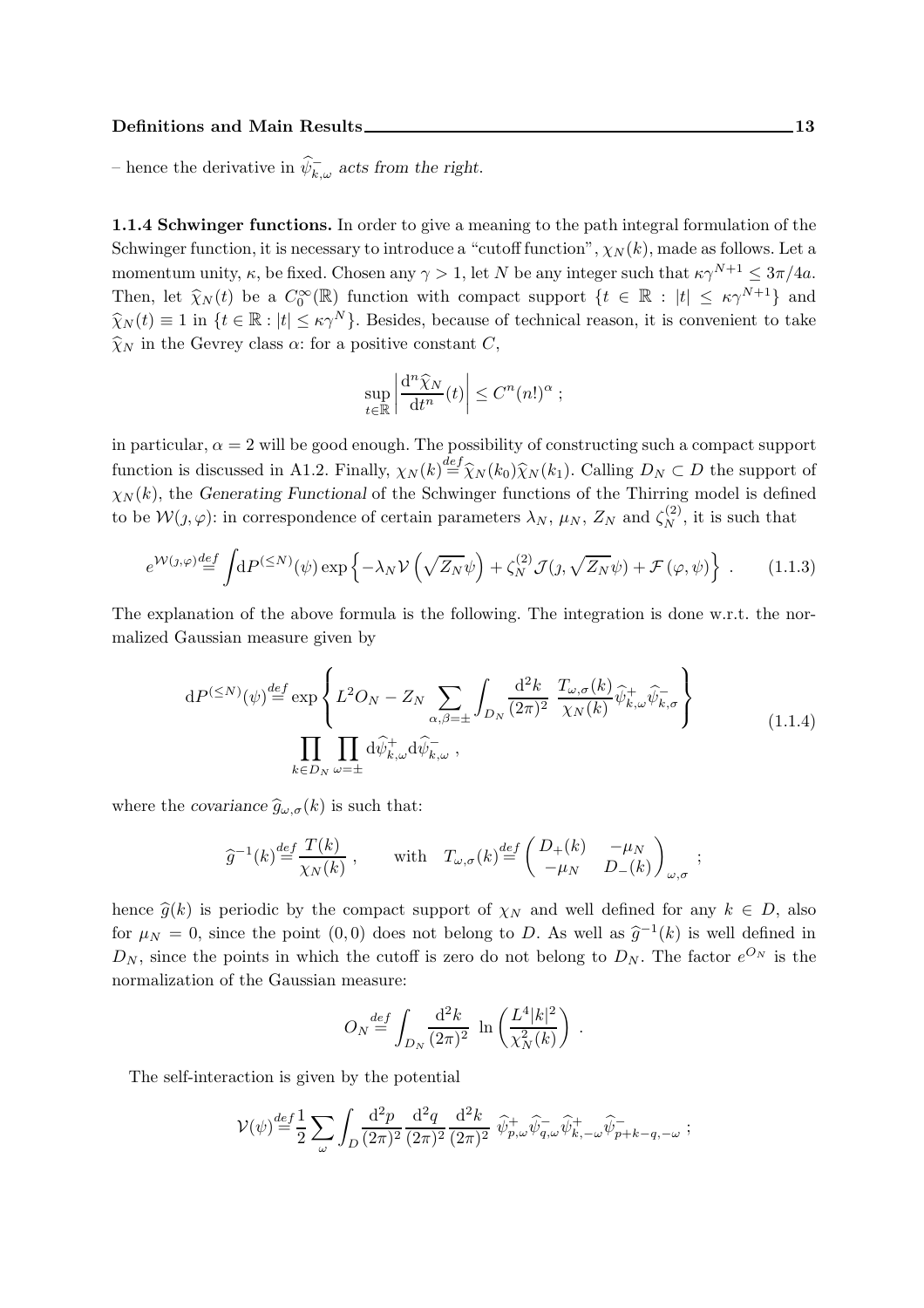– hence the derivative in $\widehat{\psi}^-_{k,\omega}$ *acts from the right*.

**1.1.4 Schwinger functions.** In order to give a meaning to the path integral formulation of the Schwinger function, it is necessary to introduce a "cutoff function", $\chi_N(k)$, made as follows. Let a momentum unity, $\kappa$, be fixed. Chosen any $\gamma > 1$, let $N$ be any integer such that $\kappa\gamma^{N+1} \leq 3\pi/4a$. Then, let $\widehat{\chi}_N(t)$ be a $C_0^\infty(\mathbb{R})$ function with compact support $\{t \in \mathbb{R} : |t| \leq \kappa\gamma^{N+1}\}$ and $\widehat{\chi}_N(t) \equiv 1$ in $\{t \in \mathbb{R} : |t| \leq \kappa\gamma^N\}$. Besides, because of technical reason, it is convenient to take $\widehat{\chi}_N$ in the Gevrey class $\alpha$: for a positive constant $C$,

$$\sup_{t\in\mathbb{R}} \left| \frac{\mathrm{d}^n \widehat{\chi}_N}{\mathrm{d}t^n}(t) \right| \leq C^n (n!)^\alpha \ ;$$

in particular, $\alpha = 2$ will be good enough. The possibility of constructing such a compact support function is discussed in A1.2. Finally, $\chi_N(k) \stackrel{def}{=} \widehat{\chi}_N(k_0)\widehat{\chi}_N(k_1)$. Calling $D_N \subset D$ the support of $\chi_N(k)$, the *Generating Functional* of the Schwinger functions of the Thirring model is defined to be $\mathcal{W}(\jmath,\varphi)$: in correspondence of certain parameters $\lambda_N$, $\mu_N$, $Z_N$ and $\zeta_N^{(2)}$, it is such that

$$e^{\mathcal{W}(\jmath,\varphi)} \stackrel{def}{=} \int \mathrm{d}P^{(\leq N)}(\psi) \exp\left\{ -\lambda_N \mathcal{V}\left(\sqrt{Z_N}\psi\right) + \zeta_N^{(2)} \mathcal{J}(\jmath, \sqrt{Z_N}\psi) + \mathcal{F}(\varphi,\psi) \right\} \ . \tag{1.1.3}$$

The explanation of the above formula is the following. The integration is done w.r.t. the normalized Gaussian measure given by

$$\begin{aligned} \mathrm{d}P^{(\leq N)}(\psi) \stackrel{def}{=} \exp\left\{ L^2 O_N - Z_N \sum_{\alpha,\beta=\pm} \int_{D_N} \frac{\mathrm{d}^2 k}{(2\pi)^2} \ \frac{T_{\omega,\sigma}(k)}{\chi_N(k)} \widehat{\psi}^+_{k,\omega} \widehat{\psi}^-_{k,\sigma} \right\} \\ \prod_{k\in D_N} \prod_{\omega=\pm} \mathrm{d}\widehat{\psi}^+_{k,\omega} \mathrm{d}\widehat{\psi}^-_{k,\omega} \ , \end{aligned} \tag{1.1.4}$$

where the *covariance* $\widehat{g}_{\omega,\sigma}(k)$ is such that:

$$\widehat{g}^{-1}(k) \stackrel{def}{=} \frac{T(k)}{\chi_N(k)} \ , \qquad \text{with} \quad T_{\omega,\sigma}(k) \stackrel{def}{=} \begin{pmatrix} D_+(k) & -\mu_N \\ -\mu_N & D_-(k) \end{pmatrix}_{\omega,\sigma} \ ;$$

hence $\widehat{g}(k)$ is periodic by the compact support of $\chi_N$ and well defined for any $k \in D$, also for $\mu_N = 0$, since the point $(0,0)$ does not belong to $D$. As well as $\widehat{g}^{-1}(k)$ is well defined in $D_N$, since the points in which the cutoff is zero do not belong to $D_N$. The factor $e^{O_N}$ is the normalization of the Gaussian measure:

$$O_N \stackrel{def}{=} \int_{D_N} \frac{\mathrm{d}^2 k}{(2\pi)^2} \ \ln\left( \frac{L^4 |k|^2}{\chi_N^2(k)} \right) \ .$$

The self-interaction is given by the potential

$$\mathcal{V}(\psi) \stackrel{def}{=} \frac{1}{2} \sum_\omega \int_D \frac{\mathrm{d}^2 p}{(2\pi)^2} \frac{\mathrm{d}^2 q}{(2\pi)^2} \frac{\mathrm{d}^2 k}{(2\pi)^2} \ \widehat{\psi}^+_{p,\omega} \widehat{\psi}^-_{q,\omega} \widehat{\psi}^+_{k,-\omega} \widehat{\psi}^-_{p+k-q,-\omega} \ ;$$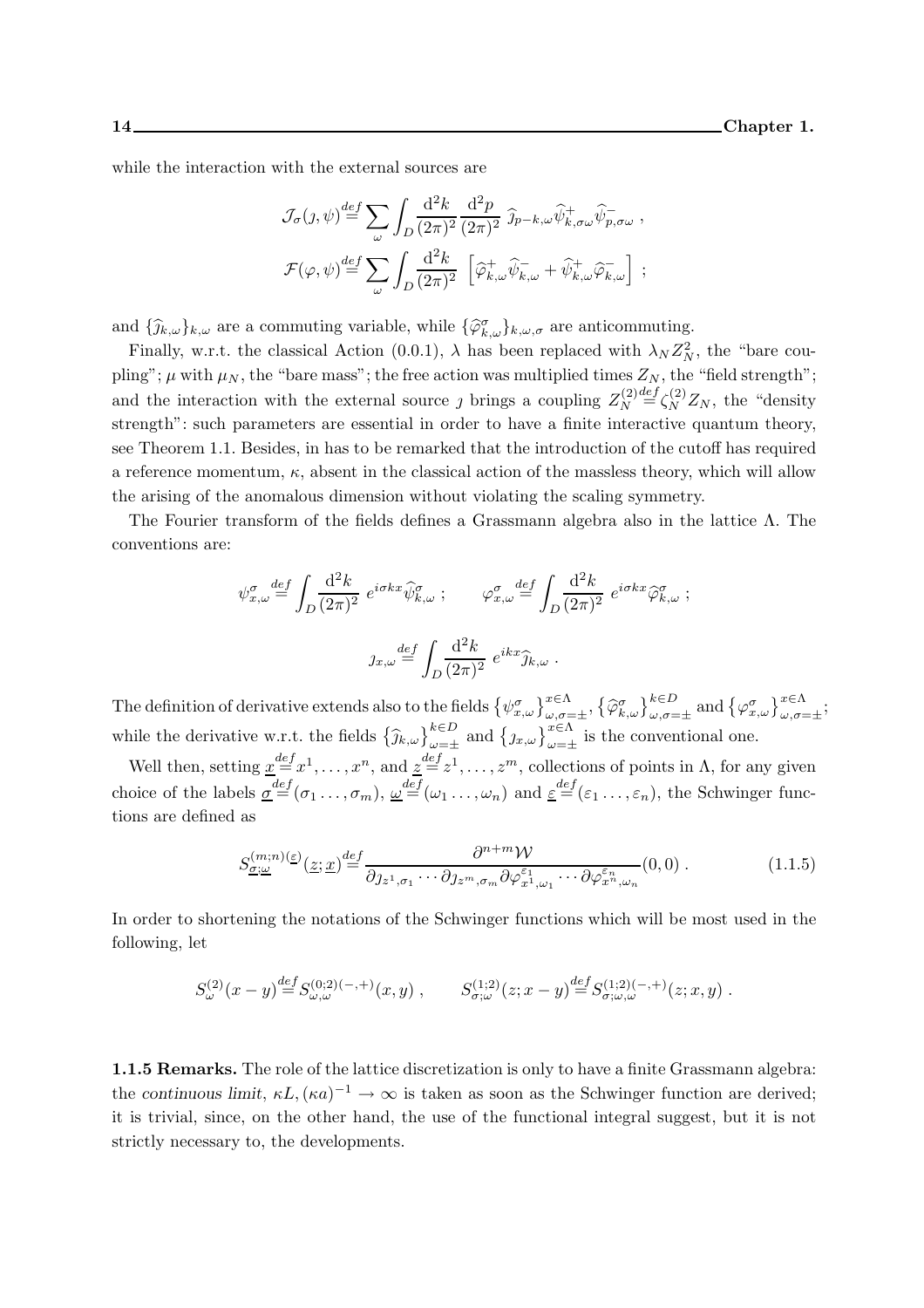while the interaction with the external sources are

$$\mathcal{J}_\sigma(\jmath,\psi) \stackrel{def}{=} \sum_\omega \int_D \frac{\mathrm{d}^2k}{(2\pi)^2}\frac{\mathrm{d}^2p}{(2\pi)^2}\ \widehat{\jmath}_{p-k,\omega}\widehat{\psi}^+_{k,\sigma\omega}\widehat{\psi}^-_{p,\sigma\omega}\ ,$$

$$\mathcal{F}(\varphi,\psi) \stackrel{def}{=} \sum_\omega \int_D \frac{\mathrm{d}^2k}{(2\pi)^2}\ \left[\widehat{\varphi}^+_{k,\omega}\widehat{\psi}^-_{k,\omega} + \widehat{\psi}^+_{k,\omega}\widehat{\varphi}^-_{k,\omega}\right]\ ;$$

and $\{\widehat{\jmath}_{k,\omega}\}_{k,\omega}$ are a commuting variable, while $\{\widehat{\varphi}^\sigma_{k,\omega}\}_{k,\omega,\sigma}$ are anticommuting.

Finally, w.r.t. the classical Action (0.0.1), $\lambda$ has been replaced with $\lambda_N Z_N^2$, the "bare coupling"; $\mu$ with $\mu_N$, the "bare mass"; the free action was multiplied times $Z_N$, the "field strength"; and the interaction with the external source $\jmath$ brings a coupling $Z_N^{(2)} \stackrel{def}{=} \zeta_N^{(2)} Z_N$, the "density strength": such parameters are essential in order to have a finite interactive quantum theory, see Theorem 1.1. Besides, in has to be remarked that the introduction of the cutoff has required a reference momentum, $\kappa$, absent in the classical action of the massless theory, which will allow the arising of the anomalous dimension without violating the scaling symmetry.

The Fourier transform of the fields defines a Grassmann algebra also in the lattice $\Lambda$. The conventions are:

$$\psi^\sigma_{x,\omega} \stackrel{def}{=} \int_D \frac{\mathrm{d}^2k}{(2\pi)^2}\ e^{i\sigma kx}\widehat{\psi}^\sigma_{k,\omega}\ ; \qquad \varphi^\sigma_{x,\omega} \stackrel{def}{=} \int_D \frac{\mathrm{d}^2k}{(2\pi)^2}\ e^{i\sigma kx}\widehat{\varphi}^\sigma_{k,\omega}\ ;$$

$$\jmath_{x,\omega} \stackrel{def}{=} \int_D \frac{\mathrm{d}^2k}{(2\pi)^2}\ e^{ikx}\widehat{\jmath}_{k,\omega}\ .$$

The definition of derivative extends also to the fields $\{\psi^\sigma_{x,\omega}\}^{x\in\Lambda}_{\omega,\sigma=\pm}$, $\{\widehat{\varphi}^\sigma_{k,\omega}\}^{k\in D}_{\omega,\sigma=\pm}$ and $\{\varphi^\sigma_{x,\omega}\}^{x\in\Lambda}_{\omega,\sigma=\pm}$; while the derivative w.r.t. the fields $\{\widehat{\jmath}_{k,\omega}\}^{k\in D}_{\omega=\pm}$ and $\{\jmath_{x,\omega}\}^{x\in\Lambda}_{\omega=\pm}$ is the conventional one.

Well then, setting $\underline{x} \stackrel{def}{=} x^1,\ldots,x^n$, and $\underline{z} \stackrel{def}{=} z^1,\ldots,z^m$, collections of points in $\Lambda$, for any given choice of the labels $\underline{\sigma} \stackrel{def}{=} (\sigma_1\ldots,\sigma_m)$, $\underline{\omega} \stackrel{def}{=} (\omega_1\ldots,\omega_n)$ and $\underline{\varepsilon} \stackrel{def}{=} (\varepsilon_1\ldots,\varepsilon_n)$, the Schwinger functions are defined as

$$S^{(m;n)(\underline{\varepsilon})}_{\underline{\sigma};\underline{\omega}}(\underline{z};\underline{x}) \stackrel{def}{=} \frac{\partial^{n+m}\mathcal{W}}{\partial\jmath_{z^1,\sigma_1}\cdots\partial\jmath_{z^m,\sigma_m}\partial\varphi^{\varepsilon_1}_{x^1,\omega_1}\cdots\partial\varphi^{\varepsilon_n}_{x^n,\omega_n}}(0,0)\ . \tag{1.1.5}$$

In order to shortening the notations of the Schwinger functions which will be most used in the following, let

$$S^{(2)}_\omega(x-y) \stackrel{def}{=} S^{(0;2)(-,+)}_{\omega,\omega}(x,y)\ , \qquad S^{(1;2)}_{\sigma;\omega}(z;x-y) \stackrel{def}{=} S^{(1;2)(-,+)}_{\sigma;\omega,\omega}(z;x,y)\ .$$

**1.1.5 Remarks.** The role of the lattice discretization is only to have a finite Grassmann algebra: the *continuous limit*, $\kappa L,(\kappa a)^{-1}\to\infty$ is taken as soon as the Schwinger function are derived; it is trivial, since, on the other hand, the use of the functional integral suggest, but it is not strictly necessary to, the developments.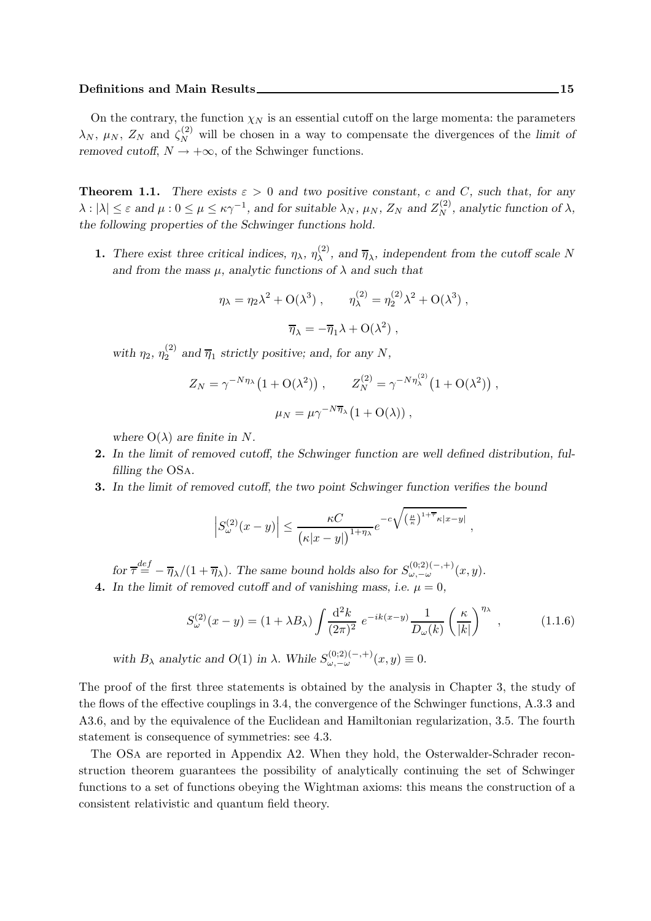On the contrary, the function $\chi_N$ is an essential cutoff on the large momenta: the parameters $\lambda_N$, $\mu_N$, $Z_N$ and $\zeta_N^{(2)}$ will be chosen in a way to compensate the divergences of the *limit of removed cutoff*, $N \to +\infty$, of the Schwinger functions.

**Theorem 1.1.** *There exists $\varepsilon > 0$ and two positive constant, $c$ and $C$, such that, for any $\lambda : |\lambda| \le \varepsilon$ and $\mu : 0 \le \mu \le \kappa\gamma^{-1}$, and for suitable $\lambda_N$, $\mu_N$, $Z_N$ and $Z_N^{(2)}$, analytic function of $\lambda$, the following properties of the Schwinger functions hold.*

**1.** *There exist three critical indices, $\eta_\lambda$, $\eta_\lambda^{(2)}$, and $\overline{\eta}_\lambda$, independent from the cutoff scale $N$ and from the mass $\mu$, analytic functions of $\lambda$ and such that*

$$\eta_\lambda = \eta_2\lambda^2 + \mathrm{O}(\lambda^3) , \qquad \eta_\lambda^{(2)} = \eta_2^{(2)}\lambda^2 + \mathrm{O}(\lambda^3) ,$$

$$\overline{\eta}_\lambda = -\overline{\eta}_1\lambda + \mathrm{O}(\lambda^2) ,$$

*with $\eta_2$, $\eta_2^{(2)}$ and $\overline{\eta}_1$ strictly positive; and, for any $N$,*

$$Z_N = \gamma^{-N\eta_\lambda}\big(1 + \mathrm{O}(\lambda^2)\big) , \qquad Z_N^{(2)} = \gamma^{-N\eta_\lambda^{(2)}}\big(1 + \mathrm{O}(\lambda^2)\big) ,$$

$$\mu_N = \mu\gamma^{-N\overline{\eta}_\lambda}\big(1 + \mathrm{O}(\lambda)\big) ,$$

*where $\mathrm{O}(\lambda)$ are finite in $N$.*

**2.** *In the limit of removed cutoff, the Schwinger function are well defined distribution, fulfilling the* OSa.

**3.** *In the limit of removed cutoff, the two point Schwinger function verifies the bound*

$$\left|S_\omega^{(2)}(x-y)\right| \le \frac{\kappa C}{\big(\kappa|x-y|\big)^{1+\eta_\lambda}} e^{-c\sqrt{\left(\frac{\mu}{\kappa}\right)^{1+\overline{\tau}}\kappa|x-y|}} ,$$

*for $\overline{\tau} \stackrel{def}{=} -\overline{\eta}_\lambda/(1+\overline{\eta}_\lambda)$. The same bound holds also for $S_{\omega,-\omega}^{(0;2)(-,+)}(x,y)$.*

**4.** *In the limit of removed cutoff and of vanishing mass, i.e. $\mu = 0$,*

$$S_\omega^{(2)}(x-y) = (1 + \lambda B_\lambda)\int \frac{\mathrm{d}^2 k}{(2\pi)^2}\, e^{-ik(x-y)} \frac{1}{D_\omega(k)} \left(\frac{\kappa}{|k|}\right)^{\eta_\lambda} , \tag{1.1.6}$$

*with $B_\lambda$ analytic and $O(1)$ in $\lambda$. While $S_{\omega,-\omega}^{(0;2)(-,+)}(x,y) \equiv 0$.*

The proof of the first three statements is obtained by the analysis in Chapter 3, the study of the flows of the effective couplings in 3.4, the convergence of the Schwinger functions, A.3.3 and A3.6, and by the equivalence of the Euclidean and Hamiltonian regularization, 3.5. The fourth statement is consequence of symmetries: see 4.3.

The OSa are reported in Appendix A2. When they hold, the Osterwalder-Schrader reconstruction theorem guarantees the possibility of analytically continuing the set of Schwinger functions to a set of functions obeying the Wightman axioms: this means the construction of a consistent relativistic and quantum field theory.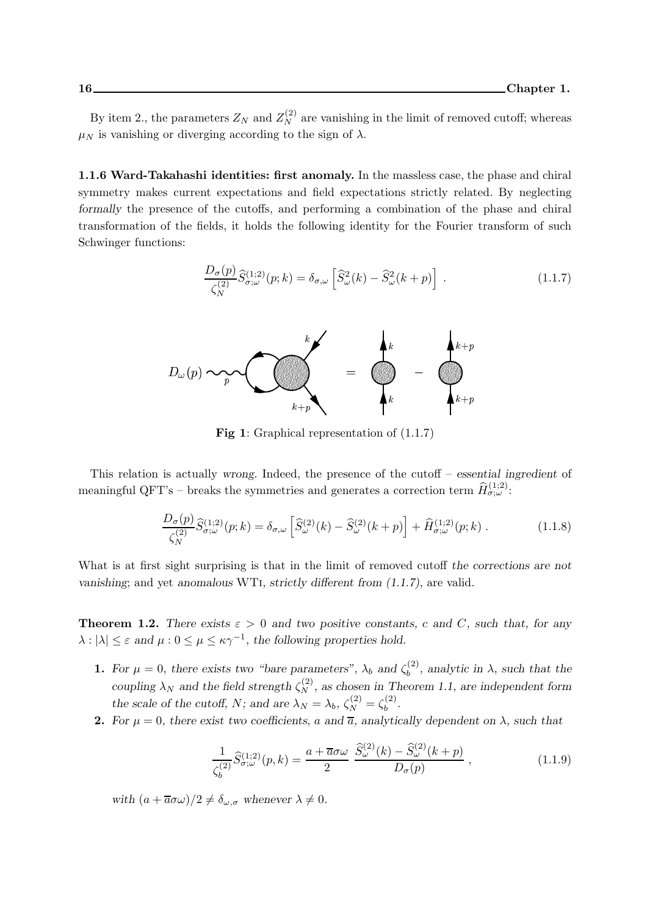By item 2., the parameters $Z_N$ and $Z_N^{(2)}$ are vanishing in the limit of removed cutoff; whereas $\mu_N$ is vanishing or diverging according to the sign of $\lambda$.

**1.1.6 Ward-Takahashi identities: first anomaly.** In the massless case, the phase and chiral symmetry makes current expectations and field expectations strictly related. By neglecting *formally* the presence of the cutoffs, and performing a combination of the phase and chiral transformation of the fields, it holds the following identity for the Fourier transform of such Schwinger functions:

$$\frac{D_\sigma(p)}{\zeta_N^{(2)}} \widehat{S}^{(1;2)}_{\sigma;\omega}(p;k) = \delta_{\sigma,\omega} \left[ \widehat{S}^2_\omega(k) - \widehat{S}^2_\omega(k+p) \right] . \tag{1.1.7}$$

**Fig 1**: Graphical representation of (1.1.7)

This relation is actually *wrong*. Indeed, the presence of the cutoff – *essential ingredient* of meaningful QFT's – breaks the symmetries and generates a correction term $\widehat{H}^{(1;2)}_{\sigma;\omega}$:

$$\frac{D_\sigma(p)}{\zeta_N^{(2)}} \widehat{S}^{(1;2)}_{\sigma;\omega}(p;k) = \delta_{\sigma,\omega} \left[ \widehat{S}^{(2)}_\omega(k) - \widehat{S}^{(2)}_\omega(k+p) \right] + \widehat{H}^{(1;2)}_{\sigma;\omega}(p;k) . \tag{1.1.8}$$

What is at first sight surprising is that in the limit of removed cutoff *the corrections are not vanishing*; and yet *anomalous* WTI, *strictly different from (1.1.7)*, are valid.

**Theorem 1.2.** *There exists $\varepsilon > 0$ and two positive constants, $c$ and $C$, such that, for any $\lambda : |\lambda| \leq \varepsilon$ and $\mu : 0 \leq \mu \leq \kappa\gamma^{-1}$, the following properties hold.*

1. *For $\mu = 0$, there exists two "bare parameters", $\lambda_b$ and $\zeta_b^{(2)}$, analytic in $\lambda$, such that the coupling $\lambda_N$ and the field strength $\zeta_N^{(2)}$, as chosen in Theorem 1.1, are independent form the scale of the cutoff, $N$; and are $\lambda_N = \lambda_b$, $\zeta_N^{(2)} = \zeta_b^{(2)}$.*
2. *For $\mu = 0$, there exist two coefficients, $a$ and $\overline{a}$, analytically dependent on $\lambda$, such that*

$$\frac{1}{\zeta_b^{(2)}} \widehat{S}^{(1;2)}_{\sigma;\omega}(p,k) = \frac{a + \overline{a}\sigma\omega}{2} \; \frac{\widehat{S}^{(2)}_\omega(k) - \widehat{S}^{(2)}_\omega(k+p)}{D_\sigma(p)} , \tag{1.1.9}$$

*with $(a + \overline{a}\sigma\omega)/2 \neq \delta_{\omega,\sigma}$ whenever $\lambda \neq 0$.*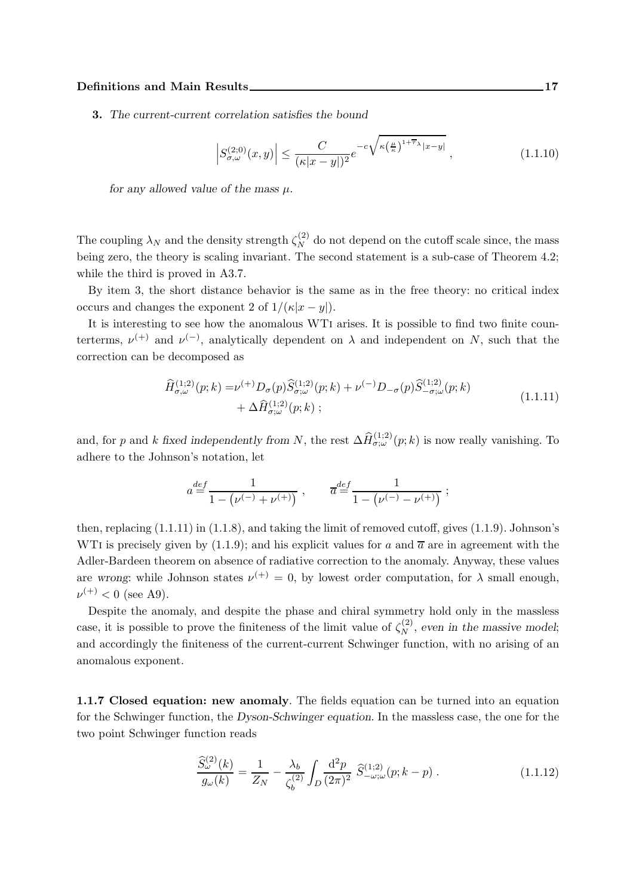**3.** *The current-current correlation satisfies the bound*

$$\left|S^{(2;0)}_{\sigma,\omega}(x,y)\right| \leq \frac{C}{(\kappa|x-y|)^2} e^{-c\sqrt{\kappa\left(\frac{\mu}{\kappa}\right)^{1+\overline{\tau}\lambda}|x-y|}} \ , \tag{1.1.10}$$

*for any allowed value of the mass $\mu$.*

The coupling $\lambda_N$ and the density strength $\zeta_N^{(2)}$ do not depend on the cutoff scale since, the mass being zero, the theory is scaling invariant. The second statement is a sub-case of Theorem 4.2; while the third is proved in A3.7.

By item 3, the short distance behavior is the same as in the free theory: no critical index occurs and changes the exponent 2 of $1/(\kappa|x-y|)$.

It is interesting to see how the anomalous WTI arises. It is possible to find two finite counterterms, $\nu^{(+)}$ and $\nu^{(-)}$, analytically dependent on $\lambda$ and independent on $N$, such that the correction can be decomposed as

$$\begin{aligned}\widehat{H}^{(1;2)}_{\sigma,\omega}(p;k) =& \nu^{(+)} D_\sigma(p) \widehat{S}^{(1;2)}_{\sigma;\omega}(p;k) + \nu^{(-)} D_{-\sigma}(p) \widehat{S}^{(1;2)}_{-\sigma;\omega}(p;k) \\ &+ \Delta\widehat{H}^{(1;2)}_{\sigma;\omega}(p;k) \ ;\end{aligned} \tag{1.1.11}$$

and, for $p$ and $k$ *fixed independently from* $N$, the rest $\Delta\widehat{H}^{(1;2)}_{\sigma;\omega}(p;k)$ is now really vanishing. To adhere to the Johnson's notation, let

$$a \stackrel{def}{=} \frac{1}{1-\left(\nu^{(-)}+\nu^{(+)}\right)} \ , \qquad \overline{a} \stackrel{def}{=} \frac{1}{1-\left(\nu^{(-)}-\nu^{(+)}\right)} \ ;$$

then, replacing (1.1.11) in (1.1.8), and taking the limit of removed cutoff, gives (1.1.9). Johnson's WTI is precisely given by (1.1.9); and his explicit values for $a$ and $\overline{a}$ are in agreement with the Adler-Bardeen theorem on absence of radiative correction to the anomaly. Anyway, these values are *wrong*: while Johnson states $\nu^{(+)} = 0$, by lowest order computation, for $\lambda$ small enough, $\nu^{(+)} < 0$ (see A9).

Despite the anomaly, and despite the phase and chiral symmetry hold only in the massless case, it is possible to prove the finiteness of the limit value of $\zeta_N^{(2)}$, *even in the massive model*; and accordingly the finiteness of the current-current Schwinger function, with no arising of an anomalous exponent.

**1.1.7 Closed equation: new anomaly**. The fields equation can be turned into an equation for the Schwinger function, the *Dyson-Schwinger equation*. In the massless case, the one for the two point Schwinger function reads

$$\frac{\widehat{S}^{(2)}_\omega(k)}{g_\omega(k)} = \frac{1}{Z_N} - \frac{\lambda_b}{\zeta_b^{(2)}} \int_D \frac{\mathrm{d}^2 p}{(2\pi)^2} \ \widehat{S}^{(1;2)}_{-\omega;\omega}(p;k-p) \ . \tag{1.1.12}$$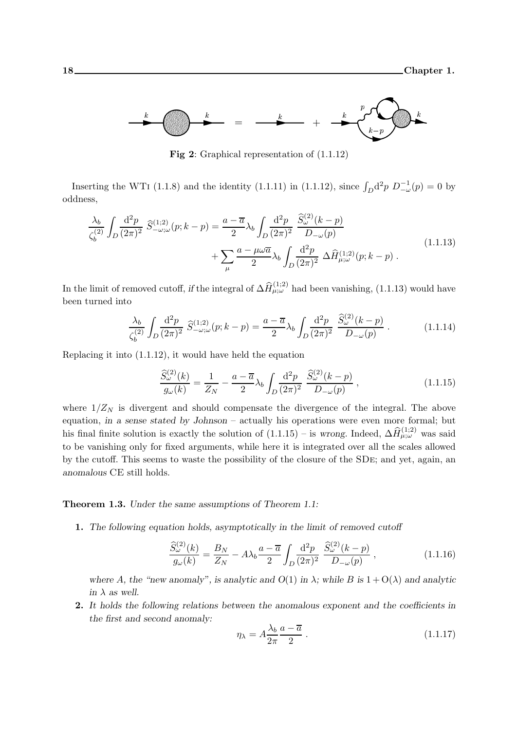**Fig 2**: Graphical representation of (1.1.12)

Inserting the WTI (1.1.8) and the identity (1.1.11) in (1.1.12), since $\int_D \mathrm{d}^2p \; D^{-1}_{-\omega}(p) = 0$ by oddness,

$$\frac{\lambda_b}{\zeta_b^{(2)}} \int_D \frac{\mathrm{d}^2 p}{(2\pi)^2} \; \widehat{S}^{(1;2)}_{-\omega;\omega}(p; k-p) = \frac{a - \overline{a}}{2} \lambda_b \int_D \frac{\mathrm{d}^2 p}{(2\pi)^2} \; \frac{\widehat{S}^{(2)}_{\omega}(k-p)}{D_{-\omega}(p)} + \sum_\mu \frac{a - \mu\omega\overline{a}}{2} \lambda_b \int_D \frac{\mathrm{d}^2 p}{(2\pi)^2} \; \Delta \widehat{H}^{(1;2)}_{\mu;\omega}(p; k-p) \; . \tag{1.1.13}$$

In the limit of removed cutoff, *if* the integral of $\Delta \widehat{H}^{(1;2)}_{\mu;\omega}$ had been vanishing, (1.1.13) would have been turned into

$$\frac{\lambda_b}{\zeta_b^{(2)}} \int_D \frac{\mathrm{d}^2 p}{(2\pi)^2} \; \widehat{S}^{(1;2)}_{-\omega;\omega}(p; k-p) = \frac{a - \overline{a}}{2} \lambda_b \int_D \frac{\mathrm{d}^2 p}{(2\pi)^2} \; \frac{\widehat{S}^{(2)}_{\omega}(k-p)}{D_{-\omega}(p)} \; . \tag{1.1.14}$$

Replacing it into (1.1.12), it would have held the equation

$$\frac{\widehat{S}^{(2)}_{\omega}(k)}{g_\omega(k)} = \frac{1}{Z_N} - \frac{a - \overline{a}}{2} \lambda_b \int_D \frac{\mathrm{d}^2 p}{(2\pi)^2} \; \frac{\widehat{S}^{(2)}_{\omega}(k-p)}{D_{-\omega}(p)} \; , \tag{1.1.15}$$

where $1/Z_N$ is divergent and should compensate the divergence of the integral. The above equation, *in a sense stated by Johnson* – actually his operations were even more formal; but his final finite solution is exactly the solution of (1.1.15) – is *wrong*. Indeed, $\Delta \widehat{H}^{(1;2)}_{\mu;\omega}$ was said to be vanishing only for fixed arguments, while here it is integrated over all the scales allowed by the cutoff. This seems to waste the possibility of the closure of the SDE; and yet, again, an *anomalous* CE still holds.

**Theorem 1.3.** *Under the same assumptions of Theorem 1.1:*

1. *The following equation holds, asymptotically in the limit of removed cutoff*

$$\frac{\widehat{S}^{(2)}_{\omega}(k)}{g_\omega(k)} = \frac{B_N}{Z_N} - A \lambda_b \frac{a - \overline{a}}{2} \int_D \frac{\mathrm{d}^2 p}{(2\pi)^2} \; \frac{\widehat{S}^{(2)}_{\omega}(k-p)}{D_{-\omega}(p)} \; , \tag{1.1.16}$$

   *where $A$, the "new anomaly", is analytic and $O(1)$ in $\lambda$; while $B$ is $1 + \mathrm{O}(\lambda)$ and analytic in $\lambda$ as well.*

2. *It holds the following relations between the anomalous exponent and the coefficients in the first and second anomaly:*

$$\eta_\lambda = A \frac{\lambda_b}{2\pi} \frac{a - \overline{a}}{2} \; . \tag{1.1.17}$$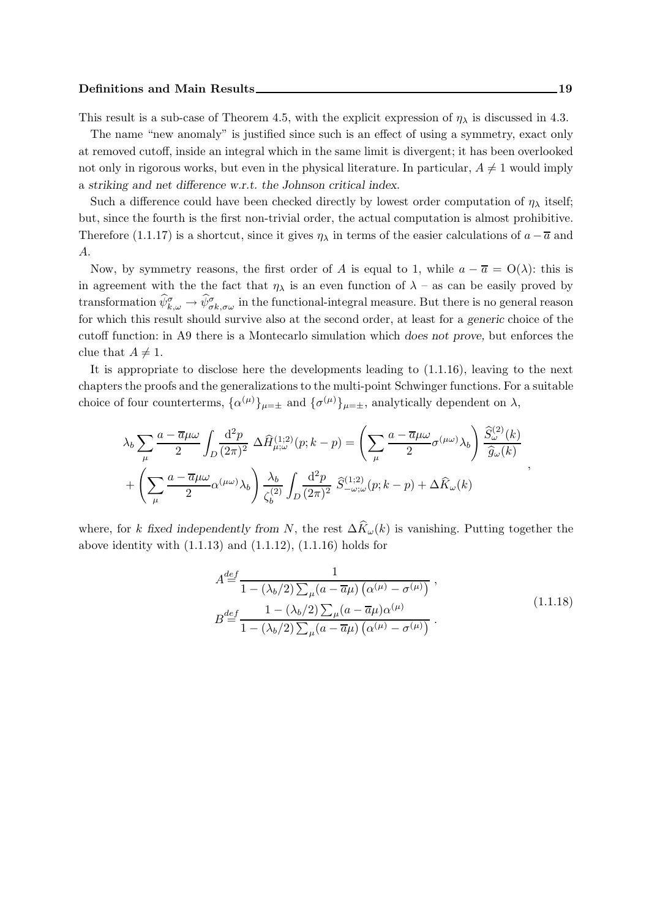This result is a sub-case of Theorem 4.5, with the explicit expression of $\eta_\lambda$ is discussed in 4.3.

The name "new anomaly" is justified since such is an effect of using a symmetry, exact only at removed cutoff, inside an integral which in the same limit is divergent; it has been overlooked not only in rigorous works, but even in the physical literature. In particular, $A \neq 1$ would imply a *striking and net difference w.r.t. the Johnson critical index*.

Such a difference could have been checked directly by lowest order computation of $\eta_\lambda$ itself; but, since the fourth is the first non-trivial order, the actual computation is almost prohibitive. Therefore (1.1.17) is a shortcut, since it gives $\eta_\lambda$ in terms of the easier calculations of $a - \overline{a}$ and $A$.

Now, by symmetry reasons, the first order of $A$ is equal to 1, while $a - \overline{a} = \mathrm{O}(\lambda)$: this is in agreement with the the fact that $\eta_\lambda$ is an even function of $\lambda$ – as can be easily proved by transformation $\widehat{\psi}^\sigma_{k,\omega} \to \widehat{\psi}^\sigma_{\sigma k, \sigma\omega}$ in the functional-integral measure. But there is no general reason for which this result should survive also at the second order, at least for a *generic* choice of the cutoff function: in A9 there is a Montecarlo simulation which *does not prove*, but enforces the clue that $A \neq 1$.

It is appropriate to disclose here the developments leading to (1.1.16), leaving to the next chapters the proofs and the generalizations to the multi-point Schwinger functions. For a suitable choice of four counterterms, $\{\alpha^{(\mu)}\}_{\mu=\pm}$ and $\{\sigma^{(\mu)}\}_{\mu=\pm}$, analytically dependent on $\lambda$,

$$
\begin{aligned}
&\lambda_b \sum_\mu \frac{a - \overline{a}\mu\omega}{2} \int_D \frac{\mathrm{d}^2 p}{(2\pi)^2}\, \Delta\widehat{H}^{(1;2)}_{\mu;\omega}(p; k-p) = \left( \sum_\mu \frac{a - \overline{a}\mu\omega}{2} \sigma^{(\mu\omega)} \lambda_b \right) \frac{\widehat{S}^{(2)}_\omega(k)}{\widehat{g}_\omega(k)} \\
&+ \left( \sum_\mu \frac{a - \overline{a}\mu\omega}{2} \alpha^{(\mu\omega)} \lambda_b \right) \frac{\lambda_b}{\zeta^{(2)}_b} \int_D \frac{\mathrm{d}^2 p}{(2\pi)^2}\, \widehat{S}^{(1;2)}_{-\omega;\omega}(p; k-p) + \Delta\widehat{K}_\omega(k)
\end{aligned} ,
$$

where, for $k$ *fixed independently from* $N$, the rest $\Delta\widehat{K}_\omega(k)$ is vanishing. Putting together the above identity with (1.1.13) and (1.1.12), (1.1.16) holds for

$$
\begin{aligned}
A &\stackrel{def}{=} \frac{1}{1 - (\lambda_b/2) \sum_\mu (a - \overline{a}\mu) \left( \alpha^{(\mu)} - \sigma^{(\mu)} \right)} , \\
B &\stackrel{def}{=} \frac{1 - (\lambda_b/2) \sum_\mu (a - \overline{a}\mu) \alpha^{(\mu)}}{1 - (\lambda_b/2) \sum_\mu (a - \overline{a}\mu) \left( \alpha^{(\mu)} - \sigma^{(\mu)} \right)} .
\end{aligned}
\tag{1.1.18}
$$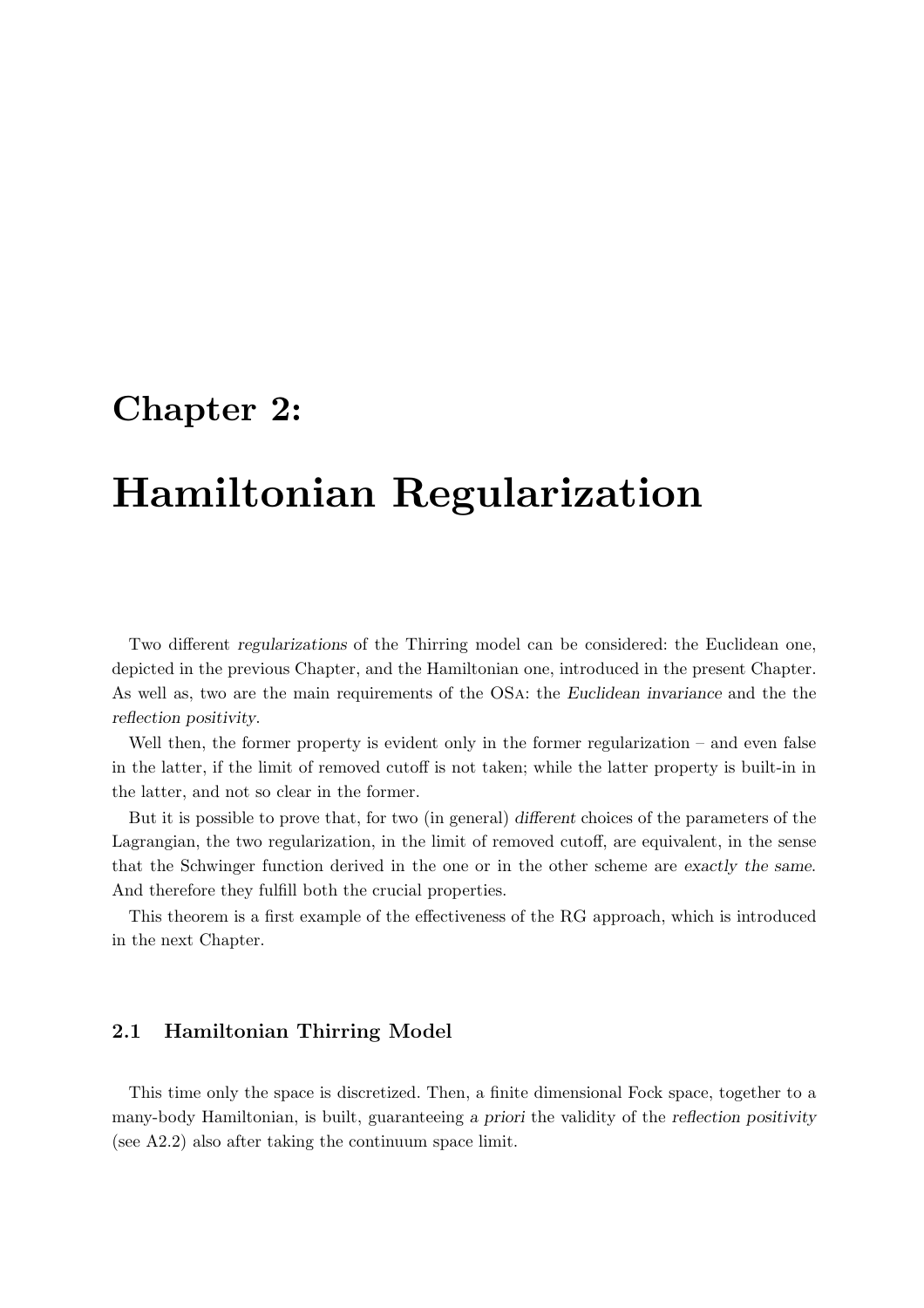# Chapter 2:

# Hamiltonian Regularization

Two different *regularizations* of the Thirring model can be considered: the Euclidean one, depicted in the previous Chapter, and the Hamiltonian one, introduced in the present Chapter. As well as, two are the main requirements of the OSa: the *Euclidean invariance* and the the *reflection positivity*.

Well then, the former property is evident only in the former regularization – and even false in the latter, if the limit of removed cutoff is not taken; while the latter property is built-in in the latter, and not so clear in the former.

But it is possible to prove that, for two (in general) *different* choices of the parameters of the Lagrangian, the two regularization, in the limit of removed cutoff, are equivalent, in the sense that the Schwinger function derived in the one or in the other scheme are *exactly the same*. And therefore they fulfill both the crucial properties.

This theorem is a first example of the effectiveness of the RG approach, which is introduced in the next Chapter.

## 2.1 Hamiltonian Thirring Model

This time only the space is discretized. Then, a finite dimensional Fock space, together to a many-body Hamiltonian, is built, guaranteeing *a priori* the validity of the *reflection positivity* (see A2.2) also after taking the continuum space limit.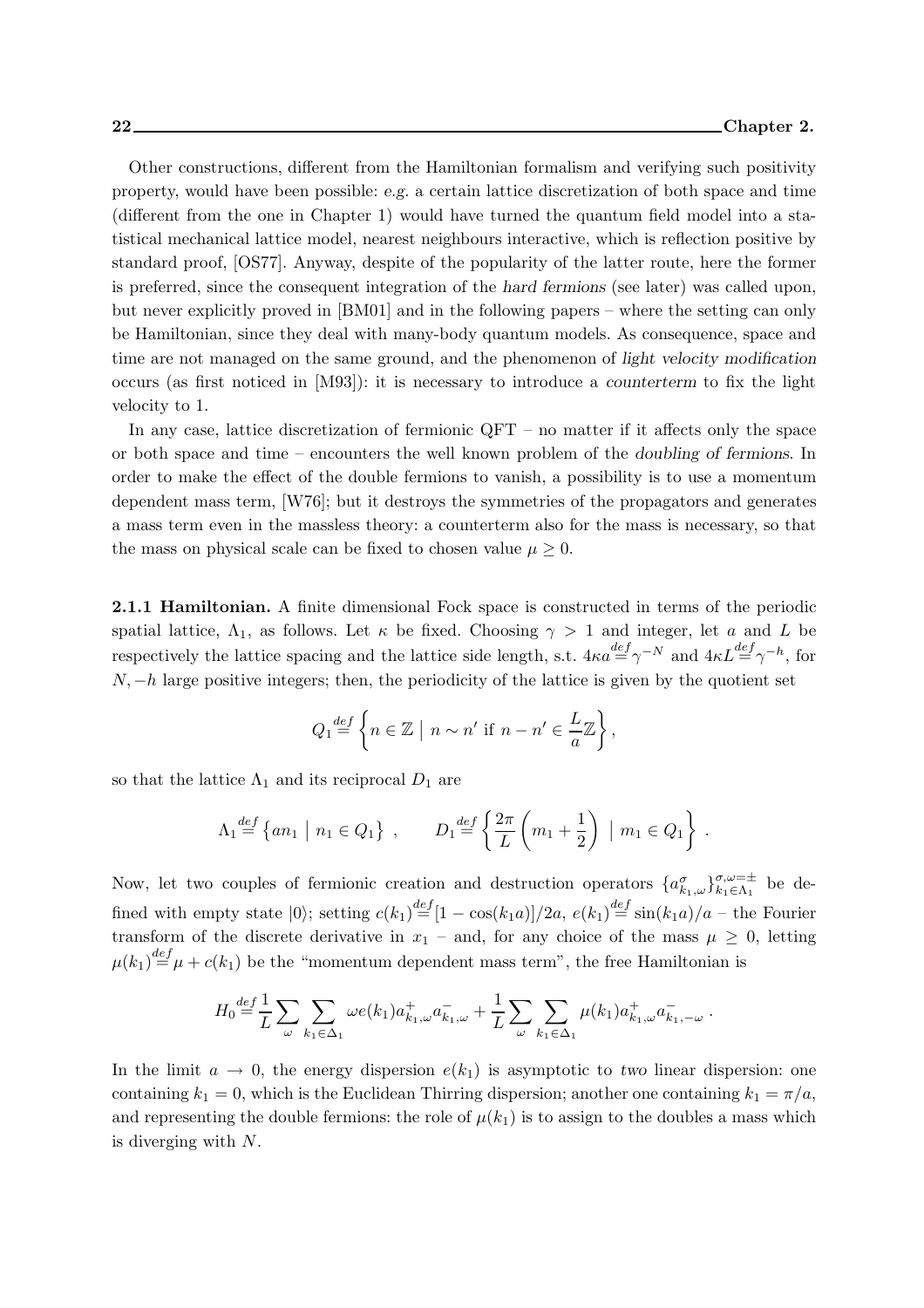Other constructions, different from the Hamiltonian formalism and verifying such positivity property, would have been possible: *e.g.* a certain lattice discretization of both space and time (different from the one in Chapter 1) would have turned the quantum field model into a statistical mechanical lattice model, nearest neighbours interactive, which is reflection positive by standard proof, [OS77]. Anyway, despite of the popularity of the latter route, here the former is preferred, since the consequent integration of the *hard fermions* (see later) was called upon, but never explicitly proved in [BM01] and in the following papers – where the setting can only be Hamiltonian, since they deal with many-body quantum models. As consequence, space and time are not managed on the same ground, and the phenomenon of *light velocity modification* occurs (as first noticed in [M93]): it is necessary to introduce a *counterterm* to fix the light velocity to 1.

In any case, lattice discretization of fermionic QFT – no matter if it affects only the space or both space and time – encounters the well known problem of the *doubling of fermions*. In order to make the effect of the double fermions to vanish, a possibility is to use a momentum dependent mass term, [W76]; but it destroys the symmetries of the propagators and generates a mass term even in the massless theory: a counterterm also for the mass is necessary, so that the mass on physical scale can be fixed to chosen value $\mu \geq 0$.

**2.1.1 Hamiltonian.** A finite dimensional Fock space is constructed in terms of the periodic spatial lattice, $\Lambda_1$, as follows. Let $\kappa$ be fixed. Choosing $\gamma > 1$ and integer, let $a$ and $L$ be respectively the lattice spacing and the lattice side length, s.t. $4\kappa a \stackrel{def}{=} \gamma^{-N}$ and $4\kappa L \stackrel{def}{=} \gamma^{-h}$, for $N, -h$ large positive integers; then, the periodicity of the lattice is given by the quotient set

$$Q_1 \stackrel{def}{=} \left\{ n \in \mathbb{Z} \;\middle|\; n \sim n' \text{ if } n - n' \in \frac{L}{a}\mathbb{Z} \right\},$$

so that the lattice $\Lambda_1$ and its reciprocal $D_1$ are

$$\Lambda_1 \stackrel{def}{=} \left\{ a n_1 \;\middle|\; n_1 \in Q_1 \right\} \;, \qquad D_1 \stackrel{def}{=} \left\{ \frac{2\pi}{L}\left( m_1 + \frac{1}{2} \right) \;\middle|\; m_1 \in Q_1 \right\} \,.$$

Now, let two couples of fermionic creation and destruction operators $\{a^{\sigma}_{k_1,\omega}\}^{\sigma,\omega=\pm}_{k_1\in\Lambda_1}$ be defined with empty state $|0\rangle$; setting $c(k_1) \stackrel{def}{=} [1 - \cos(k_1 a)]/2a$, $e(k_1) \stackrel{def}{=} \sin(k_1 a)/a$ – the Fourier transform of the discrete derivative in $x_1$ – and, for any choice of the mass $\mu \geq 0$, letting $\mu(k_1) \stackrel{def}{=} \mu + c(k_1)$ be the "momentum dependent mass term", the free Hamiltonian is

$$H_0 \stackrel{def}{=} \frac{1}{L} \sum_{\omega} \sum_{k_1 \in \Delta_1} \omega e(k_1) a^{+}_{k_1,\omega} a^{-}_{k_1,\omega} + \frac{1}{L} \sum_{\omega} \sum_{k_1 \in \Delta_1} \mu(k_1) a^{+}_{k_1,\omega} a^{-}_{k_1,-\omega} \,.$$

In the limit $a \to 0$, the energy dispersion $e(k_1)$ is asymptotic to *two* linear dispersion: one containing $k_1 = 0$, which is the Euclidean Thirring dispersion; another one containing $k_1 = \pi/a$, and representing the double fermions: the role of $\mu(k_1)$ is to assign to the doubles a mass which is diverging with $N$.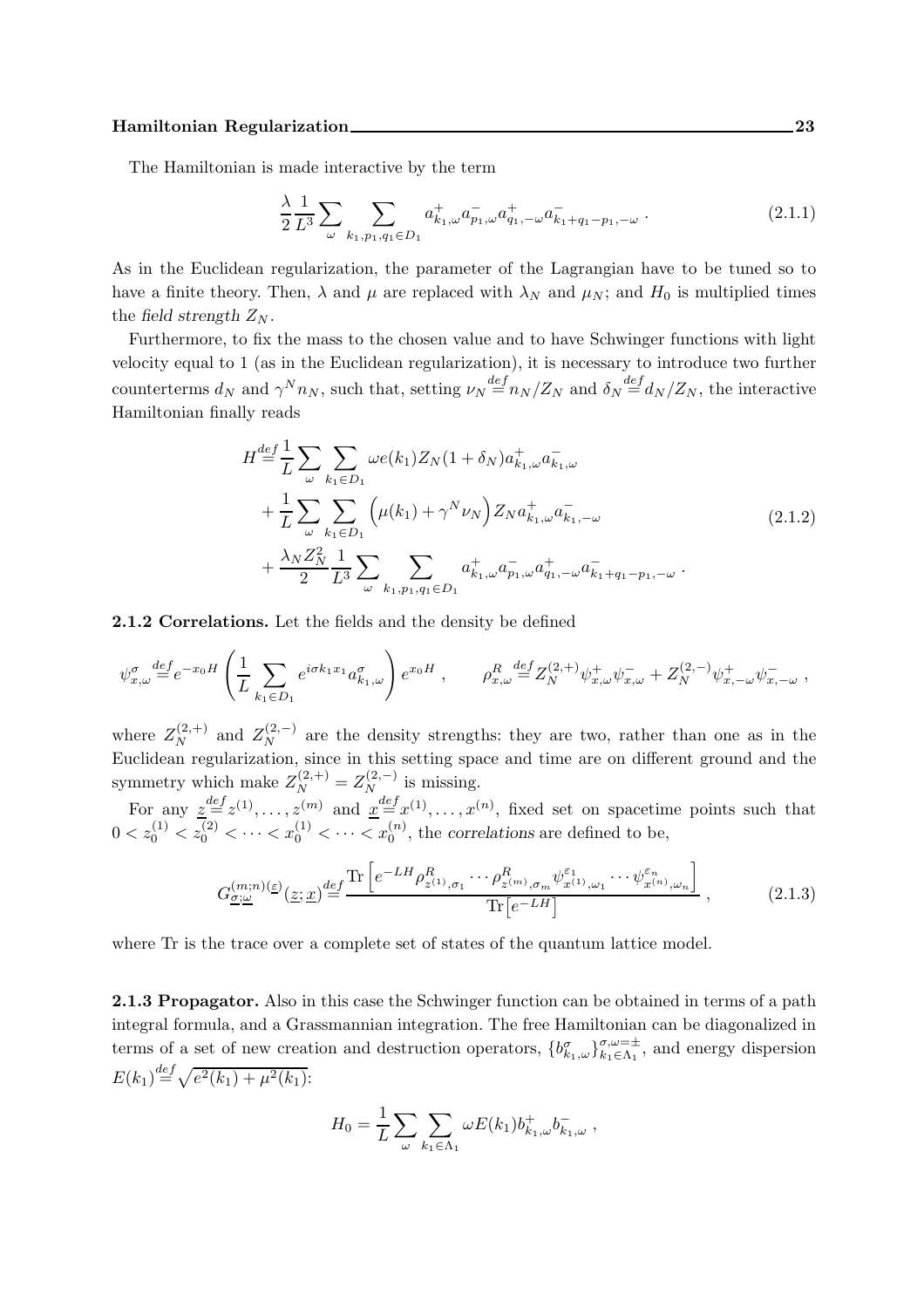The Hamiltonian is made interactive by the term

$$\frac{\lambda}{2}\frac{1}{L^3}\sum_{\omega}\sum_{k_1,p_1,q_1\in D_1} a^+_{k_1,\omega}a^-_{p_1,\omega}a^+_{q_1,-\omega}a^-_{k_1+q_1-p_1,-\omega}\ . \tag{2.1.1}$$

As in the Euclidean regularization, the parameter of the Lagrangian have to be tuned so to have a finite theory. Then, $\lambda$ and $\mu$ are replaced with $\lambda_N$ and $\mu_N$; and $H_0$ is multiplied times the *field strength* $Z_N$.

Furthermore, to fix the mass to the chosen value and to have Schwinger functions with light velocity equal to 1 (as in the Euclidean regularization), it is necessary to introduce two further counterterms $d_N$ and $\gamma^N n_N$, such that, setting $\nu_N \stackrel{def}{=} n_N/Z_N$ and $\delta_N \stackrel{def}{=} d_N/Z_N$, the interactive Hamiltonian finally reads

$$\begin{aligned} H \stackrel{def}{=} & \frac{1}{L}\sum_{\omega}\sum_{k_1\in D_1} \omega e(k_1) Z_N(1+\delta_N) a^+_{k_1,\omega}a^-_{k_1,\omega} \\ & + \frac{1}{L}\sum_{\omega}\sum_{k_1\in D_1}\Big(\mu(k_1)+\gamma^N\nu_N\Big)Z_N a^+_{k_1,\omega}a^-_{k_1,-\omega} \\ & + \frac{\lambda_N Z_N^2}{2}\frac{1}{L^3}\sum_{\omega}\sum_{k_1,p_1,q_1\in D_1} a^+_{k_1,\omega}a^-_{p_1,\omega}a^+_{q_1,-\omega}a^-_{k_1+q_1-p_1,-\omega}\ . \end{aligned} \tag{2.1.2}$$

**2.1.2 Correlations.** Let the fields and the density be defined

$$\psi^{\sigma}_{x,\omega} \stackrel{def}{=} e^{-x_0 H}\left(\frac{1}{L}\sum_{k_1\in D_1} e^{i\sigma k_1 x_1} a^{\sigma}_{k_1,\omega}\right)e^{x_0 H}\ , \qquad \rho^R_{x,\omega} \stackrel{def}{=} Z_N^{(2,+)}\psi^+_{x,\omega}\psi^-_{x,\omega} + Z_N^{(2,-)}\psi^+_{x,-\omega}\psi^-_{x,-\omega}\ ,$$

where $Z_N^{(2,+)}$ and $Z_N^{(2,-)}$ are the density strengths: they are two, rather than one as in the Euclidean regularization, since in this setting space and time are on different ground and the symmetry which make $Z_N^{(2,+)} = Z_N^{(2,-)}$ is missing.

For any $\underline{z} \stackrel{def}{=} z^{(1)},\ldots,z^{(m)}$ and $\underline{x} \stackrel{def}{=} x^{(1)},\ldots,x^{(n)}$, fixed set on spacetime points such that $0 < z_0^{(1)} < z_0^{(2)} < \cdots < x_0^{(1)} < \cdots < x_0^{(n)}$, the *correlations* are defined to be,

$$G^{(m;n)(\underline{\varepsilon})}_{\underline{\sigma};\underline{\omega}}(\underline{z};\underline{x}) \stackrel{def}{=} \frac{\mathrm{Tr}\Big[e^{-LH}\rho^R_{z^{(1)},\sigma_1}\cdots\rho^R_{z^{(m)},\sigma_m}\psi^{\varepsilon_1}_{x^{(1)},\omega_1}\cdots\psi^{\varepsilon_n}_{x^{(n)},\omega_n}\Big]}{\mathrm{Tr}\big[e^{-LH}\big]}\ , \tag{2.1.3}$$

where Tr is the trace over a complete set of states of the quantum lattice model.

**2.1.3 Propagator.** Also in this case the Schwinger function can be obtained in terms of a path integral formula, and a Grassmannian integration. The free Hamiltonian can be diagonalized in terms of a set of new creation and destruction operators, $\{b^{\sigma}_{k_1,\omega}\}^{\sigma,\omega=\pm}_{k_1\in\Lambda_1}$, and energy dispersion $E(k_1) \stackrel{def}{=} \sqrt{e^2(k_1)+\mu^2(k_1)}$:

$$H_0 = \frac{1}{L}\sum_{\omega}\sum_{k_1\in\Lambda_1}\omega E(k_1) b^+_{k_1,\omega}b^-_{k_1,\omega}\ ,$$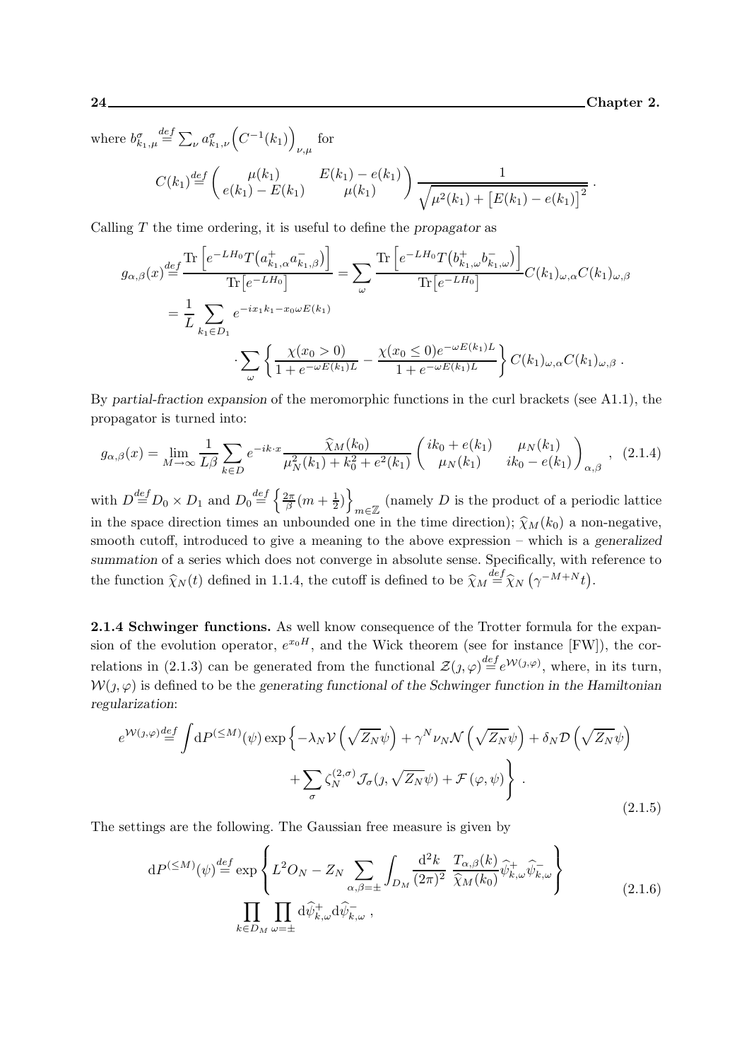where $b^{\sigma}_{k_1,\mu} \stackrel{def}{=} \sum_{\nu} a^{\sigma}_{k_1,\nu}\Big(C^{-1}(k_1)\Big)_{\nu,\mu}$ for

$$C(k_1) \stackrel{def}{=} \begin{pmatrix} \mu(k_1) & E(k_1)-e(k_1) \\ e(k_1)-E(k_1) & \mu(k_1) \end{pmatrix} \frac{1}{\sqrt{\mu^2(k_1)+\big[E(k_1)-e(k_1)\big]^2}} \ .$$

Calling $T$ the time ordering, it is useful to define the *propagator* as

$$\begin{aligned} g_{\alpha,\beta}(x) &\stackrel{def}{=} \frac{\mathrm{Tr}\left[e^{-LH_0}T\big(a^+_{k_1,\alpha}a^-_{k_1,\beta}\big)\right]}{\mathrm{Tr}\big[e^{-LH_0}\big]} = \sum_{\omega} \frac{\mathrm{Tr}\left[e^{-LH_0}T\big(b^+_{k_1,\omega}b^-_{k_1,\omega}\big)\right]}{\mathrm{Tr}\big[e^{-LH_0}\big]} C(k_1)_{\omega,\alpha}C(k_1)_{\omega,\beta} \\ &= \frac{1}{L}\sum_{k_1\in D_1} e^{-ix_1k_1-x_0\omega E(k_1)} \\ &\qquad\qquad \cdot \sum_{\omega}\left\{\frac{\chi(x_0>0)}{1+e^{-\omega E(k_1)L}} - \frac{\chi(x_0\le 0)e^{-\omega E(k_1)L}}{1+e^{-\omega E(k_1)L}}\right\} C(k_1)_{\omega,\alpha}C(k_1)_{\omega,\beta} \ . \end{aligned}$$

By *partial-fraction expansion* of the meromorphic functions in the curl brackets (see A1.1), the propagator is turned into:

$$g_{\alpha,\beta}(x) = \lim_{M\to\infty}\frac{1}{L\beta}\sum_{k\in D} e^{-ik\cdot x}\frac{\widehat{\chi}_M(k_0)}{\mu_N^2(k_1)+k_0^2+e^2(k_1)}\begin{pmatrix} ik_0+e(k_1) & \mu_N(k_1) \\ \mu_N(k_1) & ik_0-e(k_1)\end{pmatrix}_{\alpha,\beta} \ , \quad (2.1.4)$$

with $D \stackrel{def}{=} D_0\times D_1$ and $D_0 \stackrel{def}{=} \left\{\frac{2\pi}{\beta}(m+\frac{1}{2})\right\}_{m\in\mathbb{Z}}$ (namely $D$ is the product of a periodic lattice in the space direction times an unbounded one in the time direction); $\widehat{\chi}_M(k_0)$ a non-negative, smooth cutoff, introduced to give a meaning to the above expression – which is a *generalized summation* of a series which does not converge in absolute sense. Specifically, with reference to the function $\widehat{\chi}_N(t)$ defined in 1.1.4, the cutoff is defined to be $\widehat{\chi}_M \stackrel{def}{=} \widehat{\chi}_N\left(\gamma^{-M+N}t\right)$.

**2.1.4 Schwinger functions.** As well know consequence of the Trotter formula for the expansion of the evolution operator, $e^{x_0H}$, and the Wick theorem (see for instance [FW]), the correlations in (2.1.3) can be generated from the functional $\mathcal{Z}(\jmath,\varphi) \stackrel{def}{=} e^{\mathcal{W}(\jmath,\varphi)}$, where, in its turn, $\mathcal{W}(\jmath,\varphi)$ is defined to be the *generating functional of the Schwinger function in the Hamiltonian regularization*:

$$\begin{aligned} e^{\mathcal{W}(\jmath,\varphi)} \stackrel{def}{=} \int \mathrm{d}P^{(\le M)}(\psi)\exp\Big\{ &-\lambda_N\mathcal{V}\left(\sqrt{Z_N}\psi\right) + \gamma^N\nu_N\mathcal{N}\left(\sqrt{Z_N}\psi\right) + \delta_N\mathcal{D}\left(\sqrt{Z_N}\psi\right) \\ &+ \sum_{\sigma}\zeta_N^{(2,\sigma)}\mathcal{J}_\sigma(\jmath,\sqrt{Z_N}\psi) + \mathcal{F}\left(\varphi,\psi\right)\Big\} \ . \end{aligned} \quad (2.1.5)$$

The settings are the following. The Gaussian free measure is given by

$$\begin{aligned} \mathrm{d}P^{(\le M)}(\psi) \stackrel{def}{=} \exp\left\{L^2O_N - Z_N\sum_{\alpha,\beta=\pm}\int_{D_M}\frac{\mathrm{d}^2k}{(2\pi)^2}\ \frac{T_{\alpha,\beta}(k)}{\widehat{\chi}_M(k_0)}\widehat{\psi}^+_{k,\omega}\widehat{\psi}^-_{k,\omega}\right\} \\ \prod_{k\in D_M}\prod_{\omega=\pm}\mathrm{d}\widehat{\psi}^+_{k,\omega}\mathrm{d}\widehat{\psi}^-_{k,\omega} \ , \end{aligned} \quad (2.1.6)$$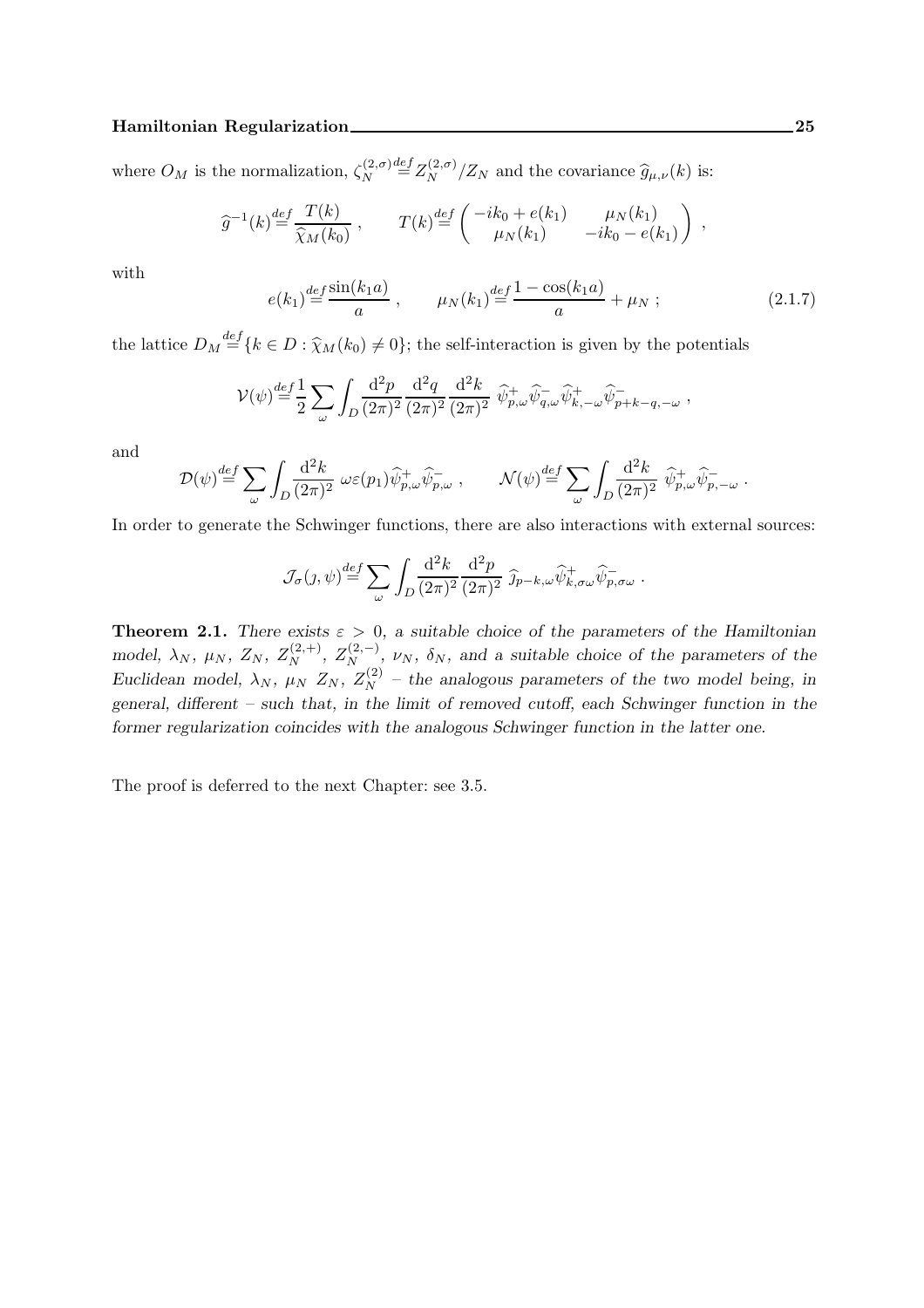where $O_M$ is the normalization, $\zeta_N^{(2,\sigma)} \stackrel{def}{=} Z_N^{(2,\sigma)}/Z_N$ and the covariance $\widehat{g}_{\mu,\nu}(k)$ is:

$$\widehat{g}^{-1}(k) \stackrel{def}{=} \frac{T(k)}{\widehat{\chi}_M(k_0)} \;, \qquad T(k) \stackrel{def}{=} \begin{pmatrix} -ik_0 + e(k_1) & \mu_N(k_1) \\ \mu_N(k_1) & -ik_0 - e(k_1) \end{pmatrix} \;,$$

with

$$e(k_1) \stackrel{def}{=} \frac{\sin(k_1 a)}{a} \;, \qquad \mu_N(k_1) \stackrel{def}{=} \frac{1-\cos(k_1 a)}{a} + \mu_N \;; \tag{2.1.7}$$

the lattice $D_M \stackrel{def}{=} \{k \in D : \widehat{\chi}_M(k_0) \neq 0\}$; the self-interaction is given by the potentials

$$\mathcal{V}(\psi) \stackrel{def}{=} \frac{1}{2} \sum_{\omega} \int_D \frac{\mathrm{d}^2 p}{(2\pi)^2} \frac{\mathrm{d}^2 q}{(2\pi)^2} \frac{\mathrm{d}^2 k}{(2\pi)^2} \; \widehat{\psi}^+_{p,\omega} \widehat{\psi}^-_{q,\omega} \widehat{\psi}^+_{k,-\omega} \widehat{\psi}^-_{p+k-q,-\omega} \;,$$

and

$$\mathcal{D}(\psi) \stackrel{def}{=} \sum_{\omega} \int_D \frac{\mathrm{d}^2 k}{(2\pi)^2} \; \omega \varepsilon(p_1) \widehat{\psi}^+_{p,\omega} \widehat{\psi}^-_{p,\omega} \;, \qquad \mathcal{N}(\psi) \stackrel{def}{=} \sum_{\omega} \int_D \frac{\mathrm{d}^2 k}{(2\pi)^2} \; \widehat{\psi}^+_{p,\omega} \widehat{\psi}^-_{p,-\omega} \;.$$

In order to generate the Schwinger functions, there are also interactions with external sources:

$$\mathcal{J}_\sigma(\jmath, \psi) \stackrel{def}{=} \sum_{\omega} \int_D \frac{\mathrm{d}^2 k}{(2\pi)^2} \frac{\mathrm{d}^2 p}{(2\pi)^2} \; \widehat{\jmath}_{p-k,\omega} \widehat{\psi}^+_{k,\sigma\omega} \widehat{\psi}^-_{p,\sigma\omega} \;.$$

**Theorem 2.1.** *There exists $\varepsilon > 0$, a suitable choice of the parameters of the Hamiltonian model, $\lambda_N$, $\mu_N$, $Z_N$, $Z_N^{(2,+)}$, $Z_N^{(2,-)}$, $\nu_N$, $\delta_N$, and a suitable choice of the parameters of the Euclidean model, $\lambda_N$, $\mu_N$ $Z_N$, $Z_N^{(2)}$ – the analogous parameters of the two model being, in general, different – such that, in the limit of removed cutoff, each Schwinger function in the former regularization coincides with the analogous Schwinger function in the latter one.*

The proof is deferred to the next Chapter: see 3.5.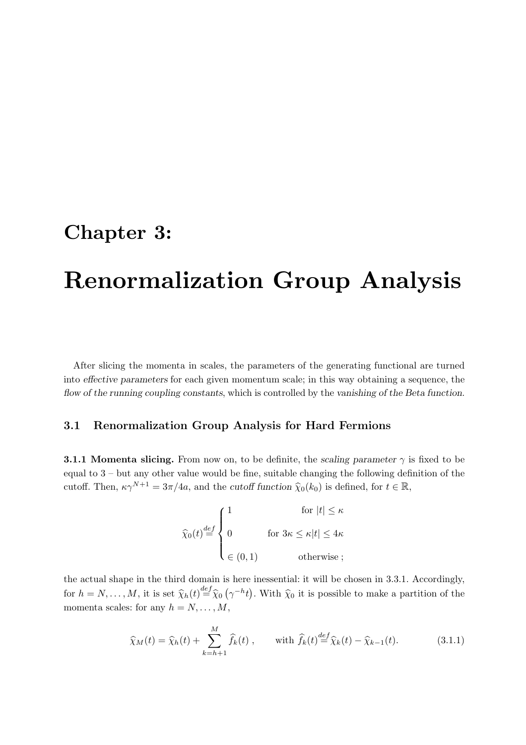# Chapter 3:

# Renormalization Group Analysis

After slicing the momenta in scales, the parameters of the generating functional are turned into *effective parameters* for each given momentum scale; in this way obtaining a sequence, the *flow of the running coupling constants*, which is controlled by the *vanishing of the Beta function*.

## 3.1 Renormalization Group Analysis for Hard Fermions

**3.1.1 Momenta slicing.** From now on, to be definite, the *scaling parameter* $\gamma$ is fixed to be equal to 3 – but any other value would be fine, suitable changing the following definition of the cutoff. Then, $\kappa\gamma^{N+1} = 3\pi/4a$, and the *cutoff function* $\widehat{\chi}_0(k_0)$ is defined, for $t \in \mathbb{R}$,

$$\widehat{\chi}_0(t) \stackrel{def}{=} \begin{cases} 1 & \text{for } |t| \leq \kappa \\ 0 & \text{for } 3\kappa \leq \kappa|t| \leq 4\kappa \\ \in (0,1) & \text{otherwise ;} \end{cases}$$

the actual shape in the third domain is here inessential: it will be chosen in 3.3.1. Accordingly, for $h = N, \ldots, M$, it is set $\widehat{\chi}_h(t) \stackrel{def}{=} \widehat{\chi}_0\left(\gamma^{-h}t\right)$. With $\widehat{\chi}_0$ it is possible to make a partition of the momenta scales: for any $h = N, \ldots, M$,

$$\widehat{\chi}_M(t) = \widehat{\chi}_h(t) + \sum_{k=h+1}^{M} \widehat{f}_k(t) \,, \qquad \text{with } \widehat{f}_k(t) \stackrel{def}{=} \widehat{\chi}_k(t) - \widehat{\chi}_{k-1}(t). \tag{3.1.1}$$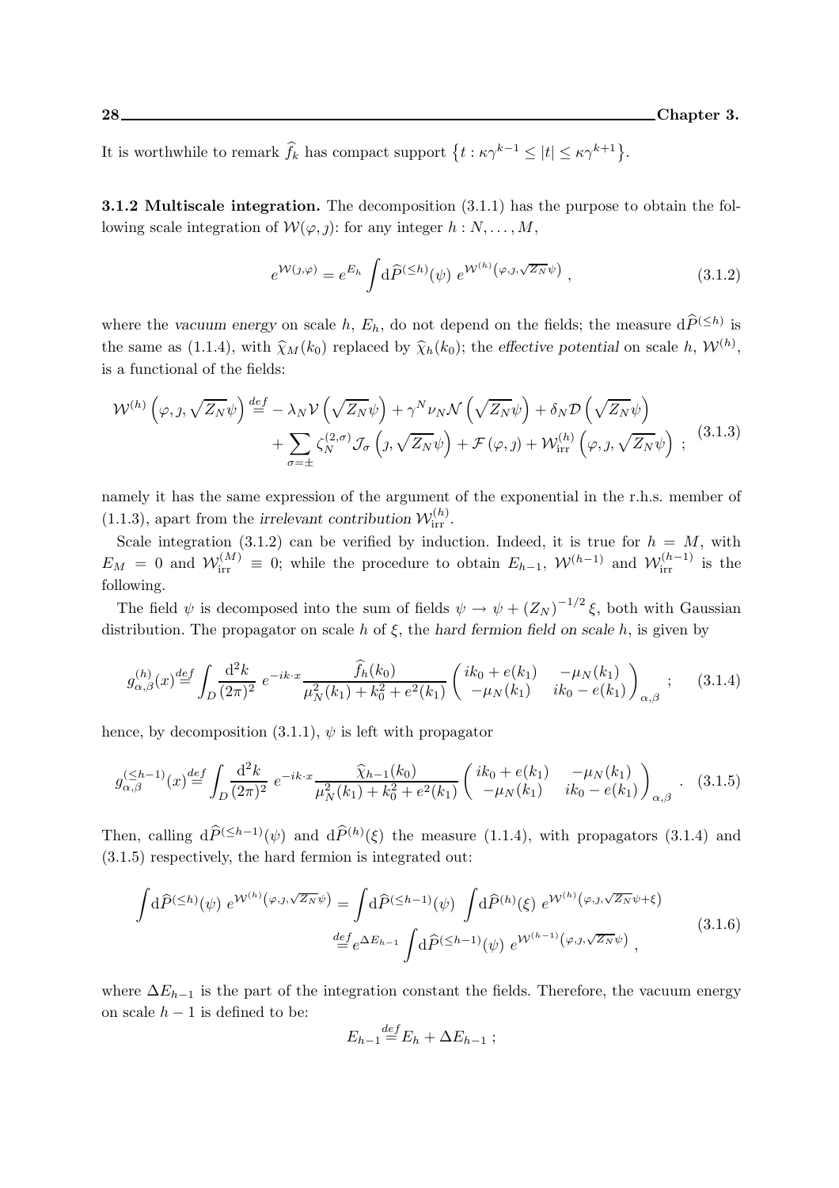It is worthwhile to remark $\widehat{f}_k$ has compact support $\left\{t : \kappa\gamma^{k-1} \le |t| \le \kappa\gamma^{k+1}\right\}$.

**3.1.2 Multiscale integration.** The decomposition (3.1.1) has the purpose to obtain the following scale integration of $\mathcal{W}(\varphi, \jmath)$: for any integer $h : N, \ldots, M$,

$$
e^{\mathcal{W}(\jmath,\varphi)} = e^{E_h} \int \mathrm{d}\widehat{P}^{(\le h)}(\psi)\; e^{\mathcal{W}^{(h)}\left(\varphi,\jmath,\sqrt{Z_N}\psi\right)} \;, \tag{3.1.2}
$$

where the *vacuum energy* on scale $h$, $E_h$, do not depend on the fields; the measure $\mathrm{d}\widehat{P}^{(\le h)}$ is the same as (1.1.4), with $\widehat{\chi}_M(k_0)$ replaced by $\widehat{\chi}_h(k_0)$; the *effective potential* on scale $h$, $\mathcal{W}^{(h)}$, is a functional of the fields:

$$
\begin{aligned}
\mathcal{W}^{(h)}\left(\varphi, \jmath, \sqrt{Z_N}\psi\right) \stackrel{def}{=} &- \lambda_N \mathcal{V}\left(\sqrt{Z_N}\psi\right) + \gamma^N \nu_N \mathcal{N}\left(\sqrt{Z_N}\psi\right) + \delta_N \mathcal{D}\left(\sqrt{Z_N}\psi\right) \\
&+ \sum_{\sigma=\pm} \zeta_N^{(2,\sigma)} \mathcal{J}_\sigma\left(\jmath, \sqrt{Z_N}\psi\right) + \mathcal{F}\left(\varphi, \jmath\right) + \mathcal{W}_{\mathrm{irr}}^{(h)}\left(\varphi, \jmath, \sqrt{Z_N}\psi\right) \;;
\end{aligned} \tag{3.1.3}
$$

namely it has the same expression of the argument of the exponential in the r.h.s. member of (1.1.3), apart from the *irrelevant contribution* $\mathcal{W}_{\mathrm{irr}}^{(h)}$.

Scale integration (3.1.2) can be verified by induction. Indeed, it is true for $h = M$, with $E_M = 0$ and $\mathcal{W}_{\mathrm{irr}}^{(M)} \equiv 0$; while the procedure to obtain $E_{h-1}$, $\mathcal{W}^{(h-1)}$ and $\mathcal{W}_{\mathrm{irr}}^{(h-1)}$ is the following.

The field $\psi$ is decomposed into the sum of fields $\psi \to \psi + (Z_N)^{-1/2}\xi$, both with Gaussian distribution. The propagator on scale $h$ of $\xi$, the *hard fermion field on scale* $h$, is given by

$$
g_{\alpha,\beta}^{(h)}(x) \stackrel{def}{=} \int_D \frac{\mathrm{d}^2k}{(2\pi)^2}\; e^{-ik\cdot x} \frac{\widehat{f}_h(k_0)}{\mu_N^2(k_1) + k_0^2 + e^2(k_1)} \begin{pmatrix} ik_0 + e(k_1) & -\mu_N(k_1) \\ -\mu_N(k_1) & ik_0 - e(k_1) \end{pmatrix}_{\alpha,\beta} \;; \tag{3.1.4}
$$

hence, by decomposition (3.1.1), $\psi$ is left with propagator

$$
g_{\alpha,\beta}^{(\le h-1)}(x) \stackrel{def}{=} \int_D \frac{\mathrm{d}^2k}{(2\pi)^2}\; e^{-ik\cdot x} \frac{\widehat{\chi}_{h-1}(k_0)}{\mu_N^2(k_1) + k_0^2 + e^2(k_1)} \begin{pmatrix} ik_0 + e(k_1) & -\mu_N(k_1) \\ -\mu_N(k_1) & ik_0 - e(k_1) \end{pmatrix}_{\alpha,\beta} \;. \tag{3.1.5}
$$

Then, calling $\mathrm{d}\widehat{P}^{(\le h-1)}(\psi)$ and $\mathrm{d}\widehat{P}^{(h)}(\xi)$ the measure (1.1.4), with propagators (3.1.4) and (3.1.5) respectively, the hard fermion is integrated out:

$$
\begin{aligned}
\int \mathrm{d}\widehat{P}^{(\le h)}(\psi)\; e^{\mathcal{W}^{(h)}\left(\varphi,\jmath,\sqrt{Z_N}\psi\right)} &= \int \mathrm{d}\widehat{P}^{(\le h-1)}(\psi)\; \int \mathrm{d}\widehat{P}^{(h)}(\xi)\; e^{\mathcal{W}^{(h)}\left(\varphi,\jmath,\sqrt{Z_N}\psi+\xi\right)} \\
&\stackrel{def}{=} e^{\Delta E_{h-1}} \int \mathrm{d}\widehat{P}^{(\le h-1)}(\psi)\; e^{\mathcal{W}^{(h-1)}\left(\varphi,\jmath,\sqrt{Z_N}\psi\right)} \;,
\end{aligned} \tag{3.1.6}
$$

where $\Delta E_{h-1}$ is the part of the integration constant the fields. Therefore, the vacuum energy on scale $h-1$ is defined to be:

$$
E_{h-1} \stackrel{def}{=} E_h + \Delta E_{h-1} \;;
$$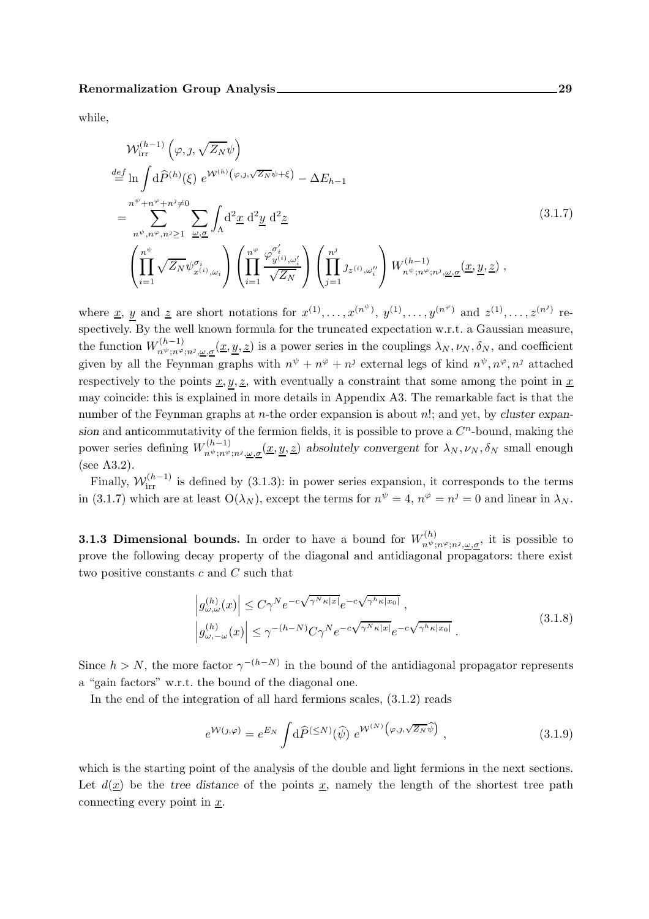while,

$$
\begin{aligned}
&\mathcal{W}_{\rm irr}^{(h-1)}\left(\varphi, \jmath, \sqrt{Z_N}\psi\right)\\
&\stackrel{def}{=} \ln \int \mathrm{d}\widehat{P}^{(h)}(\xi)\; e^{\mathcal{W}^{(h)}\left(\varphi,\jmath,\sqrt{Z_N}\psi+\xi\right)} - \Delta E_{h-1}\\
&= \sum_{n^\psi, n^\varphi, n^\jmath \geq 1}^{n^\psi+n^\varphi+n^\jmath\neq 0} \sum_{\underline{\omega},\underline{\sigma}} \int_\Lambda \mathrm{d}^2\underline{x}\; \mathrm{d}^2\underline{y}\; \mathrm{d}^2\underline{z}\\
&\quad \left(\prod_{i=1}^{n^\psi} \sqrt{Z_N}\psi^{\sigma_i}_{x^{(i)},\omega_i}\right) \left(\prod_{i=1}^{n^\varphi} \frac{\varphi^{\sigma'_i}_{y^{(i)},\omega'_i}}{\sqrt{Z_N}}\right) \left(\prod_{j=1}^{n^\jmath} \jmath_{z^{(i)},\omega''_i}\right) W^{(h-1)}_{n^\psi;n^\varphi;n^\jmath,\underline{\omega},\underline{\sigma}}(\underline{x},\underline{y},\underline{z})\;,
\end{aligned}
\tag{3.1.7}
$$

where $\underline{x}$, $\underline{y}$ and $\underline{z}$ are short notations for $x^{(1)},\ldots,x^{(n^\psi)}$, $y^{(1)},\ldots,y^{(n^\varphi)}$ and $z^{(1)},\ldots,z^{(n^\jmath)}$ respectively. By the well known formula for the truncated expectation w.r.t. a Gaussian measure, the function $W^{(h-1)}_{n^\psi;n^\varphi;n^\jmath,\underline{\omega},\underline{\sigma}}(\underline{x},\underline{y},\underline{z})$ is a power series in the couplings $\lambda_N,\nu_N,\delta_N$, and coefficient given by all the Feynman graphs with $n^\psi+n^\varphi+n^\jmath$ external legs of kind $n^\psi,n^\varphi,n^\jmath$ attached respectively to the points $\underline{x},\underline{y},\underline{z}$, with eventually a constraint that some among the point in $\underline{x}$ may coincide: this is explained in more details in Appendix A3. The remarkable fact is that the number of the Feynman graphs at $n$-the order expansion is about $n!$; and yet, by *cluster expansion* and anticommutativity of the fermion fields, it is possible to prove a $C^n$-bound, making the power series defining $W^{(h-1)}_{n^\psi;n^\varphi;n^\jmath,\underline{\omega},\underline{\sigma}}(\underline{x},\underline{y},\underline{z})$ *absolutely convergent* for $\lambda_N,\nu_N,\delta_N$ small enough (see A3.2).

Finally, $\mathcal{W}_{\rm irr}^{(h-1)}$ is defined by (3.1.3): in power series expansion, it corresponds to the terms in (3.1.7) which are at least $\mathrm{O}(\lambda_N)$, except the terms for $n^\psi=4$, $n^\varphi=n^\jmath=0$ and linear in $\lambda_N$.

**3.1.3 Dimensional bounds.** In order to have a bound for $W^{(h)}_{n^\psi;n^\varphi;n^\jmath,\underline{\omega},\underline{\sigma}}$, it is possible to prove the following decay property of the diagonal and antidiagonal propagators: there exist two positive constants $c$ and $C$ such that

$$
\begin{aligned}
&\left|g^{(h)}_{\omega,\omega}(x)\right| \leq C\gamma^N e^{-c\sqrt{\gamma^N\kappa|x|}}e^{-c\sqrt{\gamma^h\kappa|x_0|}}\;,\\
&\left|g^{(h)}_{\omega,-\omega}(x)\right| \leq \gamma^{-(h-N)}C\gamma^N e^{-c\sqrt{\gamma^N\kappa|x|}}e^{-c\sqrt{\gamma^h\kappa|x_0|}}\;.
\end{aligned}
\tag{3.1.8}
$$

Since $h>N$, the more factor $\gamma^{-(h-N)}$ in the bound of the antidiagonal propagator represents a "gain factors" w.r.t. the bound of the diagonal one.

In the end of the integration of all hard fermions scales, (3.1.2) reads

$$
e^{\mathcal{W}(\jmath,\varphi)} = e^{E_N}\int \mathrm{d}\widehat{P}^{(\leq N)}(\widehat{\psi})\; e^{\mathcal{W}^{(N)}\left(\varphi,\jmath,\sqrt{Z_N}\widehat{\psi}\right)}\;,
\tag{3.1.9}
$$

which is the starting point of the analysis of the double and light fermions in the next sections. Let $d(\underline{x})$ be the *tree distance* of the points $\underline{x}$, namely the length of the shortest tree path connecting every point in $\underline{x}$.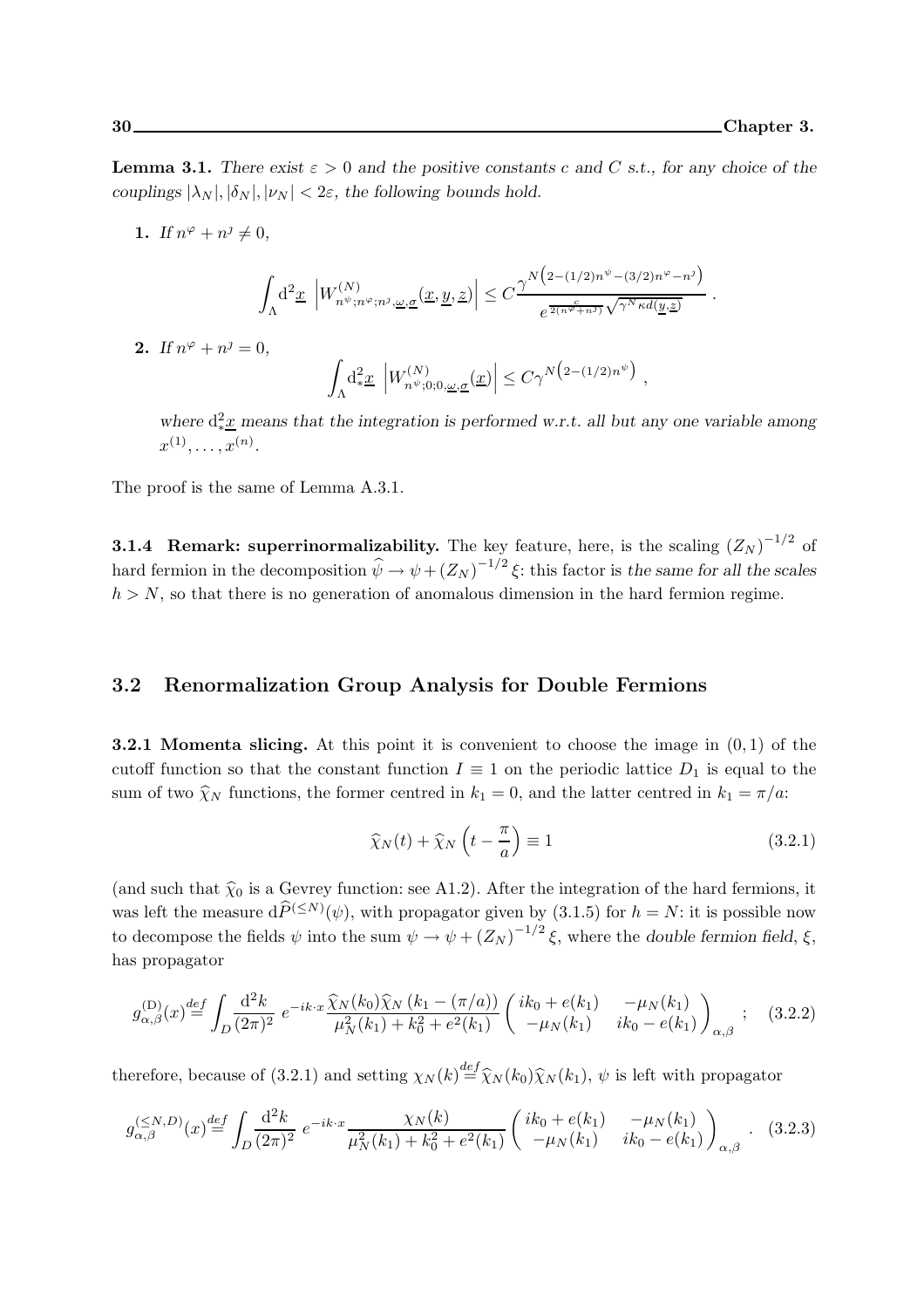**Lemma 3.1.** *There exist $\varepsilon > 0$ and the positive constants $c$ and $C$ s.t., for any choice of the couplings $|\lambda_N|, |\delta_N|, |\nu_N| < 2\varepsilon$, the following bounds hold.*

**1.** *If $n^\varphi + n^\jmath \neq 0$,*

$$\int_\Lambda \mathrm{d}^2\underline{x} \ \left| W^{(N)}_{n^\psi;n^\varphi;n^\jmath,\underline{\omega},\underline{\sigma}}(\underline{x},\underline{y},\underline{z}) \right| \leq C \frac{\gamma^{N\left(2-(1/2)n^\psi-(3/2)n^\varphi-n^\jmath\right)}}{e^{\frac{c}{2(n^\varphi+n^\jmath)}\sqrt{\gamma^N \kappa d(\underline{y},\underline{z})}}} \ .$$

**2.** *If $n^\varphi + n^\jmath = 0$,*

$$\int_\Lambda \mathrm{d}^2_*\underline{x} \ \left| W^{(N)}_{n^\psi;0;0,\underline{\omega},\underline{\sigma}}(\underline{x}) \right| \leq C\gamma^{N\left(2-(1/2)n^\psi\right)} \ ,$$

*where $\mathrm{d}^2_*\underline{x}$ means that the integration is performed w.r.t. all but any one variable among $x^{(1)}, \dots, x^{(n)}$.*

The proof is the same of Lemma A.3.1.

**3.1.4 Remark: superrinormalizability.** The key feature, here, is the scaling $(Z_N)^{-1/2}$ of hard fermion in the decomposition $\widehat{\psi} \to \psi + (Z_N)^{-1/2}\xi$: this factor is *the same for all the scales* $h > N$, so that there is no generation of anomalous dimension in the hard fermion regime.

## 3.2 Renormalization Group Analysis for Double Fermions

**3.2.1 Momenta slicing.** At this point it is convenient to choose the image in $(0,1)$ of the cutoff function so that the constant function $I \equiv 1$ on the periodic lattice $D_1$ is equal to the sum of two $\widehat{\chi}_N$ functions, the former centred in $k_1 = 0$, and the latter centred in $k_1 = \pi/a$:

$$\widehat{\chi}_N(t) + \widehat{\chi}_N\left(t - \frac{\pi}{a}\right) \equiv 1 \tag{3.2.1}$$

(and such that $\widehat{\chi}_0$ is a Gevrey function: see A1.2). After the integration of the hard fermions, it was left the measure $\mathrm{d}\widehat{P}^{(\leq N)}(\psi)$, with propagator given by (3.1.5) for $h = N$: it is possible now to decompose the fields $\psi$ into the sum $\psi \to \psi + (Z_N)^{-1/2}\xi$, where the *double fermion field*, $\xi$, has propagator

$$g^{(\mathrm{D})}_{\alpha,\beta}(x) \stackrel{def}{=} \int_D \frac{\mathrm{d}^2k}{(2\pi)^2}\ e^{-ik\cdot x} \frac{\widehat{\chi}_N(k_0)\widehat{\chi}_N\left(k_1 - (\pi/a)\right)}{\mu_N^2(k_1) + k_0^2 + e^2(k_1)} \begin{pmatrix} ik_0 + e(k_1) & -\mu_N(k_1) \\ -\mu_N(k_1) & ik_0 - e(k_1) \end{pmatrix}_{\alpha,\beta} ; \tag{3.2.2}$$

therefore, because of (3.2.1) and setting $\chi_N(k) \stackrel{def}{=} \widehat{\chi}_N(k_0)\widehat{\chi}_N(k_1)$, $\psi$ is left with propagator

$$g^{(\leq N,D)}_{\alpha,\beta}(x) \stackrel{def}{=} \int_D \frac{\mathrm{d}^2k}{(2\pi)^2}\ e^{-ik\cdot x} \frac{\chi_N(k)}{\mu_N^2(k_1) + k_0^2 + e^2(k_1)} \begin{pmatrix} ik_0 + e(k_1) & -\mu_N(k_1) \\ -\mu_N(k_1) & ik_0 - e(k_1) \end{pmatrix}_{\alpha,\beta} . \tag{3.2.3}$$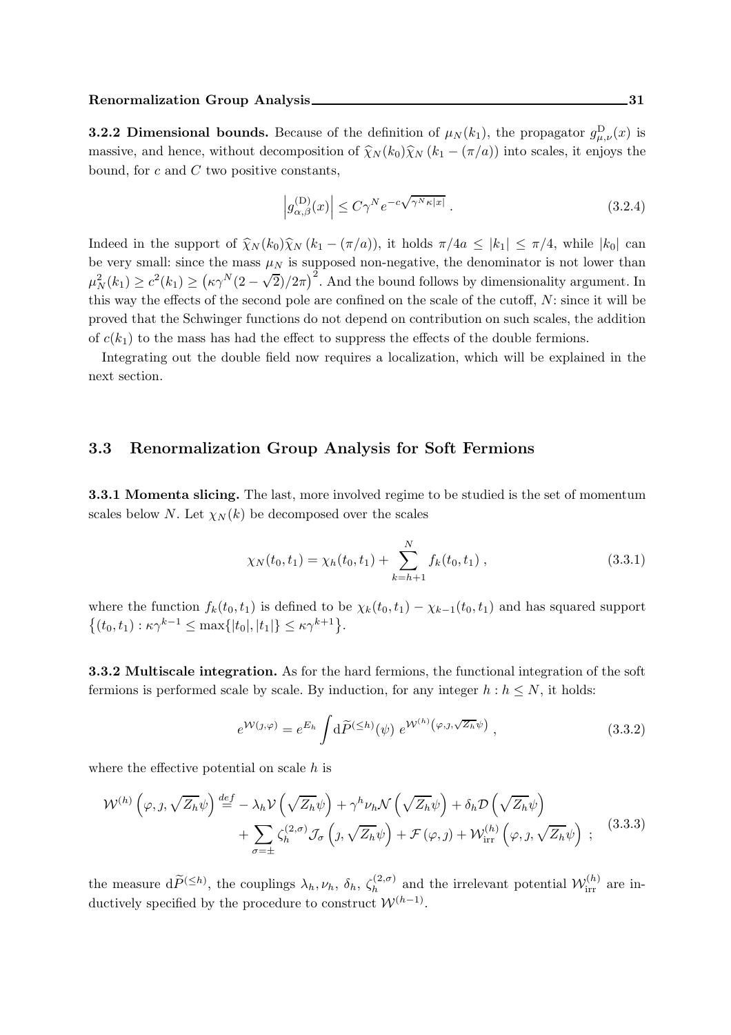**3.2.2 Dimensional bounds.** Because of the definition of $\mu_N(k_1)$, the propagator $g^{\mathrm{D}}_{\mu,\nu}(x)$ is massive, and hence, without decomposition of $\widehat{\chi}_N(k_0)\widehat{\chi}_N(k_1 - (\pi/a))$ into scales, it enjoys the bound, for $c$ and $C$ two positive constants,

$$\left| g^{(\mathrm{D})}_{\alpha,\beta}(x) \right| \leq C\gamma^N e^{-c\sqrt{\gamma^N \kappa |x|}} \,. \tag{3.2.4}$$

Indeed in the support of $\widehat{\chi}_N(k_0)\widehat{\chi}_N(k_1 - (\pi/a))$, it holds $\pi/4a \leq |k_1| \leq \pi/4$, while $|k_0|$ can be very small: since the mass $\mu_N$ is supposed non-negative, the denominator is not lower than $\mu_N^2(k_1) \geq c^2(k_1) \geq \left(\kappa\gamma^N(2-\sqrt{2})/2\pi\right)^2$. And the bound follows by dimensionality argument. In this way the effects of the second pole are confined on the scale of the cutoff, $N$: since it will be proved that the Schwinger functions do not depend on contribution on such scales, the addition of $c(k_1)$ to the mass has had the effect to suppress the effects of the double fermions.

Integrating out the double field now requires a localization, which will be explained in the next section.

## 3.3 Renormalization Group Analysis for Soft Fermions

**3.3.1 Momenta slicing.** The last, more involved regime to be studied is the set of momentum scales below $N$. Let $\chi_N(k)$ be decomposed over the scales

$$\chi_N(t_0, t_1) = \chi_h(t_0, t_1) + \sum_{k=h+1}^{N} f_k(t_0, t_1) \,, \tag{3.3.1}$$

where the function $f_k(t_0, t_1)$ is defined to be $\chi_k(t_0, t_1) - \chi_{k-1}(t_0, t_1)$ and has squared support $\left\{(t_0, t_1) : \kappa\gamma^{k-1} \leq \max\{|t_0|, |t_1|\} \leq \kappa\gamma^{k+1}\right\}$.

**3.3.2 Multiscale integration.** As for the hard fermions, the functional integration of the soft fermions is performed scale by scale. By induction, for any integer $h : h \leq N$, it holds:

$$e^{\mathcal{W}(\jmath,\varphi)} = e^{E_h} \int \mathrm{d}\widetilde{P}^{(\leq h)}(\psi)\; e^{\mathcal{W}^{(h)}\left(\varphi,\jmath,\sqrt{Z_h}\psi\right)} \,, \tag{3.3.2}$$

where the effective potential on scale $h$ is

$$\begin{aligned} \mathcal{W}^{(h)}\left(\varphi, \jmath, \sqrt{Z_h}\psi\right) \stackrel{def}{=} &-\lambda_h \mathcal{V}\left(\sqrt{Z_h}\psi\right) + \gamma^h \nu_h \mathcal{N}\left(\sqrt{Z_h}\psi\right) + \delta_h \mathcal{D}\left(\sqrt{Z_h}\psi\right) \\ &+ \sum_{\sigma=\pm} \zeta_h^{(2,\sigma)} \mathcal{J}_\sigma\left(\jmath, \sqrt{Z_h}\psi\right) + \mathcal{F}\left(\varphi, \jmath\right) + \mathcal{W}^{(h)}_{\mathrm{irr}}\left(\varphi, \jmath, \sqrt{Z_h}\psi\right) \; ; \end{aligned} \tag{3.3.3}$$

the measure $\mathrm{d}\widetilde{P}^{(\leq h)}$, the couplings $\lambda_h, \nu_h$, $\delta_h$, $\zeta_h^{(2,\sigma)}$ and the irrelevant potential $\mathcal{W}^{(h)}_{\mathrm{irr}}$ are inductively specified by the procedure to construct $\mathcal{W}^{(h-1)}$.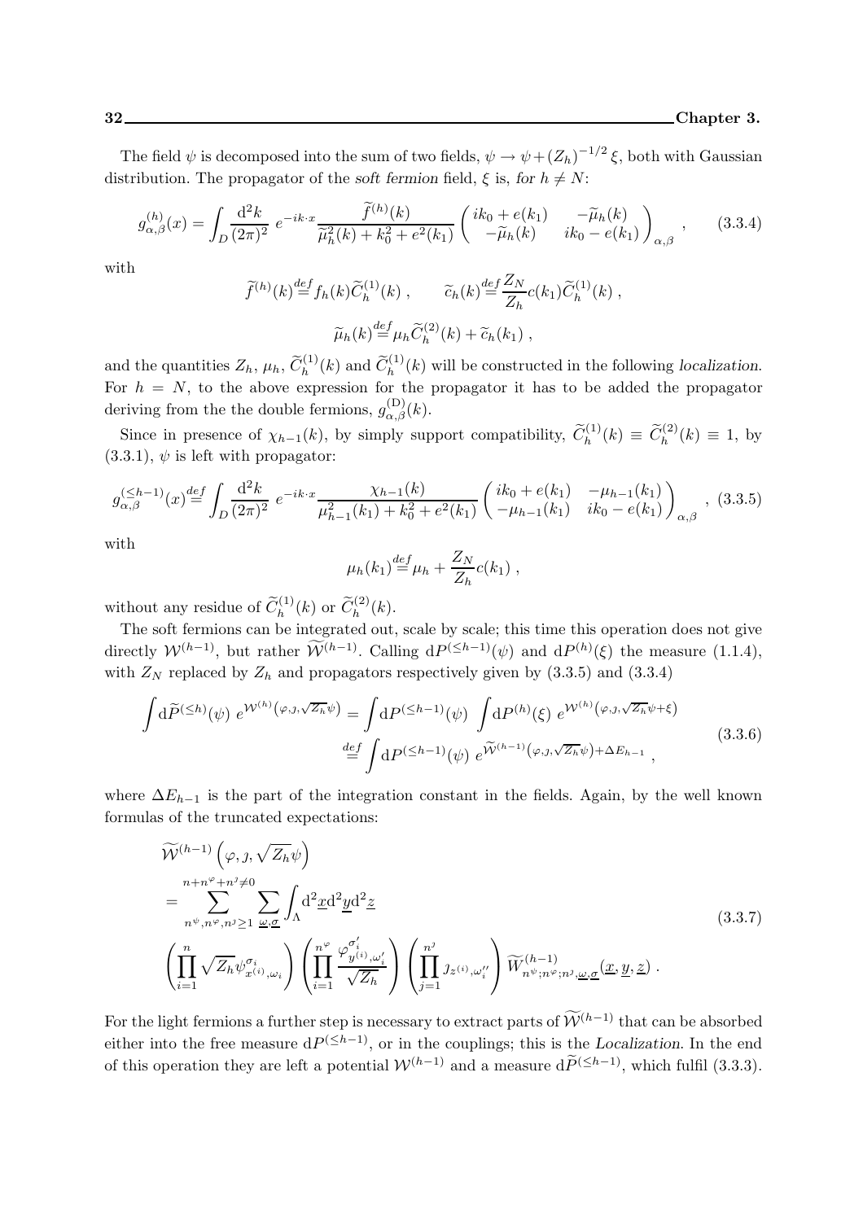The field $\psi$ is decomposed into the sum of two fields, $\psi \to \psi + (Z_h)^{-1/2}\,\xi$, both with Gaussian distribution. The propagator of the *soft fermion* field, $\xi$ is, *for* $h \neq N$:

$$
g^{(h)}_{\alpha,\beta}(x) = \int_D \frac{\mathrm{d}^2 k}{(2\pi)^2}\; e^{-ik\cdot x} \frac{\widetilde{f}^{(h)}(k)}{\widetilde{\mu}_h^2(k) + k_0^2 + e^2(k_1)} \begin{pmatrix} ik_0 + e(k_1) & -\widetilde{\mu}_h(k) \\ -\widetilde{\mu}_h(k) & ik_0 - e(k_1) \end{pmatrix}_{\alpha,\beta} , \tag{3.3.4}
$$

with

$$
\widetilde{f}^{(h)}(k) \stackrel{def}{=} f_h(k)\widetilde{C}^{(1)}_h(k) , \qquad \widetilde{c}_h(k) \stackrel{def}{=} \frac{Z_N}{Z_h} c(k_1)\widetilde{C}^{(1)}_h(k) ,
$$

$$
\widetilde{\mu}_h(k) \stackrel{def}{=} \mu_h \widetilde{C}^{(2)}_h(k) + \widetilde{c}_h(k_1) ,
$$

and the quantities $Z_h$, $\mu_h$, $\widetilde{C}^{(1)}_h(k)$ and $\widetilde{C}^{(1)}_h(k)$ will be constructed in the following *localization*. For $h = N$, to the above expression for the propagator it has to be added the propagator deriving from the the double fermions, $g^{(\mathrm{D})}_{\alpha,\beta}(k)$.

Since in presence of $\chi_{h-1}(k)$, by simply support compatibility, $\widetilde{C}^{(1)}_h(k) \equiv \widetilde{C}^{(2)}_h(k) \equiv 1$, by (3.3.1), $\psi$ is left with propagator:

$$
g^{(\le h-1)}_{\alpha,\beta}(x) \stackrel{def}{=} \int_D \frac{\mathrm{d}^2 k}{(2\pi)^2}\; e^{-ik\cdot x} \frac{\chi_{h-1}(k)}{\mu_{h-1}^2(k_1) + k_0^2 + e^2(k_1)} \begin{pmatrix} ik_0 + e(k_1) & -\mu_{h-1}(k_1) \\ -\mu_{h-1}(k_1) & ik_0 - e(k_1) \end{pmatrix}_{\alpha,\beta} , \tag{3.3.5}
$$

with

$$
\mu_h(k_1) \stackrel{def}{=} \mu_h + \frac{Z_N}{Z_h} c(k_1) ,
$$

without any residue of $\widetilde{C}^{(1)}_h(k)$ or $\widetilde{C}^{(2)}_h(k)$.

The soft fermions can be integrated out, scale by scale; this time this operation does not give directly $\mathcal{W}^{(h-1)}$, but rather $\widetilde{\mathcal{W}}^{(h-1)}$. Calling $\mathrm{d}P^{(\le h-1)}(\psi)$ and $\mathrm{d}P^{(h)}(\xi)$ the measure (1.1.4), with $Z_N$ replaced by $Z_h$ and propagators respectively given by (3.3.5) and (3.3.4)

$$
\begin{aligned}
\int \mathrm{d}\widetilde{P}^{(\le h)}(\psi)\; e^{\mathcal{W}^{(h)}\left(\varphi, \jmath, \sqrt{Z_h}\psi\right)} &= \int \mathrm{d}P^{(\le h-1)}(\psi) \int \mathrm{d}P^{(h)}(\xi)\; e^{\mathcal{W}^{(h)}\left(\varphi,\jmath,\sqrt{Z_h}\psi + \xi\right)} \\
&\stackrel{def}{=} \int \mathrm{d}P^{(\le h-1)}(\psi)\; e^{\widetilde{\mathcal{W}}^{(h-1)}\left(\varphi,\jmath,\sqrt{Z_h}\psi\right) + \Delta E_{h-1}} ,
\end{aligned} \tag{3.3.6}
$$

where $\Delta E_{h-1}$ is the part of the integration constant in the fields. Again, by the well known formulas of the truncated expectations:

$$
\begin{aligned}
&\widetilde{\mathcal{W}}^{(h-1)}\left(\varphi, \jmath, \sqrt{Z_h}\psi\right) \\
&= \sum_{n^\psi, n^\varphi, n^\jmath \ge 1}^{n + n^\varphi + n^\jmath \neq 0} \sum_{\underline{\omega}, \underline{\sigma}} \int_\Lambda \mathrm{d}^2\underline{x}\,\mathrm{d}^2\underline{y}\,\mathrm{d}^2\underline{z} \\
&\left(\prod_{i=1}^{n} \sqrt{Z_h}\psi^{\sigma_i}_{x^{(i)},\omega_i}\right) \left(\prod_{i=1}^{n^\varphi} \frac{\varphi^{\sigma'_i}_{y^{(i)},\omega'_i}}{\sqrt{Z_h}}\right) \left(\prod_{j=1}^{n^\jmath} \jmath_{z^{(i)},\omega''_i}\right) \widetilde{W}^{(h-1)}_{n^\psi;n^\varphi;n^\jmath,\underline{\omega},\underline{\sigma}}(\underline{x},\underline{y},\underline{z}) .
\end{aligned} \tag{3.3.7}
$$

For the light fermions a further step is necessary to extract parts of $\widetilde{\mathcal{W}}^{(h-1)}$ that can be absorbed either into the free measure $\mathrm{d}P^{(\le h-1)}$, or in the couplings; this is the *Localization*. In the end of this operation they are left a potential $\mathcal{W}^{(h-1)}$ and a measure $\mathrm{d}\widetilde{P}^{(\le h-1)}$, which fulfil (3.3.3).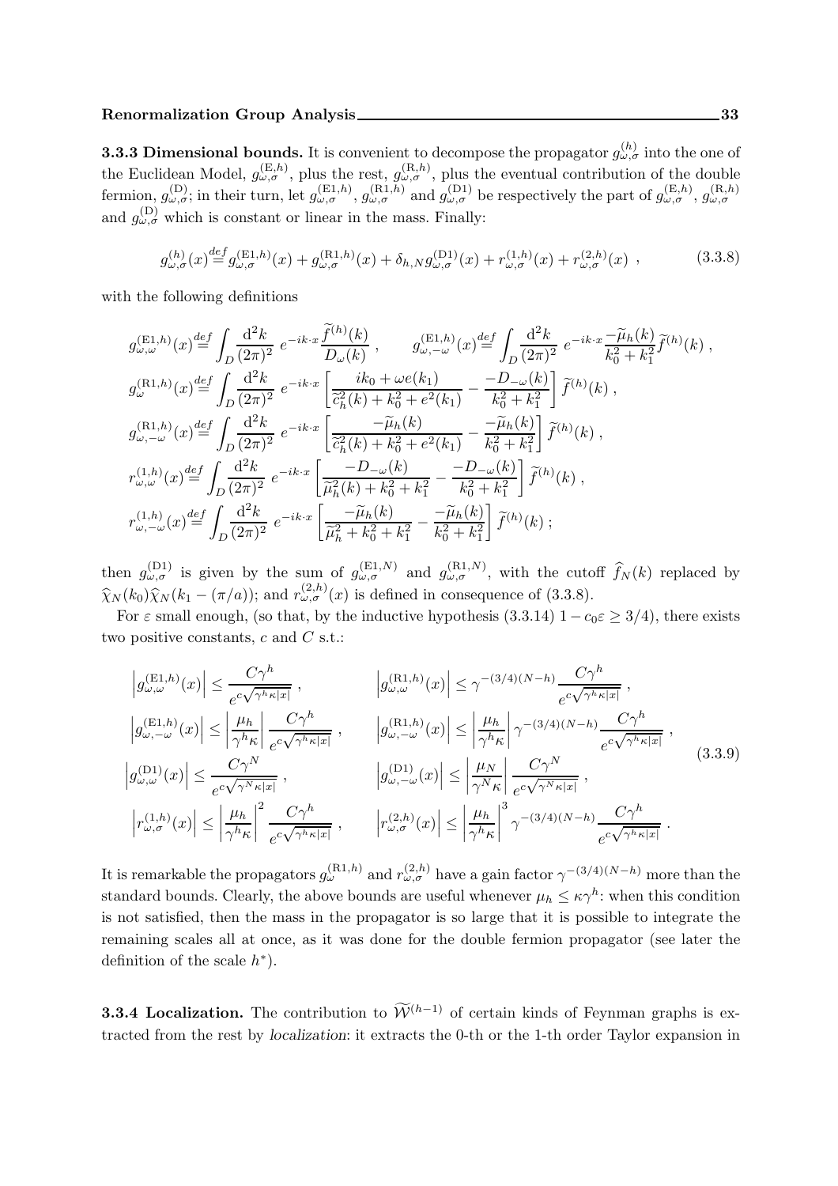**3.3.3 Dimensional bounds.** It is convenient to decompose the propagator $g^{(h)}_{\omega,\sigma}$ into the one of the Euclidean Model, $g^{(\mathrm{E},h)}_{\omega,\sigma}$, plus the rest, $g^{(\mathrm{R},h)}_{\omega,\sigma}$, plus the eventual contribution of the double fermion, $g^{(\mathrm{D})}_{\omega,\sigma}$; in their turn, let $g^{(\mathrm{E1},h)}_{\omega,\sigma}$, $g^{(\mathrm{R1},h)}_{\omega,\sigma}$ and $g^{(\mathrm{D1})}_{\omega,\sigma}$ be respectively the part of $g^{(\mathrm{E},h)}_{\omega,\sigma}$, $g^{(\mathrm{R},h)}_{\omega,\sigma}$ and $g^{(\mathrm{D})}_{\omega,\sigma}$ which is constant or linear in the mass. Finally:

$$g^{(h)}_{\omega,\sigma}(x) \stackrel{def}{=} g^{(\mathrm{E1},h)}_{\omega,\sigma}(x) + g^{(\mathrm{R1},h)}_{\omega,\sigma}(x) + \delta_{h,N} g^{(\mathrm{D1})}_{\omega,\sigma}(x) + r^{(1,h)}_{\omega,\sigma}(x) + r^{(2,h)}_{\omega,\sigma}(x) \;, \tag{3.3.8}$$

with the following definitions

$$\begin{aligned}
&g^{(\mathrm{E1},h)}_{\omega,\omega}(x) \stackrel{def}{=} \int_D \frac{\mathrm{d}^2k}{(2\pi)^2}\, e^{-ik\cdot x} \frac{\widetilde{f}^{(h)}(k)}{D_\omega(k)} \;, \qquad g^{(\mathrm{E1},h)}_{\omega,-\omega}(x) \stackrel{def}{=} \int_D \frac{\mathrm{d}^2k}{(2\pi)^2}\, e^{-ik\cdot x} \frac{-\widetilde{\mu}_h(k)}{k_0^2+k_1^2} \widetilde{f}^{(h)}(k) \;, \\
&g^{(\mathrm{R1},h)}_{\omega}(x) \stackrel{def}{=} \int_D \frac{\mathrm{d}^2k}{(2\pi)^2}\, e^{-ik\cdot x} \left[ \frac{ik_0 + \omega e(k_1)}{\widetilde{c}_h^2(k) + k_0^2 + e^2(k_1)} - \frac{-D_{-\omega}(k)}{k_0^2+k_1^2} \right] \widetilde{f}^{(h)}(k) \;, \\
&g^{(\mathrm{R1},h)}_{\omega,-\omega}(x) \stackrel{def}{=} \int_D \frac{\mathrm{d}^2k}{(2\pi)^2}\, e^{-ik\cdot x} \left[ \frac{-\widetilde{\mu}_h(k)}{\widetilde{c}_h^2(k) + k_0^2 + e^2(k_1)} - \frac{-\widetilde{\mu}_h(k)}{k_0^2+k_1^2} \right] \widetilde{f}^{(h)}(k) \;, \\
&r^{(1,h)}_{\omega,\omega}(x) \stackrel{def}{=} \int_D \frac{\mathrm{d}^2k}{(2\pi)^2}\, e^{-ik\cdot x} \left[ \frac{-D_{-\omega}(k)}{\widetilde{\mu}_h^2(k) + k_0^2 + k_1^2} - \frac{-D_{-\omega}(k)}{k_0^2+k_1^2} \right] \widetilde{f}^{(h)}(k) \;, \\
&r^{(1,h)}_{\omega,-\omega}(x) \stackrel{def}{=} \int_D \frac{\mathrm{d}^2k}{(2\pi)^2}\, e^{-ik\cdot x} \left[ \frac{-\widetilde{\mu}_h(k)}{\widetilde{\mu}_h^2 + k_0^2 + k_1^2} - \frac{-\widetilde{\mu}_h(k)}{k_0^2+k_1^2} \right] \widetilde{f}^{(h)}(k) \;;
\end{aligned}$$

then $g^{(\mathrm{D1})}_{\omega,\sigma}$ is given by the sum of $g^{(\mathrm{E1},N)}_{\omega,\sigma}$ and $g^{(\mathrm{R1},N)}_{\omega,\sigma}$, with the cutoff $\widehat{f}_N(k)$ replaced by $\widehat{\chi}_N(k_0)\widehat{\chi}_N(k_1 - (\pi/a))$; and $r^{(2,h)}_{\omega,\sigma}(x)$ is defined in consequence of (3.3.8).

For $\varepsilon$ small enough, (so that, by the inductive hypothesis (3.3.14) $1 - c_0\varepsilon \geq 3/4$), there exists two positive constants, $c$ and $C$ s.t.:

$$\begin{aligned}
&\left| g^{(\mathrm{E1},h)}_{\omega,\omega}(x) \right| \leq \frac{C\gamma^h}{e^{c\sqrt{\gamma^h\kappa|x|}}} \;, && \left| g^{(\mathrm{R1},h)}_{\omega,\omega}(x) \right| \leq \gamma^{-(3/4)(N-h)} \frac{C\gamma^h}{e^{c\sqrt{\gamma^h\kappa|x|}}} \;, \\
&\left| g^{(\mathrm{E1},h)}_{\omega,-\omega}(x) \right| \leq \left| \frac{\mu_h}{\gamma^h\kappa} \right| \frac{C\gamma^h}{e^{c\sqrt{\gamma^h\kappa|x|}}} \;, && \left| g^{(\mathrm{R1},h)}_{\omega,-\omega}(x) \right| \leq \left| \frac{\mu_h}{\gamma^h\kappa} \right| \gamma^{-(3/4)(N-h)} \frac{C\gamma^h}{e^{c\sqrt{\gamma^h\kappa|x|}}} \;, \\
&\left| g^{(\mathrm{D1})}_{\omega,\omega}(x) \right| \leq \frac{C\gamma^N}{e^{c\sqrt{\gamma^N\kappa|x|}}} \;, && \left| g^{(\mathrm{D1})}_{\omega,-\omega}(x) \right| \leq \left| \frac{\mu_N}{\gamma^N\kappa} \right| \frac{C\gamma^N}{e^{c\sqrt{\gamma^N\kappa|x|}}} \;, \\
&\left| r^{(1,h)}_{\omega,\sigma}(x) \right| \leq \left| \frac{\mu_h}{\gamma^h\kappa} \right|^2 \frac{C\gamma^h}{e^{c\sqrt{\gamma^h\kappa|x|}}} \;, && \left| r^{(2,h)}_{\omega,\sigma}(x) \right| \leq \left| \frac{\mu_h}{\gamma^h\kappa} \right|^3 \gamma^{-(3/4)(N-h)} \frac{C\gamma^h}{e^{c\sqrt{\gamma^h\kappa|x|}}} \;.
\end{aligned} \tag{3.3.9}$$

It is remarkable the propagators $g^{(\mathrm{R1},h)}_{\omega}$ and $r^{(2,h)}_{\omega,\sigma}$ have a gain factor $\gamma^{-(3/4)(N-h)}$ more than the standard bounds. Clearly, the above bounds are useful whenever $\mu_h \leq \kappa\gamma^h$: when this condition is not satisfied, then the mass in the propagator is so large that it is possible to integrate the remaining scales all at once, as it was done for the double fermion propagator (see later the definition of the scale $h^*$).

**3.3.4 Localization.** The contribution to $\widetilde{\mathcal{W}}^{(h-1)}$ of certain kinds of Feynman graphs is extracted from the rest by *localization*: it extracts the 0-th or the 1-th order Taylor expansion in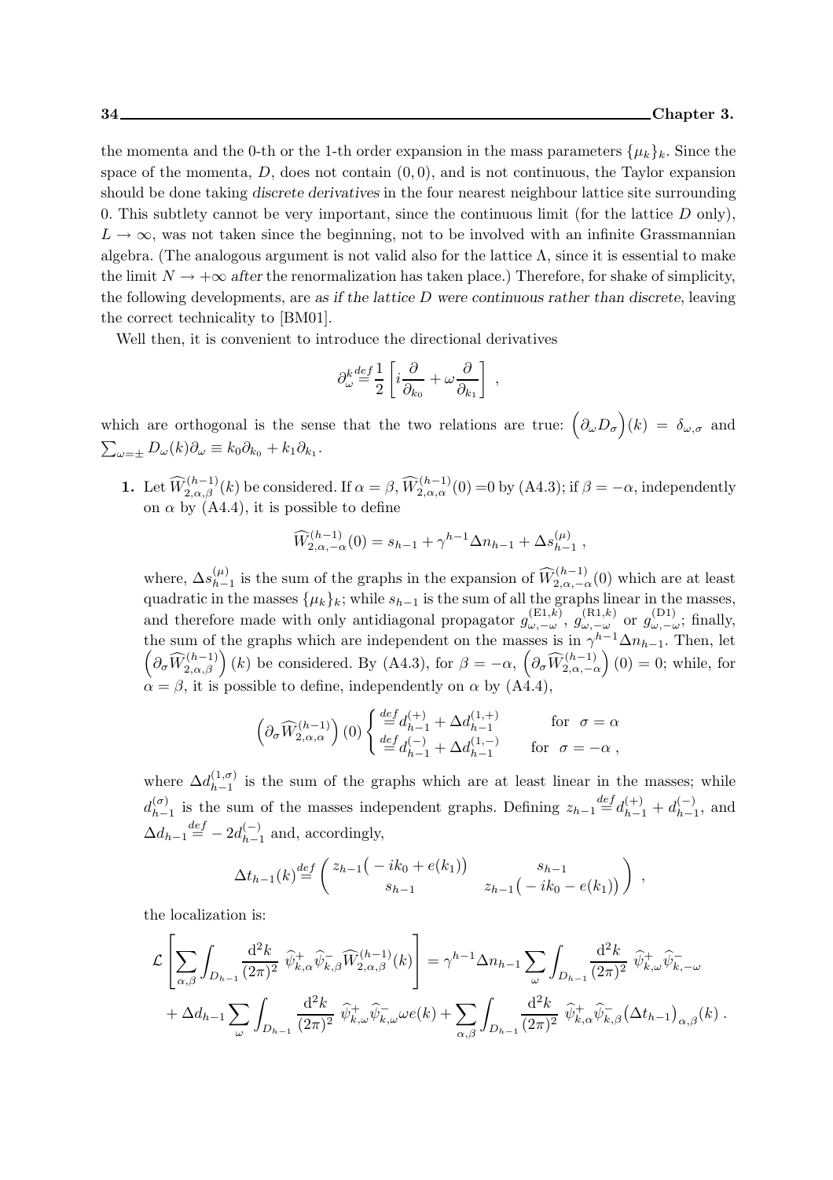the momenta and the 0-th or the 1-th order expansion in the mass parameters $\{\mu_k\}_k$. Since the space of the momenta, $D$, does not contain $(0,0)$, and is not continuous, the Taylor expansion should be done taking *discrete derivatives* in the four nearest neighbour lattice site surrounding 0. This subtlety cannot be very important, since the continuous limit (for the lattice $D$ only), $L \to \infty$, was not taken since the beginning, not to be involved with an infinite Grassmannian algebra. (The analogous argument is not valid also for the lattice $\Lambda$, since it is essential to make the limit $N \to +\infty$ *after* the renormalization has taken place.) Therefore, for shake of simplicity, the following developments, are *as if the lattice $D$ were continuous rather than discrete*, leaving the correct technicality to [BM01].

Well then, it is convenient to introduce the directional derivatives

$$\partial_\omega^k \stackrel{def}{=} \frac{1}{2}\left[ i\frac{\partial}{\partial_{k_0}} + \omega \frac{\partial}{\partial_{k_1}} \right] ,$$

which are orthogonal is the sense that the two relations are true: $\Big(\partial_\omega D_\sigma\Big)(k) = \delta_{\omega,\sigma}$ and $\sum_{\omega=\pm} D_\omega(k)\partial_\omega \equiv k_0\partial_{k_0} + k_1\partial_{k_1}$.

**1.** Let $\widehat{W}^{(h-1)}_{2,\alpha,\beta}(k)$ be considered. If $\alpha=\beta$, $\widehat{W}^{(h-1)}_{2,\alpha,\alpha}(0)=0$ by (A4.3); if $\beta=-\alpha$, independently on $\alpha$ by (A4.4), it is possible to define

$$\widehat{W}^{(h-1)}_{2,\alpha,-\alpha}(0) = s_{h-1} + \gamma^{h-1}\Delta n_{h-1} + \Delta s^{(\mu)}_{h-1} ,$$

where, $\Delta s^{(\mu)}_{h-1}$ is the sum of the graphs in the expansion of $\widehat{W}^{(h-1)}_{2,\alpha,-\alpha}(0)$ which are at least quadratic in the masses $\{\mu_k\}_k$; while $s_{h-1}$ is the sum of all the graphs linear in the masses, and therefore made with only antidiagonal propagator $g^{(\mathrm{E1},k)}_{\omega,-\omega}$, $g^{(\mathrm{R1},k)}_{\omega,-\omega}$ or $g^{(\mathrm{D1})}_{\omega,-\omega}$; finally, the sum of the graphs which are independent on the masses is in $\gamma^{h-1}\Delta n_{h-1}$. Then, let $\Big(\partial_\sigma \widehat{W}^{(h-1)}_{2,\alpha,\beta}\Big)(k)$ be considered. By (A4.3), for $\beta=-\alpha$, $\Big(\partial_\sigma \widehat{W}^{(h-1)}_{2,\alpha,-\alpha}\Big)(0)=0$; while, for $\alpha=\beta$, it is possible to define, independently on $\alpha$ by (A4.4),

$$\Big(\partial_\sigma \widehat{W}^{(h-1)}_{2,\alpha,\alpha}\Big)(0) \begin{cases} \stackrel{def}{=} d^{(+)}_{h-1} + \Delta d^{(1,+)}_{h-1} & \text{for } \sigma=\alpha \\ \stackrel{def}{=} d^{(-)}_{h-1} + \Delta d^{(1,-)}_{h-1} & \text{for } \sigma=-\alpha , \end{cases}$$

where $\Delta d^{(1,\sigma)}_{h-1}$ is the sum of the graphs which are at least linear in the masses; while $d^{(\sigma)}_{h-1}$ is the sum of the masses independent graphs. Defining $z_{h-1} \stackrel{def}{=} d^{(+)}_{h-1} + d^{(-)}_{h-1}$, and $\Delta d_{h-1} \stackrel{def}{=} -2d^{(-)}_{h-1}$ and, accordingly,

$$\Delta t_{h-1}(k) \stackrel{def}{=} \begin{pmatrix} z_{h-1}\big(-ik_0+e(k_1)\big) & s_{h-1} \\ s_{h-1} & z_{h-1}\big(-ik_0-e(k_1)\big) \end{pmatrix} ,$$

the localization is:

$$\mathcal{L}\left[ \sum_{\alpha,\beta} \int_{D_{h-1}} \frac{\mathrm{d}^2 k}{(2\pi)^2}\ \widehat{\psi}^+_{k,\alpha}\widehat{\psi}^-_{k,\beta}\widehat{W}^{(h-1)}_{2,\alpha,\beta}(k) \right] = \gamma^{h-1}\Delta n_{h-1} \sum_\omega \int_{D_{h-1}} \frac{\mathrm{d}^2 k}{(2\pi)^2}\ \widehat{\psi}^+_{k,\omega}\widehat{\psi}^-_{k,-\omega}$$
$$+ \Delta d_{h-1} \sum_\omega \int_{D_{h-1}} \frac{\mathrm{d}^2 k}{(2\pi)^2}\ \widehat{\psi}^+_{k,\omega}\widehat{\psi}^-_{k,\omega}\omega e(k) + \sum_{\alpha,\beta}\int_{D_{h-1}} \frac{\mathrm{d}^2 k}{(2\pi)^2}\ \widehat{\psi}^+_{k,\alpha}\widehat{\psi}^-_{k,\beta}\big(\Delta t_{h-1}\big)_{\alpha,\beta}(k) .$$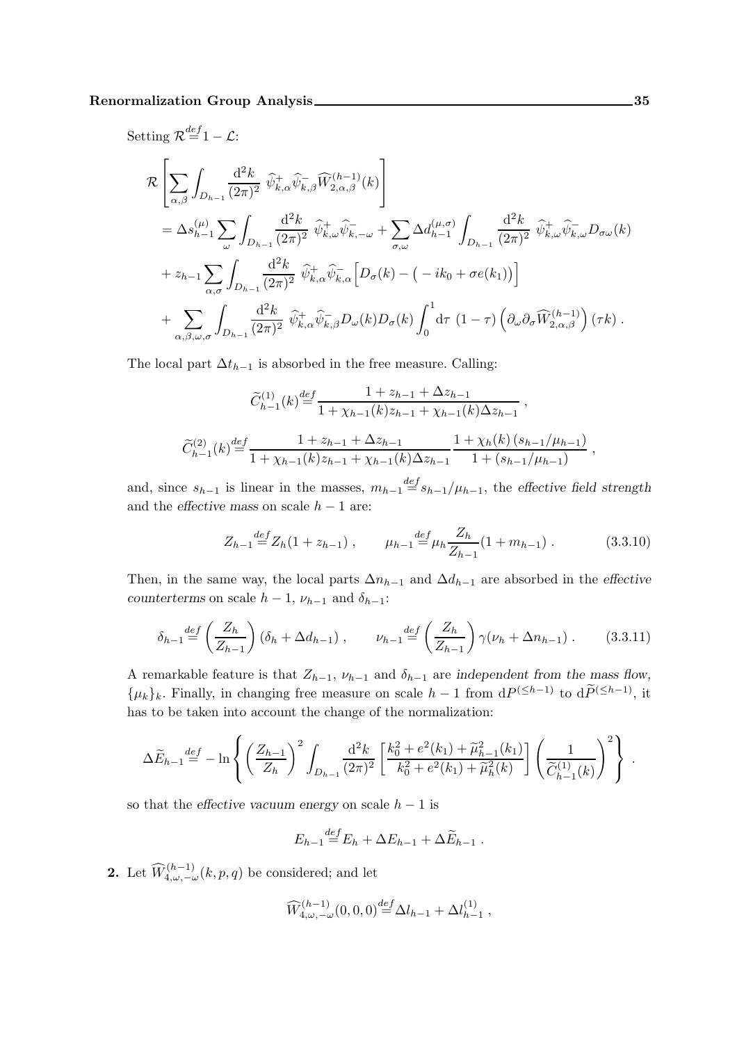Setting $\mathcal{R}\stackrel{def}{=}1-\mathcal{L}$:

$$
\begin{aligned}
&\mathcal{R}\left[\sum_{\alpha,\beta}\int_{D_{h-1}}\frac{\mathrm{d}^2k}{(2\pi)^2}\ \widehat{\psi}^+_{k,\alpha}\widehat{\psi}^-_{k,\beta}\widehat{W}^{(h-1)}_{2,\alpha,\beta}(k)\right]\\
&=\Delta s^{(\mu)}_{h-1}\sum_\omega\int_{D_{h-1}}\frac{\mathrm{d}^2k}{(2\pi)^2}\ \widehat{\psi}^+_{k,\omega}\widehat{\psi}^-_{k,-\omega}+\sum_{\sigma,\omega}\Delta d^{(\mu,\sigma)}_{h-1}\int_{D_{h-1}}\frac{\mathrm{d}^2k}{(2\pi)^2}\ \widehat{\psi}^+_{k,\omega}\widehat{\psi}^-_{k,\omega}D_{\sigma\omega}(k)\\
&+z_{h-1}\sum_{\alpha,\sigma}\int_{D_{h-1}}\frac{\mathrm{d}^2k}{(2\pi)^2}\ \widehat{\psi}^+_{k,\alpha}\widehat{\psi}^-_{k,\alpha}\Big[D_\sigma(k)-\big(-ik_0+\sigma e(k_1)\big)\Big]\\
&+\sum_{\alpha,\beta,\omega,\sigma}\int_{D_{h-1}}\frac{\mathrm{d}^2k}{(2\pi)^2}\ \widehat{\psi}^+_{k,\alpha}\widehat{\psi}^-_{k,\beta}D_\omega(k)D_\sigma(k)\int_0^1\mathrm{d}\tau\ (1-\tau)\left(\partial_\omega\partial_\sigma\widehat{W}^{(h-1)}_{2,\alpha,\beta}\right)(\tau k)\ .
\end{aligned}
$$

The local part $\Delta t_{h-1}$ is absorbed in the free measure. Calling:

$$
\widetilde{C}^{(1)}_{h-1}(k)\stackrel{def}{=}\frac{1+z_{h-1}+\Delta z_{h-1}}{1+\chi_{h-1}(k)z_{h-1}+\chi_{h-1}(k)\Delta z_{h-1}}\ ,
$$

$$
\widetilde{C}^{(2)}_{h-1}(k)\stackrel{def}{=}\frac{1+z_{h-1}+\Delta z_{h-1}}{1+\chi_{h-1}(k)z_{h-1}+\chi_{h-1}(k)\Delta z_{h-1}}\,\frac{1+\chi_h(k)\,(s_{h-1}/\mu_{h-1})}{1+(s_{h-1}/\mu_{h-1})}\ ,
$$

and, since $s_{h-1}$ is linear in the masses, $m_{h-1}\stackrel{def}{=}s_{h-1}/\mu_{h-1}$, the *effective field strength* and the *effective mass* on scale $h-1$ are:

$$
Z_{h-1}\stackrel{def}{=}Z_h(1+z_{h-1})\ ,\qquad \mu_{h-1}\stackrel{def}{=}\mu_h\frac{Z_h}{Z_{h-1}}(1+m_{h-1})\ . \tag{3.3.10}
$$

Then, in the same way, the local parts $\Delta n_{h-1}$ and $\Delta d_{h-1}$ are absorbed in the *effective counterterms* on scale $h-1$, $\nu_{h-1}$ and $\delta_{h-1}$:

$$
\delta_{h-1}\stackrel{def}{=}\left(\frac{Z_h}{Z_{h-1}}\right)(\delta_h+\Delta d_{h-1})\ ,\qquad \nu_{h-1}\stackrel{def}{=}\left(\frac{Z_h}{Z_{h-1}}\right)\gamma(\nu_h+\Delta n_{h-1})\ . \tag{3.3.11}
$$

A remarkable feature is that $Z_{h-1}$, $\nu_{h-1}$ and $\delta_{h-1}$ are *independent from the mass flow*, $\{\mu_k\}_k$. Finally, in changing free measure on scale $h-1$ from $\mathrm{d}P^{(\le h-1)}$ to $\mathrm{d}\widetilde{P}^{(\le h-1)}$, it has to be taken into account the change of the normalization:

$$
\Delta\widetilde{E}_{h-1}\stackrel{def}{=}-\ln\left\{\left(\frac{Z_{h-1}}{Z_h}\right)^2\int_{D_{h-1}}\frac{\mathrm{d}^2k}{(2\pi)^2}\left[\frac{k_0^2+e^2(k_1)+\widetilde{\mu}^2_{h-1}(k_1)}{k_0^2+e^2(k_1)+\widetilde{\mu}^2_h(k)}\right]\left(\frac{1}{\widetilde{C}^{(1)}_{h-1}(k)}\right)^2\right\}\ .
$$

so that the *effective vacuum energy* on scale $h-1$ is

$$
E_{h-1}\stackrel{def}{=}E_h+\Delta E_{h-1}+\Delta\widetilde{E}_{h-1}\ .
$$

**2.** Let $\widehat{W}^{(h-1)}_{4,\omega,-\omega}(k,p,q)$ be considered; and let

$$
\widehat{W}^{(h-1)}_{4,\omega,-\omega}(0,0,0)\stackrel{def}{=}\Delta l_{h-1}+\Delta l^{(1)}_{h-1}\ ,
$$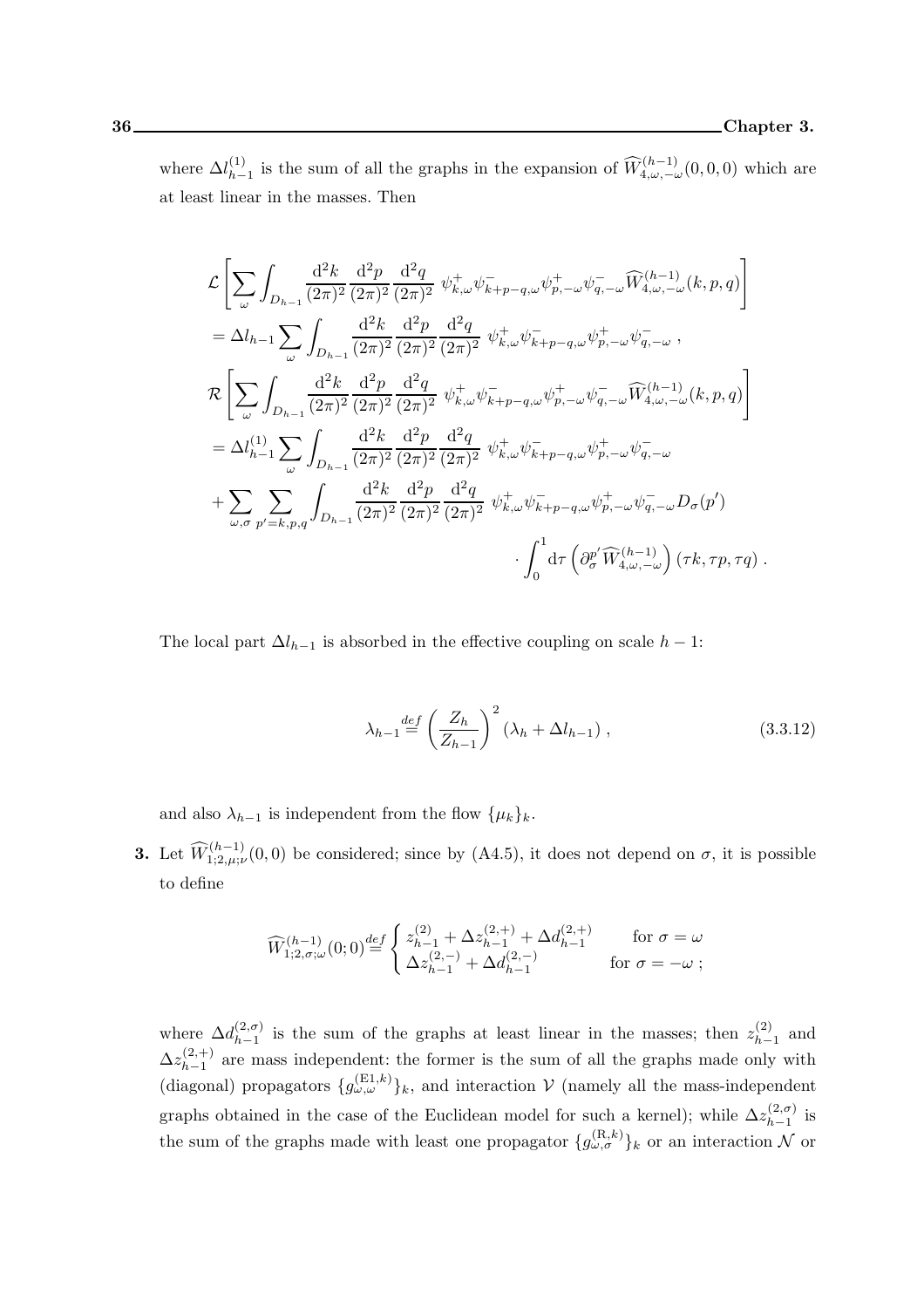where $\Delta l_{h-1}^{(1)}$ is the sum of all the graphs in the expansion of $\widehat{W}_{4,\omega,-\omega}^{(h-1)}(0,0,0)$ which are at least linear in the masses. Then

$$
\begin{aligned}
&\mathcal{L}\left[\sum_{\omega}\int_{D_{h-1}}\frac{\mathrm{d}^2k}{(2\pi)^2}\frac{\mathrm{d}^2p}{(2\pi)^2}\frac{\mathrm{d}^2q}{(2\pi)^2}\ \psi^+_{k,\omega}\psi^-_{k+p-q,\omega}\psi^+_{p,-\omega}\psi^-_{q,-\omega}\widehat{W}_{4,\omega,-\omega}^{(h-1)}(k,p,q)\right]\\
&=\Delta l_{h-1}\sum_{\omega}\int_{D_{h-1}}\frac{\mathrm{d}^2k}{(2\pi)^2}\frac{\mathrm{d}^2p}{(2\pi)^2}\frac{\mathrm{d}^2q}{(2\pi)^2}\ \psi^+_{k,\omega}\psi^-_{k+p-q,\omega}\psi^+_{p,-\omega}\psi^-_{q,-\omega}\ ,\\
&\mathcal{R}\left[\sum_{\omega}\int_{D_{h-1}}\frac{\mathrm{d}^2k}{(2\pi)^2}\frac{\mathrm{d}^2p}{(2\pi)^2}\frac{\mathrm{d}^2q}{(2\pi)^2}\ \psi^+_{k,\omega}\psi^-_{k+p-q,\omega}\psi^+_{p,-\omega}\psi^-_{q,-\omega}\widehat{W}_{4,\omega,-\omega}^{(h-1)}(k,p,q)\right]\\
&=\Delta l^{(1)}_{h-1}\sum_{\omega}\int_{D_{h-1}}\frac{\mathrm{d}^2k}{(2\pi)^2}\frac{\mathrm{d}^2p}{(2\pi)^2}\frac{\mathrm{d}^2q}{(2\pi)^2}\ \psi^+_{k,\omega}\psi^-_{k+p-q,\omega}\psi^+_{p,-\omega}\psi^-_{q,-\omega}\\
&+\sum_{\omega,\sigma}\sum_{p'=k,p,q}\int_{D_{h-1}}\frac{\mathrm{d}^2k}{(2\pi)^2}\frac{\mathrm{d}^2p}{(2\pi)^2}\frac{\mathrm{d}^2q}{(2\pi)^2}\ \psi^+_{k,\omega}\psi^-_{k+p-q,\omega}\psi^+_{p,-\omega}\psi^-_{q,-\omega}D_\sigma(p')\\
&\qquad\qquad\cdot\int_0^1\mathrm{d}\tau\left(\partial^{p'}_\sigma\widehat{W}_{4,\omega,-\omega}^{(h-1)}\right)(\tau k,\tau p,\tau q)\ .
\end{aligned}
$$

The local part $\Delta l_{h-1}$ is absorbed in the effective coupling on scale $h-1$:

$$
\lambda_{h-1}\stackrel{def}{=}\left(\frac{Z_h}{Z_{h-1}}\right)^2(\lambda_h+\Delta l_{h-1})\ , \tag{3.3.12}
$$

and also $\lambda_{h-1}$ is independent from the flow $\{\mu_k\}_k$.

**3.** Let $\widehat{W}_{1;2,\mu;\nu}^{(h-1)}(0,0)$ be considered; since by (A4.5), it does not depend on $\sigma$, it is possible to define

$$
\widehat{W}_{1;2,\sigma;\omega}^{(h-1)}(0;0)\stackrel{def}{=}\begin{cases} z^{(2)}_{h-1}+\Delta z^{(2,+)}_{h-1}+\Delta d^{(2,+)}_{h-1} & \text{for } \sigma=\omega\\ \Delta z^{(2,-)}_{h-1}+\Delta d^{(2,-)}_{h-1} & \text{for } \sigma=-\omega\ ;\end{cases}
$$

where $\Delta d^{(2,\sigma)}_{h-1}$ is the sum of the graphs at least linear in the masses; then $z^{(2)}_{h-1}$ and $\Delta z^{(2,+)}_{h-1}$ are mass independent: the former is the sum of all the graphs made only with (diagonal) propagators $\{g^{(\mathrm{E1},k)}_{\omega,\omega}\}_k$, and interaction $\mathcal{V}$ (namely all the mass-independent graphs obtained in the case of the Euclidean model for such a kernel); while $\Delta z^{(2,\sigma)}_{h-1}$ is the sum of the graphs made with least one propagator $\{g^{(\mathrm{R},k)}_{\omega,\sigma}\}_k$ or an interaction $\mathcal{N}$ or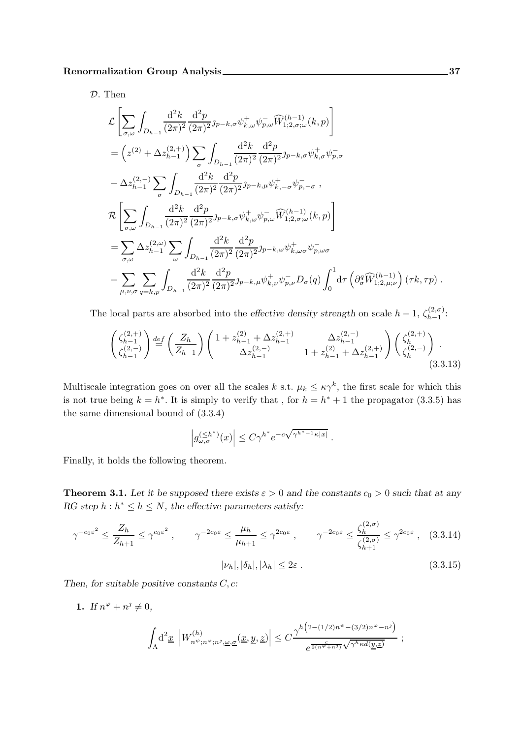$\mathcal{D}$. Then

$$
\begin{aligned}
&\mathcal{L}\left[\sum_{\sigma,\omega}\int_{D_{h-1}}\frac{\mathrm{d}^2k}{(2\pi)^2}\frac{\mathrm{d}^2p}{(2\pi)^2}\jmath_{p-k,\sigma}\psi^+_{k,\omega}\psi^-_{p,\omega}\widehat{W}^{(h-1)}_{1;2,\sigma;\omega}(k,p)\right]\\
&=\left(z^{(2)}+\Delta z^{(2,+)}_{h-1}\right)\sum_{\sigma}\int_{D_{h-1}}\frac{\mathrm{d}^2k}{(2\pi)^2}\frac{\mathrm{d}^2p}{(2\pi)^2}\jmath_{p-k,\sigma}\psi^+_{k,\sigma}\psi^-_{p,\sigma}\\
&+\Delta z^{(2,-)}_{h-1}\sum_{\sigma}\int_{D_{h-1}}\frac{\mathrm{d}^2k}{(2\pi)^2}\frac{\mathrm{d}^2p}{(2\pi)^2}\jmath_{p-k,\mu}\psi^+_{k,-\sigma}\psi^-_{p,-\sigma}\ ,\\
&\mathcal{R}\left[\sum_{\sigma,\omega}\int_{D_{h-1}}\frac{\mathrm{d}^2k}{(2\pi)^2}\frac{\mathrm{d}^2p}{(2\pi)^2}\jmath_{p-k,\sigma}\psi^+_{k,\omega}\psi^-_{p,\omega}\widehat{W}^{(h-1)}_{1;2,\sigma;\omega}(k,p)\right]\\
&=\sum_{\sigma,\omega}\Delta z^{(2,\omega)}_{h-1}\sum_{\omega}\int_{D_{h-1}}\frac{\mathrm{d}^2k}{(2\pi)^2}\frac{\mathrm{d}^2p}{(2\pi)^2}\jmath_{p-k,\omega}\psi^+_{k,\omega\sigma}\psi^-_{p,\omega\sigma}\\
&+\sum_{\mu,\nu,\sigma}\sum_{q=k,p}\int_{D_{h-1}}\frac{\mathrm{d}^2k}{(2\pi)^2}\frac{\mathrm{d}^2p}{(2\pi)^2}\jmath_{p-k,\mu}\psi^+_{k,\nu}\psi^-_{p,\nu}D_\sigma(q)\int_0^1\mathrm{d}\tau\left(\partial^q_\sigma\widehat{W}^{(h-1)}_{1;2,\mu;\nu}\right)(\tau k,\tau p)\ .
\end{aligned}
$$

The local parts are absorbed into the *effective density strength* on scale $h-1$, $\zeta^{(2,\sigma)}_{h-1}$:

$$
\begin{pmatrix}\zeta^{(2,+)}_{h-1}\\ \zeta^{(2,-)}_{h-1}\end{pmatrix}\stackrel{def}{=}\left(\frac{Z_h}{Z_{h-1}}\right)\begin{pmatrix}1+z^{(2)}_{h-1}+\Delta z^{(2,+)}_{h-1} & \Delta z^{(2,-)}_{h-1}\\ \Delta z^{(2,-)}_{h-1} & 1+z^{(2)}_{h-1}+\Delta z^{(2,+)}_{h-1}\end{pmatrix}\begin{pmatrix}\zeta^{(2,+)}_{h}\\ \zeta^{(2,-)}_{h}\end{pmatrix}\ . \tag{3.3.13}
$$

Multiscale integration goes on over all the scales $k$ s.t. $\mu_k\le\kappa\gamma^k$, the first scale for which this is not true being $k=h^*$. It is simply to verify that , for $h=h^*+1$ the propagator (3.3.5) has the same dimensional bound of (3.3.4)

$$
\left|g^{(\le h^*)}_{\omega,\sigma}(x)\right|\le C\gamma^{h^*}e^{-c\sqrt{\gamma^{h^*-1}\kappa|x|}}\ .
$$

Finally, it holds the following theorem.

**Theorem 3.1.** *Let it be supposed there exists $\varepsilon>0$ and the constants $c_0>0$ such that at any RG step $h: h^*\le h\le N$, the effective parameters satisfy:*

$$
\gamma^{-c_0\varepsilon^2}\le\frac{Z_h}{Z_{h+1}}\le\gamma^{c_0\varepsilon^2}\ ,\qquad\gamma^{-2c_0\varepsilon}\le\frac{\mu_h}{\mu_{h+1}}\le\gamma^{2c_0\varepsilon}\ ,\qquad\gamma^{-2c_0\varepsilon}\le\frac{\zeta^{(2,\sigma)}_h}{\zeta^{(2,\sigma)}_{h+1}}\le\gamma^{2c_0\varepsilon}\ , \tag{3.3.14}
$$

$$
|\nu_h|,|\delta_h|,|\lambda_h|\le 2\varepsilon\ . \tag{3.3.15}
$$

*Then, for suitable positive constants $C,c$:*

**1.** *If $n^\varphi+n^\jmath\neq 0$,*

$$
\int_\Lambda\mathrm{d}^2\underline{x}\ \left|W^{(h)}_{n^\psi;n^\varphi;n^\jmath,\underline{\omega},\underline{\sigma}}(\underline{x},\underline{y},\underline{z})\right|\le C\frac{\gamma^{h\left(2-(1/2)n^\psi-(3/2)n^\varphi-n^\jmath\right)}}{e^{\frac{c}{2(n^\varphi+n^\jmath)}\sqrt{\gamma^h\kappa d(\underline{y},\underline{z})}}}\ ;
$$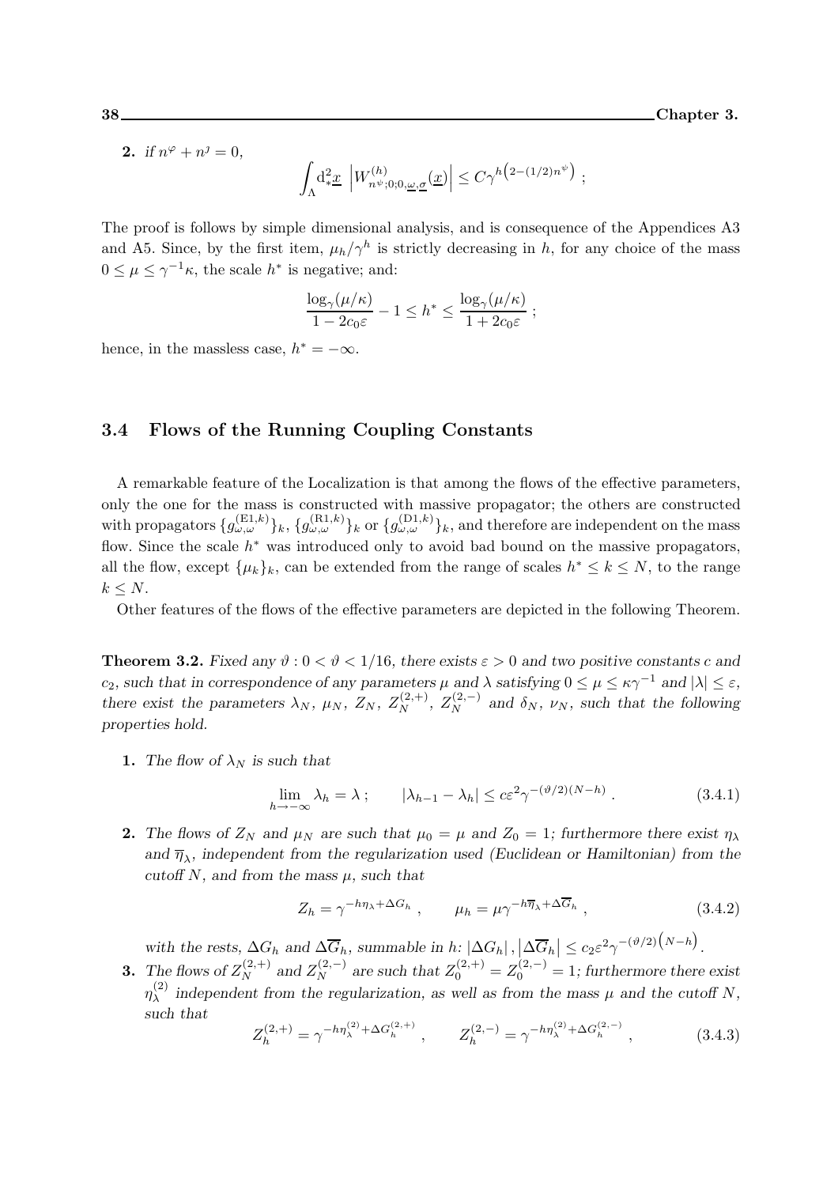**2.** *if* $n^{\varphi} + n^{\jmath} = 0$,

$$\int_{\Lambda} \mathrm{d}^2_{*}\underline{x} \; \left| W^{(h)}_{n^{\psi};0;0,\underline{\omega},\underline{\sigma}}(\underline{x}) \right| \leq C\gamma^{h\left(2-(1/2)n^{\psi}\right)} \; ;$$

The proof is follows by simple dimensional analysis, and is consequence of the Appendices A3 and A5. Since, by the first item, $\mu_h/\gamma^h$ is strictly decreasing in $h$, for any choice of the mass $0 \leq \mu \leq \gamma^{-1}\kappa$, the scale $h^*$ is negative; and:

$$\frac{\log_{\gamma}(\mu/\kappa)}{1-2c_0\varepsilon} - 1 \leq h^* \leq \frac{\log_{\gamma}(\mu/\kappa)}{1+2c_0\varepsilon} \; ;$$

hence, in the massless case, $h^* = -\infty$.

## 3.4 Flows of the Running Coupling Constants

A remarkable feature of the Localization is that among the flows of the effective parameters, only the one for the mass is constructed with massive propagator; the others are constructed with propagators $\{g^{(\mathrm{E1},k)}_{\omega,\omega}\}_k$, $\{g^{(\mathrm{R1},k)}_{\omega,\omega}\}_k$ or $\{g^{(\mathrm{D1},k)}_{\omega,\omega}\}_k$, and therefore are independent on the mass flow. Since the scale $h^*$ was introduced only to avoid bad bound on the massive propagators, all the flow, except $\{\mu_k\}_k$, can be extended from the range of scales $h^* \leq k \leq N$, to the range $k \leq N$.

Other features of the flows of the effective parameters are depicted in the following Theorem.

**Theorem 3.2.** *Fixed any $\vartheta : 0 < \vartheta < 1/16$, there exists $\varepsilon > 0$ and two positive constants $c$ and $c_2$, such that in correspondence of any parameters $\mu$ and $\lambda$ satisfying $0 \leq \mu \leq \kappa\gamma^{-1}$ and $|\lambda| \leq \varepsilon$, there exist the parameters $\lambda_N$, $\mu_N$, $Z_N$, $Z^{(2,+)}_N$, $Z^{(2,-)}_N$ and $\delta_N$, $\nu_N$, such that the following properties hold.*

**1.** *The flow of $\lambda_N$ is such that*

$$\lim_{h\to-\infty} \lambda_h = \lambda \; ; \qquad |\lambda_{h-1} - \lambda_h| \leq c\varepsilon^2\gamma^{-(\vartheta/2)(N-h)} \; . \tag{3.4.1}$$

**2.** *The flows of $Z_N$ and $\mu_N$ are such that $\mu_0 = \mu$ and $Z_0 = 1$; furthermore there exist $\eta_\lambda$ and $\overline{\eta}_\lambda$, independent from the regularization used (Euclidean or Hamiltonian) from the cutoff $N$, and from the mass $\mu$, such that*

$$Z_h = \gamma^{-h\eta_\lambda + \Delta G_h} \; , \qquad \mu_h = \mu\gamma^{-h\overline{\eta}_\lambda + \Delta\overline{G}_h} \; , \tag{3.4.2}$$

*with the rests, $\Delta G_h$ and $\Delta\overline{G}_h$, summable in $h$: $|\Delta G_h|, \left|\Delta\overline{G}_h\right| \leq c_2\varepsilon^2\gamma^{-(\vartheta/2)\left(N-h\right)}$.*

**3.** *The flows of $Z^{(2,+)}_N$ and $Z^{(2,-)}_N$ are such that $Z^{(2,+)}_0 = Z^{(2,-)}_0 = 1$; furthermore there exist $\eta^{(2)}_\lambda$ independent from the regularization, as well as from the mass $\mu$ and the cutoff $N$, such that*

$$Z^{(2,+)}_h = \gamma^{-h\eta^{(2)}_\lambda + \Delta G^{(2,+)}_h} \; , \qquad Z^{(2,-)}_h = \gamma^{-h\eta^{(2)}_\lambda + \Delta G^{(2,-)}_h} \; , \tag{3.4.3}$$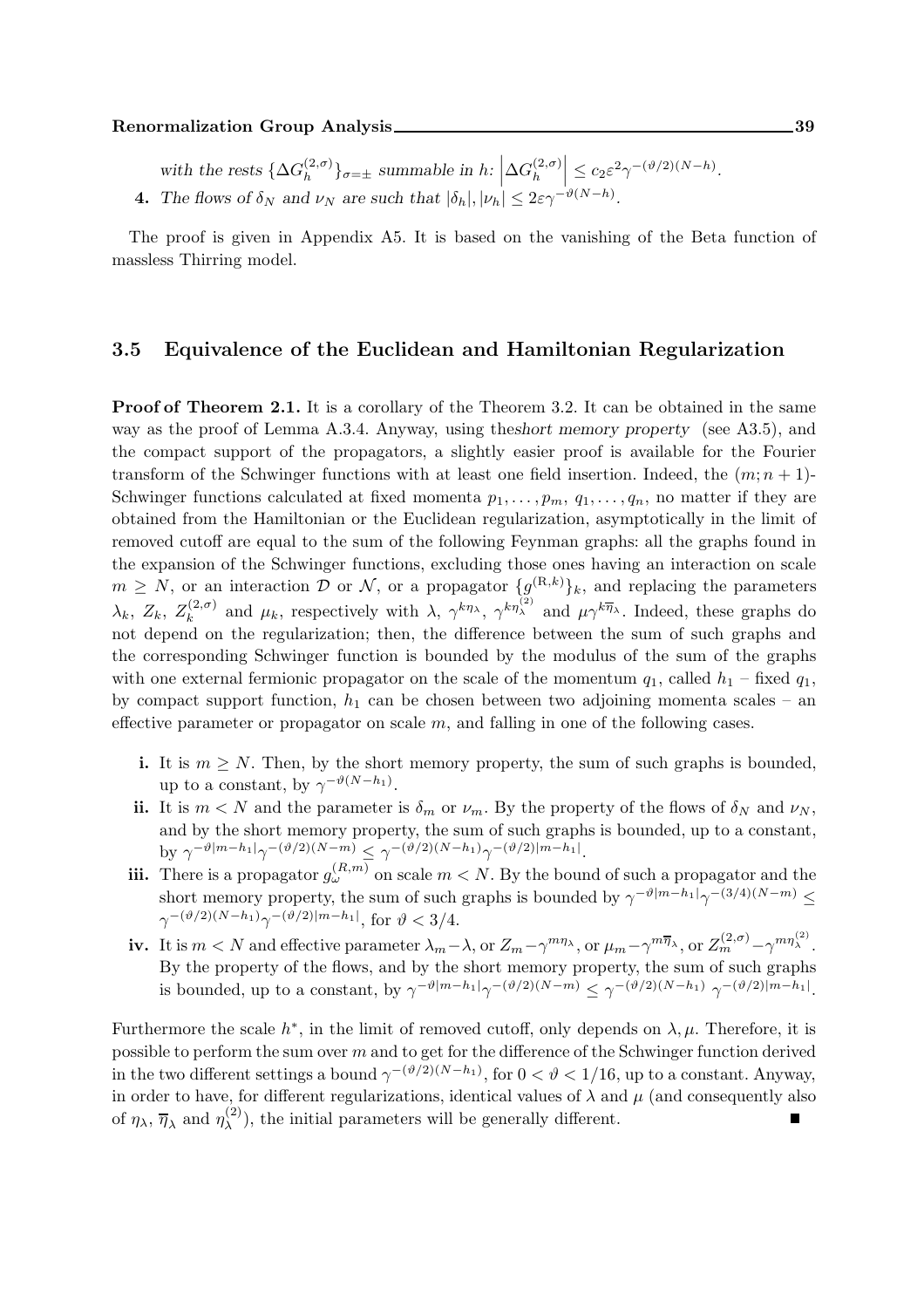*with the rests* $\{\Delta G_h^{(2,\sigma)}\}_{\sigma=\pm}$ *summable in* $h$*:* $\left|\Delta G_h^{(2,\sigma)}\right| \leq c_2 \varepsilon^2 \gamma^{-(\vartheta/2)(N-h)}$.

**4.** *The flows of* $\delta_N$ *and* $\nu_N$ *are such that* $|\delta_h|, |\nu_h| \leq 2\varepsilon\gamma^{-\vartheta(N-h)}$.

The proof is given in Appendix A5. It is based on the vanishing of the Beta function of massless Thirring model.

### 3.5 Equivalence of the Euclidean and Hamiltonian Regularization

**Proof of Theorem 2.1.** It is a corollary of the Theorem 3.2. It can be obtained in the same way as the proof of Lemma A.3.4. Anyway, using the*short memory property* (see A3.5), and the compact support of the propagators, a slightly easier proof is available for the Fourier transform of the Schwinger functions with at least one field insertion. Indeed, the $(m; n+1)$-Schwinger functions calculated at fixed momenta $p_1, \ldots, p_m$, $q_1, \ldots, q_n$, no matter if they are obtained from the Hamiltonian or the Euclidean regularization, asymptotically in the limit of removed cutoff are equal to the sum of the following Feynman graphs: all the graphs found in the expansion of the Schwinger functions, excluding those ones having an interaction on scale $m \geq N$, or an interaction $\mathcal{D}$ or $\mathcal{N}$, or a propagator $\{g^{(\mathrm{R},k)}\}_k$, and replacing the parameters $\lambda_k$, $Z_k$, $Z_k^{(2,\sigma)}$ and $\mu_k$, respectively with $\lambda$, $\gamma^{k\eta_\lambda}$, $\gamma^{k\eta_\lambda^{(2)}}$ and $\mu\gamma^{k\overline{\eta}_\lambda}$. Indeed, these graphs do not depend on the regularization; then, the difference between the sum of such graphs and the corresponding Schwinger function is bounded by the modulus of the sum of the graphs with one external fermionic propagator on the scale of the momentum $q_1$, called $h_1$ – fixed $q_1$, by compact support function, $h_1$ can be chosen between two adjoining momenta scales – an effective parameter or propagator on scale $m$, and falling in one of the following cases.

- **i.** It is $m \geq N$. Then, by the short memory property, the sum of such graphs is bounded, up to a constant, by $\gamma^{-\vartheta(N-h_1)}$.
- **ii.** It is $m < N$ and the parameter is $\delta_m$ or $\nu_m$. By the property of the flows of $\delta_N$ and $\nu_N$, and by the short memory property, the sum of such graphs is bounded, up to a constant, by $\gamma^{-\vartheta|m-h_1|}\gamma^{-(\vartheta/2)(N-m)} \leq \gamma^{-(\vartheta/2)(N-h_1)}\gamma^{-(\vartheta/2)|m-h_1|}$.
- **iii.** There is a propagator $g_\omega^{(R,m)}$ on scale $m < N$. By the bound of such a propagator and the short memory property, the sum of such graphs is bounded by $\gamma^{-\vartheta|m-h_1|}\gamma^{-(3/4)(N-m)} \leq \gamma^{-(\vartheta/2)(N-h_1)}\gamma^{-(\vartheta/2)|m-h_1|}$, for $\vartheta < 3/4$.
- **iv.** It is $m < N$ and effective parameter $\lambda_m - \lambda$, or $Z_m - \gamma^{m\eta_\lambda}$, or $\mu_m - \gamma^{m\overline{\eta}_\lambda}$, or $Z_m^{(2,\sigma)} - \gamma^{m\eta_\lambda^{(2)}}$. By the property of the flows, and by the short memory property, the sum of such graphs is bounded, up to a constant, by $\gamma^{-\vartheta|m-h_1|}\gamma^{-(\vartheta/2)(N-m)} \leq \gamma^{-(\vartheta/2)(N-h_1)}\,\gamma^{-(\vartheta/2)|m-h_1|}$.

Furthermore the scale $h^*$, in the limit of removed cutoff, only depends on $\lambda, \mu$. Therefore, it is possible to perform the sum over $m$ and to get for the difference of the Schwinger function derived in the two different settings a bound $\gamma^{-(\vartheta/2)(N-h_1)}$, for $0 < \vartheta < 1/16$, up to a constant. Anyway, in order to have, for different regularizations, identical values of $\lambda$ and $\mu$ (and consequently also of $\eta_\lambda$, $\overline{\eta}_\lambda$ and $\eta_\lambda^{(2)}$), the initial parameters will be generally different. ∎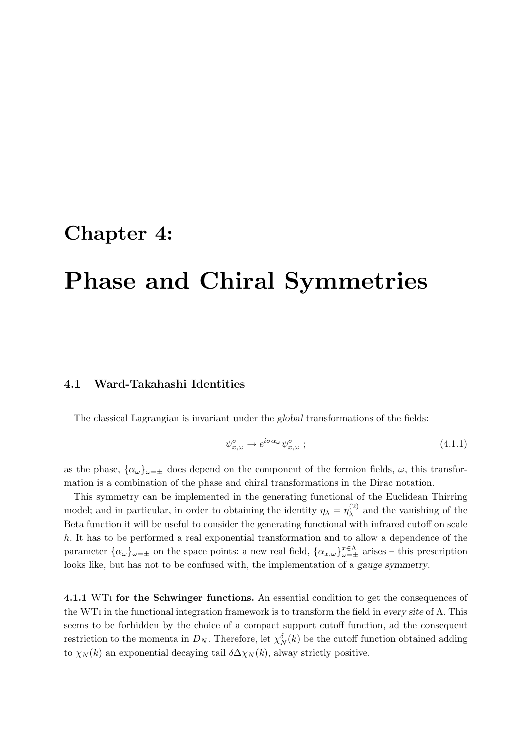# Chapter 4:

# Phase and Chiral Symmetries

## 4.1 Ward-Takahashi Identities

The classical Lagrangian is invariant under the *global* transformations of the fields:

$$\psi^{\sigma}_{x,\omega} \to e^{i\sigma\alpha_\omega}\psi^{\sigma}_{x,\omega}\ ; \tag{4.1.1}$$

as the phase, $\{\alpha_\omega\}_{\omega=\pm}$ does depend on the component of the fermion fields, $\omega$, this transformation is a combination of the phase and chiral transformations in the Dirac notation.

This symmetry can be implemented in the generating functional of the Euclidean Thirring model; and in particular, in order to obtaining the identity $\eta_\lambda = \eta^{(2)}_\lambda$ and the vanishing of the Beta function it will be useful to consider the generating functional with infrared cutoff on scale $h$. It has to be performed a real exponential transformation and to allow a dependence of the parameter $\{\alpha_\omega\}_{\omega=\pm}$ on the space points: a new real field, $\{\alpha_{x,\omega}\}^{x\in\Lambda}_{\omega=\pm}$ arises – this prescription looks like, but has not to be confused with, the implementation of a *gauge symmetry*.

**4.1.1** WTI **for the Schwinger functions.** An essential condition to get the consequences of the WTI in the functional integration framework is to transform the field in *every site* of $\Lambda$. This seems to be forbidden by the choice of a compact support cutoff function, ad the consequent restriction to the momenta in $D_N$. Therefore, let $\chi^\delta_N(k)$ be the cutoff function obtained adding to $\chi_N(k)$ an exponential decaying tail $\delta\Delta\chi_N(k)$, alway strictly positive.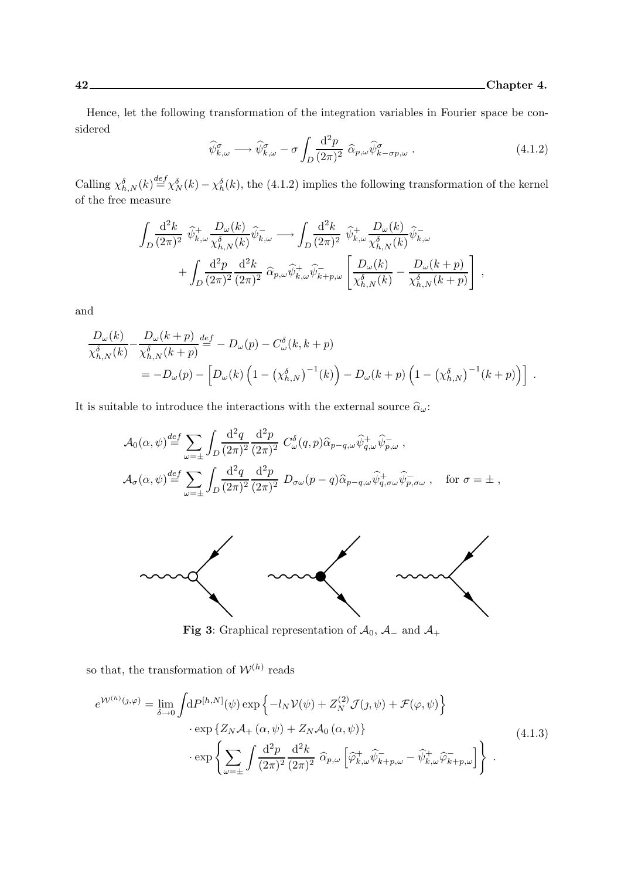Hence, let the following transformation of the integration variables in Fourier space be considered

$$\widehat{\psi}^{\sigma}_{k,\omega} \longrightarrow \widehat{\psi}^{\sigma}_{k,\omega} - \sigma \int_D \frac{\mathrm{d}^2 p}{(2\pi)^2}\ \widehat{\alpha}_{p,\omega} \widehat{\psi}^{\sigma}_{k-\sigma p,\omega}\ . \tag{4.1.2}$$

Calling $\chi^{\delta}_{h,N}(k) \stackrel{def}{=} \chi^{\delta}_N(k) - \chi^{\delta}_h(k)$, the (4.1.2) implies the following transformation of the kernel of the free measure

$$\int_D \frac{\mathrm{d}^2 k}{(2\pi)^2}\ \widehat{\psi}^{+}_{k,\omega} \frac{D_\omega(k)}{\chi^{\delta}_{h,N}(k)} \widehat{\psi}^{-}_{k,\omega} \longrightarrow \int_D \frac{\mathrm{d}^2 k}{(2\pi)^2}\ \widehat{\psi}^{+}_{k,\omega} \frac{D_\omega(k)}{\chi^{\delta}_{h,N}(k)} \widehat{\psi}^{-}_{k,\omega}$$
$$+ \int_D \frac{\mathrm{d}^2 p}{(2\pi)^2} \frac{\mathrm{d}^2 k}{(2\pi)^2}\ \widehat{\alpha}_{p,\omega} \widehat{\psi}^{+}_{k,\omega} \widehat{\psi}^{-}_{k+p,\omega} \left[ \frac{D_\omega(k)}{\chi^{\delta}_{h,N}(k)} - \frac{D_\omega(k+p)}{\chi^{\delta}_{h,N}(k+p)} \right]\ ,$$

and

$$\frac{D_\omega(k)}{\chi^{\delta}_{h,N}(k)} - \frac{D_\omega(k+p)}{\chi^{\delta}_{h,N}(k+p)} \stackrel{def}{=} -D_\omega(p) - C^{\delta}_{\omega}(k,k+p)$$
$$= -D_\omega(p) - \left[ D_\omega(k)\left(1 - \left(\chi^{\delta}_{h,N}\right)^{-1}(k)\right) - D_\omega(k+p)\left(1 - \left(\chi^{\delta}_{h,N}\right)^{-1}(k+p)\right)\right]\ .$$

It is suitable to introduce the interactions with the external source $\widehat{\alpha}_\omega$:

$$\mathcal{A}_0(\alpha,\psi) \stackrel{def}{=} \sum_{\omega=\pm} \int_D \frac{\mathrm{d}^2 q}{(2\pi)^2} \frac{\mathrm{d}^2 p}{(2\pi)^2}\ C^{\delta}_{\omega}(q,p) \widehat{\alpha}_{p-q,\omega} \widehat{\psi}^{+}_{q,\omega} \widehat{\psi}^{-}_{p,\omega}\ ,$$
$$\mathcal{A}_\sigma(\alpha,\psi) \stackrel{def}{=} \sum_{\omega=\pm} \int_D \frac{\mathrm{d}^2 q}{(2\pi)^2} \frac{\mathrm{d}^2 p}{(2\pi)^2}\ D_{\sigma\omega}(p-q) \widehat{\alpha}_{p-q,\omega} \widehat{\psi}^{+}_{q,\sigma\omega} \widehat{\psi}^{-}_{p,\sigma\omega}\ , \quad \text{for } \sigma = \pm\ ,$$

**Fig 3**: Graphical representation of $\mathcal{A}_0$, $\mathcal{A}_-$ and $\mathcal{A}_+$

so that, the transformation of $\mathcal{W}^{(h)}$ reads

$$\begin{aligned} e^{\mathcal{W}^{(h)}(\jmath,\varphi)} = \lim_{\delta\to 0} \int & \mathrm{d}P^{[h,N]}(\psi) \exp\left\{ -l_N \mathcal{V}(\psi) + Z^{(2)}_N \mathcal{J}(\jmath,\psi) + \mathcal{F}(\varphi,\psi) \right\} \\ & \cdot \exp\left\{ Z_N \mathcal{A}_+(\alpha,\psi) + Z_N \mathcal{A}_0(\alpha,\psi) \right\} \\ & \cdot \exp\left\{ \sum_{\omega=\pm} \int \frac{\mathrm{d}^2 p}{(2\pi)^2} \frac{\mathrm{d}^2 k}{(2\pi)^2}\ \widehat{\alpha}_{p,\omega} \left[ \widehat{\varphi}^{+}_{k,\omega} \widehat{\psi}^{-}_{k+p,\omega} - \widehat{\psi}^{+}_{k,\omega} \widehat{\varphi}^{-}_{k+p,\omega} \right] \right\}\ . \end{aligned} \tag{4.1.3}$$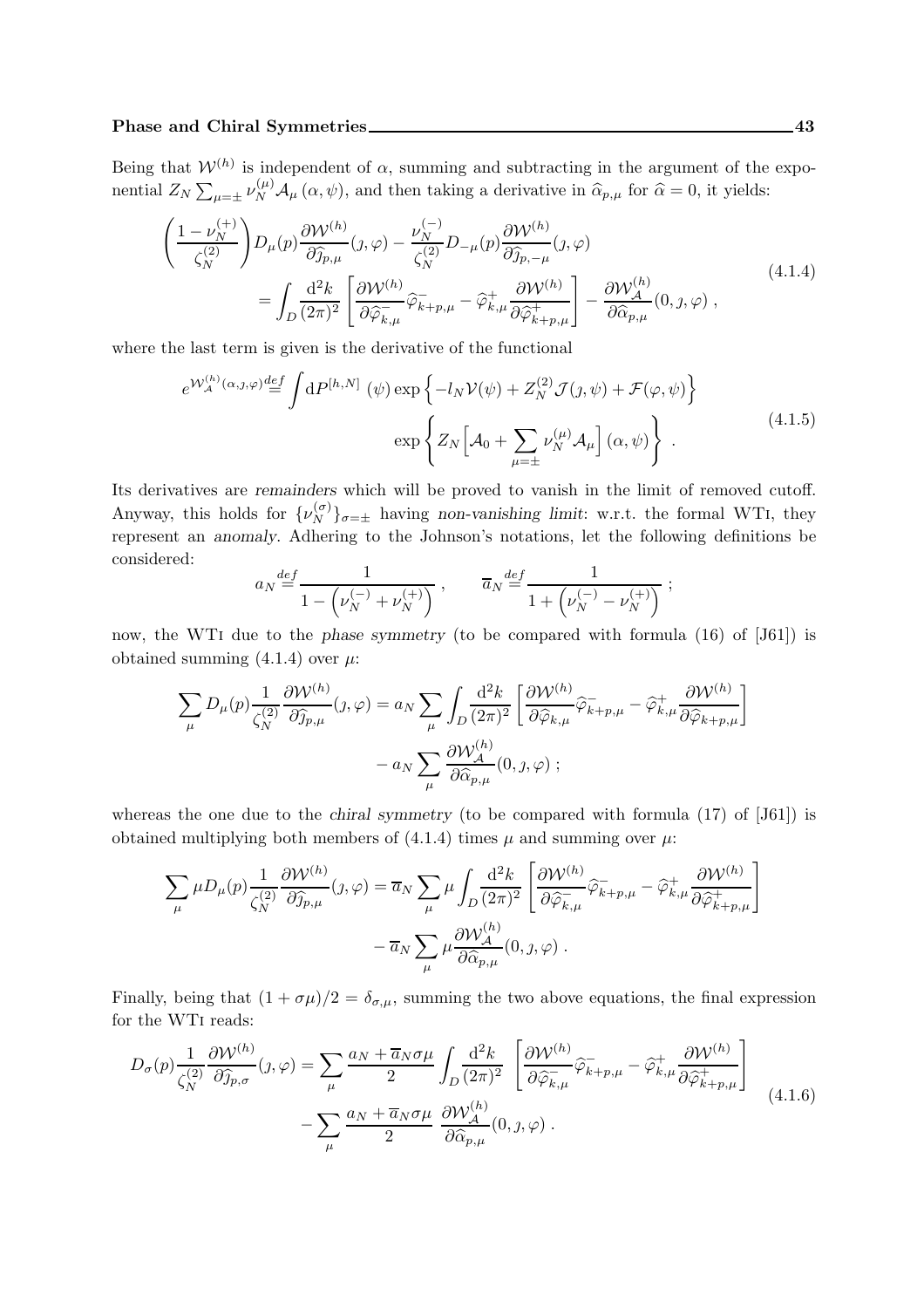Being that $\mathcal{W}^{(h)}$ is independent of $\alpha$, summing and subtracting in the argument of the exponential $Z_N \sum_{\mu=\pm} \nu_N^{(\mu)} \mathcal{A}_\mu(\alpha, \psi)$, and then taking a derivative in $\widehat{\alpha}_{p,\mu}$ for $\widehat{\alpha} = 0$, it yields:

$$
\begin{aligned}
\left(\frac{1-\nu_N^{(+)}}{\zeta_N^{(2)}}\right) D_\mu(p) \frac{\partial \mathcal{W}^{(h)}}{\partial \widehat{\jmath}_{p,\mu}}(\jmath, \varphi) - \frac{\nu_N^{(-)}}{\zeta_N^{(2)}} D_{-\mu}(p) \frac{\partial \mathcal{W}^{(h)}}{\partial \widehat{\jmath}_{p,-\mu}}(\jmath, \varphi) \\
= \int_D \frac{\mathrm{d}^2 k}{(2\pi)^2} \left[ \frac{\partial \mathcal{W}^{(h)}}{\partial \widehat{\varphi}^-_{k,\mu}} \widehat{\varphi}^-_{k+p,\mu} - \widehat{\varphi}^+_{k,\mu} \frac{\partial \mathcal{W}^{(h)}}{\partial \widehat{\varphi}^+_{k+p,\mu}} \right] - \frac{\partial \mathcal{W}^{(h)}_{\mathcal{A}}}{\partial \widehat{\alpha}_{p,\mu}}(0, \jmath, \varphi) \; ,
\end{aligned}
\tag{4.1.4}
$$

where the last term is given is the derivative of the functional

$$
\begin{aligned}
e^{\mathcal{W}^{(h)}_{\mathcal{A}}(\alpha,\jmath,\varphi)} \stackrel{def}{=} \int \mathrm{d}P^{[h,N]}\,(\psi) \exp\left\{ -l_N \mathcal{V}(\psi) + Z_N^{(2)} \mathcal{J}(\jmath, \psi) + \mathcal{F}(\varphi, \psi) \right\} \\
\exp\left\{ Z_N \Big[ \mathcal{A}_0 + \sum_{\mu=\pm} \nu_N^{(\mu)} \mathcal{A}_\mu \Big](\alpha, \psi) \right\} \; .
\end{aligned}
\tag{4.1.5}
$$

Its derivatives are *remainders* which will be proved to vanish in the limit of removed cutoff. Anyway, this holds for $\{\nu_N^{(\sigma)}\}_{\sigma=\pm}$ having *non-vanishing limit*: w.r.t. the formal WTi, they represent an *anomaly*. Adhering to the Johnson's notations, let the following definitions be considered:

$$
a_N \stackrel{def}{=} \frac{1}{1 - \left(\nu_N^{(-)} + \nu_N^{(+)}\right)} \; , \qquad \overline{a}_N \stackrel{def}{=} \frac{1}{1 + \left(\nu_N^{(-)} - \nu_N^{(+)}\right)} \; ;
$$

now, the WTi due to the *phase symmetry* (to be compared with formula (16) of [J61]) is obtained summing (4.1.4) over $\mu$:

$$
\begin{aligned}
\sum_\mu D_\mu(p) \frac{1}{\zeta_N^{(2)}} \frac{\partial \mathcal{W}^{(h)}}{\partial \widehat{\jmath}_{p,\mu}}(\jmath, \varphi) = a_N \sum_\mu \int_D \frac{\mathrm{d}^2 k}{(2\pi)^2} \left[ \frac{\partial \mathcal{W}^{(h)}}{\partial \widehat{\varphi}_{k,\mu}} \widehat{\varphi}^-_{k+p,\mu} - \widehat{\varphi}^+_{k,\mu} \frac{\partial \mathcal{W}^{(h)}}{\partial \widehat{\varphi}_{k+p,\mu}} \right] \\
- a_N \sum_\mu \frac{\partial \mathcal{W}^{(h)}_{\mathcal{A}}}{\partial \widehat{\alpha}_{p,\mu}}(0, \jmath, \varphi) \; ;
\end{aligned}
$$

whereas the one due to the *chiral symmetry* (to be compared with formula (17) of [J61]) is obtained multiplying both members of (4.1.4) times $\mu$ and summing over $\mu$:

$$
\begin{aligned}
\sum_\mu \mu D_\mu(p) \frac{1}{\zeta_N^{(2)}} \frac{\partial \mathcal{W}^{(h)}}{\partial \widehat{\jmath}_{p,\mu}}(\jmath, \varphi) = \overline{a}_N \sum_\mu \mu \int_D \frac{\mathrm{d}^2 k}{(2\pi)^2} \left[ \frac{\partial \mathcal{W}^{(h)}}{\partial \widehat{\varphi}^-_{k,\mu}} \widehat{\varphi}^-_{k+p,\mu} - \widehat{\varphi}^+_{k,\mu} \frac{\partial \mathcal{W}^{(h)}}{\partial \widehat{\varphi}^+_{k+p,\mu}} \right] \\
- \overline{a}_N \sum_\mu \mu \frac{\partial \mathcal{W}^{(h)}_{\mathcal{A}}}{\partial \widehat{\alpha}_{p,\mu}}(0, \jmath, \varphi) \; .
\end{aligned}
$$

Finally, being that $(1 + \sigma\mu)/2 = \delta_{\sigma,\mu}$, summing the two above equations, the final expression for the WTi reads:

$$
\begin{aligned}
D_\sigma(p) \frac{1}{\zeta_N^{(2)}} \frac{\partial \mathcal{W}^{(h)}}{\partial \widehat{\jmath}_{p,\sigma}}(\jmath, \varphi) = \sum_\mu \frac{a_N + \overline{a}_N \sigma\mu}{2} \int_D \frac{\mathrm{d}^2 k}{(2\pi)^2} \left[ \frac{\partial \mathcal{W}^{(h)}}{\partial \widehat{\varphi}^-_{k,\mu}} \widehat{\varphi}^-_{k+p,\mu} - \widehat{\varphi}^+_{k,\mu} \frac{\partial \mathcal{W}^{(h)}}{\partial \widehat{\varphi}^+_{k+p,\mu}} \right] \\
- \sum_\mu \frac{a_N + \overline{a}_N \sigma\mu}{2} \; \frac{\partial \mathcal{W}^{(h)}_{\mathcal{A}}}{\partial \widehat{\alpha}_{p,\mu}}(0, \jmath, \varphi) \; .
\end{aligned}
\tag{4.1.6}
$$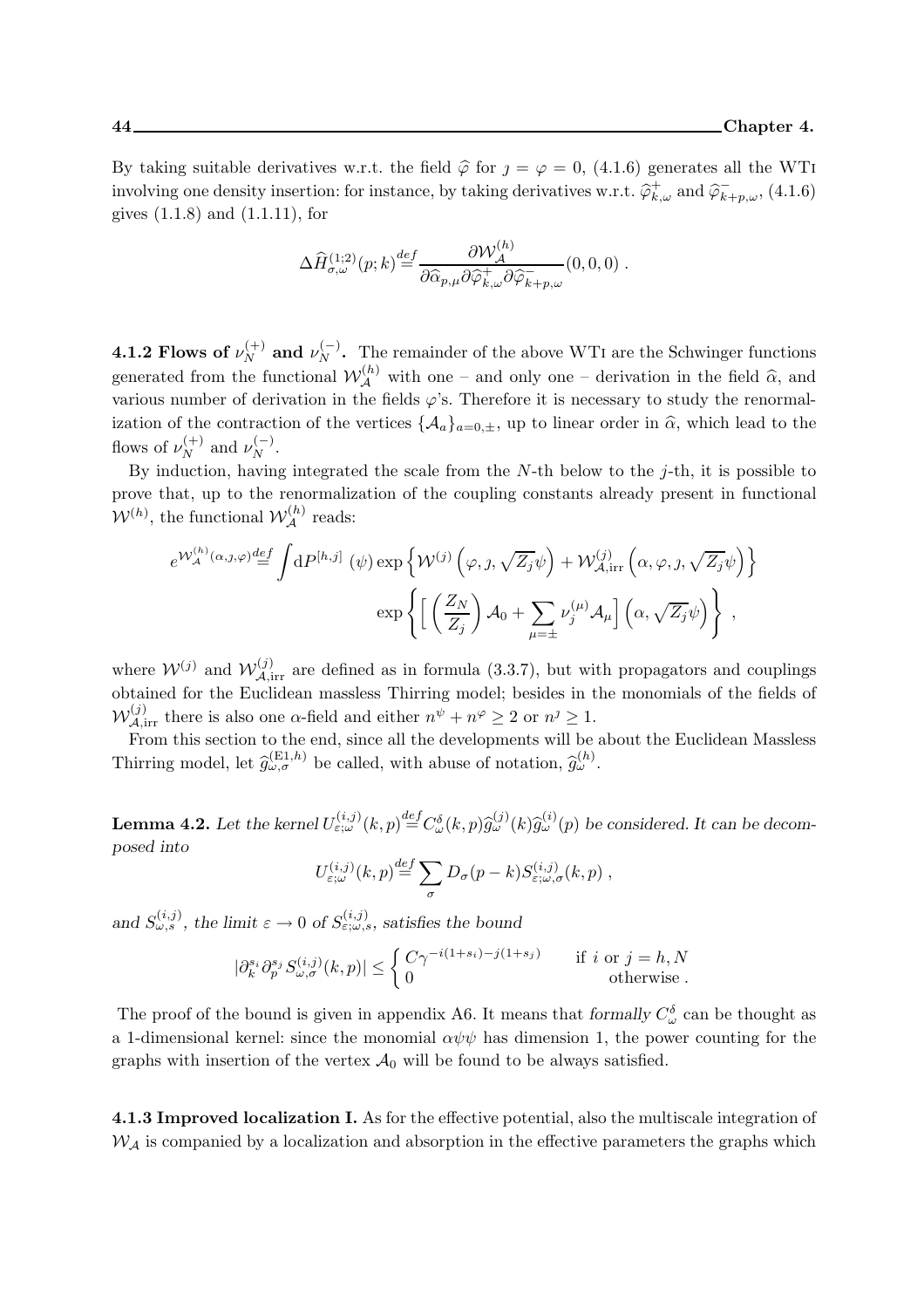By taking suitable derivatives w.r.t. the field $\widehat{\varphi}$ for $\jmath = \varphi = 0$, (4.1.6) generates all the WTI involving one density insertion: for instance, by taking derivatives w.r.t. $\widehat{\varphi}^+_{k,\omega}$ and $\widehat{\varphi}^-_{k+p,\omega}$, (4.1.6) gives (1.1.8) and (1.1.11), for

$$\Delta \widehat{H}^{(1;2)}_{\sigma,\omega}(p;k) \stackrel{def}{=} \frac{\partial \mathcal{W}^{(h)}_{\mathcal{A}}}{\partial \widehat{\alpha}_{p,\mu} \partial \widehat{\varphi}^+_{k,\omega} \partial \widehat{\varphi}^-_{k+p,\omega}}(0,0,0) \; .$$

**4.1.2 Flows of $\nu^{(+)}_N$ and $\nu^{(-)}_N$.** The remainder of the above WTI are the Schwinger functions generated from the functional $\mathcal{W}^{(h)}_{\mathcal{A}}$ with one – and only one – derivation in the field $\widehat{\alpha}$, and various number of derivation in the fields $\varphi$'s. Therefore it is necessary to study the renormalization of the contraction of the vertices $\{\mathcal{A}_a\}_{a=0,\pm}$, up to linear order in $\widehat{\alpha}$, which lead to the flows of $\nu^{(+)}_N$ and $\nu^{(-)}_N$.

By induction, having integrated the scale from the $N$-th below to the $j$-th, it is possible to prove that, up to the renormalization of the coupling constants already present in functional $\mathcal{W}^{(h)}$, the functional $\mathcal{W}^{(h)}_{\mathcal{A}}$ reads:

$$e^{\mathcal{W}^{(h)}_{\mathcal{A}}(\alpha,\jmath,\varphi)} \stackrel{def}{=} \int \mathrm{d}P^{[h,j]}\,(\psi) \exp\left\{ \mathcal{W}^{(j)}\left(\varphi,\jmath,\sqrt{Z_j}\psi\right) + \mathcal{W}^{(j)}_{\mathcal{A},\mathrm{irr}}\left(\alpha,\varphi,\jmath,\sqrt{Z_j}\psi\right) \right\}$$
$$\exp\left\{ \Big[ \left(\frac{Z_N}{Z_j}\right) \mathcal{A}_0 + \sum_{\mu=\pm} \nu^{(\mu)}_j \mathcal{A}_\mu \Big] \left(\alpha, \sqrt{Z_j}\psi\right) \right\} \; ,$$

where $\mathcal{W}^{(j)}$ and $\mathcal{W}^{(j)}_{\mathcal{A},\mathrm{irr}}$ are defined as in formula (3.3.7), but with propagators and couplings obtained for the Euclidean massless Thirring model; besides in the monomials of the fields of $\mathcal{W}^{(j)}_{\mathcal{A},\mathrm{irr}}$ there is also one $\alpha$-field and either $n^\psi + n^\varphi \geq 2$ or $n^\jmath \geq 1$.

From this section to the end, since all the developments will be about the Euclidean Massless Thirring model, let $\widehat{g}^{(\mathrm{E1},h)}_{\omega,\sigma}$ be called, with abuse of notation, $\widehat{g}^{(h)}_{\omega}$.

**Lemma 4.2.** *Let the kernel $U^{(i,j)}_{\varepsilon;\omega}(k,p) \stackrel{def}{=} C^\delta_\omega(k,p)\widehat{g}^{(j)}_\omega(k)\widehat{g}^{(i)}_\omega(p)$ be considered. It can be decomposed into*

$$U^{(i,j)}_{\varepsilon;\omega}(k,p) \stackrel{def}{=} \sum_\sigma D_\sigma(p-k) S^{(i,j)}_{\varepsilon;\omega,\sigma}(k,p) \; ,$$

*and $S^{(i,j)}_{\omega,s}$, the limit $\varepsilon \to 0$ of $S^{(i,j)}_{\varepsilon;\omega,s}$, satisfies the bound*

$$|\partial^{s_i}_k \partial^{s_j}_p S^{(i,j)}_{\omega,\sigma}(k,p)| \leq \begin{cases} C\gamma^{-i(1+s_i)-j(1+s_j)} & \text{if } i \text{ or } j = h, N \\ 0 & \text{otherwise} \; . \end{cases}$$

The proof of the bound is given in appendix A6. It means that *formally* $C^\delta_\omega$ can be thought as a 1-dimensional kernel: since the monomial $\alpha\psi\psi$ has dimension 1, the power counting for the graphs with insertion of the vertex $\mathcal{A}_0$ will be found to be always satisfied.

**4.1.3 Improved localization I.** As for the effective potential, also the multiscale integration of $\mathcal{W}_{\mathcal{A}}$ is companied by a localization and absorption in the effective parameters the graphs which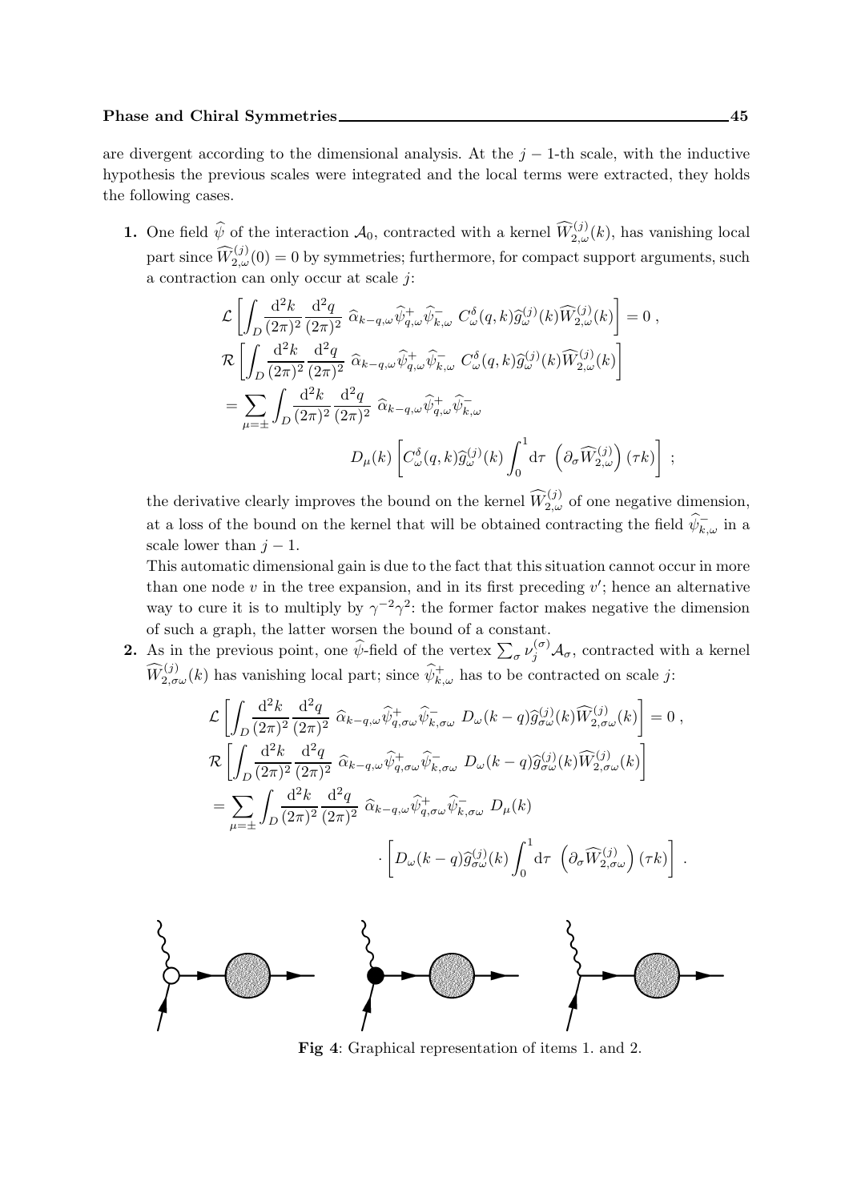are divergent according to the dimensional analysis. At the $j-1$-th scale, with the inductive hypothesis the previous scales were integrated and the local terms were extracted, they holds the following cases.

**1.** One field $\widehat{\psi}$ of the interaction $\mathcal{A}_0$, contracted with a kernel $\widehat{W}^{(j)}_{2,\omega}(k)$, has vanishing local part since $\widehat{W}^{(j)}_{2,\omega}(0) = 0$ by symmetries; furthermore, for compact support arguments, such a contraction can only occur at scale $j$:

$$\mathcal{L}\left[\int_D \frac{\mathrm{d}^2k}{(2\pi)^2}\frac{\mathrm{d}^2q}{(2\pi)^2}\ \widehat{\alpha}_{k-q,\omega}\widehat{\psi}^+_{q,\omega}\widehat{\psi}^-_{k,\omega}\ C^\delta_\omega(q,k)\widehat{g}^{(j)}_\omega(k)\widehat{W}^{(j)}_{2,\omega}(k)\right] = 0\ ,$$

$$\mathcal{R}\left[\int_D \frac{\mathrm{d}^2k}{(2\pi)^2}\frac{\mathrm{d}^2q}{(2\pi)^2}\ \widehat{\alpha}_{k-q,\omega}\widehat{\psi}^+_{q,\omega}\widehat{\psi}^-_{k,\omega}\ C^\delta_\omega(q,k)\widehat{g}^{(j)}_\omega(k)\widehat{W}^{(j)}_{2,\omega}(k)\right]$$
$$= \sum_{\mu=\pm}\int_D \frac{\mathrm{d}^2k}{(2\pi)^2}\frac{\mathrm{d}^2q}{(2\pi)^2}\ \widehat{\alpha}_{k-q,\omega}\widehat{\psi}^+_{q,\omega}\widehat{\psi}^-_{k,\omega}$$
$$D_\mu(k)\left[C^\delta_\omega(q,k)\widehat{g}^{(j)}_\omega(k)\int_0^1 \mathrm{d}\tau\ \left(\partial_\sigma \widehat{W}^{(j)}_{2,\omega}\right)(\tau k)\right]\ ;$$

the derivative clearly improves the bound on the kernel $\widehat{W}^{(j)}_{2,\omega}$ of one negative dimension, at a loss of the bound on the kernel that will be obtained contracting the field $\widehat{\psi}^-_{k,\omega}$ in a scale lower than $j-1$.

This automatic dimensional gain is due to the fact that this situation cannot occur in more than one node $v$ in the tree expansion, and in its first preceding $v'$; hence an alternative way to cure it is to multiply by $\gamma^{-2}\gamma^2$: the former factor makes negative the dimension of such a graph, the latter worsen the bound of a constant.

**2.** As in the previous point, one $\widehat{\psi}$-field of the vertex $\sum_\sigma \nu^{(\sigma)}_j \mathcal{A}_\sigma$, contracted with a kernel $\widehat{W}^{(j)}_{2,\sigma\omega}(k)$ has vanishing local part; since $\widehat{\psi}^+_{k,\omega}$ has to be contracted on scale $j$:

$$\mathcal{L}\left[\int_D \frac{\mathrm{d}^2k}{(2\pi)^2}\frac{\mathrm{d}^2q}{(2\pi)^2}\ \widehat{\alpha}_{k-q,\omega}\widehat{\psi}^+_{q,\sigma\omega}\widehat{\psi}^-_{k,\sigma\omega}\ D_\omega(k-q)\widehat{g}^{(j)}_{\sigma\omega}(k)\widehat{W}^{(j)}_{2,\sigma\omega}(k)\right] = 0\ ,$$

$$\mathcal{R}\left[\int_D \frac{\mathrm{d}^2k}{(2\pi)^2}\frac{\mathrm{d}^2q}{(2\pi)^2}\ \widehat{\alpha}_{k-q,\omega}\widehat{\psi}^+_{q,\sigma\omega}\widehat{\psi}^-_{k,\sigma\omega}\ D_\omega(k-q)\widehat{g}^{(j)}_{\sigma\omega}(k)\widehat{W}^{(j)}_{2,\sigma\omega}(k)\right]$$
$$= \sum_{\mu=\pm}\int_D \frac{\mathrm{d}^2k}{(2\pi)^2}\frac{\mathrm{d}^2q}{(2\pi)^2}\ \widehat{\alpha}_{k-q,\omega}\widehat{\psi}^+_{q,\sigma\omega}\widehat{\psi}^-_{k,\sigma\omega}\ D_\mu(k)$$
$$\cdot\left[D_\omega(k-q)\widehat{g}^{(j)}_{\sigma\omega}(k)\int_0^1 \mathrm{d}\tau\ \left(\partial_\sigma \widehat{W}^{(j)}_{2,\sigma\omega}\right)(\tau k)\right]\ .$$

**Fig 4**: Graphical representation of items 1. and 2.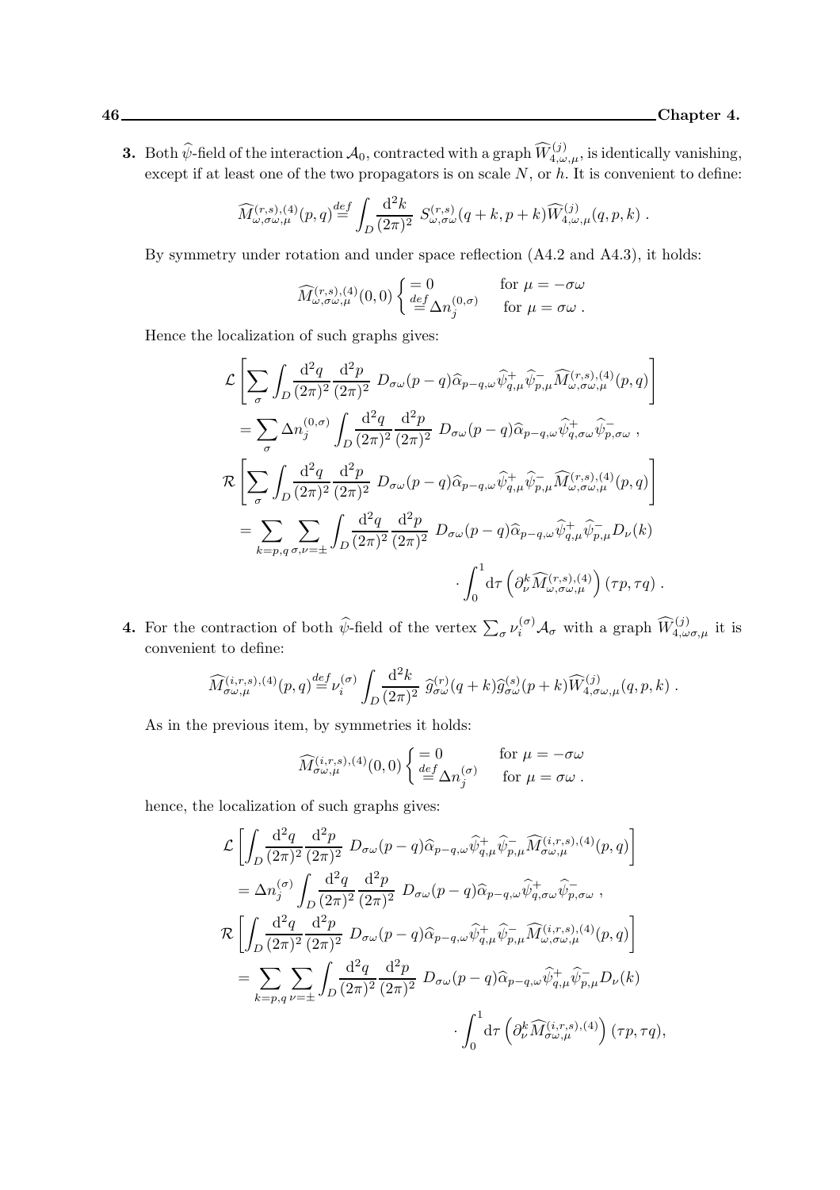**3.** Both $\widehat{\psi}$-field of the interaction $\mathcal{A}_0$, contracted with a graph $\widehat{W}^{(j)}_{4,\omega,\mu}$, is identically vanishing, except if at least one of the two propagators is on scale $N$, or $h$. It is convenient to define:

$$\widehat{M}^{(r,s),(4)}_{\omega,\sigma\omega,\mu}(p,q) \stackrel{def}{=} \int_D \frac{\mathrm{d}^2 k}{(2\pi)^2}\; S^{(r,s)}_{\omega,\sigma\omega}(q+k,p+k)\widehat{W}^{(j)}_{4,\omega,\mu}(q,p,k)\;.$$

By symmetry under rotation and under space reflection (A4.2 and A4.3), it holds:

$$\widehat{M}^{(r,s),(4)}_{\omega,\sigma\omega,\mu}(0,0)\begin{cases} = 0 & \text{for } \mu = -\sigma\omega \\ \stackrel{def}{=} \Delta n^{(0,\sigma)}_j & \text{for } \mu = \sigma\omega\;. \end{cases}$$

Hence the localization of such graphs gives:

$$\begin{aligned}
&\mathcal{L}\left[\sum_\sigma \int_D \frac{\mathrm{d}^2 q}{(2\pi)^2}\frac{\mathrm{d}^2 p}{(2\pi)^2}\; D_{\sigma\omega}(p-q)\widehat{\alpha}_{p-q,\omega}\widehat{\psi}^+_{q,\mu}\widehat{\psi}^-_{p,\mu}\widehat{M}^{(r,s),(4)}_{\omega,\sigma\omega,\mu}(p,q)\right] \\
&\quad = \sum_\sigma \Delta n^{(0,\sigma)}_j \int_D \frac{\mathrm{d}^2 q}{(2\pi)^2}\frac{\mathrm{d}^2 p}{(2\pi)^2}\; D_{\sigma\omega}(p-q)\widehat{\alpha}_{p-q,\omega}\widehat{\psi}^+_{q,\sigma\omega}\widehat{\psi}^-_{p,\sigma\omega}\;, \\
&\mathcal{R}\left[\sum_\sigma \int_D \frac{\mathrm{d}^2 q}{(2\pi)^2}\frac{\mathrm{d}^2 p}{(2\pi)^2}\; D_{\sigma\omega}(p-q)\widehat{\alpha}_{p-q,\omega}\widehat{\psi}^+_{q,\mu}\widehat{\psi}^-_{p,\mu}\widehat{M}^{(r,s),(4)}_{\omega,\sigma\omega,\mu}(p,q)\right] \\
&\quad = \sum_{k=p,q}\sum_{\sigma,\nu=\pm}\int_D \frac{\mathrm{d}^2 q}{(2\pi)^2}\frac{\mathrm{d}^2 p}{(2\pi)^2}\; D_{\sigma\omega}(p-q)\widehat{\alpha}_{p-q,\omega}\widehat{\psi}^+_{q,\mu}\widehat{\psi}^-_{p,\mu}D_\nu(k) \\
&\qquad\qquad \cdot\int_0^1 \mathrm{d}\tau\left(\partial^k_\nu \widehat{M}^{(r,s),(4)}_{\omega,\sigma\omega,\mu}\right)(\tau p,\tau q)\;.
\end{aligned}$$

**4.** For the contraction of both $\widehat{\psi}$-field of the vertex $\sum_\sigma \nu^{(\sigma)}_i \mathcal{A}_\sigma$ with a graph $\widehat{W}^{(j)}_{4,\omega\sigma,\mu}$ it is convenient to define:

$$\widehat{M}^{(i,r,s),(4)}_{\sigma\omega,\mu}(p,q) \stackrel{def}{=} \nu^{(\sigma)}_i \int_D \frac{\mathrm{d}^2 k}{(2\pi)^2}\; \widehat{g}^{(r)}_{\sigma\omega}(q+k)\widehat{g}^{(s)}_{\sigma\omega}(p+k)\widehat{W}^{(j)}_{4,\sigma\omega,\mu}(q,p,k)\;.$$

As in the previous item, by symmetries it holds:

$$\widehat{M}^{(i,r,s),(4)}_{\sigma\omega,\mu}(0,0)\begin{cases} = 0 & \text{for } \mu = -\sigma\omega \\ \stackrel{def}{=} \Delta n^{(\sigma)}_j & \text{for } \mu = \sigma\omega\;. \end{cases}$$

hence, the localization of such graphs gives:

$$\begin{aligned}
&\mathcal{L}\left[\int_D \frac{\mathrm{d}^2 q}{(2\pi)^2}\frac{\mathrm{d}^2 p}{(2\pi)^2}\; D_{\sigma\omega}(p-q)\widehat{\alpha}_{p-q,\omega}\widehat{\psi}^+_{q,\mu}\widehat{\psi}^-_{p,\mu}\widehat{M}^{(i,r,s),(4)}_{\sigma\omega,\mu}(p,q)\right] \\
&\quad = \Delta n^{(\sigma)}_j \int_D \frac{\mathrm{d}^2 q}{(2\pi)^2}\frac{\mathrm{d}^2 p}{(2\pi)^2}\; D_{\sigma\omega}(p-q)\widehat{\alpha}_{p-q,\omega}\widehat{\psi}^+_{q,\sigma\omega}\widehat{\psi}^-_{p,\sigma\omega}\;, \\
&\mathcal{R}\left[\int_D \frac{\mathrm{d}^2 q}{(2\pi)^2}\frac{\mathrm{d}^2 p}{(2\pi)^2}\; D_{\sigma\omega}(p-q)\widehat{\alpha}_{p-q,\omega}\widehat{\psi}^+_{q,\mu}\widehat{\psi}^-_{p,\mu}\widehat{M}^{(i,r,s),(4)}_{\omega,\sigma\omega,\mu}(p,q)\right] \\
&\quad = \sum_{k=p,q}\sum_{\nu=\pm}\int_D \frac{\mathrm{d}^2 q}{(2\pi)^2}\frac{\mathrm{d}^2 p}{(2\pi)^2}\; D_{\sigma\omega}(p-q)\widehat{\alpha}_{p-q,\omega}\widehat{\psi}^+_{q,\mu}\widehat{\psi}^-_{p,\mu}D_\nu(k) \\
&\qquad\qquad \cdot\int_0^1 \mathrm{d}\tau\left(\partial^k_\nu \widehat{M}^{(i,r,s),(4)}_{\sigma\omega,\mu}\right)(\tau p,\tau q),
\end{aligned}$$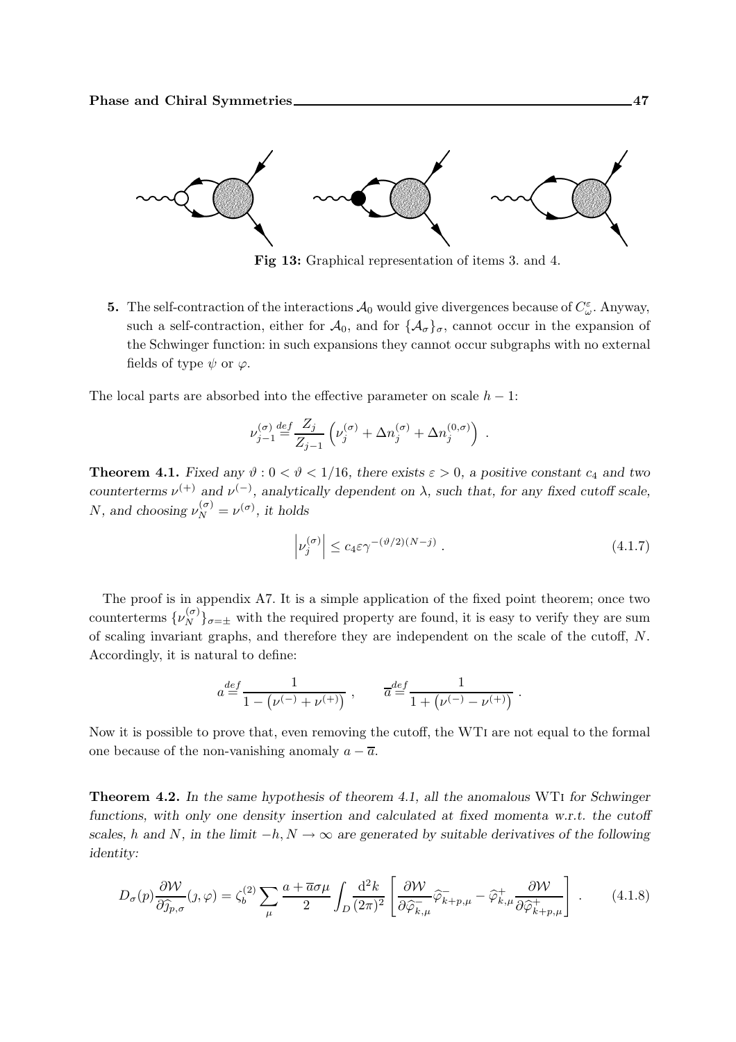**Fig 13:** Graphical representation of items 3. and 4.

**5.** The self-contraction of the interactions $\mathcal{A}_0$ would give divergences because of $C^{\varepsilon}_{\omega}$. Anyway, such a self-contraction, either for $\mathcal{A}_0$, and for $\{\mathcal{A}_\sigma\}_\sigma$, cannot occur in the expansion of the Schwinger function: in such expansions they cannot occur subgraphs with no external fields of type $\psi$ or $\varphi$.

The local parts are absorbed into the effective parameter on scale $h-1$:

$$\nu^{(\sigma)}_{j-1} \stackrel{def}{=} \frac{Z_j}{Z_{j-1}} \left( \nu^{(\sigma)}_j + \Delta n^{(\sigma)}_j + \Delta n^{(0,\sigma)}_j \right) \ .$$

**Theorem 4.1.** *Fixed any $\vartheta : 0 < \vartheta < 1/16$, there exists $\varepsilon > 0$, a positive constant $c_4$ and two counterterms $\nu^{(+)}$ and $\nu^{(-)}$, analytically dependent on $\lambda$, such that, for any fixed cutoff scale, $N$, and choosing $\nu^{(\sigma)}_N = \nu^{(\sigma)}$, it holds*

$$\left| \nu^{(\sigma)}_j \right| \le c_4 \varepsilon \gamma^{-(\vartheta/2)(N-j)} \ . \tag{4.1.7}$$

The proof is in appendix A7. It is a simple application of the fixed point theorem; once two counterterms $\{\nu^{(\sigma)}_N\}_{\sigma=\pm}$ with the required property are found, it is easy to verify they are sum of scaling invariant graphs, and therefore they are independent on the scale of the cutoff, $N$. Accordingly, it is natural to define:

$$a \stackrel{def}{=} \frac{1}{1-\left(\nu^{(-)}+\nu^{(+)}\right)} \ , \qquad \overline{a} \stackrel{def}{=} \frac{1}{1+\left(\nu^{(-)}-\nu^{(+)}\right)} \ .$$

Now it is possible to prove that, even removing the cutoff, the WTI are not equal to the formal one because of the non-vanishing anomaly $a - \overline{a}$.

**Theorem 4.2.** *In the same hypothesis of theorem 4.1, all the anomalous* WTI *for Schwinger functions, with only one density insertion and calculated at fixed momenta w.r.t. the cutoff scales, $h$ and $N$, in the limit $-h, N \to \infty$ are generated by suitable derivatives of the following identity:*

$$D_\sigma(p) \frac{\partial \mathcal{W}}{\partial \widehat{\jmath}_{p,\sigma}}(\jmath,\varphi) = \zeta^{(2)}_b \sum_\mu \frac{a+\overline{a}\sigma\mu}{2} \int_D \frac{\mathrm{d}^2 k}{(2\pi)^2} \left[ \frac{\partial \mathcal{W}}{\partial \widehat{\varphi}^-_{k,\mu}} \widehat{\varphi}^-_{k+p,\mu} - \widehat{\varphi}^+_{k,\mu} \frac{\partial \mathcal{W}}{\partial \widehat{\varphi}^+_{k+p,\mu}} \right] \ . \tag{4.1.8}$$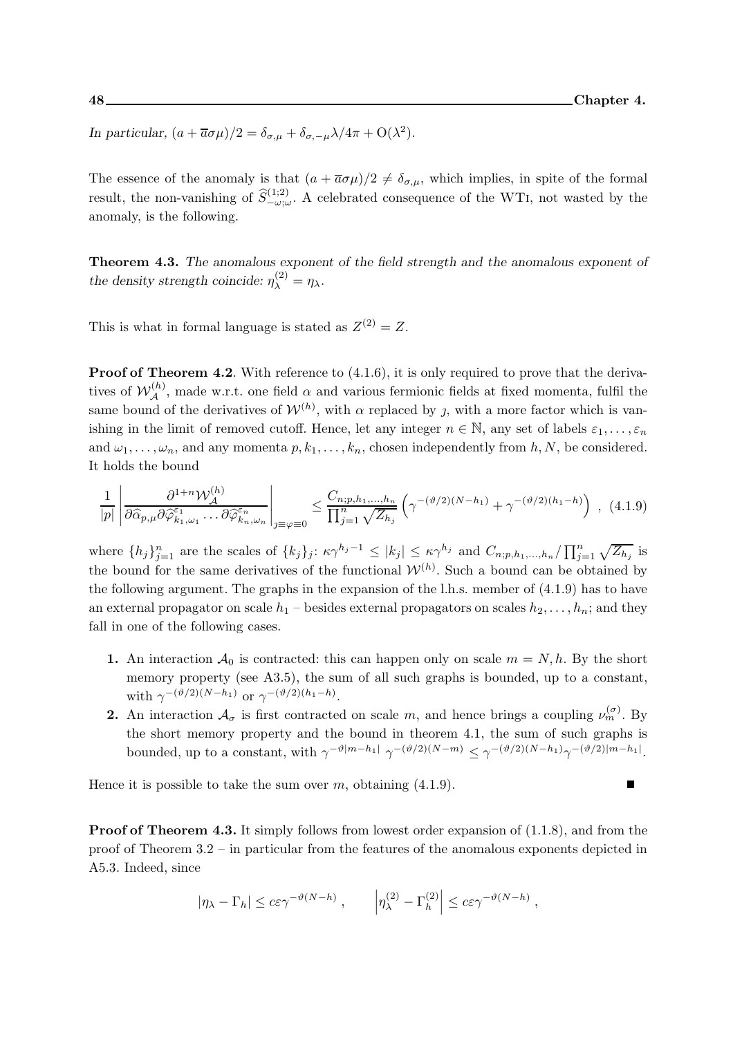*In particular,* $(a+\overline{a}\sigma\mu)/2 = \delta_{\sigma,\mu} + \delta_{\sigma,-\mu}\lambda/4\pi + \mathrm{O}(\lambda^2)$.

The essence of the anomaly is that $(a+\overline{a}\sigma\mu)/2 \neq \delta_{\sigma,\mu}$, which implies, in spite of the formal result, the non-vanishing of $\widehat{S}^{(1;2)}_{-\omega;\omega}$. A celebrated consequence of the WTI, not wasted by the anomaly, is the following.

**Theorem 4.3.** *The anomalous exponent of the field strength and the anomalous exponent of the density strength coincide:* $\eta^{(2)}_\lambda = \eta_\lambda$.

This is what in formal language is stated as $Z^{(2)} = Z$.

**Proof of Theorem 4.2**. With reference to (4.1.6), it is only required to prove that the derivatives of $\mathcal{W}^{(h)}_{\mathcal{A}}$, made w.r.t. one field $\alpha$ and various fermionic fields at fixed momenta, fulfil the same bound of the derivatives of $\mathcal{W}^{(h)}$, with $\alpha$ replaced by $\jmath$, with a more factor which is vanishing in the limit of removed cutoff. Hence, let any integer $n\in\mathbb{N}$, any set of labels $\varepsilon_1,\dots,\varepsilon_n$ and $\omega_1,\dots,\omega_n$, and any momenta $p,k_1,\dots,k_n$, chosen independently from $h,N$, be considered. It holds the bound

$$\frac{1}{|p|}\left|\frac{\partial^{1+n}\mathcal{W}^{(h)}_{\mathcal{A}}}{\partial\widehat{\alpha}_{p,\mu}\partial\widehat{\varphi}^{\varepsilon_1}_{k_1,\omega_1}\dots\partial\widehat{\varphi}^{\varepsilon_n}_{k_n,\omega_n}}\right|_{\jmath\equiv\varphi\equiv0} \le \frac{C_{n;p,h_1,\dots,h_n}}{\prod_{j=1}^n\sqrt{Z_{h_j}}}\left(\gamma^{-(\vartheta/2)(N-h_1)}+\gamma^{-(\vartheta/2)(h_1-h)}\right)\ , \quad (4.1.9)$$

where $\{h_j\}_{j=1}^n$ are the scales of $\{k_j\}_j$: $\kappa\gamma^{h_j-1}\le|k_j|\le\kappa\gamma^{h_j}$ and $C_{n;p,h_1,\dots,h_n}/\prod_{j=1}^n\sqrt{Z_{h_j}}$ is the bound for the same derivatives of the functional $\mathcal{W}^{(h)}$. Such a bound can be obtained by the following argument. The graphs in the expansion of the l.h.s. member of (4.1.9) has to have an external propagator on scale $h_1$ – besides external propagators on scales $h_2,\dots,h_n$; and they fall in one of the following cases.

1. An interaction $\mathcal{A}_0$ is contracted: this can happen only on scale $m=N,h$. By the short memory property (see A3.5), the sum of all such graphs is bounded, up to a constant, with $\gamma^{-(\vartheta/2)(N-h_1)}$ or $\gamma^{-(\vartheta/2)(h_1-h)}$.
2. An interaction $\mathcal{A}_\sigma$ is first contracted on scale $m$, and hence brings a coupling $\nu^{(\sigma)}_m$. By the short memory property and the bound in theorem 4.1, the sum of such graphs is bounded, up to a constant, with $\gamma^{-\vartheta|m-h_1|}\,\gamma^{-(\vartheta/2)(N-m)}\le\gamma^{-(\vartheta/2)(N-h_1)}\gamma^{-(\vartheta/2)|m-h_1|}$.

Hence it is possible to take the sum over $m$, obtaining (4.1.9). ■

**Proof of Theorem 4.3.** It simply follows from lowest order expansion of (1.1.8), and from the proof of Theorem 3.2 – in particular from the features of the anomalous exponents depicted in A5.3. Indeed, since

$$|\eta_\lambda-\Gamma_h|\le c\varepsilon\gamma^{-\vartheta(N-h)}\ ,\qquad \left|\eta^{(2)}_\lambda-\Gamma^{(2)}_h\right|\le c\varepsilon\gamma^{-\vartheta(N-h)}\ ,$$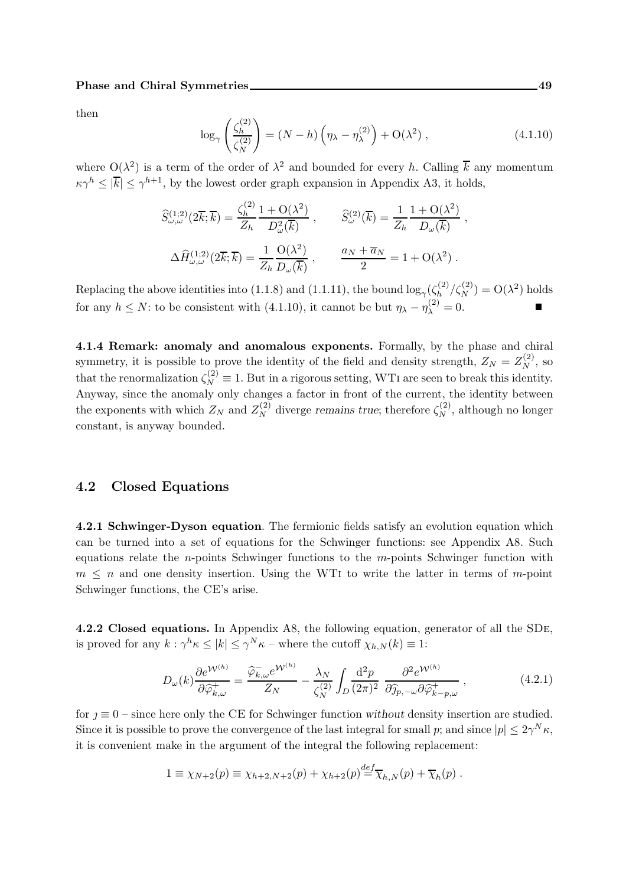then

$$\log_\gamma \left( \frac{\zeta_h^{(2)}}{\zeta_N^{(2)}} \right) = (N-h) \left( \eta_\lambda - \eta_\lambda^{(2)} \right) + \mathrm{O}(\lambda^2) \,, \tag{4.1.10}$$

where $\mathrm{O}(\lambda^2)$ is a term of the order of $\lambda^2$ and bounded for every $h$. Calling $\overline{k}$ any momentum $\kappa\gamma^h \leq |\overline{k}| \leq \gamma^{h+1}$, by the lowest order graph expansion in Appendix A3, it holds,

$$\widehat{S}^{(1;2)}_{\omega,\omega}(2\overline{k};\overline{k}) = \frac{\zeta_h^{(2)}}{Z_h} \frac{1+\mathrm{O}(\lambda^2)}{D^2_\omega(\overline{k})} \,, \qquad \widehat{S}^{(2)}_{\omega}(\overline{k}) = \frac{1}{Z_h} \frac{1+\mathrm{O}(\lambda^2)}{D_\omega(\overline{k})} \,,$$

$$\Delta\widehat{H}^{(1;2)}_{\omega,\omega}(2\overline{k};\overline{k}) = \frac{1}{Z_h} \frac{\mathrm{O}(\lambda^2)}{D_\omega(\overline{k})} \,, \qquad \frac{a_N+\overline{a}_N}{2} = 1 + \mathrm{O}(\lambda^2) \,.$$

Replacing the above identities into (1.1.8) and (1.1.11), the bound $\log_\gamma(\zeta_h^{(2)}/\zeta_N^{(2)}) = \mathrm{O}(\lambda^2)$ holds for any $h \leq N$: to be consistent with (4.1.10), it cannot be but $\eta_\lambda - \eta_\lambda^{(2)} = 0$. ∎

**4.1.4 Remark: anomaly and anomalous exponents.** Formally, by the phase and chiral symmetry, it is possible to prove the identity of the field and density strength, $Z_N = Z_N^{(2)}$, so that the renormalization $\zeta_N^{(2)} \equiv 1$. But in a rigorous setting, WTI are seen to break this identity. Anyway, since the anomaly only changes a factor in front of the current, the identity between the exponents with which $Z_N$ and $Z_N^{(2)}$ diverge *remains true*; therefore $\zeta_N^{(2)}$, although no longer constant, is anyway bounded.

## 4.2 Closed Equations

**4.2.1 Schwinger-Dyson equation**. The fermionic fields satisfy an evolution equation which can be turned into a set of equations for the Schwinger functions: see Appendix A8. Such equations relate the $n$-points Schwinger functions to the $m$-points Schwinger function with $m \leq n$ and one density insertion. Using the WTI to write the latter in terms of $m$-point Schwinger functions, the CE's arise.

**4.2.2 Closed equations.** In Appendix A8, the following equation, generator of all the SDE, is proved for any $k : \gamma^h\kappa \leq |k| \leq \gamma^N\kappa$ – where the cutoff $\chi_{h,N}(k) \equiv 1$:

$$D_\omega(k) \frac{\partial e^{\mathcal{W}^{(h)}}}{\partial \widehat{\varphi}^+_{k,\omega}} = \frac{\widehat{\varphi}^-_{k,\omega} e^{\mathcal{W}^{(h)}}}{Z_N} - \frac{\lambda_N}{\zeta_N^{(2)}} \int_D \frac{\mathrm{d}^2 p}{(2\pi)^2} \; \frac{\partial^2 e^{\mathcal{W}^{(h)}}}{\partial \widehat{\jmath}_{p,-\omega} \partial \widehat{\varphi}^+_{k-p,\omega}} \,, \tag{4.2.1}$$

for $\jmath \equiv 0$ – since here only the CE for Schwinger function *without* density insertion are studied. Since it is possible to prove the convergence of the last integral for small $p$; and since $|p| \leq 2\gamma^N\kappa$, it is convenient make in the argument of the integral the following replacement:

$$1 \equiv \chi_{N+2}(p) \equiv \chi_{h+2,N+2}(p) + \chi_{h+2}(p) \stackrel{def}{=} \overline{\chi}_{h,N}(p) + \overline{\chi}_h(p) \,.$$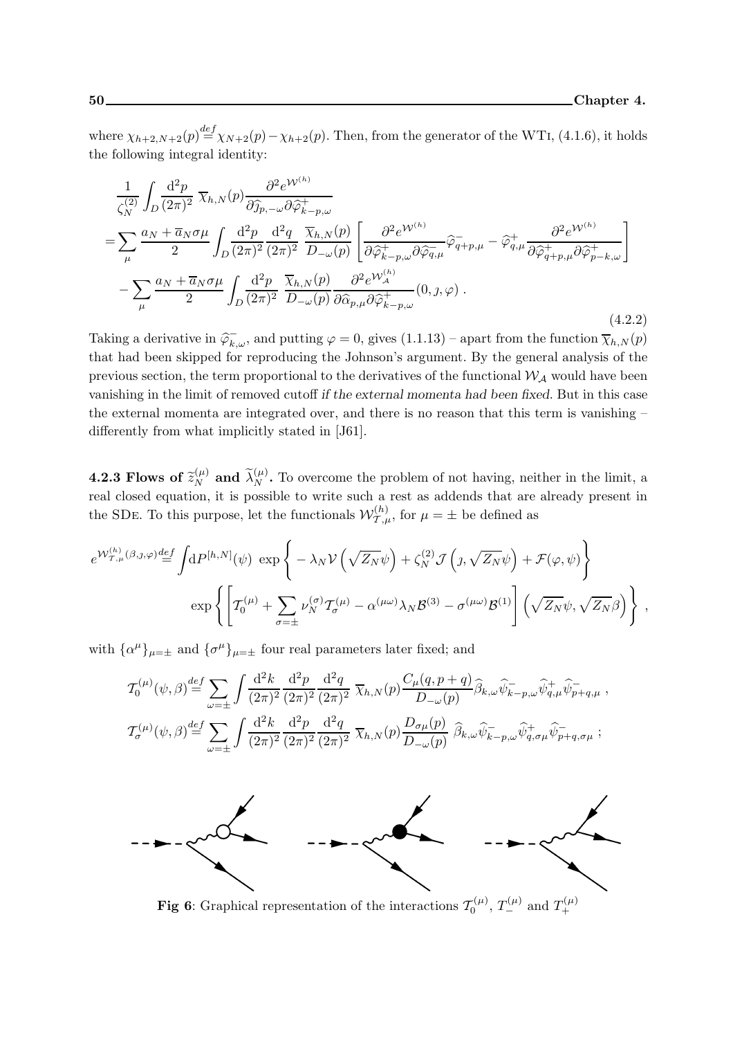where $\chi_{h+2,N+2}(p) \stackrel{def}{=} \chi_{N+2}(p) - \chi_{h+2}(p)$. Then, from the generator of the WTI, (4.1.6), it holds the following integral identity:

$$
\begin{aligned}
&\frac{1}{\zeta_N^{(2)}} \int_D \frac{\mathrm{d}^2 p}{(2\pi)^2}\ \overline{\chi}_{h,N}(p) \frac{\partial^2 e^{\mathcal{W}^{(h)}}}{\partial \widehat{\jmath}_{p,-\omega} \partial \widehat{\varphi}^+_{k-p,\omega}} \\
&= \sum_\mu \frac{a_N + \overline{a}_N \sigma\mu}{2} \int_D \frac{\mathrm{d}^2 p}{(2\pi)^2} \frac{\mathrm{d}^2 q}{(2\pi)^2}\ \frac{\overline{\chi}_{h,N}(p)}{D_{-\omega}(p)} \left[ \frac{\partial^2 e^{\mathcal{W}^{(h)}}}{\partial \widehat{\varphi}^+_{k-p,\omega} \partial \widehat{\varphi}^-_{q,\mu}} \widehat{\varphi}^-_{q+p,\mu} - \widehat{\varphi}^+_{q,\mu} \frac{\partial^2 e^{\mathcal{W}^{(h)}}}{\partial \widehat{\varphi}^+_{q+p,\mu} \partial \widehat{\varphi}^+_{p-k,\omega}} \right] \\
&\quad - \sum_\mu \frac{a_N + \overline{a}_N \sigma\mu}{2} \int_D \frac{\mathrm{d}^2 p}{(2\pi)^2}\ \frac{\overline{\chi}_{h,N}(p)}{D_{-\omega}(p)} \frac{\partial^2 e^{\mathcal{W}^{(h)}_{\mathcal{A}}}}{\partial \widehat{\alpha}_{p,\mu} \partial \widehat{\varphi}^+_{k-p,\omega}} (0, \jmath, \varphi)\ .
\end{aligned}
\tag{4.2.2}
$$

Taking a derivative in $\widehat{\varphi}^-_{k,\omega}$, and putting $\varphi = 0$, gives (1.1.13) – apart from the function $\overline{\chi}_{h,N}(p)$ that had been skipped for reproducing the Johnson's argument. By the general analysis of the previous section, the term proportional to the derivatives of the functional $\mathcal{W}_{\mathcal{A}}$ would have been vanishing in the limit of removed cutoff *if the external momenta had been fixed*. But in this case the external momenta are integrated over, and there is no reason that this term is vanishing – differently from what implicitly stated in [J61].

**4.2.3 Flows of $\widetilde{z}_N^{(\mu)}$ and $\widetilde{\lambda}_N^{(\mu)}$.** To overcome the problem of not having, neither in the limit, a real closed equation, it is possible to write such a rest as addends that are already present in the SDE. To this purpose, let the functionals $\mathcal{W}^{(h)}_{\mathcal{T},\mu}$, for $\mu = \pm$ be defined as

$$
\begin{aligned}
e^{\mathcal{W}^{(h)}_{\mathcal{T},\mu}(\beta,\jmath,\varphi)} \stackrel{def}{=} &\int \mathrm{d}P^{[h,N]}(\psi)\ \exp\left\{ -\lambda_N \mathcal{V}\left(\sqrt{Z_N}\psi\right) + \zeta_N^{(2)} \mathcal{J}\left(\jmath, \sqrt{Z_N}\psi\right) + \mathcal{F}(\varphi,\psi) \right\} \\
&\exp\left\{ \left[ \mathcal{T}_0^{(\mu)} + \sum_{\sigma=\pm} \nu_N^{(\sigma)} \mathcal{T}_\sigma^{(\mu)} - \alpha^{(\mu\omega)} \lambda_N \mathcal{B}^{(3)} - \sigma^{(\mu\omega)} \mathcal{B}^{(1)} \right] \left( \sqrt{Z_N}\psi, \sqrt{Z_N}\beta \right) \right\}\ ,
\end{aligned}
$$

with $\{\alpha^\mu\}_{\mu=\pm}$ and $\{\sigma^\mu\}_{\mu=\pm}$ four real parameters later fixed; and

$$
\begin{aligned}
\mathcal{T}_0^{(\mu)}(\psi,\beta) &\stackrel{def}{=} \sum_{\omega=\pm} \int \frac{\mathrm{d}^2 k}{(2\pi)^2} \frac{\mathrm{d}^2 p}{(2\pi)^2} \frac{\mathrm{d}^2 q}{(2\pi)^2}\ \overline{\chi}_{h,N}(p) \frac{C_\mu(q,p+q)}{D_{-\omega}(p)} \widehat{\beta}_{k,\omega} \widehat{\psi}^-_{k-p,\omega} \widehat{\psi}^+_{q,\mu} \widehat{\psi}^-_{p+q,\mu}\ , \\
\mathcal{T}_\sigma^{(\mu)}(\psi,\beta) &\stackrel{def}{=} \sum_{\omega=\pm} \int \frac{\mathrm{d}^2 k}{(2\pi)^2} \frac{\mathrm{d}^2 p}{(2\pi)^2} \frac{\mathrm{d}^2 q}{(2\pi)^2}\ \overline{\chi}_{h,N}(p) \frac{D_{\sigma\mu}(p)}{D_{-\omega}(p)}\ \widehat{\beta}_{k,\omega} \widehat{\psi}^-_{k-p,\omega} \widehat{\psi}^+_{q,\sigma\mu} \widehat{\psi}^-_{p+q,\sigma\mu}\ ;
\end{aligned}
$$

**Fig 6**: Graphical representation of the interactions $\mathcal{T}_0^{(\mu)}$, $T_-^{(\mu)}$ and $T_+^{(\mu)}$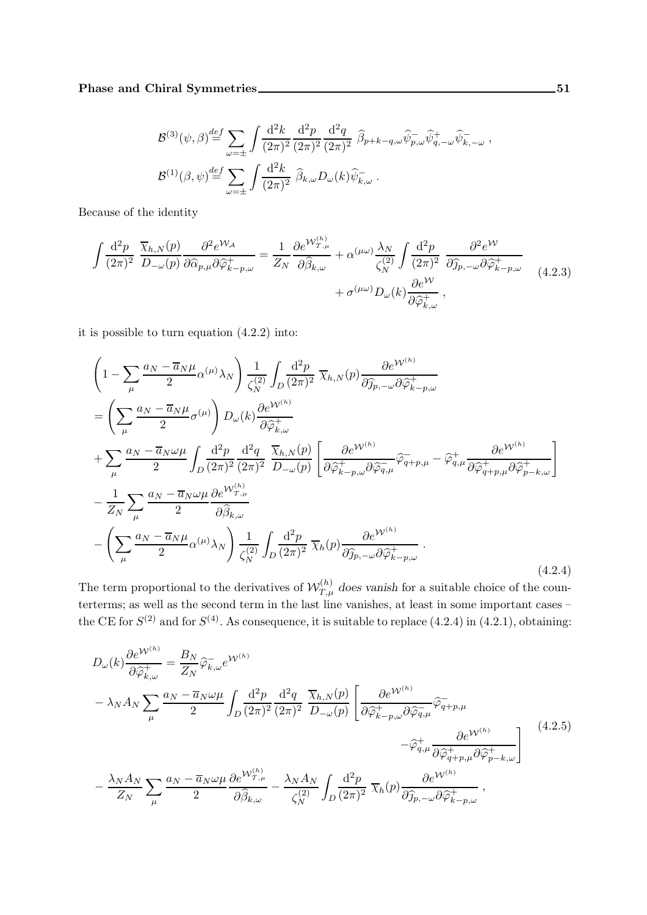$$\mathcal{B}^{(3)}(\psi,\beta)\stackrel{def}{=}\sum_{\omega=\pm}\int\frac{\mathrm{d}^2k}{(2\pi)^2}\frac{\mathrm{d}^2p}{(2\pi)^2}\frac{\mathrm{d}^2q}{(2\pi)^2}\;\widehat{\beta}_{p+k-q,\omega}\widehat{\psi}^-_{p,\omega}\widehat{\psi}^+_{q,-\omega}\widehat{\psi}^-_{k,-\omega}\;,$$

$$\mathcal{B}^{(1)}(\beta,\psi)\stackrel{def}{=}\sum_{\omega=\pm}\int\frac{\mathrm{d}^2k}{(2\pi)^2}\;\widehat{\beta}_{k,\omega}D_\omega(k)\widehat{\psi}^-_{k,\omega}\;.$$

Because of the identity

$$\int\frac{\mathrm{d}^2p}{(2\pi)^2}\;\frac{\overline{\chi}_{h,N}(p)}{D_{-\omega}(p)}\frac{\partial^2 e^{\mathcal{W}_{\mathcal{A}}}}{\partial\widehat{\alpha}_{p,\mu}\partial\widehat{\varphi}^+_{k-p,\omega}}=\frac{1}{Z_N}\frac{\partial e^{\mathcal{W}^{(h)}_{\mathcal{T},\mu}}}{\partial\widehat{\beta}_{k,\omega}}+\alpha^{(\mu\omega)}\frac{\lambda_N}{\zeta^{(2)}_N}\int\frac{\mathrm{d}^2p}{(2\pi)^2}\;\frac{\partial^2 e^{\mathcal{W}}}{\partial\widehat{\jmath}_{p,-\omega}\partial\widehat{\varphi}^+_{k-p,\omega}}+\sigma^{(\mu\omega)}D_\omega(k)\frac{\partial e^{\mathcal{W}}}{\partial\widehat{\varphi}^+_{k,\omega}}\;,\tag{4.2.3}$$

it is possible to turn equation (4.2.2) into:

$$\begin{aligned}
&\left(1-\sum_\mu\frac{a_N-\overline{a}_N\mu}{2}\alpha^{(\mu)}\lambda_N\right)\frac{1}{\zeta^{(2)}_N}\int_D\frac{\mathrm{d}^2p}{(2\pi)^2}\;\overline{\chi}_{h,N}(p)\frac{\partial e^{\mathcal{W}^{(h)}}}{\partial\widehat{\jmath}_{p,-\omega}\partial\widehat{\varphi}^+_{k-p,\omega}}\\
&=\left(\sum_\mu\frac{a_N-\overline{a}_N\mu}{2}\sigma^{(\mu)}\right)D_\omega(k)\frac{\partial e^{\mathcal{W}^{(h)}}}{\partial\widehat{\varphi}^+_{k,\omega}}\\
&+\sum_\mu\frac{a_N-\overline{a}_N\omega\mu}{2}\int_D\frac{\mathrm{d}^2p}{(2\pi)^2}\frac{\mathrm{d}^2q}{(2\pi)^2}\;\frac{\overline{\chi}_{h,N}(p)}{D_{-\omega}(p)}\left[\frac{\partial e^{\mathcal{W}^{(h)}}}{\partial\widehat{\varphi}^+_{k-p,\omega}\partial\widehat{\varphi}^-_{q,\mu}}\widehat{\varphi}^-_{q+p,\mu}-\widehat{\varphi}^+_{q,\mu}\frac{\partial e^{\mathcal{W}^{(h)}}}{\partial\widehat{\varphi}^+_{q+p,\mu}\partial\widehat{\varphi}^+_{p-k,\omega}}\right]\\
&-\frac{1}{Z_N}\sum_\mu\frac{a_N-\overline{a}_N\omega\mu}{2}\frac{\partial e^{\mathcal{W}^{(h)}_{\mathcal{T},\mu}}}{\partial\widehat{\beta}_{k,\omega}}\\
&-\left(\sum_\mu\frac{a_N-\overline{a}_N\mu}{2}\alpha^{(\mu)}\lambda_N\right)\frac{1}{\zeta^{(2)}_N}\int_D\frac{\mathrm{d}^2p}{(2\pi)^2}\;\overline{\chi}_h(p)\frac{\partial e^{\mathcal{W}^{(h)}}}{\partial\widehat{\jmath}_{p,-\omega}\partial\widehat{\varphi}^+_{k-p,\omega}}\;.
\end{aligned}\tag{4.2.4}$$

The term proportional to the derivatives of $\mathcal{W}^{(h)}_{T,\mu}$ *does vanish* for a suitable choice of the counterterms; as well as the second term in the last line vanishes, at least in some important cases – the CE for $S^{(2)}$ and for $S^{(4)}$. As consequence, it is suitable to replace (4.2.4) in (4.2.1), obtaining:

$$\begin{aligned}
D_\omega(k)\frac{\partial e^{\mathcal{W}^{(h)}}}{\partial\widehat{\varphi}^+_{k,\omega}}&=\frac{B_N}{Z_N}\widehat{\varphi}^-_{k,\omega}e^{\mathcal{W}^{(h)}}\\
&-\lambda_NA_N\sum_\mu\frac{a_N-\overline{a}_N\omega\mu}{2}\int_D\frac{\mathrm{d}^2p}{(2\pi)^2}\frac{\mathrm{d}^2q}{(2\pi)^2}\;\frac{\overline{\chi}_{h,N}(p)}{D_{-\omega}(p)}\left[\frac{\partial e^{\mathcal{W}^{(h)}}}{\partial\widehat{\varphi}^+_{k-p,\omega}\partial\widehat{\varphi}^-_{q,\mu}}\widehat{\varphi}^-_{q+p,\mu}\right.\\
&\hspace{6cm}\left.-\widehat{\varphi}^+_{q,\mu}\frac{\partial e^{\mathcal{W}^{(h)}}}{\partial\widehat{\varphi}^+_{q+p,\mu}\partial\widehat{\varphi}^+_{p-k,\omega}}\right]\\
&-\frac{\lambda_NA_N}{Z_N}\sum_\mu\frac{a_N-\overline{a}_N\omega\mu}{2}\frac{\partial e^{\mathcal{W}^{(h)}_{\mathcal{T},\mu}}}{\partial\widehat{\beta}_{k,\omega}}-\frac{\lambda_NA_N}{\zeta^{(2)}_N}\int_D\frac{\mathrm{d}^2p}{(2\pi)^2}\;\overline{\chi}_h(p)\frac{\partial e^{\mathcal{W}^{(h)}}}{\partial\widehat{\jmath}_{p,-\omega}\partial\widehat{\varphi}^+_{k-p,\omega}}\;,
\end{aligned}\tag{4.2.5}$$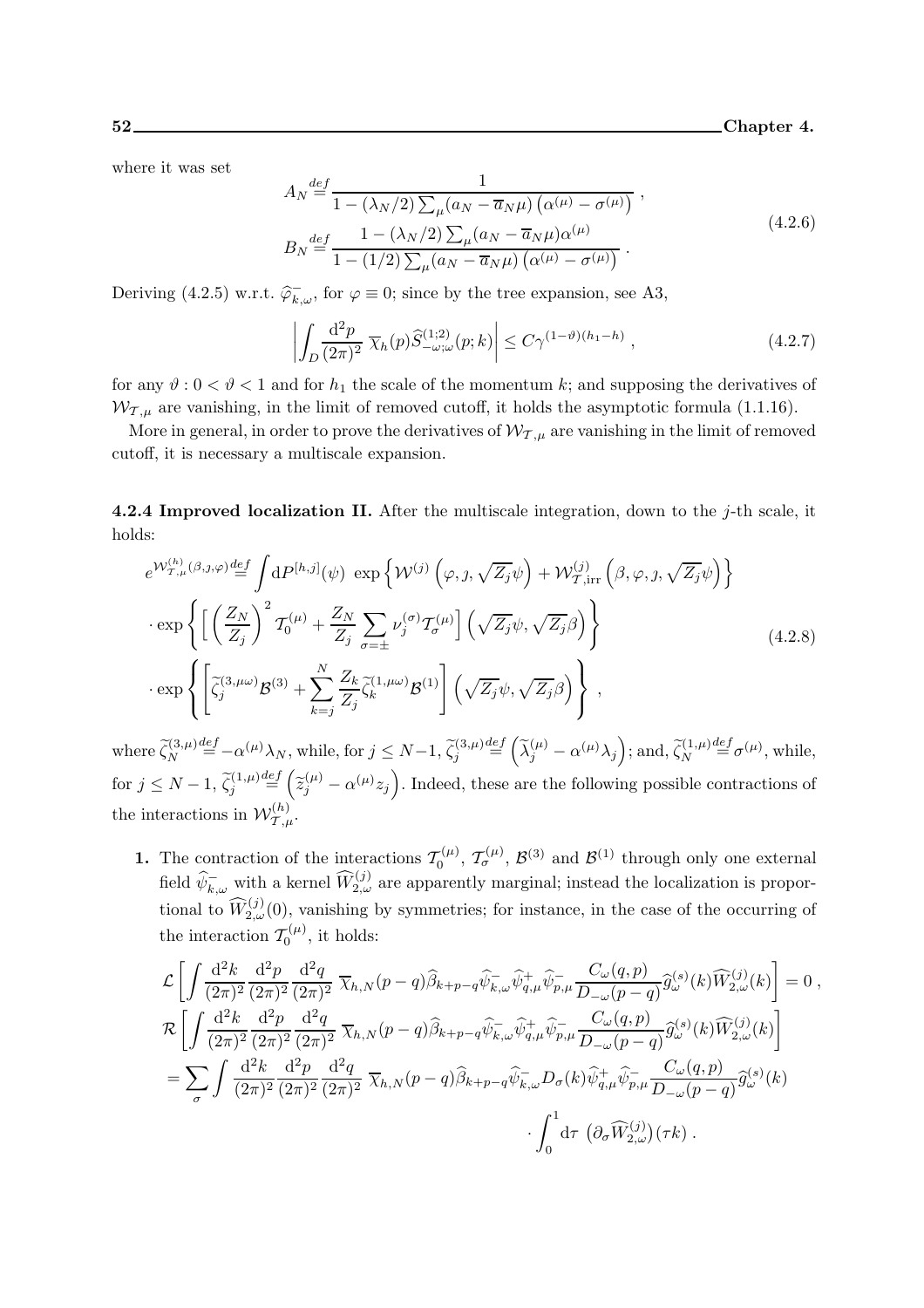where it was set

$$
\begin{aligned}
A_N &\stackrel{def}{=} \frac{1}{1-(\lambda_N/2)\sum_\mu (a_N - \overline{a}_N \mu)\left(\alpha^{(\mu)} - \sigma^{(\mu)}\right)}\ , \\
B_N &\stackrel{def}{=} \frac{1-(\lambda_N/2)\sum_\mu (a_N - \overline{a}_N \mu)\alpha^{(\mu)}}{1-(1/2)\sum_\mu (a_N - \overline{a}_N \mu)\left(\alpha^{(\mu)} - \sigma^{(\mu)}\right)}\ .
\end{aligned}
\tag{4.2.6}
$$

Deriving (4.2.5) w.r.t. $\widehat{\varphi}^-_{k,\omega}$, for $\varphi \equiv 0$; since by the tree expansion, see A3,

$$
\left| \int_D \frac{\mathrm{d}^2 p}{(2\pi)^2}\ \overline{\chi}_h(p) \widehat{S}^{(1;2)}_{-\omega;\omega}(p;k) \right| \le C\gamma^{(1-\vartheta)(h_1 - h)}\ ,
\tag{4.2.7}
$$

for any $\vartheta : 0 < \vartheta < 1$ and for $h_1$ the scale of the momentum $k$; and supposing the derivatives of $\mathcal{W}_{\mathcal{T},\mu}$ are vanishing, in the limit of removed cutoff, it holds the asymptotic formula (1.1.16).

More in general, in order to prove the derivatives of $\mathcal{W}_{\mathcal{T},\mu}$ are vanishing in the limit of removed cutoff, it is necessary a multiscale expansion.

**4.2.4 Improved localization II.** After the multiscale integration, down to the $j$-th scale, it holds:

$$
\begin{aligned}
e^{\mathcal{W}^{(h)}_{\mathcal{T},\mu}(\beta,\jmath,\varphi)} &\stackrel{def}{=} \int \mathrm{d}P^{[h,j]}(\psi)\ \exp\left\{ \mathcal{W}^{(j)}\left(\varphi, \jmath, \sqrt{Z_j}\psi\right) + \mathcal{W}^{(j)}_{\mathcal{T},\mathrm{irr}}\left(\beta, \varphi, \jmath, \sqrt{Z_j}\psi\right) \right\} \\
&\cdot \exp\left\{ \Big[ \left(\frac{Z_N}{Z_j}\right)^2 \mathcal{T}^{(\mu)}_0 + \frac{Z_N}{Z_j} \sum_{\sigma=\pm} \nu^{(\sigma)}_j \mathcal{T}^{(\mu)}_\sigma \Big] \left(\sqrt{Z_j}\psi, \sqrt{Z_j}\beta\right) \right\} \\
&\cdot \exp\left\{ \left[ \widetilde{\zeta}^{(3,\mu\omega)}_j \mathcal{B}^{(3)} + \sum_{k=j}^N \frac{Z_k}{Z_j} \widetilde{\zeta}^{(1,\mu\omega)}_k \mathcal{B}^{(1)} \right] \left(\sqrt{Z_j}\psi, \sqrt{Z_j}\beta\right) \right\}\ ,
\end{aligned}
\tag{4.2.8}
$$

where $\widetilde{\zeta}^{(3,\mu)}_N \stackrel{def}{=} -\alpha^{(\mu)}\lambda_N$, while, for $j \le N-1$, $\widetilde{\zeta}^{(3,\mu)}_j \stackrel{def}{=} \left(\widetilde{\lambda}^{(\mu)}_j - \alpha^{(\mu)}\lambda_j\right)$; and, $\widetilde{\zeta}^{(1,\mu)}_N \stackrel{def}{=} \sigma^{(\mu)}$, while, for $j \le N-1$, $\widetilde{\zeta}^{(1,\mu)}_j \stackrel{def}{=} \left(\widetilde{z}^{(\mu)}_j - \alpha^{(\mu)} z_j\right)$. Indeed, these are the following possible contractions of the interactions in $\mathcal{W}^{(h)}_{\mathcal{T},\mu}$.

**1.** The contraction of the interactions $\mathcal{T}^{(\mu)}_0$, $\mathcal{T}^{(\mu)}_\sigma$, $\mathcal{B}^{(3)}$ and $\mathcal{B}^{(1)}$ through only one external field $\widehat{\psi}^-_{k,\omega}$ with a kernel $\widehat{W}^{(j)}_{2,\omega}$ are apparently marginal; instead the localization is proportional to $\widehat{W}^{(j)}_{2,\omega}(0)$, vanishing by symmetries; for instance, in the case of the occurring of the interaction $\mathcal{T}^{(\mu)}_0$, it holds:

$$
\begin{aligned}
&\mathcal{L}\left[ \int \frac{\mathrm{d}^2 k}{(2\pi)^2} \frac{\mathrm{d}^2 p}{(2\pi)^2} \frac{\mathrm{d}^2 q}{(2\pi)^2}\ \overline{\chi}_{h,N}(p-q) \widehat{\beta}_{k+p-q} \widehat{\psi}^-_{k,\omega} \widehat{\psi}^+_{q,\mu} \widehat{\psi}^-_{p,\mu} \frac{C_\omega(q,p)}{D_{-\omega}(p-q)} \widehat{g}^{(s)}_\omega(k) \widehat{W}^{(j)}_{2,\omega}(k) \right] = 0\ , \\
&\mathcal{R}\left[ \int \frac{\mathrm{d}^2 k}{(2\pi)^2} \frac{\mathrm{d}^2 p}{(2\pi)^2} \frac{\mathrm{d}^2 q}{(2\pi)^2}\ \overline{\chi}_{h,N}(p-q) \widehat{\beta}_{k+p-q} \widehat{\psi}^-_{k,\omega} \widehat{\psi}^+_{q,\mu} \widehat{\psi}^-_{p,\mu} \frac{C_\omega(q,p)}{D_{-\omega}(p-q)} \widehat{g}^{(s)}_\omega(k) \widehat{W}^{(j)}_{2,\omega}(k) \right] \\
&= \sum_\sigma \int \frac{\mathrm{d}^2 k}{(2\pi)^2} \frac{\mathrm{d}^2 p}{(2\pi)^2} \frac{\mathrm{d}^2 q}{(2\pi)^2}\ \overline{\chi}_{h,N}(p-q) \widehat{\beta}_{k+p-q} \widehat{\psi}^-_{k,\omega} D_\sigma(k) \widehat{\psi}^+_{q,\mu} \widehat{\psi}^-_{p,\mu} \frac{C_\omega(q,p)}{D_{-\omega}(p-q)} \widehat{g}^{(s)}_\omega(k) \\
&\qquad\qquad \cdot \int_0^1 \mathrm{d}\tau\ \left(\partial_\sigma \widehat{W}^{(j)}_{2,\omega}\right)(\tau k)\ .
\end{aligned}
$$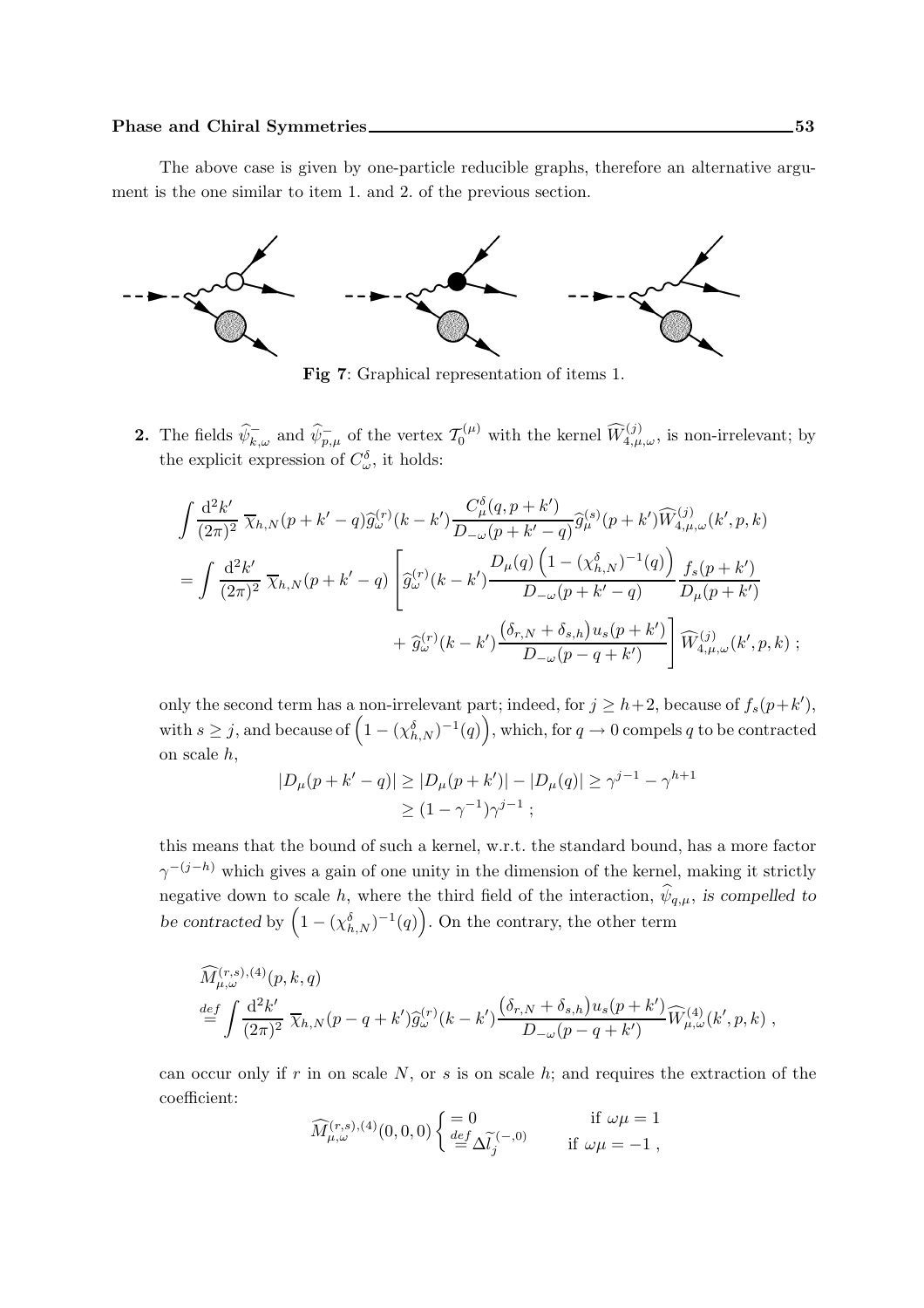The above case is given by one-particle reducible graphs, therefore an alternative argument is the one similar to item 1. and 2. of the previous section.

**Fig 7**: Graphical representation of items 1.

**2.** The fields $\widehat{\psi}^-_{k,\omega}$ and $\widehat{\psi}^-_{p,\mu}$ of the vertex $\mathcal{T}_0^{(\mu)}$ with the kernel $\widehat{W}^{(j)}_{4,\mu,\omega}$, is non-irrelevant; by the explicit expression of $C^\delta_\omega$, it holds:

$$
\begin{aligned}
&\int \frac{\mathrm{d}^2 k'}{(2\pi)^2}\, \overline{\chi}_{h,N}(p+k'-q)\widehat{g}^{(r)}_\omega(k-k')\frac{C^\delta_\mu(q,p+k')}{D_{-\omega}(p+k'-q)}\widehat{g}^{(s)}_\mu(p+k')\widehat{W}^{(j)}_{4,\mu,\omega}(k',p,k)\\
&= \int \frac{\mathrm{d}^2 k'}{(2\pi)^2}\, \overline{\chi}_{h,N}(p+k'-q)\left[\widehat{g}^{(r)}_\omega(k-k')\frac{D_\mu(q)\left(1-(\chi^\delta_{h,N})^{-1}(q)\right)}{D_{-\omega}(p+k'-q)}\frac{f_s(p+k')}{D_\mu(p+k')}\right.\\
&\qquad\qquad\left. + \,\widehat{g}^{(r)}_\omega(k-k')\frac{\big(\delta_{r,N}+\delta_{s,h}\big)u_s(p+k')}{D_{-\omega}(p-q+k')}\right]\widehat{W}^{(j)}_{4,\mu,\omega}(k',p,k)\ ;
\end{aligned}
$$

only the second term has a non-irrelevant part; indeed, for $j \geq h+2$, because of $f_s(p+k')$, with $s \geq j$, and because of $\left(1-(\chi^\delta_{h,N})^{-1}(q)\right)$, which, for $q \to 0$ compels $q$ to be contracted on scale $h$,

$$
\begin{aligned}
|D_\mu(p+k'-q)| &\geq |D_\mu(p+k')| - |D_\mu(q)| \geq \gamma^{j-1} - \gamma^{h+1}\\
&\geq (1-\gamma^{-1})\gamma^{j-1}\ ;
\end{aligned}
$$

this means that the bound of such a kernel, w.r.t. the standard bound, has a more factor $\gamma^{-(j-h)}$ which gives a gain of one unity in the dimension of the kernel, making it strictly negative down to scale $h$, where the third field of the interaction, $\widehat{\psi}_{q,\mu}$, *is compelled to be contracted* by $\left(1-(\chi^\delta_{h,N})^{-1}(q)\right)$. On the contrary, the other term

$$
\begin{aligned}
&\widehat{M}^{(r,s),(4)}_{\mu,\omega}(p,k,q)\\
&\stackrel{def}{=} \int \frac{\mathrm{d}^2 k'}{(2\pi)^2}\, \overline{\chi}_{h,N}(p-q+k')\widehat{g}^{(r)}_\omega(k-k')\frac{\big(\delta_{r,N}+\delta_{s,h}\big)u_s(p+k')}{D_{-\omega}(p-q+k')}\widehat{W}^{(4)}_{\mu,\omega}(k',p,k)\ ,
\end{aligned}
$$

can occur only if $r$ in on scale $N$, or $s$ is on scale $h$; and requires the extraction of the coefficient:

$$
\widehat{M}^{(r,s),(4)}_{\mu,\omega}(0,0,0)\begin{cases} = 0 & \text{if } \omega\mu = 1\\ \stackrel{def}{=} \Delta\widetilde{l}^{(-,0)}_j & \text{if } \omega\mu = -1\ ,\end{cases}
$$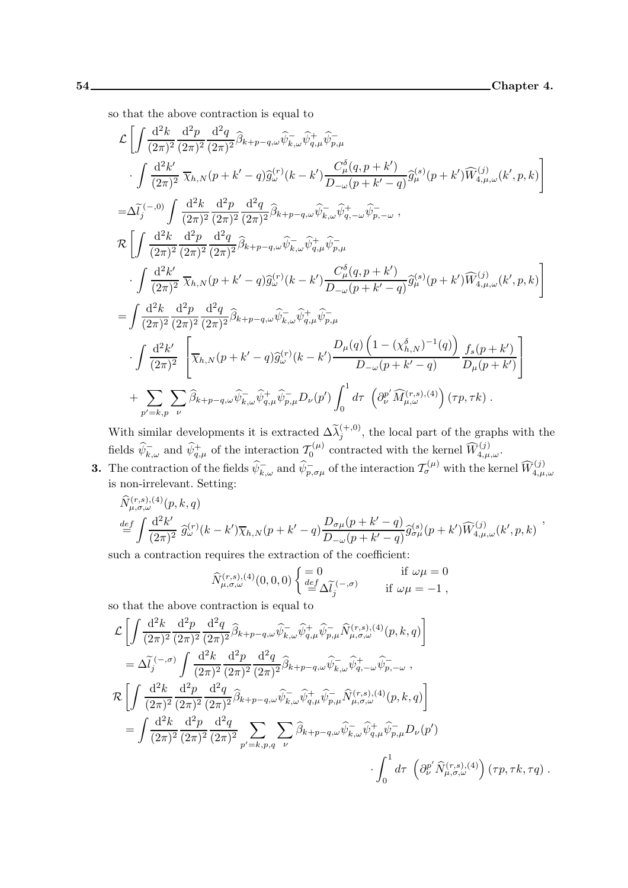so that the above contraction is equal to

$$\begin{aligned}
&\mathcal{L}\left[\int \frac{\mathrm{d}^2 k}{(2\pi)^2}\frac{\mathrm{d}^2 p}{(2\pi)^2}\frac{\mathrm{d}^2 q}{(2\pi)^2}\widehat{\beta}_{k+p-q,\omega}\widehat{\psi}^-_{k,\omega}\widehat{\psi}^+_{q,\mu}\widehat{\psi}^-_{p,\mu}\right.\\
&\qquad\left.\cdot\int \frac{\mathrm{d}^2 k'}{(2\pi)^2}\,\overline{\chi}_{h,N}(p+k'-q)\widehat{g}^{(r)}_\omega(k-k')\frac{C^\delta_\mu(q,p+k')}{D_{-\omega}(p+k'-q)}\widehat{g}^{(s)}_\mu(p+k')\widehat{W}^{(j)}_{4,\mu,\omega}(k',p,k)\right]\\
&=\Delta\widetilde{l}_j^{\,(-,0)}\int \frac{\mathrm{d}^2 k}{(2\pi)^2}\frac{\mathrm{d}^2 p}{(2\pi)^2}\frac{\mathrm{d}^2 q}{(2\pi)^2}\widehat{\beta}_{k+p-q,\omega}\widehat{\psi}^-_{k,\omega}\widehat{\psi}^+_{q,-\omega}\widehat{\psi}^-_{p,-\omega}\;,\\
&\mathcal{R}\left[\int \frac{\mathrm{d}^2 k}{(2\pi)^2}\frac{\mathrm{d}^2 p}{(2\pi)^2}\frac{\mathrm{d}^2 q}{(2\pi)^2}\widehat{\beta}_{k+p-q,\omega}\widehat{\psi}^-_{k,\omega}\widehat{\psi}^+_{q,\mu}\widehat{\psi}^-_{p,\mu}\right.\\
&\qquad\left.\cdot\int \frac{\mathrm{d}^2 k'}{(2\pi)^2}\,\overline{\chi}_{h,N}(p+k'-q)\widehat{g}^{(r)}_\omega(k-k')\frac{C^\delta_\mu(q,p+k')}{D_{-\omega}(p+k'-q)}\widehat{g}^{(s)}_\mu(p+k')\widehat{W}^{(j)}_{4,\mu,\omega}(k',p,k)\right]\\
&=\int \frac{\mathrm{d}^2 k}{(2\pi)^2}\frac{\mathrm{d}^2 p}{(2\pi)^2}\frac{\mathrm{d}^2 q}{(2\pi)^2}\widehat{\beta}_{k+p-q,\omega}\widehat{\psi}^-_{k,\omega}\widehat{\psi}^+_{q,\mu}\widehat{\psi}^-_{p,\mu}\\
&\qquad\cdot\int \frac{\mathrm{d}^2 k'}{(2\pi)^2}\,\left[\overline{\chi}_{h,N}(p+k'-q)\widehat{g}^{(r)}_\omega(k-k')\frac{D_\mu(q)\left(1-(\chi^\delta_{h,N})^{-1}(q)\right)}{D_{-\omega}(p+k'-q)}\frac{f_s(p+k')}{D_\mu(p+k')}\right]\\
&\qquad+\sum_{p'=k,p}\sum_\nu\widehat{\beta}_{k+p-q,\omega}\widehat{\psi}^-_{k,\omega}\widehat{\psi}^+_{q,\mu}\widehat{\psi}^-_{p,\mu}D_\nu(p')\int_0^1 d\tau\,\left(\partial^{p'}_\nu\widehat{M}^{(r,s),(4)}_{\mu,\omega}\right)(\tau p,\tau k)\;.
\end{aligned}$$

With similar developments it is extracted $\Delta\widetilde{\lambda}_j^{(+,0)}$, the local part of the graphs with the fields $\widehat{\psi}^-_{k,\omega}$ and $\widehat{\psi}^+_{q,\mu}$ of the interaction $\mathcal{T}^{(\mu)}_0$ contracted with the kernel $\widehat{W}^{(j)}_{4,\mu,\omega}$.

**3.** The contraction of the fields $\widehat{\psi}^-_{k,\omega}$ and $\widehat{\psi}^-_{p,\sigma\mu}$ of the interaction $\mathcal{T}^{(\mu)}_\sigma$ with the kernel $\widehat{W}^{(j)}_{4,\mu,\omega}$ is non-irrelevant. Setting:

$$\begin{aligned}
&\widehat{N}^{(r,s),(4)}_{\mu,\sigma,\omega}(p,k,q)\\
&\stackrel{def}{=}\int \frac{\mathrm{d}^2 k'}{(2\pi)^2}\,\widehat{g}^{(r)}_\omega(k-k')\overline{\chi}_{h,N}(p+k'-q)\frac{D_{\sigma\mu}(p+k'-q)}{D_{-\omega}(p+k'-q)}\widehat{g}^{(s)}_{\sigma\mu}(p+k')\widehat{W}^{(j)}_{4,\mu,\omega}(k',p,k)\;,
\end{aligned}$$

such a contraction requires the extraction of the coefficient:

$$\widehat{N}^{(r,s),(4)}_{\mu,\sigma,\omega}(0,0,0)\begin{cases}=0 & \text{if } \omega\mu=0\\ \stackrel{def}{=}\Delta\widetilde{l}_j^{\,(-,\sigma)} & \text{if } \omega\mu=-1\;,\end{cases}$$

so that the above contraction is equal to

$$\begin{aligned}
&\mathcal{L}\left[\int \frac{\mathrm{d}^2 k}{(2\pi)^2}\frac{\mathrm{d}^2 p}{(2\pi)^2}\frac{\mathrm{d}^2 q}{(2\pi)^2}\widehat{\beta}_{k+p-q,\omega}\widehat{\psi}^-_{k,\omega}\widehat{\psi}^+_{q,\mu}\widehat{\psi}^-_{p,\mu}\widehat{N}^{(r,s),(4)}_{\mu,\sigma,\omega}(p,k,q)\right]\\
&\quad=\Delta\widetilde{l}_j^{\,(-,\sigma)}\int \frac{\mathrm{d}^2 k}{(2\pi)^2}\frac{\mathrm{d}^2 p}{(2\pi)^2}\frac{\mathrm{d}^2 q}{(2\pi)^2}\widehat{\beta}_{k+p-q,\omega}\widehat{\psi}^-_{k,\omega}\widehat{\psi}^+_{q,-\omega}\widehat{\psi}^-_{p,-\omega}\;,\\
&\mathcal{R}\left[\int \frac{\mathrm{d}^2 k}{(2\pi)^2}\frac{\mathrm{d}^2 p}{(2\pi)^2}\frac{\mathrm{d}^2 q}{(2\pi)^2}\widehat{\beta}_{k+p-q,\omega}\widehat{\psi}^-_{k,\omega}\widehat{\psi}^+_{q,\mu}\widehat{\psi}^-_{p,\mu}\widehat{N}^{(r,s),(4)}_{\mu,\sigma,\omega}(p,k,q)\right]\\
&\quad=\int \frac{\mathrm{d}^2 k}{(2\pi)^2}\frac{\mathrm{d}^2 p}{(2\pi)^2}\frac{\mathrm{d}^2 q}{(2\pi)^2}\sum_{p'=k,p,q}\sum_\nu\widehat{\beta}_{k+p-q,\omega}\widehat{\psi}^-_{k,\omega}\widehat{\psi}^+_{q,\mu}\widehat{\psi}^-_{p,\mu}D_\nu(p')\\
&\qquad\qquad\cdot\int_0^1 d\tau\,\left(\partial^{p'}_\nu\widehat{N}^{(r,s),(4)}_{\mu,\sigma,\omega}\right)(\tau p,\tau k,\tau q)\;.
\end{aligned}$$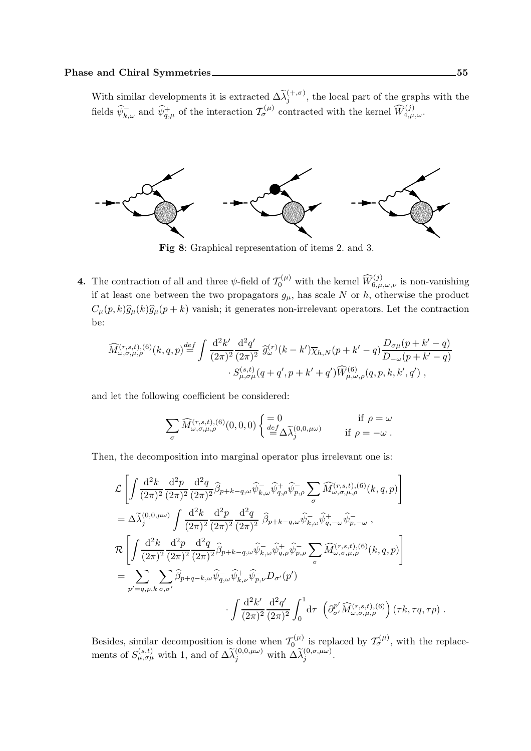With similar developments it is extracted $\Delta\widetilde{\lambda}_j^{(+,\sigma)}$, the local part of the graphs with the fields $\widehat{\psi}^-_{k,\omega}$ and $\widehat{\psi}^+_{q,\mu}$ of the interaction $\mathcal{T}_\sigma^{(\mu)}$ contracted with the kernel $\widehat{W}^{(j)}_{4,\mu,\omega}$.

**Fig 8**: Graphical representation of items 2. and 3.

**4.** The contraction of all and three $\psi$-field of $\mathcal{T}_0^{(\mu)}$ with the kernel $\widehat{W}^{(j)}_{6,\mu,\omega,\nu}$ is non-vanishing if at least one between the two propagators $g_\mu$, has scale $N$ or $h$, otherwise the product $C_\mu(p,k)\widehat{g}_\mu(k)\widehat{g}_\mu(p+k)$ vanish; it generates non-irrelevant operators. Let the contraction be:

$$\widehat{M}^{(r,s,t),(6)}_{\omega,\sigma,\mu,\rho}(k,q,p) \stackrel{def}{=} \int \frac{\mathrm{d}^2k'}{(2\pi)^2}\frac{\mathrm{d}^2q'}{(2\pi)^2}\; \widehat{g}^{(r)}_\omega(k-k')\overline{\chi}_{h,N}(p+k'-q)\frac{D_{\sigma\mu}(p+k'-q)}{D_{-\omega}(p+k'-q)} \cdot S^{(s,t)}_{\mu,\sigma\mu}(q+q',p+k'+q')\widehat{W}^{(6)}_{\mu,\omega,\rho}(q,p,k,k',q')\;,$$

and let the following coefficient be considered:

$$\sum_\sigma \widehat{M}^{(r,s,t),(6)}_{\omega,\sigma,\mu,\rho}(0,0,0)\begin{cases} = 0 & \text{if } \rho=\omega \\ \stackrel{def}{=} \Delta\widetilde{\lambda}_j^{(0,0,\mu\omega)} & \text{if } \rho=-\omega\,. \end{cases}$$

Then, the decomposition into marginal operator plus irrelevant one is:

$$\begin{aligned}
&\mathcal{L}\left[\int \frac{\mathrm{d}^2k}{(2\pi)^2}\frac{\mathrm{d}^2p}{(2\pi)^2}\frac{\mathrm{d}^2q}{(2\pi)^2}\widehat{\beta}_{p+k-q,\omega}\widehat{\psi}^-_{k,\omega}\widehat{\psi}^+_{q,\rho}\widehat{\psi}^-_{p,\rho}\sum_\sigma \widehat{M}^{(r,s,t),(6)}_{\omega,\sigma,\mu,\rho}(k,q,p)\right] \\
&= \Delta\widetilde{\lambda}_j^{(0,0,\mu\omega)}\int \frac{\mathrm{d}^2k}{(2\pi)^2}\frac{\mathrm{d}^2p}{(2\pi)^2}\frac{\mathrm{d}^2q}{(2\pi)^2}\;\widehat{\beta}_{p+k-q,\omega}\widehat{\psi}^-_{k,\omega}\widehat{\psi}^+_{q,-\omega}\widehat{\psi}^-_{p,-\omega}\;, \\
&\mathcal{R}\left[\int \frac{\mathrm{d}^2k}{(2\pi)^2}\frac{\mathrm{d}^2p}{(2\pi)^2}\frac{\mathrm{d}^2q}{(2\pi)^2}\widehat{\beta}_{p+k-q,\omega}\widehat{\psi}^-_{k,\omega}\widehat{\psi}^+_{q,\rho}\widehat{\psi}^-_{p,\rho}\sum_\sigma \widehat{M}^{(r,s,t),(6)}_{\omega,\sigma,\mu,\rho}(k,q,p)\right] \\
&= \sum_{p'=q,p,k}\sum_{\sigma,\sigma'}\widehat{\beta}_{p+q-k,\omega}\widehat{\psi}^-_{q,\omega}\widehat{\psi}^+_{k,\nu}\widehat{\psi}^-_{p,\nu}D_{\sigma'}(p') \\
&\qquad\qquad \cdot\int\frac{\mathrm{d}^2k'}{(2\pi)^2}\frac{\mathrm{d}^2q'}{(2\pi)^2}\int_0^1 \mathrm{d}\tau\;\left(\partial^{p'}_{\sigma'}\widehat{M}^{(r,s,t),(6)}_{\omega,\sigma,\mu,\rho}\right)(\tau k,\tau q,\tau p)\;.
\end{aligned}$$

Besides, similar decomposition is done when $\mathcal{T}_0^{(\mu)}$ is replaced by $\mathcal{T}_\sigma^{(\mu)}$, with the replacements of $S^{(s,t)}_{\mu,\sigma\mu}$ with 1, and of $\Delta\widetilde{\lambda}_j^{(0,0,\mu\omega)}$ with $\Delta\widetilde{\lambda}_j^{(0,\sigma,\mu\omega)}$.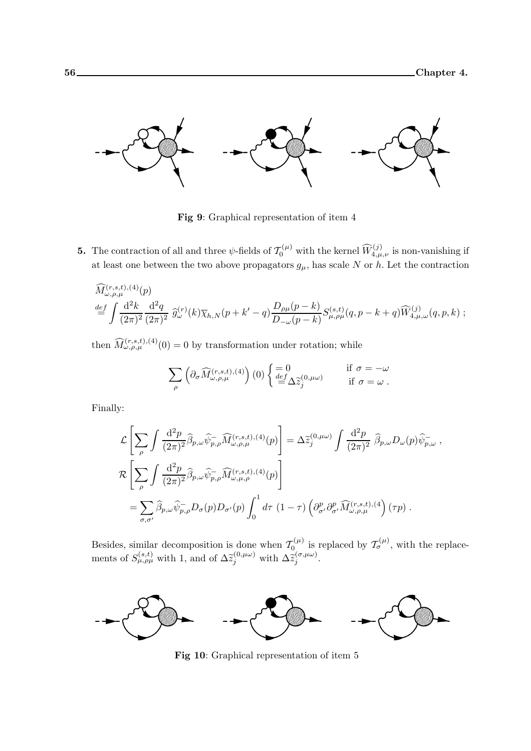**Fig 9**: Graphical representation of item 4

**5.** The contraction of all and three $\psi$-fields of $\mathcal{T}_0^{(\mu)}$ with the kernel $\widehat{W}_{4,\mu,\nu}^{(j)}$ is non-vanishing if at least one between the two above propagators $g_\mu$, has scale $N$ or $h$. Let the contraction

$$
\widehat{M}_{\omega,\rho,\mu}^{(r,s,t),(4)}(p)
\stackrel{def}{=} \int \frac{\mathrm{d}^2 k}{(2\pi)^2} \frac{\mathrm{d}^2 q}{(2\pi)^2}\ \widehat{g}_\omega^{(r)}(k) \overline{\chi}_{h,N}(p+k'-q) \frac{D_{\rho\mu}(p-k)}{D_{-\omega}(p-k)} S_{\mu,\rho\mu}^{(s,t)}(q, p-k+q) \widehat{W}_{4,\mu,\omega}^{(j)}(q,p,k)\ ;
$$

then $\widehat{M}_{\omega,\rho,\mu}^{(r,s,t),(4)}(0) = 0$ by transformation under rotation; while

$$
\sum_\rho \left( \partial_\sigma \widehat{M}_{\omega,\rho,\mu}^{(r,s,t),(4)} \right)(0) \begin{cases} = 0 & \text{if } \sigma = -\omega \\ \stackrel{def}{=} \Delta \widetilde{z}_j^{(0,\mu\omega)} & \text{if } \sigma = \omega\ . \end{cases}
$$

Finally:

$$
\mathcal{L}\left[ \sum_\rho \int \frac{\mathrm{d}^2 p}{(2\pi)^2} \widehat{\beta}_{p,\omega} \widehat{\psi}_{p,\rho}^{-} \widehat{M}_{\omega,\rho,\mu}^{(r,s,t),(4)}(p) \right] = \Delta \widetilde{z}_j^{(0,\mu\omega)} \int \frac{\mathrm{d}^2 p}{(2\pi)^2}\ \widehat{\beta}_{p,\omega} D_\omega(p) \widehat{\psi}_{p,\omega}^{-}\ ,
$$

$$
\begin{aligned}
&\mathcal{R}\left[ \sum_\rho \int \frac{\mathrm{d}^2 p}{(2\pi)^2} \widehat{\beta}_{p,\omega} \widehat{\psi}_{p,\rho}^{-} \widehat{M}_{\omega,\mu,\rho}^{(r,s,t),(4)}(p) \right] \\
&\quad = \sum_{\sigma,\sigma'} \widehat{\beta}_{p,\omega} \widehat{\psi}_{p,\rho}^{-} D_\sigma(p) D_{\sigma'}(p) \int_0^1 d\tau\ (1-\tau) \left( \partial_{\sigma'}^p \partial_{\sigma'}^p \widehat{M}_{\omega,\rho,\mu}^{(r,s,t),(4)} \right)(\tau p)\ .
\end{aligned}
$$

Besides, similar decomposition is done when $\mathcal{T}_0^{(\mu)}$ is replaced by $\mathcal{T}_\sigma^{(\mu)}$, with the replacements of $S_{\mu,\rho\mu}^{(s,t)}$ with 1, and of $\Delta \widetilde{z}_j^{(0,\mu\omega)}$ with $\Delta \widetilde{z}_j^{(\sigma,\mu\omega)}$.

**Fig 10**: Graphical representation of item 5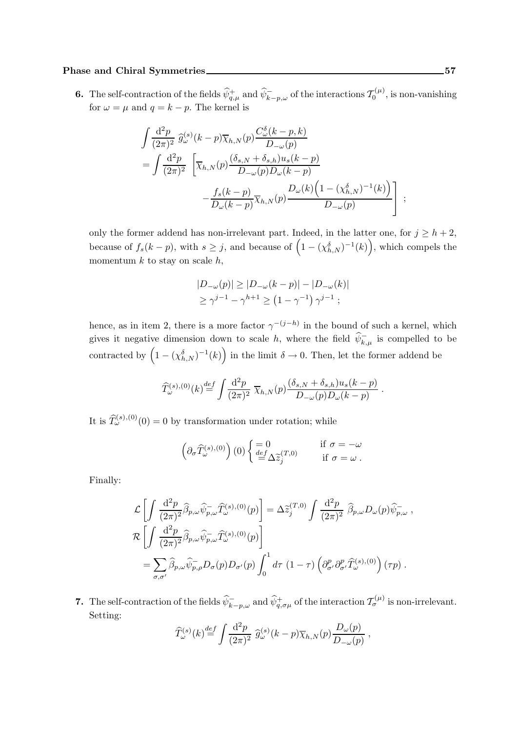**6.** The self-contraction of the fields $\widehat{\psi}^+_{q,\mu}$ and $\widehat{\psi}^-_{k-p,\omega}$ of the interactions $\mathcal{T}^{(\mu)}_0$, is non-vanishing for $\omega = \mu$ and $q = k - p$. The kernel is

$$\int \frac{\mathrm{d}^2 p}{(2\pi)^2}\ \widehat{g}^{(s)}_\omega(k-p)\overline{\chi}_{h,N}(p)\frac{C^\delta_\omega(k-p,k)}{D_{-\omega}(p)}$$
$$= \int \frac{\mathrm{d}^2 p}{(2\pi)^2}\ \left[\overline{\chi}_{h,N}(p)\frac{(\delta_{s,N}+\delta_{s,h})u_s(k-p)}{D_{-\omega}(p)D_\omega(k-p)}\right.$$
$$\left. -\frac{f_s(k-p)}{D_\omega(k-p)}\overline{\chi}_{h,N}(p)\frac{D_\omega(k)\Big(1-(\chi^\delta_{h,N})^{-1}(k)\Big)}{D_{-\omega}(p)}\right]\ ;$$

only the former addend has non-irrelevant part. Indeed, in the latter one, for $j \geq h+2$, because of $f_s(k-p)$, with $s \geq j$, and because of $\Big(1-(\chi^\delta_{h,N})^{-1}(k)\Big)$, which compels the momentum $k$ to stay on scale $h$,

$$|D_{-\omega}(p)| \geq |D_{-\omega}(k-p)| - |D_{-\omega}(k)|$$
$$\geq \gamma^{j-1} - \gamma^{h+1} \geq \left(1-\gamma^{-1}\right)\gamma^{j-1}\ ;$$

hence, as in item 2, there is a more factor $\gamma^{-(j-h)}$ in the bound of such a kernel, which gives it negative dimension down to scale $h$, where the field $\widehat{\psi}^-_{k,\mu}$ is compelled to be contracted by $\Big(1-(\chi^\delta_{h,N})^{-1}(k)\Big)$ in the limit $\delta \to 0$. Then, let the former addend be

$$\widehat{T}^{(s),(0)}_\omega(k) \stackrel{def}{=} \int \frac{\mathrm{d}^2 p}{(2\pi)^2}\ \overline{\chi}_{h,N}(p)\frac{(\delta_{s,N}+\delta_{s,h})u_s(k-p)}{D_{-\omega}(p)D_\omega(k-p)}\ .$$

It is $\widehat{T}^{(s),(0)}_\omega(0) = 0$ by transformation under rotation; while

$$\left(\partial_\sigma \widehat{T}^{(s),(0)}_\omega\right)(0) \begin{cases} = 0 & \text{if } \sigma = -\omega \\ \stackrel{def}{=} \Delta\widetilde{z}^{(T,0)}_j & \text{if } \sigma = \omega\ . \end{cases}$$

Finally:

$$\mathcal{L}\left[\int \frac{\mathrm{d}^2 p}{(2\pi)^2}\widehat{\beta}_{p,\omega}\widehat{\psi}^-_{p,\omega}\widehat{T}^{(s),(0)}_\omega(p)\right] = \Delta\widetilde{z}^{(T,0)}_j \int \frac{\mathrm{d}^2 p}{(2\pi)^2}\ \widehat{\beta}_{p,\omega}D_\omega(p)\widehat{\psi}^-_{p,\omega}\ ,$$
$$\mathcal{R}\left[\int \frac{\mathrm{d}^2 p}{(2\pi)^2}\widehat{\beta}_{p,\omega}\widehat{\psi}^-_{p,\omega}\widehat{T}^{(s),(0)}_\omega(p)\right]$$
$$= \sum_{\sigma,\sigma'}\widehat{\beta}_{p,\omega}\widehat{\psi}^-_{p,\rho}D_\sigma(p)D_{\sigma'}(p)\int_0^1 d\tau\ (1-\tau)\left(\partial^p_{\sigma'}\partial^p_{\sigma'}\widehat{T}^{(s),(0)}_\omega\right)(\tau p)\ .$$

**7.** The self-contraction of the fields $\widehat{\psi}^-_{k-p,\omega}$ and $\widehat{\psi}^+_{q,\sigma\mu}$ of the interaction $\mathcal{T}^{(\mu)}_\sigma$ is non-irrelevant. Setting:

$$\widehat{T}^{(s)}_\omega(k) \stackrel{def}{=} \int \frac{\mathrm{d}^2 p}{(2\pi)^2}\ \widehat{g}^{(s)}_\omega(k-p)\overline{\chi}_{h,N}(p)\frac{D_\omega(p)}{D_{-\omega}(p)}\ ,$$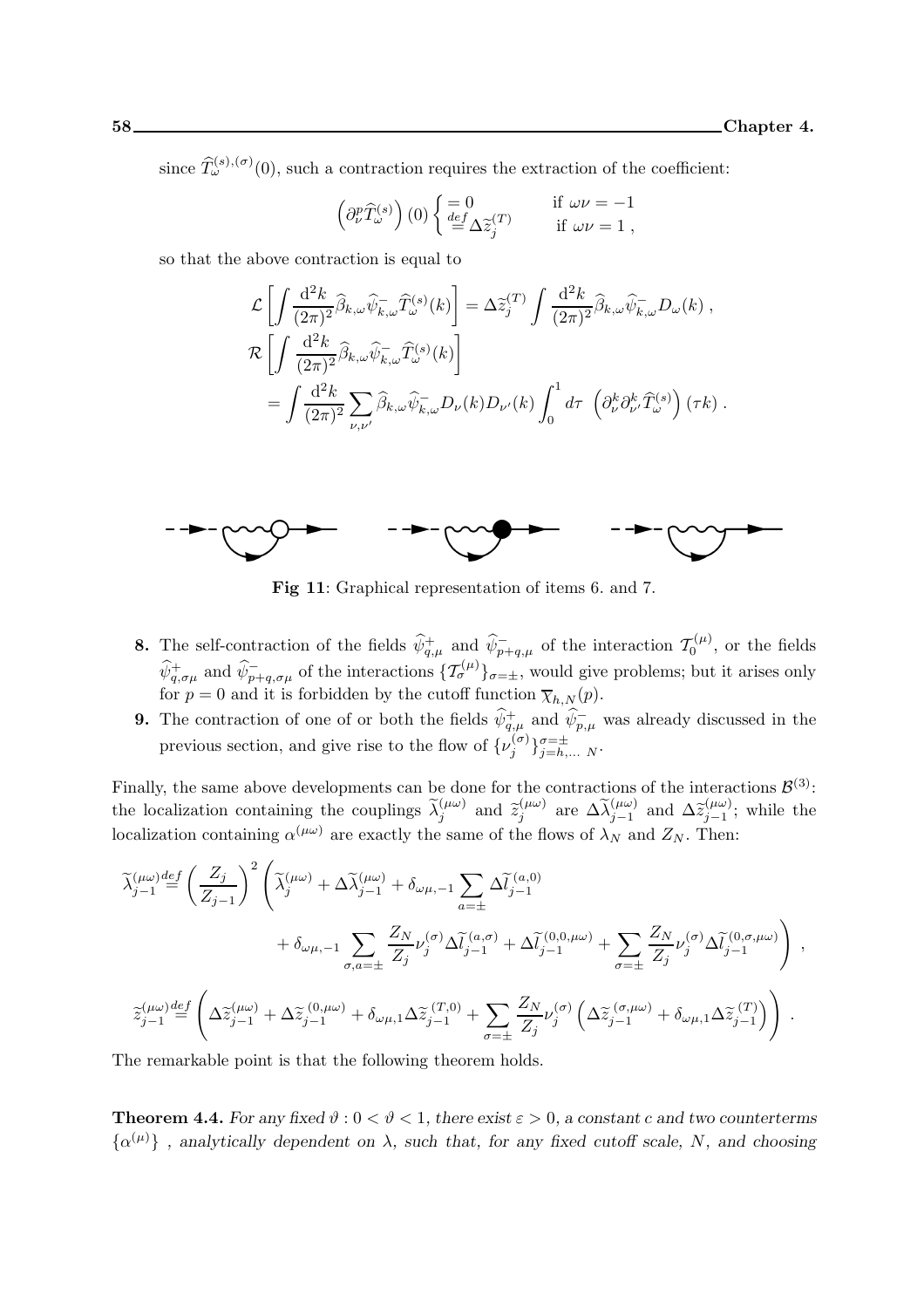since $\widehat{T}^{(s),(\sigma)}_\omega(0)$, such a contraction requires the extraction of the coefficient:

$$\left(\partial^p_\nu \widehat{T}^{(s)}_\omega\right)(0) \begin{cases} = 0 & \text{if } \omega\nu = -1 \\ \stackrel{def}{=} \Delta\widetilde{z}^{(T)}_j & \text{if } \omega\nu = 1 \,, \end{cases}$$

so that the above contraction is equal to

$$\mathcal{L}\left[\int \frac{\mathrm{d}^2 k}{(2\pi)^2} \widehat{\beta}_{k,\omega} \widehat{\psi}^-_{k,\omega} \widehat{T}^{(s)}_\omega(k)\right] = \Delta\widetilde{z}^{(T)}_j \int \frac{\mathrm{d}^2 k}{(2\pi)^2} \widehat{\beta}_{k,\omega} \widehat{\psi}^-_{k,\omega} D_\omega(k) \,,$$

$$\mathcal{R}\left[\int \frac{\mathrm{d}^2 k}{(2\pi)^2} \widehat{\beta}_{k,\omega} \widehat{\psi}^-_{k,\omega} \widehat{T}^{(s)}_\omega(k)\right]$$
$$= \int \frac{\mathrm{d}^2 k}{(2\pi)^2} \sum_{\nu,\nu'} \widehat{\beta}_{k,\omega} \widehat{\psi}^-_{k,\omega} D_\nu(k) D_{\nu'}(k) \int_0^1 d\tau \, \left(\partial^k_\nu \partial^k_{\nu'} \widehat{T}^{(s)}_\omega\right)(\tau k) \,.$$

**Fig 11**: Graphical representation of items 6. and 7.

**8.** The self-contraction of the fields $\widehat{\psi}^+_{q,\mu}$ and $\widehat{\psi}^-_{p+q,\mu}$ of the interaction $\mathcal{T}^{(\mu)}_0$, or the fields $\widehat{\psi}^+_{q,\sigma\mu}$ and $\widehat{\psi}^-_{p+q,\sigma\mu}$ of the interactions $\{\mathcal{T}^{(\mu)}_\sigma\}_{\sigma=\pm}$, would give problems; but it arises only for $p = 0$ and it is forbidden by the cutoff function $\overline{\chi}_{h,N}(p)$.

**9.** The contraction of one of or both the fields $\widehat{\psi}^+_{q,\mu}$ and $\widehat{\psi}^-_{p,\mu}$ was already discussed in the previous section, and give rise to the flow of $\{\nu^{(\sigma)}_j\}^{\sigma=\pm}_{j=h,\dots N}$.

Finally, the same above developments can be done for the contractions of the interactions $\mathcal{B}^{(3)}$: the localization containing the couplings $\widetilde{\lambda}^{(\mu\omega)}_j$ and $\widetilde{z}^{(\mu\omega)}_j$ are $\Delta\widetilde{\lambda}^{(\mu\omega)}_{j-1}$ and $\Delta\widetilde{z}^{(\mu\omega)}_{j-1}$; while the localization containing $\alpha^{(\mu\omega)}$ are exactly the same of the flows of $\lambda_N$ and $Z_N$. Then:

$$\widetilde{\lambda}^{(\mu\omega)}_{j-1} \stackrel{def}{=} \left(\frac{Z_j}{Z_{j-1}}\right)^2 \left(\widetilde{\lambda}^{(\mu\omega)}_j + \Delta\widetilde{\lambda}^{(\mu\omega)}_{j-1} + \delta_{\omega\mu,-1} \sum_{a=\pm} \Delta\widetilde{l}^{(a,0)}_{j-1} \right.$$
$$\left. + \,\delta_{\omega\mu,-1} \sum_{\sigma,a=\pm} \frac{Z_N}{Z_j} \nu^{(\sigma)}_j \Delta\widetilde{l}^{(a,\sigma)}_{j-1} + \Delta\widetilde{l}^{(0,0,\mu\omega)}_{j-1} + \sum_{\sigma=\pm} \frac{Z_N}{Z_j} \nu^{(\sigma)}_j \Delta\widetilde{l}^{(0,\sigma,\mu\omega)}_{j-1} \right) \,,$$

$$\widetilde{z}^{(\mu\omega)}_{j-1} \stackrel{def}{=} \left(\Delta\widetilde{z}^{(\mu\omega)}_{j-1} + \Delta\widetilde{z}^{(0,\mu\omega)}_{j-1} + \delta_{\omega\mu,1}\Delta\widetilde{z}^{(T,0)}_{j-1} + \sum_{\sigma=\pm} \frac{Z_N}{Z_j} \nu^{(\sigma)}_j \left(\Delta\widetilde{z}^{(\sigma,\mu\omega)}_{j-1} + \delta_{\omega\mu,1}\Delta\widetilde{z}^{(T)}_{j-1}\right)\right) \,.$$

The remarkable point is that the following theorem holds.

**Theorem 4.4.** *For any fixed $\vartheta : 0 < \vartheta < 1$, there exist $\varepsilon > 0$, a constant $c$ and two counterterms $\{\alpha^{(\mu)}\}$ , analytically dependent on $\lambda$, such that, for any fixed cutoff scale, $N$, and choosing*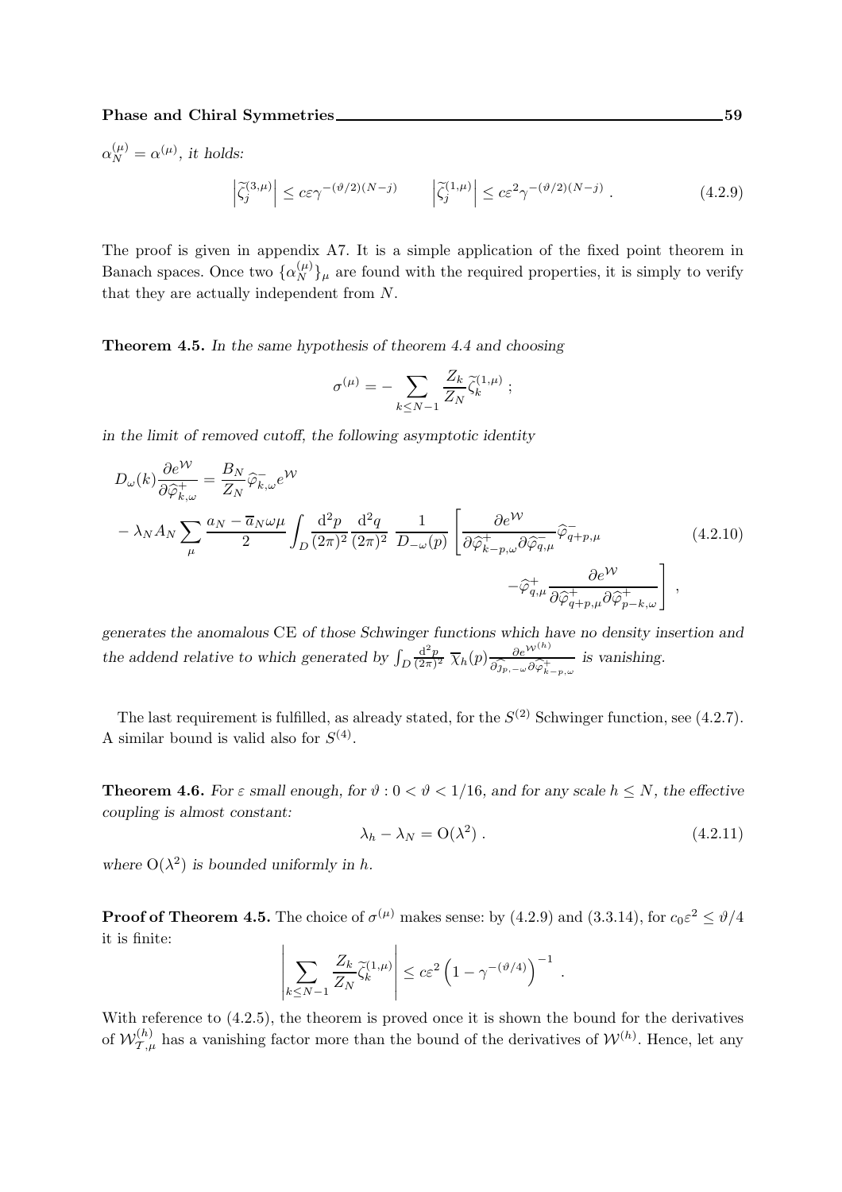$\alpha_N^{(\mu)} = \alpha^{(\mu)}$, *it holds:*

$$\left|\widetilde{\zeta}_j^{(3,\mu)}\right| \le c\varepsilon\gamma^{-(\vartheta/2)(N-j)} \qquad \left|\widetilde{\zeta}_j^{(1,\mu)}\right| \le c\varepsilon^2\gamma^{-(\vartheta/2)(N-j)} \ . \tag{4.2.9}$$

The proof is given in appendix A7. It is a simple application of the fixed point theorem in Banach spaces. Once two $\{\alpha_N^{(\mu)}\}_\mu$ are found with the required properties, it is simply to verify that they are actually independent from $N$.

**Theorem 4.5.** *In the same hypothesis of theorem 4.4 and choosing*

$$\sigma^{(\mu)} = -\sum_{k\le N-1}\frac{Z_k}{Z_N}\widetilde{\zeta}_k^{(1,\mu)} \ ;$$

*in the limit of removed cutoff, the following asymptotic identity*

$$\begin{aligned}
D_\omega(k)\frac{\partial e^{\mathcal{W}}}{\partial\widehat{\varphi}^+_{k,\omega}} &= \frac{B_N}{Z_N}\widehat{\varphi}^-_{k,\omega}e^{\mathcal{W}} \\
&- \lambda_N A_N\sum_\mu \frac{a_N - \overline{a}_N\omega\mu}{2}\int_D \frac{\mathrm{d}^2p}{(2\pi)^2}\frac{\mathrm{d}^2q}{(2\pi)^2}\ \frac{1}{D_{-\omega}(p)}\left[\frac{\partial e^{\mathcal{W}}}{\partial\widehat{\varphi}^+_{k-p,\omega}\partial\widehat{\varphi}^-_{q,\mu}}\widehat{\varphi}^-_{q+p,\mu}\right. \\
&\qquad\qquad\left. -\widehat{\varphi}^+_{q,\mu}\frac{\partial e^{\mathcal{W}}}{\partial\widehat{\varphi}^+_{q+p,\mu}\partial\widehat{\varphi}^+_{p-k,\omega}}\right] \ ,
\end{aligned} \tag{4.2.10}$$

*generates the anomalous* CE *of those Schwinger functions which have no density insertion and the addend relative to which generated by* $\int_D \frac{\mathrm{d}^2p}{(2\pi)^2}\ \overline{\chi}_h(p)\frac{\partial e^{\mathcal{W}^{(h)}}}{\partial\widehat{\jmath}_{p,-\omega}\partial\widehat{\varphi}^+_{k-p,\omega}}$ *is vanishing.*

The last requirement is fulfilled, as already stated, for the $S^{(2)}$ Schwinger function, see (4.2.7). A similar bound is valid also for $S^{(4)}$.

**Theorem 4.6.** *For $\varepsilon$ small enough, for $\vartheta : 0 < \vartheta < 1/16$, and for any scale $h \le N$, the effective coupling is almost constant:*

$$\lambda_h - \lambda_N = \mathrm{O}(\lambda^2) \ . \tag{4.2.11}$$

*where $\mathrm{O}(\lambda^2)$ is bounded uniformly in $h$.*

**Proof of Theorem 4.5.** The choice of $\sigma^{(\mu)}$ makes sense: by (4.2.9) and (3.3.14), for $c_0\varepsilon^2 \le \vartheta/4$ it is finite:

$$\left|\sum_{k\le N-1}\frac{Z_k}{Z_N}\widetilde{\zeta}_k^{(1,\mu)}\right| \le c\varepsilon^2\left(1-\gamma^{-(\vartheta/4)}\right)^{-1} \ .$$

With reference to (4.2.5), the theorem is proved once it is shown the bound for the derivatives of $\mathcal{W}^{(h)}_{\mathcal{T},\mu}$ has a vanishing factor more than the bound of the derivatives of $\mathcal{W}^{(h)}$. Hence, let any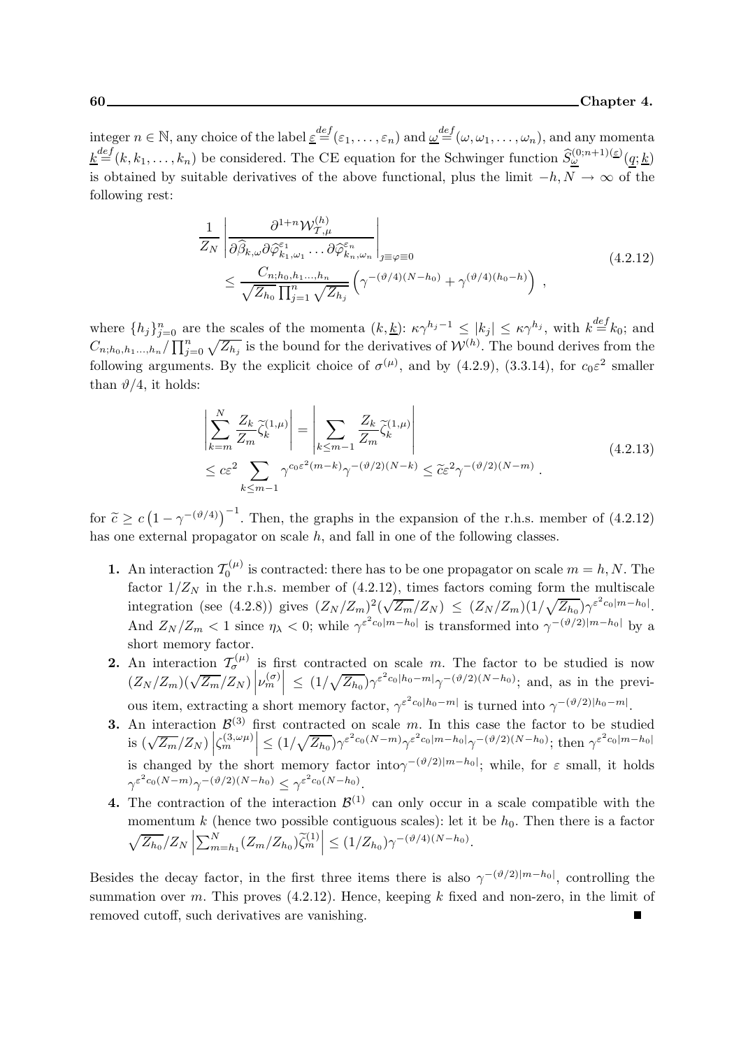integer $n \in \mathbb{N}$, any choice of the label $\underline{\varepsilon} \stackrel{def}{=} (\varepsilon_1, \ldots, \varepsilon_n)$ and $\underline{\omega} \stackrel{def}{=} (\omega, \omega_1, \ldots, \omega_n)$, and any momenta $\underline{k} \stackrel{def}{=} (k, k_1, \ldots, k_n)$ be considered. The CE equation for the Schwinger function $\widehat{S}^{(0;n+1)(\underline{\varepsilon})}_{\underline{\omega}}(\underline{q}; \underline{k})$ is obtained by suitable derivatives of the above functional, plus the limit $-h, N \to \infty$ of the following rest:

$$
\begin{aligned}
&\frac{1}{Z_N} \left| \frac{\partial^{1+n} \mathcal{W}^{(h)}_{\mathcal{T},\mu}}{\partial \widehat{\beta}_{k,\omega} \partial \widehat{\varphi}^{\varepsilon_1}_{k_1,\omega_1} \ldots \partial \widehat{\varphi}^{\varepsilon_n}_{k_n,\omega_n}} \right|_{j \equiv \varphi \equiv 0} \\
&\qquad \leq \frac{C_{n;h_0,h_1\ldots,h_n}}{\sqrt{Z_{h_0}} \prod_{j=1}^n \sqrt{Z_{h_j}}} \left( \gamma^{-(\vartheta/4)(N-h_0)} + \gamma^{(\vartheta/4)(h_0-h)} \right) ,
\end{aligned}
\tag{4.2.12}
$$

where $\{h_j\}_{j=0}^n$ are the scales of the momenta $(k, \underline{k})$: $\kappa\gamma^{h_j-1} \leq |k_j| \leq \kappa\gamma^{h_j}$, with $k \stackrel{def}{=} k_0$; and $C_{n;h_0,h_1\ldots,h_n} / \prod_{j=0}^n \sqrt{Z_{h_j}}$ is the bound for the derivatives of $\mathcal{W}^{(h)}$. The bound derives from the following arguments. By the explicit choice of $\sigma^{(\mu)}$, and by (4.2.9), (3.3.14), for $c_0\varepsilon^2$ smaller than $\vartheta/4$, it holds:

$$
\begin{aligned}
&\left| \sum_{k=m}^{N} \frac{Z_k}{Z_m} \widetilde{\zeta}^{(1,\mu)}_k \right| = \left| \sum_{k \leq m-1} \frac{Z_k}{Z_m} \widetilde{\zeta}^{(1,\mu)}_k \right| \\
&\leq c\varepsilon^2 \sum_{k \leq m-1} \gamma^{c_0\varepsilon^2(m-k)} \gamma^{-(\vartheta/2)(N-k)} \leq \widetilde{c}\varepsilon^2 \gamma^{-(\vartheta/2)(N-m)} .
\end{aligned}
\tag{4.2.13}
$$

for $\widetilde{c} \geq c\left(1 - \gamma^{-(\vartheta/4)}\right)^{-1}$. Then, the graphs in the expansion of the r.h.s. member of (4.2.12) has one external propagator on scale $h$, and fall in one of the following classes.

1. An interaction $\mathcal{T}^{(\mu)}_0$ is contracted: there has to be one propagator on scale $m = h, N$. The factor $1/Z_N$ in the r.h.s. member of (4.2.12), times factors coming form the multiscale integration (see (4.2.8)) gives $(Z_N/Z_m)^2(\sqrt{Z_m}/Z_N) \leq (Z_N/Z_m)(1/\sqrt{Z_{h_0}})\gamma^{\varepsilon^2 c_0|m-h_0|}$. And $Z_N/Z_m < 1$ since $\eta_\lambda < 0$; while $\gamma^{\varepsilon^2 c_0|m-h_0|}$ is transformed into $\gamma^{-(\vartheta/2)|m-h_0|}$ by a short memory factor.
2. An interaction $\mathcal{T}^{(\mu)}_\sigma$ is first contracted on scale $m$. The factor to be studied is now $(Z_N/Z_m)(\sqrt{Z_m}/Z_N)\left|\nu^{(\sigma)}_m\right| \leq (1/\sqrt{Z_{h_0}})\gamma^{\varepsilon^2 c_0|h_0-m|}\gamma^{-(\vartheta/2)(N-h_0)}$; and, as in the previous item, extracting a short memory factor, $\gamma^{\varepsilon^2 c_0|h_0-m|}$ is turned into $\gamma^{-(\vartheta/2)|h_0-m|}$.
3. An interaction $\mathcal{B}^{(3)}$ first contracted on scale $m$. In this case the factor to be studied is $(\sqrt{Z_m}/Z_N)\left|\zeta^{(3,\omega\mu)}_m\right| \leq (1/\sqrt{Z_{h_0}})\gamma^{\varepsilon^2 c_0(N-m)}\gamma^{\varepsilon^2 c_0|m-h_0|}\gamma^{-(\vartheta/2)(N-h_0)}$; then $\gamma^{\varepsilon^2 c_0|m-h_0|}$ is changed by the short memory factor into$\gamma^{-(\vartheta/2)|m-h_0|}$; while, for $\varepsilon$ small, it holds $\gamma^{\varepsilon^2 c_0(N-m)}\gamma^{-(\vartheta/2)(N-h_0)} \leq \gamma^{\varepsilon^2 c_0(N-h_0)}$.
4. The contraction of the interaction $\mathcal{B}^{(1)}$ can only occur in a scale compatible with the momentum $k$ (hence two possible contiguous scales): let it be $h_0$. Then there is a factor $\sqrt{Z_{h_0}}/Z_N \left|\sum_{m=h_1}^N (Z_m/Z_{h_0})\widetilde{\zeta}^{(1)}_m\right| \leq (1/Z_{h_0})\gamma^{-(\vartheta/4)(N-h_0)}$.

Besides the decay factor, in the first three items there is also $\gamma^{-(\vartheta/2)|m-h_0|}$, controlling the summation over $m$. This proves (4.2.12). Hence, keeping $k$ fixed and non-zero, in the limit of removed cutoff, such derivatives are vanishing. ∎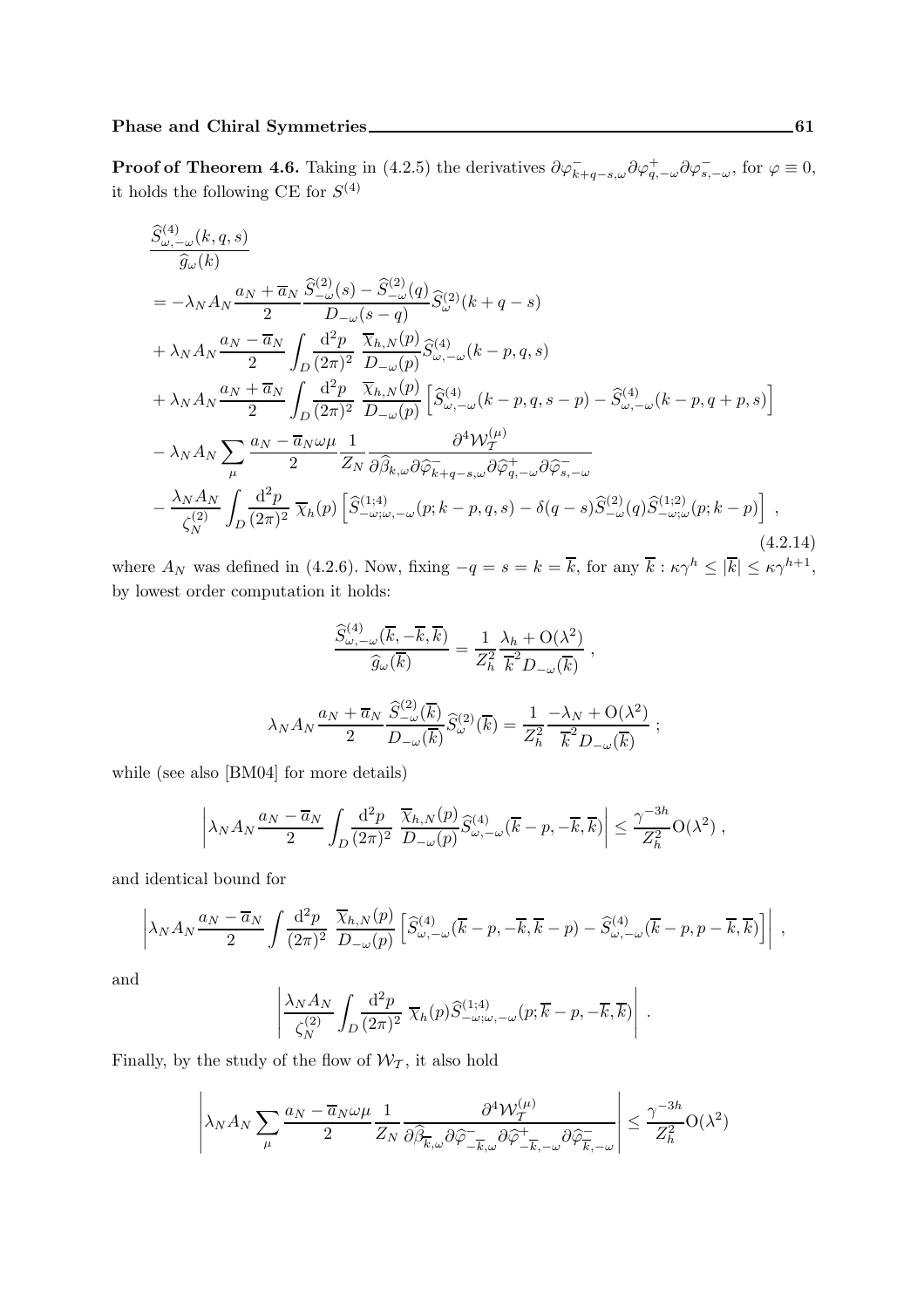**Proof of Theorem 4.6.** Taking in (4.2.5) the derivatives $\partial\varphi^-_{k+q-s,\omega}\partial\varphi^+_{q,-\omega}\partial\varphi^-_{s,-\omega}$, for $\varphi\equiv 0$, it holds the following CE for $S^{(4)}$

$$
\begin{aligned}
&\frac{\widehat{S}^{(4)}_{\omega,-\omega}(k,q,s)}{\widehat{g}_\omega(k)} \\
&= -\lambda_N A_N \frac{a_N+\overline{a}_N}{2}\frac{\widehat{S}^{(2)}_{-\omega}(s)-\widehat{S}^{(2)}_{-\omega}(q)}{D_{-\omega}(s-q)}\widehat{S}^{(2)}_\omega(k+q-s) \\
&+ \lambda_N A_N \frac{a_N-\overline{a}_N}{2}\int_D \frac{\mathrm{d}^2 p}{(2\pi)^2}\,\frac{\overline{\chi}_{h,N}(p)}{D_{-\omega}(p)}\widehat{S}^{(4)}_{\omega,-\omega}(k-p,q,s) \\
&+ \lambda_N A_N \frac{a_N+\overline{a}_N}{2}\int_D \frac{\mathrm{d}^2 p}{(2\pi)^2}\,\frac{\overline{\chi}_{h,N}(p)}{D_{-\omega}(p)}\Big[\widehat{S}^{(4)}_{\omega,-\omega}(k-p,q,s-p)-\widehat{S}^{(4)}_{\omega,-\omega}(k-p,q+p,s)\Big] \\
&- \lambda_N A_N \sum_\mu \frac{a_N-\overline{a}_N\omega\mu}{2}\frac{1}{Z_N}\frac{\partial^4\mathcal{W}^{(\mu)}_{\mathcal{T}}}{\partial\widehat{\beta}_{k,\omega}\partial\widehat{\varphi}^-_{k+q-s,\omega}\partial\widehat{\varphi}^+_{q,-\omega}\partial\widehat{\varphi}^-_{s,-\omega}} \\
&- \frac{\lambda_N A_N}{\zeta^{(2)}_N}\int_D \frac{\mathrm{d}^2 p}{(2\pi)^2}\,\overline{\chi}_h(p)\Big[\widehat{S}^{(1;4)}_{-\omega;\omega,-\omega}(p;k-p,q,s)-\delta(q-s)\widehat{S}^{(2)}_{-\omega}(q)\widehat{S}^{(1;2)}_{-\omega;\omega}(p;k-p)\Big]\ ,
\end{aligned}
\tag{4.2.14}
$$

where $A_N$ was defined in (4.2.6). Now, fixing $-q=s=k=\overline{k}$, for any $\overline{k}:\kappa\gamma^h\le|\overline{k}|\le\kappa\gamma^{h+1}$, by lowest order computation it holds:

$$
\frac{\widehat{S}^{(4)}_{\omega,-\omega}(\overline{k},-\overline{k},\overline{k})}{\widehat{g}_\omega(\overline{k})} = \frac{1}{Z_h^2}\frac{\lambda_h+\mathrm{O}(\lambda^2)}{\overline{k}^2 D_{-\omega}(\overline{k})}\ ,
$$

$$
\lambda_N A_N \frac{a_N+\overline{a}_N}{2}\frac{\widehat{S}^{(2)}_{-\omega}(\overline{k})}{D_{-\omega}(\overline{k})}\widehat{S}^{(2)}_\omega(\overline{k}) = \frac{1}{Z_h^2}\frac{-\lambda_N+\mathrm{O}(\lambda^2)}{\overline{k}^2 D_{-\omega}(\overline{k})}\ ;
$$

while (see also [BM04] for more details)

$$
\left|\lambda_N A_N \frac{a_N-\overline{a}_N}{2}\int_D \frac{\mathrm{d}^2 p}{(2\pi)^2}\,\frac{\overline{\chi}_{h,N}(p)}{D_{-\omega}(p)}\widehat{S}^{(4)}_{\omega,-\omega}(\overline{k}-p,-\overline{k},\overline{k})\right| \le \frac{\gamma^{-3h}}{Z_h^2}\mathrm{O}(\lambda^2)\ ,
$$

and identical bound for

$$
\left|\lambda_N A_N \frac{a_N-\overline{a}_N}{2}\int \frac{\mathrm{d}^2 p}{(2\pi)^2}\,\frac{\overline{\chi}_{h,N}(p)}{D_{-\omega}(p)}\Big[\widehat{S}^{(4)}_{\omega,-\omega}(\overline{k}-p,-\overline{k},\overline{k}-p)-\widehat{S}^{(4)}_{\omega,-\omega}(\overline{k}-p,p-\overline{k},\overline{k})\Big]\right|\ ,
$$

and

$$
\left|\frac{\lambda_N A_N}{\zeta^{(2)}_N}\int_D \frac{\mathrm{d}^2 p}{(2\pi)^2}\,\overline{\chi}_h(p)\widehat{S}^{(1;4)}_{-\omega;\omega,-\omega}(p;\overline{k}-p,-\overline{k},\overline{k})\right|\ .
$$

Finally, by the study of the flow of $\mathcal{W}_{\mathcal{T}}$, it also hold

$$
\left|\lambda_N A_N \sum_\mu \frac{a_N-\overline{a}_N\omega\mu}{2}\frac{1}{Z_N}\frac{\partial^4\mathcal{W}^{(\mu)}_{\mathcal{T}}}{\partial\widehat{\beta}_{\overline{k},\omega}\partial\widehat{\varphi}^-_{-\overline{k},\omega}\partial\widehat{\varphi}^+_{-\overline{k},-\omega}\partial\widehat{\varphi}^-_{\overline{k},-\omega}}\right| \le \frac{\gamma^{-3h}}{Z_h^2}\mathrm{O}(\lambda^2)
$$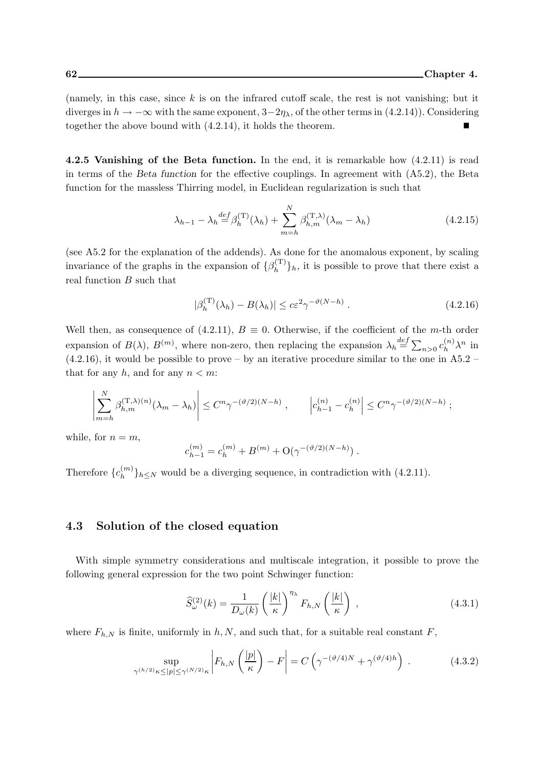(namely, in this case, since $k$ is on the infrared cutoff scale, the rest is not vanishing; but it diverges in $h \to -\infty$ with the same exponent, $3-2\eta_\lambda$, of the other terms in (4.2.14)). Considering together the above bound with (4.2.14), it holds the theorem. ∎

**4.2.5 Vanishing of the Beta function.** In the end, it is remarkable how (4.2.11) is read in terms of the *Beta function* for the effective couplings. In agreement with (A5.2), the Beta function for the massless Thirring model, in Euclidean regularization is such that

$$\lambda_{h-1} - \lambda_h \overset{def}{=} \beta_h^{(\mathrm{T})}(\lambda_h) + \sum_{m=h}^{N} \beta_{h,m}^{(\mathrm{T},\lambda)}(\lambda_m - \lambda_h) \tag{4.2.15}$$

(see A5.2 for the explanation of the addends). As done for the anomalous exponent, by scaling invariance of the graphs in the expansion of $\{\beta_h^{(\mathrm{T})}\}_h$, it is possible to prove that there exist a real function $B$ such that

$$|\beta_h^{(\mathrm{T})}(\lambda_h) - B(\lambda_h)| \le c\varepsilon^2 \gamma^{-\vartheta(N-h)} . \tag{4.2.16}$$

Well then, as consequence of (4.2.11), $B \equiv 0$. Otherwise, if the coefficient of the $m$-th order expansion of $B(\lambda)$, $B^{(m)}$, where non-zero, then replacing the expansion $\lambda_h \overset{def}{=} \sum_{n>0} c_h^{(n)} \lambda^n$ in (4.2.16), it would be possible to prove – by an iterative procedure similar to the one in A5.2 – that for any $h$, and for any $n < m$:

$$\left| \sum_{m=h}^{N} \beta_{h,m}^{(\mathrm{T},\lambda)(n)}(\lambda_m - \lambda_h) \right| \le C^n \gamma^{-(\vartheta/2)(N-h)} , \qquad \left| c_{h-1}^{(n)} - c_h^{(n)} \right| \le C^n \gamma^{-(\vartheta/2)(N-h)} ;$$

while, for $n = m$,

$$c_{h-1}^{(m)} = c_h^{(m)} + B^{(m)} + \mathrm{O}(\gamma^{-(\vartheta/2)(N-h)}) .$$

Therefore $\{c_h^{(m)}\}_{h\le N}$ would be a diverging sequence, in contradiction with (4.2.11).

## 4.3 Solution of the closed equation

With simple symmetry considerations and multiscale integration, it possible to prove the following general expression for the two point Schwinger function:

$$\widehat{S}_\omega^{(2)}(k) = \frac{1}{D_\omega(k)} \left( \frac{|k|}{\kappa} \right)^{\eta_\lambda} F_{h,N}\left( \frac{|k|}{\kappa} \right) , \tag{4.3.1}$$

where $F_{h,N}$ is finite, uniformly in $h, N$, and such that, for a suitable real constant $F$,

$$\sup_{\gamma^{(h/2)}\kappa \le |p| \le \gamma^{(N/2)}\kappa} \left| F_{h,N}\left( \frac{|p|}{\kappa} \right) - F \right| = C\left( \gamma^{-(\vartheta/4)N} + \gamma^{(\vartheta/4)h} \right) . \tag{4.3.2}$$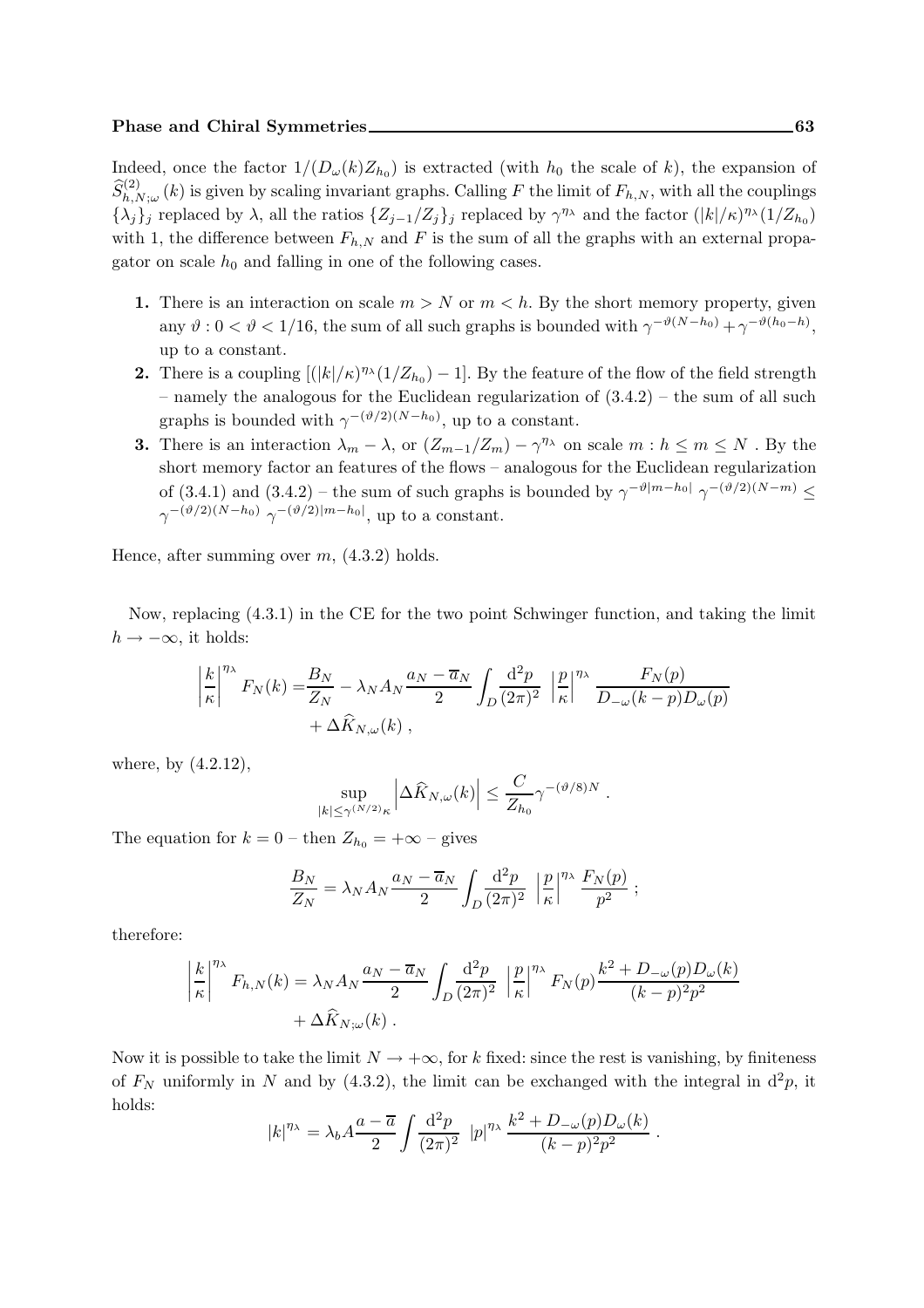Indeed, once the factor $1/(D_\omega(k)Z_{h_0})$ is extracted (with $h_0$ the scale of $k$), the expansion of $\widehat{S}^{(2)}_{h,N;\omega}(k)$ is given by scaling invariant graphs. Calling $F$ the limit of $F_{h,N}$, with all the couplings $\{\lambda_j\}_j$ replaced by $\lambda$, all the ratios $\{Z_{j-1}/Z_j\}_j$ replaced by $\gamma^{\eta_\lambda}$ and the factor $(|k|/\kappa)^{\eta_\lambda}(1/Z_{h_0})$ with 1, the difference between $F_{h,N}$ and $F$ is the sum of all the graphs with an external propagator on scale $h_0$ and falling in one of the following cases.

1. There is an interaction on scale $m > N$ or $m < h$. By the short memory property, given any $\vartheta : 0 < \vartheta < 1/16$, the sum of all such graphs is bounded with $\gamma^{-\vartheta(N-h_0)} + \gamma^{-\vartheta(h_0-h)}$, up to a constant.
2. There is a coupling $[(|k|/\kappa)^{\eta_\lambda}(1/Z_{h_0}) - 1]$. By the feature of the flow of the field strength – namely the analogous for the Euclidean regularization of (3.4.2) – the sum of all such graphs is bounded with $\gamma^{-(\vartheta/2)(N-h_0)}$, up to a constant.
3. There is an interaction $\lambda_m - \lambda$, or $(Z_{m-1}/Z_m) - \gamma^{\eta_\lambda}$ on scale $m : h \le m \le N$ . By the short memory factor an features of the flows – analogous for the Euclidean regularization of (3.4.1) and (3.4.2) – the sum of such graphs is bounded by $\gamma^{-\vartheta|m-h_0|}\,\gamma^{-(\vartheta/2)(N-m)} \le \gamma^{-(\vartheta/2)(N-h_0)}\,\gamma^{-(\vartheta/2)|m-h_0|}$, up to a constant.

Hence, after summing over $m$, (4.3.2) holds.

Now, replacing (4.3.1) in the CE for the two point Schwinger function, and taking the limit $h \to -\infty$, it holds:

$$
\begin{aligned}
\left|\frac{k}{\kappa}\right|^{\eta_\lambda} F_N(k) =& \frac{B_N}{Z_N} - \lambda_N A_N \frac{a_N - \overline{a}_N}{2} \int_D \frac{\mathrm{d}^2 p}{(2\pi)^2}\ \left|\frac{p}{\kappa}\right|^{\eta_\lambda} \frac{F_N(p)}{D_{-\omega}(k-p) D_\omega(p)} \\
&+ \Delta\widehat{K}_{N,\omega}(k)\ ,
\end{aligned}
$$

where, by (4.2.12),

$$
\sup_{|k| \le \gamma^{(N/2)}\kappa} \left|\Delta\widehat{K}_{N,\omega}(k)\right| \le \frac{C}{Z_{h_0}} \gamma^{-(\vartheta/8)N}\ .
$$

The equation for $k = 0$ – then $Z_{h_0} = +\infty$ – gives

$$
\frac{B_N}{Z_N} = \lambda_N A_N \frac{a_N - \overline{a}_N}{2} \int_D \frac{\mathrm{d}^2 p}{(2\pi)^2}\ \left|\frac{p}{\kappa}\right|^{\eta_\lambda} \frac{F_N(p)}{p^2}\ ;
$$

therefore:

$$
\begin{aligned}
\left|\frac{k}{\kappa}\right|^{\eta_\lambda} F_{h,N}(k) =& \lambda_N A_N \frac{a_N - \overline{a}_N}{2} \int_D \frac{\mathrm{d}^2 p}{(2\pi)^2}\ \left|\frac{p}{\kappa}\right|^{\eta_\lambda} F_N(p) \frac{k^2 + D_{-\omega}(p) D_\omega(k)}{(k-p)^2 p^2} \\
&+ \Delta\widehat{K}_{N;\omega}(k)\ .
\end{aligned}
$$

Now it is possible to take the limit $N \to +\infty$, for $k$ fixed: since the rest is vanishing, by finiteness of $F_N$ uniformly in $N$ and by (4.3.2), the limit can be exchanged with the integral in $\mathrm{d}^2 p$, it holds:

$$
|k|^{\eta_\lambda} = \lambda_b A \frac{a - \overline{a}}{2} \int \frac{\mathrm{d}^2 p}{(2\pi)^2}\ |p|^{\eta_\lambda} \frac{k^2 + D_{-\omega}(p) D_\omega(k)}{(k-p)^2 p^2}\ .
$$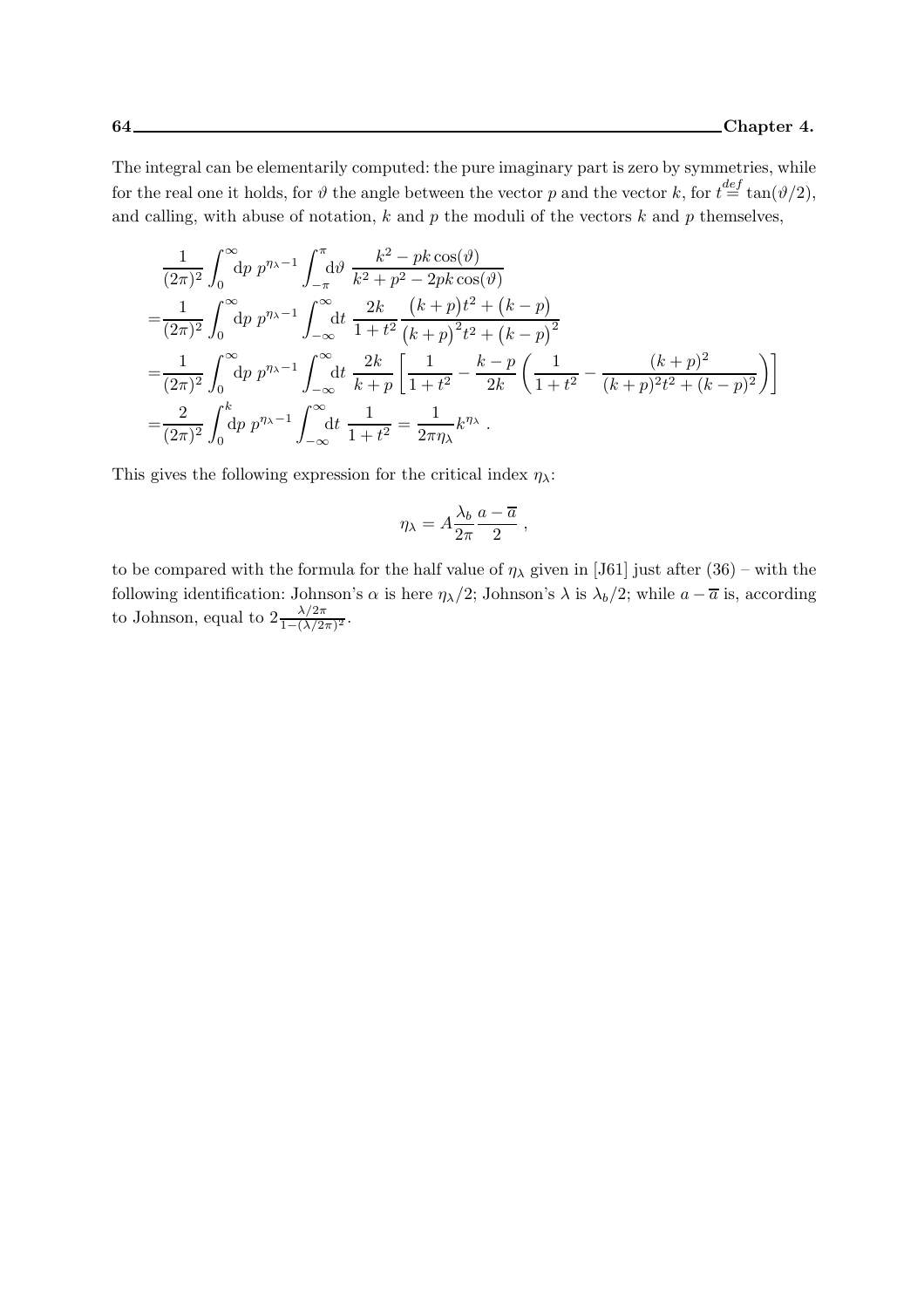The integral can be elementarily computed: the pure imaginary part is zero by symmetries, while for the real one it holds, for $\vartheta$ the angle between the vector $p$ and the vector $k$, for $t \stackrel{def}{=} \tan(\vartheta/2)$, and calling, with abuse of notation, $k$ and $p$ the moduli of the vectors $k$ and $p$ themselves,

$$
\begin{aligned}
&\frac{1}{(2\pi)^2}\int_0^\infty \mathrm{d}p\ p^{\eta_\lambda-1}\int_{-\pi}^{\pi}\mathrm{d}\vartheta\ \frac{k^2-pk\cos(\vartheta)}{k^2+p^2-2pk\cos(\vartheta)}\\
=&\frac{1}{(2\pi)^2}\int_0^\infty \mathrm{d}p\ p^{\eta_\lambda-1}\int_{-\infty}^{\infty}\mathrm{d}t\ \frac{2k}{1+t^2}\frac{\big(k+p\big)t^2+\big(k-p\big)}{\big(k+p\big)^2t^2+\big(k-p\big)^2}\\
=&\frac{1}{(2\pi)^2}\int_0^\infty \mathrm{d}p\ p^{\eta_\lambda-1}\int_{-\infty}^{\infty}\mathrm{d}t\ \frac{2k}{k+p}\left[\frac{1}{1+t^2}-\frac{k-p}{2k}\left(\frac{1}{1+t^2}-\frac{(k+p)^2}{(k+p)^2t^2+(k-p)^2}\right)\right]\\
=&\frac{2}{(2\pi)^2}\int_0^k \mathrm{d}p\ p^{\eta_\lambda-1}\int_{-\infty}^{\infty}\mathrm{d}t\ \frac{1}{1+t^2}=\frac{1}{2\pi\eta_\lambda}k^{\eta_\lambda}\ .
\end{aligned}
$$

This gives the following expression for the critical index $\eta_\lambda$:

$$
\eta_\lambda = A\frac{\lambda_b}{2\pi}\frac{a-\overline{a}}{2}\ ,
$$

to be compared with the formula for the half value of $\eta_\lambda$ given in [J61] just after (36) – with the following identification: Johnson's $\alpha$ is here $\eta_\lambda/2$; Johnson's $\lambda$ is $\lambda_b/2$; while $a-\overline{a}$ is, according to Johnson, equal to $2\frac{\lambda/2\pi}{1-(\lambda/2\pi)^2}$.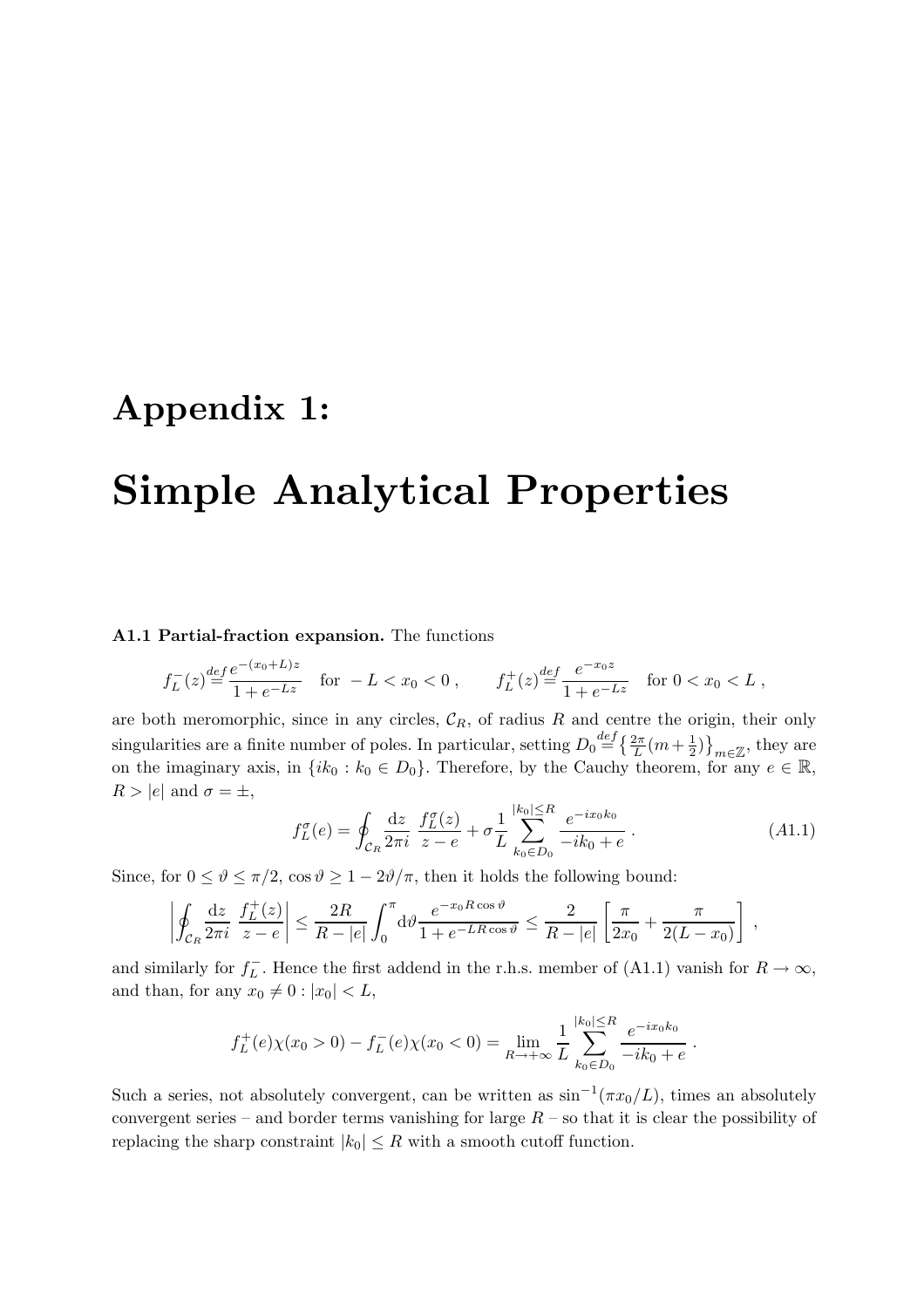# Appendix 1:

# Simple Analytical Properties

**A1.1 Partial-fraction expansion.** The functions

$$f_L^-(z) \stackrel{def}{=} \frac{e^{-(x_0+L)z}}{1+e^{-Lz}} \quad \text{for } -L < x_0 < 0 \,, \qquad f_L^+(z) \stackrel{def}{=} \frac{e^{-x_0 z}}{1+e^{-Lz}} \quad \text{for } 0 < x_0 < L \,,$$

are both meromorphic, since in any circles, $\mathcal{C}_R$, of radius $R$ and centre the origin, their only singularities are a finite number of poles. In particular, setting $D_0 \stackrel{def}{=} \big\{ \frac{2\pi}{L}(m+\frac{1}{2}) \big\}_{m\in\mathbb{Z}}$, they are on the imaginary axis, in $\{ik_0 : k_0 \in D_0\}$. Therefore, by the Cauchy theorem, for any $e \in \mathbb{R}$, $R > |e|$ and $\sigma = \pm$,

$$f_L^\sigma(e) = \oint_{\mathcal{C}_R} \frac{\mathrm{d}z}{2\pi i} \, \frac{f_L^\sigma(z)}{z-e} + \sigma \frac{1}{L} \sum_{k_0 \in D_0}^{|k_0|\le R} \frac{e^{-ix_0k_0}}{-ik_0+e} \,. \tag{A1.1}$$

Since, for $0 \le \vartheta \le \pi/2$, $\cos\vartheta \ge 1 - 2\vartheta/\pi$, then it holds the following bound:

$$\left| \oint_{\mathcal{C}_R} \frac{\mathrm{d}z}{2\pi i} \, \frac{f_L^+(z)}{z-e} \right| \le \frac{2R}{R-|e|} \int_0^\pi \mathrm{d}\vartheta \frac{e^{-x_0 R\cos\vartheta}}{1+e^{-LR\cos\vartheta}} \le \frac{2}{R-|e|} \left[ \frac{\pi}{2x_0} + \frac{\pi}{2(L-x_0)} \right] \,,$$

and similarly for $f_L^-$. Hence the first addend in the r.h.s. member of (A1.1) vanish for $R \to \infty$, and than, for any $x_0 \neq 0 : |x_0| < L$,

$$f_L^+(e)\chi(x_0>0) - f_L^-(e)\chi(x_0<0) = \lim_{R\to+\infty} \frac{1}{L} \sum_{k_0\in D_0}^{|k_0|\le R} \frac{e^{-ix_0k_0}}{-ik_0+e} \,.$$

Such a series, not absolutely convergent, can be written as $\sin^{-1}(\pi x_0/L)$, times an absolutely convergent series – and border terms vanishing for large $R$ – so that it is clear the possibility of replacing the sharp constraint $|k_0| \le R$ with a smooth cutoff function.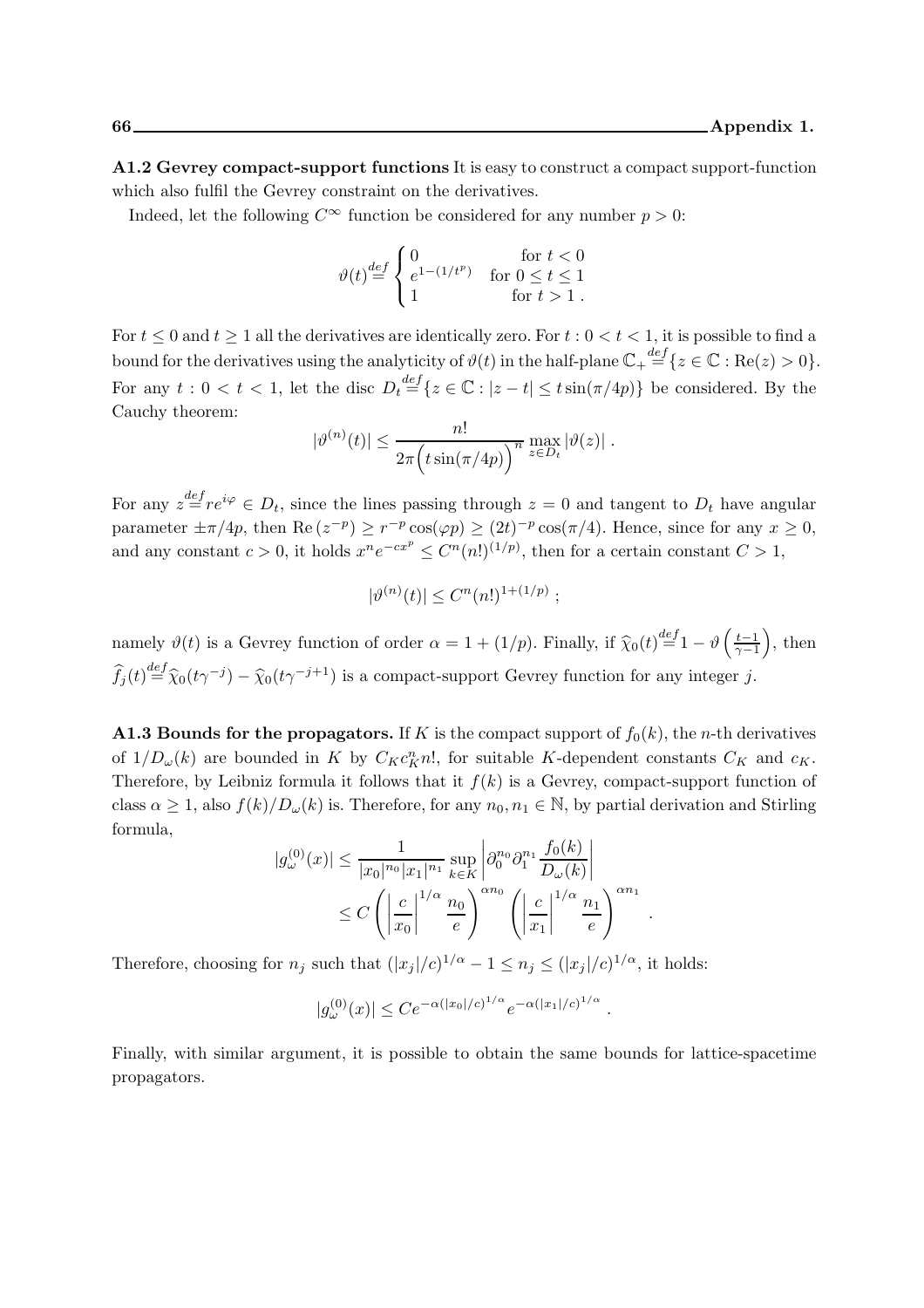**A1.2 Gevrey compact-support functions** It is easy to construct a compact support-function which also fulfil the Gevrey constraint on the derivatives.

Indeed, let the following $C^\infty$ function be considered for any number $p > 0$:

$$\vartheta(t) \stackrel{def}{=} \begin{cases} 0 & \text{for } t < 0 \\ e^{1-(1/t^p)} & \text{for } 0 \le t \le 1 \\ 1 & \text{for } t > 1 \, . \end{cases}$$

For $t \le 0$ and $t \ge 1$ all the derivatives are identically zero. For $t : 0 < t < 1$, it is possible to find a bound for the derivatives using the analyticity of $\vartheta(t)$ in the half-plane $\mathbb{C}_+ \stackrel{def}{=} \{z \in \mathbb{C} : \mathrm{Re}(z) > 0\}$. For any $t : 0 < t < 1$, let the disc $D_t \stackrel{def}{=} \{z \in \mathbb{C} : |z - t| \le t \sin(\pi/4p)\}$ be considered. By the Cauchy theorem:

$$|\vartheta^{(n)}(t)| \le \frac{n!}{2\pi \Big( t \sin(\pi/4p) \Big)^n} \max_{z \in D_t} |\vartheta(z)| \, .$$

For any $z \stackrel{def}{=} re^{i\varphi} \in D_t$, since the lines passing through $z = 0$ and tangent to $D_t$ have angular parameter $\pm\pi/4p$, then $\mathrm{Re}\,(z^{-p}) \ge r^{-p} \cos(\varphi p) \ge (2t)^{-p} \cos(\pi/4)$. Hence, since for any $x \ge 0$, and any constant $c > 0$, it holds $x^n e^{-cx^p} \le C^n (n!)^{(1/p)}$, then for a certain constant $C > 1$,

$$|\vartheta^{(n)}(t)| \le C^n (n!)^{1+(1/p)} \, ;$$

namely $\vartheta(t)$ is a Gevrey function of order $\alpha = 1 + (1/p)$. Finally, if $\widehat{\chi}_0(t) \stackrel{def}{=} 1 - \vartheta\left(\frac{t-1}{\gamma-1}\right)$, then $\widehat{f}_j(t) \stackrel{def}{=} \widehat{\chi}_0(t\gamma^{-j}) - \widehat{\chi}_0(t\gamma^{-j+1})$ is a compact-support Gevrey function for any integer $j$.

**A1.3 Bounds for the propagators.** If $K$ is the compact support of $f_0(k)$, the $n$-th derivatives of $1/D_\omega(k)$ are bounded in $K$ by $C_K c_K^n n!$, for suitable $K$-dependent constants $C_K$ and $c_K$. Therefore, by Leibniz formula it follows that it $f(k)$ is a Gevrey, compact-support function of class $\alpha \ge 1$, also $f(k)/D_\omega(k)$ is. Therefore, for any $n_0, n_1 \in \mathbb{N}$, by partial derivation and Stirling formula,

$$\begin{aligned} |g_\omega^{(0)}(x)| &\le \frac{1}{|x_0|^{n_0} |x_1|^{n_1}} \sup_{k \in K} \left| \partial_0^{n_0} \partial_1^{n_1} \frac{f_0(k)}{D_\omega(k)} \right| \\ &\le C \left( \left| \frac{c}{x_0} \right|^{1/\alpha} \frac{n_0}{e} \right)^{\alpha n_0} \left( \left| \frac{c}{x_1} \right|^{1/\alpha} \frac{n_1}{e} \right)^{\alpha n_1} \, . \end{aligned}$$

Therefore, choosing for $n_j$ such that $(|x_j|/c)^{1/\alpha} - 1 \le n_j \le (|x_j|/c)^{1/\alpha}$, it holds:

$$|g_\omega^{(0)}(x)| \le C e^{-\alpha(|x_0|/c)^{1/\alpha}} e^{-\alpha(|x_1|/c)^{1/\alpha}} \, .$$

Finally, with similar argument, it is possible to obtain the same bounds for lattice-spacetime propagators.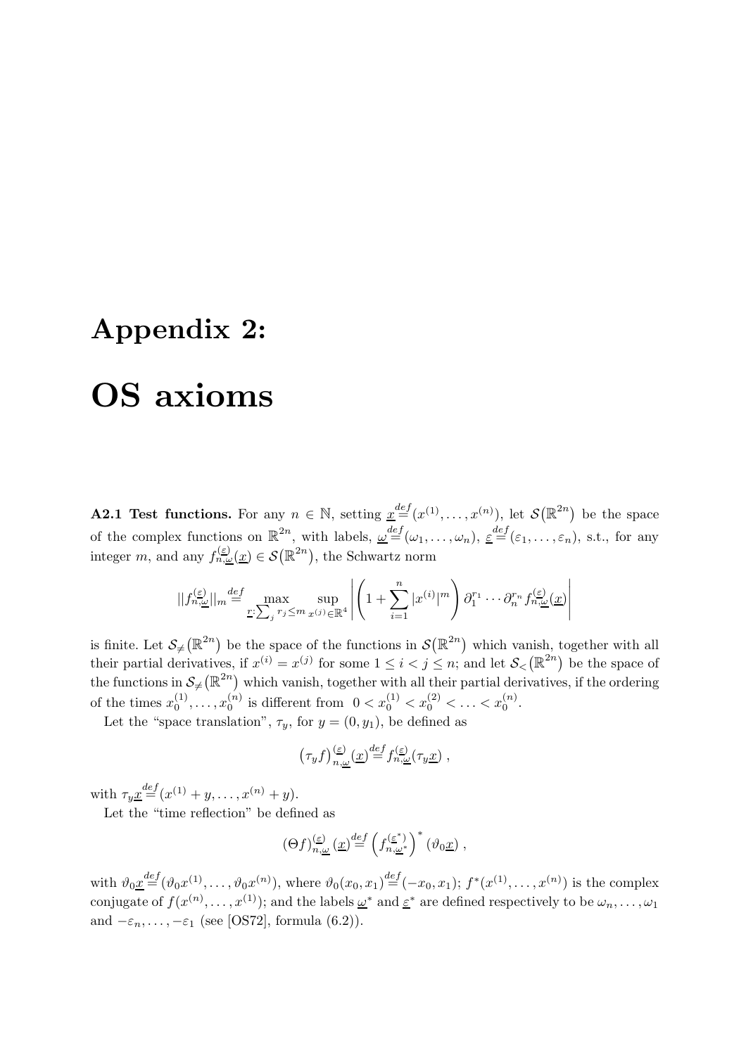# Appendix 2:

# OS axioms

**A2.1 Test functions.** For any $n \in \mathbb{N}$, setting $\underline{x} \stackrel{def}{=} (x^{(1)}, \ldots, x^{(n)})$, let $\mathcal{S}(\mathbb{R}^{2n})$ be the space of the complex functions on $\mathbb{R}^{2n}$, with labels, $\underline{\omega} \stackrel{def}{=} (\omega_1, \ldots, \omega_n)$, $\underline{\varepsilon} \stackrel{def}{=} (\varepsilon_1, \ldots, \varepsilon_n)$, s.t., for any integer $m$, and any $f^{(\underline{\varepsilon})}_{n,\underline{\omega}}(\underline{x}) \in \mathcal{S}(\mathbb{R}^{2n})$, the Schwartz norm

$$||f^{(\underline{\varepsilon})}_{n,\underline{\omega}}||_m \stackrel{def}{=} \max_{\underline{r}: \sum_j r_j \le m} \sup_{x^{(j)} \in \mathbb{R}^4} \left| \left(1 + \sum_{i=1}^n |x^{(i)}|^m \right) \partial_1^{r_1} \cdots \partial_n^{r_n} f^{(\underline{\varepsilon})}_{n,\underline{\omega}}(\underline{x}) \right|$$

is finite. Let $\mathcal{S}_{\neq}(\mathbb{R}^{2n})$ be the space of the functions in $\mathcal{S}(\mathbb{R}^{2n})$ which vanish, together with all their partial derivatives, if $x^{(i)} = x^{(j)}$ for some $1 \le i < j \le n$; and let $\mathcal{S}_{<}(\mathbb{R}^{2n})$ be the space of the functions in $\mathcal{S}_{\neq}(\mathbb{R}^{2n})$ which vanish, together with all their partial derivatives, if the ordering of the times $x_0^{(1)}, \ldots, x_0^{(n)}$ is different from $0 < x_0^{(1)} < x_0^{(2)} < \ldots < x_0^{(n)}$.

Let the "space translation", $\tau_y$, for $y = (0, y_1)$, be defined as

$$\left(\tau_y f\right)^{(\underline{\varepsilon})}_{n,\underline{\omega}}(\underline{x}) \stackrel{def}{=} f^{(\underline{\varepsilon})}_{n,\underline{\omega}}(\tau_y \underline{x}) \ ,$$

with $\tau_y \underline{x} \stackrel{def}{=} (x^{(1)} + y, \ldots, x^{(n)} + y)$.

Let the "time reflection" be defined as

$$\left(\Theta f\right)^{(\underline{\varepsilon})}_{n,\underline{\omega}}(\underline{x}) \stackrel{def}{=} \left( f^{(\underline{\varepsilon}^*)}_{n,\underline{\omega}^*} \right)^* (\vartheta_0 \underline{x}) \ ,$$

with $\vartheta_0 \underline{x} \stackrel{def}{=} (\vartheta_0 x^{(1)}, \ldots, \vartheta_0 x^{(n)})$, where $\vartheta_0(x_0, x_1) \stackrel{def}{=} (-x_0, x_1)$; $f^*(x^{(1)}, \ldots, x^{(n)})$ is the complex conjugate of $f(x^{(n)}, \ldots, x^{(1)})$; and the labels $\underline{\omega}^*$ and $\underline{\varepsilon}^*$ are defined respectively to be $\omega_n, \ldots, \omega_1$ and $-\varepsilon_n, \ldots, -\varepsilon_1$ (see [OS72], formula (6.2)).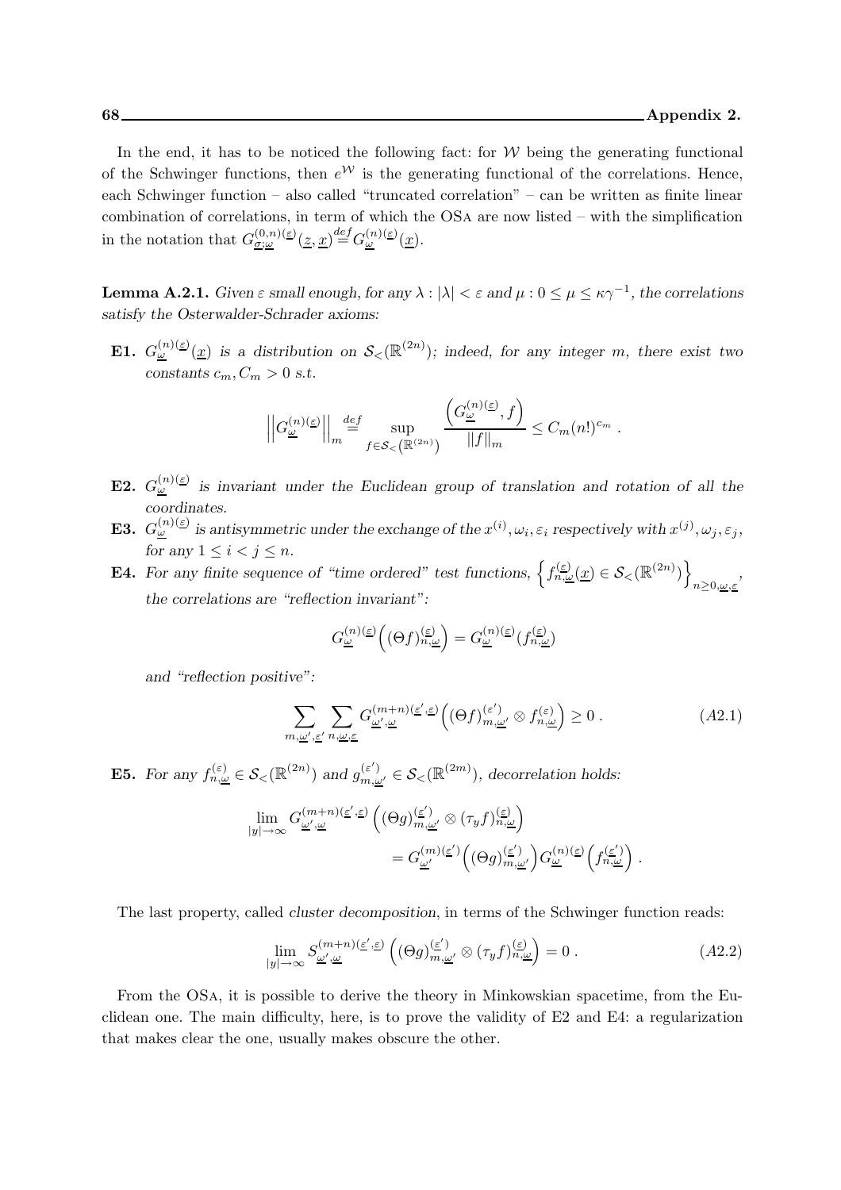In the end, it has to be noticed the following fact: for $\mathcal{W}$ being the generating functional of the Schwinger functions, then $e^{\mathcal{W}}$ is the generating functional of the correlations. Hence, each Schwinger function – also called "truncated correlation" – can be written as finite linear combination of correlations, in term of which the OSa are now listed – with the simplification in the notation that $G^{(0,n)(\underline{\varepsilon})}_{\underline{\sigma};\underline{\omega}}(\underline{z},\underline{x})\stackrel{def}{=}G^{(n)(\underline{\varepsilon})}_{\underline{\omega}}(\underline{x})$.

**Lemma A.2.1.** *Given $\varepsilon$ small enough, for any $\lambda : |\lambda| < \varepsilon$ and $\mu : 0 \le \mu \le \kappa\gamma^{-1}$, the correlations satisfy the Osterwalder-Schrader axioms:*

**E1.** *$G^{(n)(\underline{\varepsilon})}_{\underline{\omega}}(\underline{x})$ is a distribution on $\mathcal{S}_<(\mathbb{R}^{(2n)})$; indeed, for any integer $m$, there exist two constants $c_m, C_m > 0$ s.t.*

$$\left|\left|G^{(n)(\underline{\varepsilon})}_{\underline{\omega}}\right|\right|_m \stackrel{def}{=} \sup_{f\in\mathcal{S}_<\left(\mathbb{R}^{(2n)}\right)} \frac{\left(G^{(n)(\underline{\varepsilon})}_{\underline{\omega}}, f\right)}{||f||_m} \le C_m (n!)^{c_m} .$$

**E2.** *$G^{(n)(\underline{\varepsilon})}_{\underline{\omega}}$ is invariant under the Euclidean group of translation and rotation of all the coordinates.*

**E3.** *$G^{(n)(\underline{\varepsilon})}_{\underline{\omega}}$ is antisymmetric under the exchange of the $x^{(i)}, \omega_i, \varepsilon_i$ respectively with $x^{(j)}, \omega_j, \varepsilon_j$, for any $1 \le i < j \le n$.*

**E4.** *For any finite sequence of "time ordered" test functions, $\left\{f^{(\underline{\varepsilon})}_{n,\underline{\omega}}(\underline{x}) \in \mathcal{S}_<(\mathbb{R}^{(2n)})\right\}_{n\ge 0,\underline{\omega},\underline{\varepsilon}}$, the correlations are "reflection invariant":*

$$G^{(n)(\underline{\varepsilon})}_{\underline{\omega}}\left((\Theta f)^{(\underline{\varepsilon})}_{n,\underline{\omega}}\right) = G^{(n)(\underline{\varepsilon})}_{\underline{\omega}}(f^{(\underline{\varepsilon})}_{n,\underline{\omega}})$$

*and "reflection positive":*

$$\sum_{m,\underline{\omega}',\underline{\varepsilon}'}\sum_{n,\underline{\omega},\underline{\varepsilon}} G^{(m+n)(\underline{\varepsilon}',\underline{\varepsilon})}_{\underline{\omega}',\underline{\omega}}\left((\Theta f)^{(\underline{\varepsilon}')}_{m,\underline{\omega}'} \otimes f^{(\underline{\varepsilon})}_{n,\underline{\omega}}\right) \ge 0 . \tag{A2.1}$$

**E5.** *For any $f^{(\varepsilon)}_{n,\underline{\omega}} \in \mathcal{S}_<(\mathbb{R}^{(2n)})$ and $g^{(\varepsilon')}_{m,\underline{\omega}'} \in \mathcal{S}_<(\mathbb{R}^{(2m)})$, decorrelation holds:*

$$\begin{aligned}\lim_{|y|\to\infty} G^{(m+n)(\underline{\varepsilon}',\underline{\varepsilon})}_{\underline{\omega}',\underline{\omega}} &\left((\Theta g)^{(\underline{\varepsilon}')}_{m,\underline{\omega}'} \otimes (\tau_y f)^{(\underline{\varepsilon})}_{n,\underline{\omega}}\right) \\ &= G^{(m)(\underline{\varepsilon}')}_{\underline{\omega}'}\left((\Theta g)^{(\underline{\varepsilon}')}_{m,\underline{\omega}'}\right) G^{(n)(\underline{\varepsilon})}_{\underline{\omega}}\left(f^{(\underline{\varepsilon}')}_{n,\underline{\omega}}\right) .\end{aligned}$$

The last property, called *cluster decomposition*, in terms of the Schwinger function reads:

$$\lim_{|y|\to\infty} S^{(m+n)(\underline{\varepsilon}',\underline{\varepsilon})}_{\underline{\omega}',\underline{\omega}}\left((\Theta g)^{(\underline{\varepsilon}')}_{m,\underline{\omega}'} \otimes (\tau_y f)^{(\underline{\varepsilon})}_{n,\underline{\omega}}\right) = 0 . \tag{A2.2}$$

From the OSa, it is possible to derive the theory in Minkowskian spacetime, from the Euclidean one. The main difficulty, here, is to prove the validity of E2 and E4: a regularization that makes clear the one, usually makes obscure the other.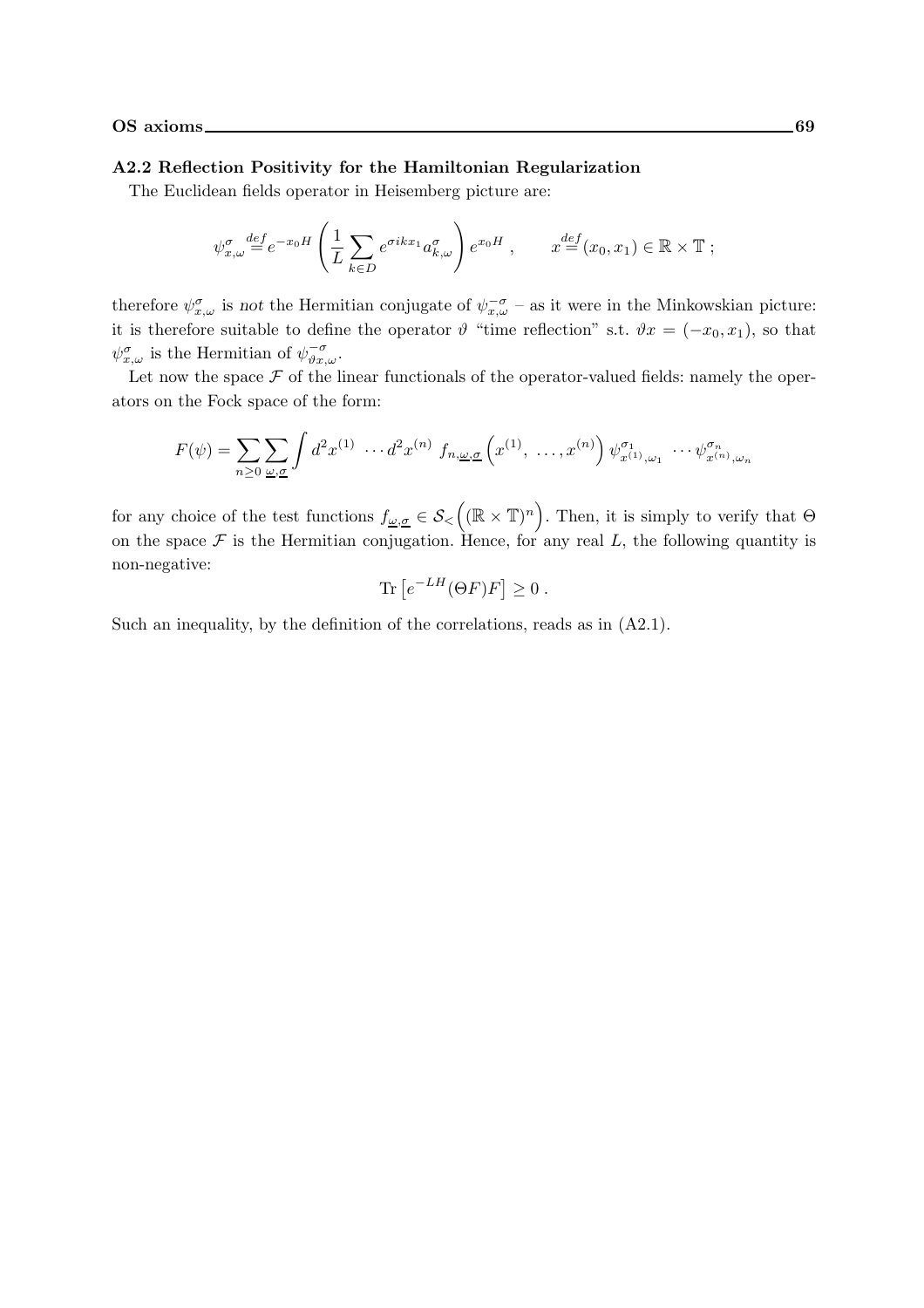### A2.2 Reflection Positivity for the Hamiltonian Regularization

The Euclidean fields operator in Heisemberg picture are:

$$\psi^{\sigma}_{x,\omega} \stackrel{def}{=} e^{-x_0 H}\left(\frac{1}{L}\sum_{k\in D} e^{\sigma i k x_1} a^{\sigma}_{k,\omega}\right) e^{x_0 H}\,, \qquad x \stackrel{def}{=} (x_0, x_1) \in \mathbb{R}\times\mathbb{T}\,;$$

therefore $\psi^{\sigma}_{x,\omega}$ is *not* the Hermitian conjugate of $\psi^{-\sigma}_{x,\omega}$ – as it were in the Minkowskian picture: it is therefore suitable to define the operator $\vartheta$ "time reflection" s.t. $\vartheta x = (-x_0, x_1)$, so that $\psi^{\sigma}_{x,\omega}$ is the Hermitian of $\psi^{-\sigma}_{\vartheta x,\omega}$.

Let now the space $\mathcal{F}$ of the linear functionals of the operator-valued fields: namely the operators on the Fock space of the form:

$$F(\psi) = \sum_{n\geq 0}\sum_{\underline{\omega},\underline{\sigma}}\int d^2x^{(1)}\,\cdots d^2x^{(n)}\; f_{n,\underline{\omega},\underline{\sigma}}\left(x^{(1)},\,\ldots,x^{(n)}\right)\psi^{\sigma_1}_{x^{(1)},\omega_1}\,\cdots\psi^{\sigma_n}_{x^{(n)},\omega_n}$$

for any choice of the test functions $f_{\underline{\omega},\underline{\sigma}} \in \mathcal{S}_{<}\Big((\mathbb{R}\times\mathbb{T})^n\Big)$. Then, it is simply to verify that $\Theta$ on the space $\mathcal{F}$ is the Hermitian conjugation. Hence, for any real $L$, the following quantity is non-negative:

$$\mathrm{Tr}\left[e^{-LH}(\Theta F)F\right] \geq 0\,.$$

Such an inequality, by the definition of the correlations, reads as in (A2.1).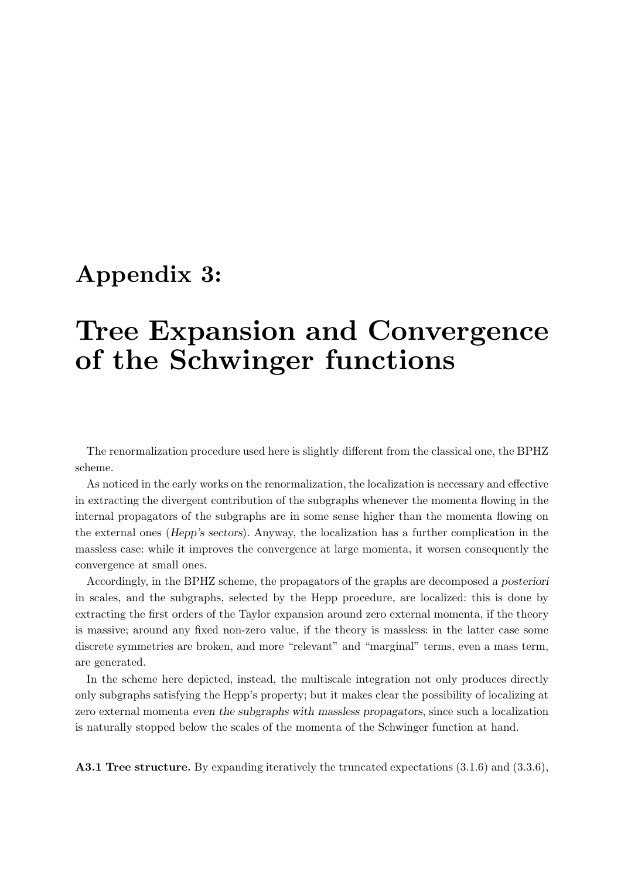# Appendix 3:

# Tree Expansion and Convergence of the Schwinger functions

The renormalization procedure used here is slightly different from the classical one, the BPHZ scheme.

As noticed in the early works on the renormalization, the localization is necessary and effective in extracting the divergent contribution of the subgraphs whenever the momenta flowing in the internal propagators of the subgraphs are in some sense higher than the momenta flowing on the external ones (*Hepp's sectors*). Anyway, the localization has a further complication in the massless case: while it improves the convergence at large momenta, it worsen consequently the convergence at small ones.

Accordingly, in the BPHZ scheme, the propagators of the graphs are decomposed *a posteriori* in scales, and the subgraphs, selected by the Hepp procedure, are localized: this is done by extracting the first orders of the Taylor expansion around zero external momenta, if the theory is massive; around any fixed non-zero value, if the theory is massless: in the latter case some discrete symmetries are broken, and more "relevant" and "marginal" terms, even a mass term, are generated.

In the scheme here depicted, instead, the multiscale integration not only produces directly only subgraphs satisfying the Hepp's property; but it makes clear the possibility of localizing at zero external momenta *even the subgraphs with massless propagators*, since such a localization is naturally stopped below the scales of the momenta of the Schwinger function at hand.

**A3.1 Tree structure.** By expanding iteratively the truncated expectations (3.1.6) and (3.3.6),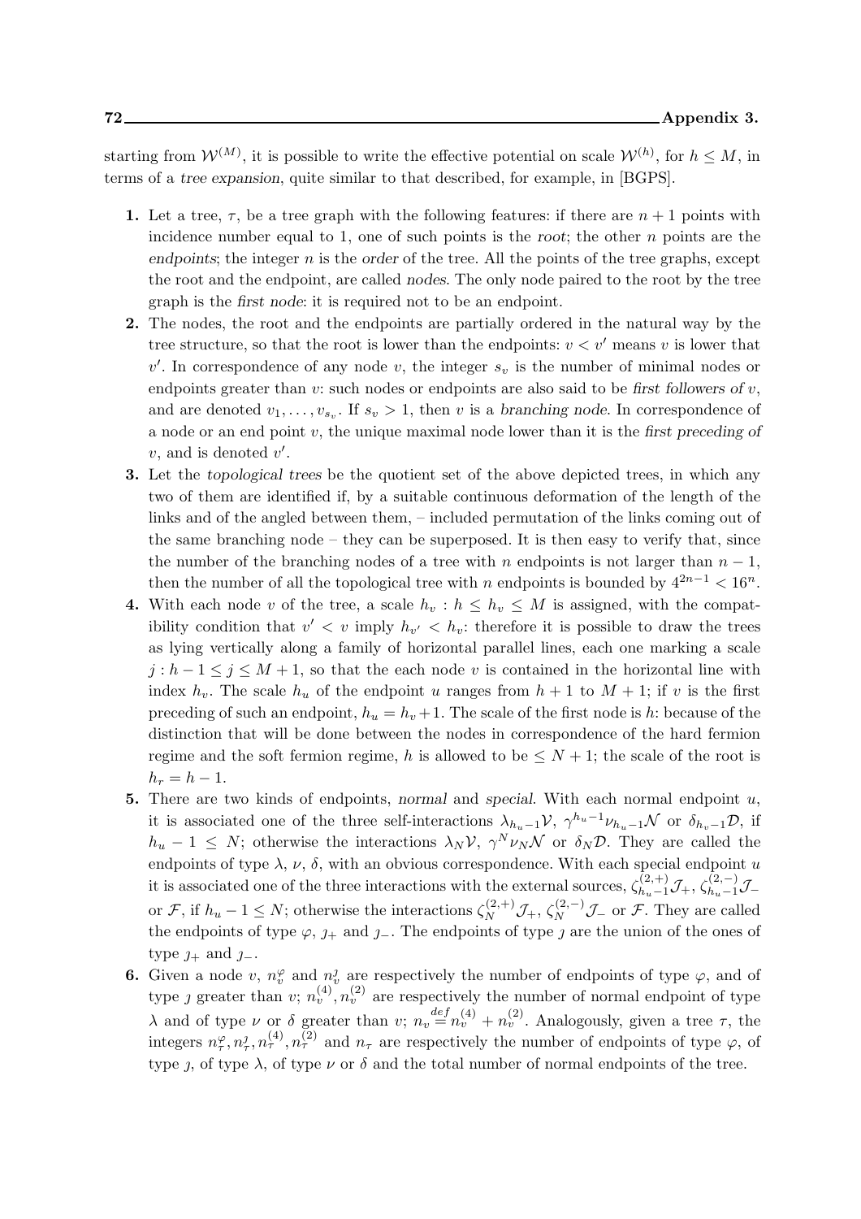starting from $\mathcal{W}^{(M)}$, it is possible to write the effective potential on scale $\mathcal{W}^{(h)}$, for $h \leq M$, in terms of a *tree expansion*, quite similar to that described, for example, in [BGPS].

**1.** Let a tree, $\tau$, be a tree graph with the following features: if there are $n+1$ points with incidence number equal to 1, one of such points is the *root*; the other $n$ points are the *endpoints*; the integer $n$ is the *order* of the tree. All the points of the tree graphs, except the root and the endpoint, are called *nodes*. The only node paired to the root by the tree graph is the *first node*: it is required not to be an endpoint.

**2.** The nodes, the root and the endpoints are partially ordered in the natural way by the tree structure, so that the root is lower than the endpoints: $v < v'$ means $v$ is lower that $v'$. In correspondence of any node $v$, the integer $s_v$ is the number of minimal nodes or endpoints greater than $v$: such nodes or endpoints are also said to be *first followers of* $v$, and are denoted $v_1, \ldots, v_{s_v}$. If $s_v > 1$, then $v$ is a *branching node*. In correspondence of a node or an end point $v$, the unique maximal node lower than it is the *first preceding of* $v$, and is denoted $v'$.

**3.** Let the *topological trees* be the quotient set of the above depicted trees, in which any two of them are identified if, by a suitable continuous deformation of the length of the links and of the angled between them, – included permutation of the links coming out of the same branching node – they can be superposed. It is then easy to verify that, since the number of the branching nodes of a tree with $n$ endpoints is not larger than $n-1$, then the number of all the topological tree with $n$ endpoints is bounded by $4^{2n-1} < 16^n$.

**4.** With each node $v$ of the tree, a scale $h_v : h \leq h_v \leq M$ is assigned, with the compatibility condition that $v' < v$ imply $h_{v'} < h_v$: therefore it is possible to draw the trees as lying vertically along a family of horizontal parallel lines, each one marking a scale $j : h-1 \leq j \leq M+1$, so that the each node $v$ is contained in the horizontal line with index $h_v$. The scale $h_u$ of the endpoint $u$ ranges from $h+1$ to $M+1$; if $v$ is the first preceding of such an endpoint, $h_u = h_v + 1$. The scale of the first node is $h$: because of the distinction that will be done between the nodes in correspondence of the hard fermion regime and the soft fermion regime, $h$ is allowed to be $\leq N+1$; the scale of the root is $h_r = h-1$.

**5.** There are two kinds of endpoints, *normal* and *special*. With each normal endpoint $u$, it is associated one of the three self-interactions $\lambda_{h_u-1}\mathcal{V}$, $\gamma^{h_u-1}\nu_{h_u-1}\mathcal{N}$ or $\delta_{h_v-1}\mathcal{D}$, if $h_u - 1 \leq N$; otherwise the interactions $\lambda_N\mathcal{V}$, $\gamma^N\nu_N\mathcal{N}$ or $\delta_N\mathcal{D}$. They are called the endpoints of type $\lambda$, $\nu$, $\delta$, with an obvious correspondence. With each special endpoint $u$ it is associated one of the three interactions with the external sources, $\zeta^{(2,+)}_{h_u-1}\mathcal{J}_+$, $\zeta^{(2,-)}_{h_u-1}\mathcal{J}_-$ or $\mathcal{F}$, if $h_u - 1 \leq N$; otherwise the interactions $\zeta^{(2,+)}_N\mathcal{J}_+$, $\zeta^{(2,-)}_N\mathcal{J}_-$ or $\mathcal{F}$. They are called the endpoints of type $\varphi$, $\jmath_+$ and $\jmath_-$. The endpoints of type $\jmath$ are the union of the ones of type $\jmath_+$ and $\jmath_-$.

**6.** Given a node $v$, $n^{\varphi}_v$ and $n^{\jmath}_v$ are respectively the number of endpoints of type $\varphi$, and of type $\jmath$ greater than $v$; $n^{(4)}_v, n^{(2)}_v$ are respectively the number of normal endpoint of type $\lambda$ and of type $\nu$ or $\delta$ greater than $v$; $n_v \stackrel{def}{=} n^{(4)}_v + n^{(2)}_v$. Analogously, given a tree $\tau$, the integers $n^{\varphi}_\tau, n^{\jmath}_\tau, n^{(4)}_\tau, n^{(2)}_\tau$ and $n_\tau$ are respectively the number of endpoints of type $\varphi$, of type $\jmath$, of type $\lambda$, of type $\nu$ or $\delta$ and the total number of normal endpoints of the tree.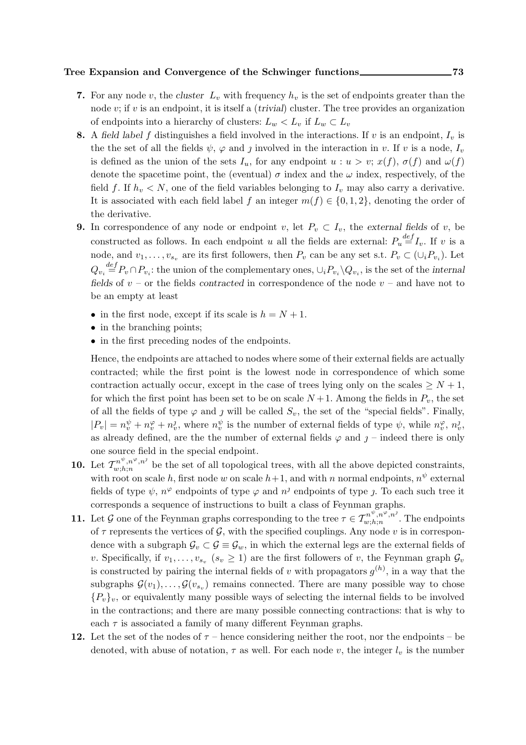**7.** For any node $v$, the *cluster* $L_v$ with frequency $h_v$ is the set of endpoints greater than the node $v$; if $v$ is an endpoint, it is itself a (*trivial*) cluster. The tree provides an organization of endpoints into a hierarchy of clusters: $L_w < L_v$ if $L_w \subset L_v$

**8.** A *field label* $f$ distinguishes a field involved in the interactions. If $v$ is an endpoint, $I_v$ is the the set of all the fields $\psi$, $\varphi$ and $\jmath$ involved in the interaction in $v$. If $v$ is a node, $I_v$ is defined as the union of the sets $I_u$, for any endpoint $u : u > v$; $x(f)$, $\sigma(f)$ and $\omega(f)$ denote the spacetime point, the (eventual) $\sigma$ index and the $\omega$ index, respectively, of the field $f$. If $h_v < N$, one of the field variables belonging to $I_v$ may also carry a derivative. It is associated with each field label $f$ an integer $m(f) \in \{0, 1, 2\}$, denoting the order of the derivative.

**9.** In correspondence of any node or endpoint $v$, let $P_v \subset I_v$, the *external fields* of $v$, be constructed as follows. In each endpoint $u$ all the fields are external: $P_u \stackrel{def}{=} I_v$. If $v$ is a node, and $v_1, \ldots, v_{s_v}$ are its first followers, then $P_v$ can be any set s.t. $P_v \subset (\cup_i P_{v_i})$. Let $Q_{v_i} \stackrel{def}{=} P_v \cap P_{v_i}$: the union of the complementary ones, $\cup_i P_{v_i} \backslash Q_{v_i}$, is the set of the *internal fields* of $v$ – or the fields *contracted* in correspondence of the node $v$ – and have not to be an empty at least

- in the first node, except if its scale is $h = N + 1$.
- in the branching points;
- in the first preceding nodes of the endpoints.

Hence, the endpoints are attached to nodes where some of their external fields are actually contracted; while the first point is the lowest node in correspondence of which some contraction actually occur, except in the case of trees lying only on the scales $\geq N + 1$, for which the first point has been set to be on scale $N + 1$. Among the fields in $P_v$, the set of all the fields of type $\varphi$ and $\jmath$ will be called $S_v$, the set of the "special fields". Finally, $|P_v| = n^\psi_v + n^\varphi_v + n^\jmath_v$, where $n^\psi_v$ is the number of external fields of type $\psi$, while $n^\varphi_v$, $n^\jmath_v$, as already defined, are the the number of external fields $\varphi$ and $\jmath$ – indeed there is only one source field in the special endpoint.

**10.** Let $\mathcal{T}^{n^\psi, n^\varphi, n^\jmath}_{w;h;n}$ be the set of all topological trees, with all the above depicted constraints, with root on scale $h$, first node $w$ on scale $h+1$, and with $n$ normal endpoints, $n^\psi$ external fields of type $\psi$, $n^\varphi$ endpoints of type $\varphi$ and $n^\jmath$ endpoints of type $\jmath$. To each such tree it corresponds a sequence of instructions to built a class of Feynman graphs.

**11.** Let $\mathcal{G}$ one of the Feynman graphs corresponding to the tree $\tau \in \mathcal{T}^{n^\psi, n^\varphi, n^\jmath}_{w;h;n}$. The endpoints of $\tau$ represents the vertices of $\mathcal{G}$, with the specified couplings. Any node $v$ is in correspondence with a subgraph $\mathcal{G}_v \subset \mathcal{G} \equiv \mathcal{G}_w$, in which the external legs are the external fields of $v$. Specifically, if $v_1, \ldots, v_{s_v}$ ($s_v \geq 1$) are the first followers of $v$, the Feynman graph $\mathcal{G}_v$ is constructed by pairing the internal fields of $v$ with propagators $g^{(h)}$, in a way that the subgraphs $\mathcal{G}(v_1), \ldots, \mathcal{G}(v_{s_v})$ remains connected. There are many possible way to chose $\{P_v\}_v$, or equivalently many possible ways of selecting the internal fields to be involved in the contractions; and there are many possible connecting contractions: that is why to each $\tau$ is associated a family of many different Feynman graphs.

**12.** Let the set of the nodes of $\tau$ – hence considering neither the root, nor the endpoints – be denoted, with abuse of notation, $\tau$ as well. For each node $v$, the integer $l_v$ is the number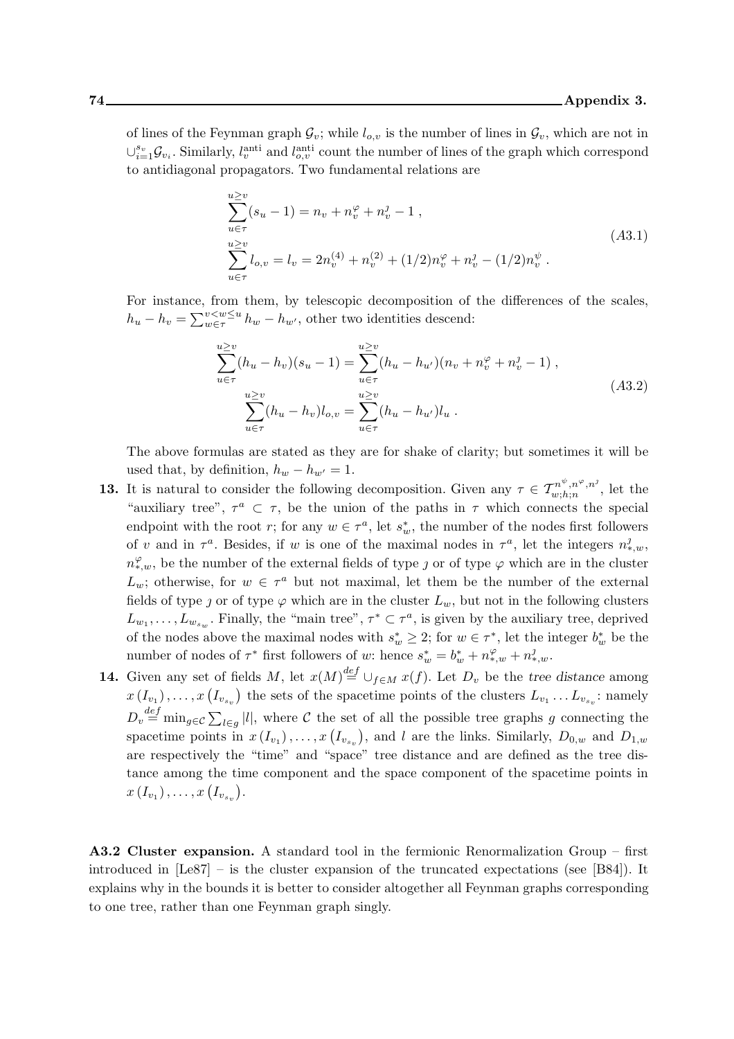of lines of the Feynman graph $\mathcal{G}_v$; while $l_{o,v}$ is the number of lines in $\mathcal{G}_v$, which are not in $\cup_{i=1}^{s_v}\mathcal{G}_{v_i}$. Similarly, $l_v^{\rm anti}$ and $l_{o,v}^{\rm anti}$ count the number of lines of the graph which correspond to antidiagonal propagators. Two fundamental relations are

$$
\begin{aligned}
&\sum_{u\in\tau}^{u\geq v}(s_u-1)=n_v+n_v^{\varphi}+n_v^{\jmath}-1\ ,\\
&\sum_{u\in\tau}^{u\geq v}l_{o,v}=l_v=2n_v^{(4)}+n_v^{(2)}+(1/2)n_v^{\varphi}+n_v^{\jmath}-(1/2)n_v^{\psi}\ .
\end{aligned}
\tag{A3.1}
$$

For instance, from them, by telescopic decomposition of the differences of the scales, $h_u-h_v=\sum_{w\in\tau}^{v<w\leq u}h_w-h_{w'}$, other two identities descend:

$$
\begin{aligned}
\sum_{u\in\tau}^{u\geq v}(h_u-h_v)(s_u-1)&=\sum_{u\in\tau}^{u\geq v}(h_u-h_{u'})(n_v+n_v^{\varphi}+n_v^{\jmath}-1)\ ,\\
\sum_{u\in\tau}^{u\geq v}(h_u-h_v)l_{o,v}&=\sum_{u\in\tau}^{u\geq v}(h_u-h_{u'})l_u\ .
\end{aligned}
\tag{A3.2}
$$

The above formulas are stated as they are for shake of clarity; but sometimes it will be used that, by definition, $h_w-h_{w'}=1$.

**13.** It is natural to consider the following decomposition. Given any $\tau\in\mathcal{T}_{w;h;n}^{n^{\psi},n^{\varphi},n^{\jmath}}$, let the "auxiliary tree", $\tau^a\subset\tau$, be the union of the paths in $\tau$ which connects the special endpoint with the root $r$; for any $w\in\tau^a$, let $s_w^*$, the number of the nodes first followers of $v$ and in $\tau^a$. Besides, if $w$ is one of the maximal nodes in $\tau^a$, let the integers $n_{*,w}^{\jmath}$, $n_{*,w}^{\varphi}$, be the number of the external fields of type $\jmath$ or of type $\varphi$ which are in the cluster $L_w$; otherwise, for $w\in\tau^a$ but not maximal, let them be the number of the external fields of type $\jmath$ or of type $\varphi$ which are in the cluster $L_w$, but not in the following clusters $L_{w_1},\ldots,L_{w_{s_w}}$. Finally, the "main tree", $\tau^*\subset\tau^a$, is given by the auxiliary tree, deprived of the nodes above the maximal nodes with $s_w^*\geq 2$; for $w\in\tau^*$, let the integer $b_w^*$ be the number of nodes of $\tau^*$ first followers of $w$: hence $s_w^*=b_w^*+n_{*,w}^{\varphi}+n_{*,w}^{\jmath}$.

**14.** Given any set of fields $M$, let $x(M)\stackrel{def}{=}\cup_{f\in M}x(f)$. Let $D_v$ be the *tree distance* among $x\left(I_{v_1}\right),\ldots,x\left(I_{v_{s_v}}\right)$ the sets of the spacetime points of the clusters $L_{v_1}\ldots L_{v_{s_v}}$: namely $D_v\stackrel{def}{=}\min_{g\in\mathcal{C}}\sum_{l\in g}|l|$, where $\mathcal{C}$ the set of all the possible tree graphs $g$ connecting the spacetime points in $x\left(I_{v_1}\right),\ldots,x\left(I_{v_{s_v}}\right)$, and $l$ are the links. Similarly, $D_{0,w}$ and $D_{1,w}$ are respectively the "time" and "space" tree distance and are defined as the tree distance among the time component and the space component of the spacetime points in $x\left(I_{v_1}\right),\ldots,x\left(I_{v_{s_v}}\right)$.

**A3.2 Cluster expansion.** A standard tool in the fermionic Renormalization Group – first introduced in [Le87] – is the cluster expansion of the truncated expectations (see [B84]). It explains why in the bounds it is better to consider altogether all Feynman graphs corresponding to one tree, rather than one Feynman graph singly.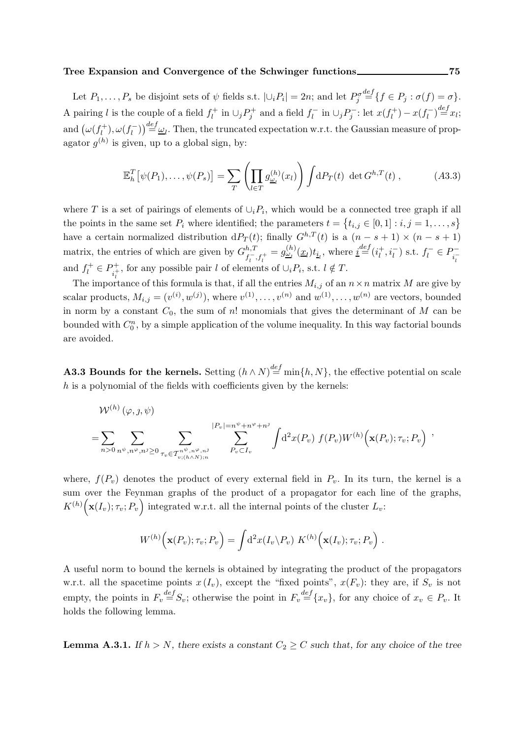Let $P_1, \ldots, P_s$ be disjoint sets of $\psi$ fields s.t. $|\cup_i P_i| = 2n$; and let $P_j^\sigma \stackrel{def}{=} \{f \in P_j : \sigma(f) = \sigma\}$. A pairing $l$ is the couple of a field $f_l^+$ in $\cup_j P_j^+$ and a field $f_l^-$ in $\cup_j P_j^-$: let $x(f_l^+) - x(f_l^-) \stackrel{def}{=} x_l$; and $\big(\omega(f_l^+), \omega(f_l^-)\big) \stackrel{def}{=} \underline{\omega}_l$. Then, the truncated expectation w.r.t. the Gaussian measure of propagator $g^{(h)}$ is given, up to a global sign, by:

$$\mathbb{E}_h^T\big[\psi(P_1), \ldots, \psi(P_s)\big] = \sum_T \left(\prod_{l \in T} g^{(h)}_{\underline{\omega}_l}(x_l)\right) \int \mathrm{d}P_T(t)\ \det G^{h,T}(t)\ , \qquad (A3.3)$$

where $T$ is a set of pairings of elements of $\cup_i P_i$, which would be a connected tree graph if all the points in the same set $P_i$ where identified; the parameters $t = \{t_{i,j} \in [0,1] : i,j = 1, \ldots, s\}$ have a certain normalized distribution $\mathrm{d}P_T(t)$; finally $G^{h,T}(t)$ is a $(n-s+1) \times (n-s+1)$ matrix, the entries of which are given by $G^{h,T}_{f_l^-, f_l^+} = g^{(h)}_{\underline{\omega}_l}(\underline{x}_l) t_{\underline{i}_l}$, where $\underline{i} \stackrel{def}{=} (i_l^+, i_l^-)$ s.t. $f_l^- \in P^-_{i_l^-}$ and $f_l^+ \in P^+_{i_l^+}$, for any possible pair $l$ of elements of $\cup_i P_i$, s.t. $l \notin T$.

The importance of this formula is that, if all the entries $M_{i,j}$ of an $n \times n$ matrix $M$ are give by scalar products, $M_{i,j} = (v^{(i)}, w^{(j)})$, where $v^{(1)}, \ldots, v^{(n)}$ and $w^{(1)}, \ldots, w^{(n)}$ are vectors, bounded in norm by a constant $C_0$, the sum of $n!$ monomials that gives the determinant of $M$ can be bounded with $C_0^n$, by a simple application of the volume inequality. In this way factorial bounds are avoided.

**A3.3 Bounds for the kernels.** Setting $(h \wedge N) \stackrel{def}{=} \min\{h, N\}$, the effective potential on scale $h$ is a polynomial of the fields with coefficients given by the kernels:

$$\begin{aligned}
&\mathcal{W}^{(h)}(\varphi, \jmath, \psi) \\
&= \sum_{n>0} \sum_{n^\psi, n^\varphi, n^\jmath \geq 0} \sum_{\tau_v \in \mathcal{T}^{n^\psi, n^\varphi, n^\jmath}_{v;(h\wedge N);n}} \sum_{P_v \subset I_v}^{|P_v| = n^\psi + n^\varphi + n^\jmath} \int \mathrm{d}^2 x(P_v)\ f(P_v) W^{(h)}\Big(\mathbf{x}(P_v); \tau_v; P_v\Big)\ ,
\end{aligned}$$

where, $f(P_v)$ denotes the product of every external field in $P_v$. In its turn, the kernel is a sum over the Feynman graphs of the product of a propagator for each line of the graphs, $K^{(h)}\Big(\mathbf{x}(I_v); \tau_v; P_v\Big)$ integrated w.r.t. all the internal points of the cluster $L_v$:

$$W^{(h)}\Big(\mathbf{x}(P_v); \tau_v; P_v\Big) = \int \mathrm{d}^2 x(I_v \backslash P_v)\ K^{(h)}\Big(\mathbf{x}(I_v); \tau_v; P_v\Big)\ .$$

A useful norm to bound the kernels is obtained by integrating the product of the propagators w.r.t. all the spacetime points $x(I_v)$, except the "fixed points", $x(F_v)$: they are, if $S_v$ is not empty, the points in $F_v \stackrel{def}{=} S_v$; otherwise the point in $F_v \stackrel{def}{=} \{x_v\}$, for any choice of $x_v \in P_v$. It holds the following lemma.

**Lemma A.3.1.** *If $h > N$, there exists a constant $C_2 \geq C$ such that, for any choice of the tree*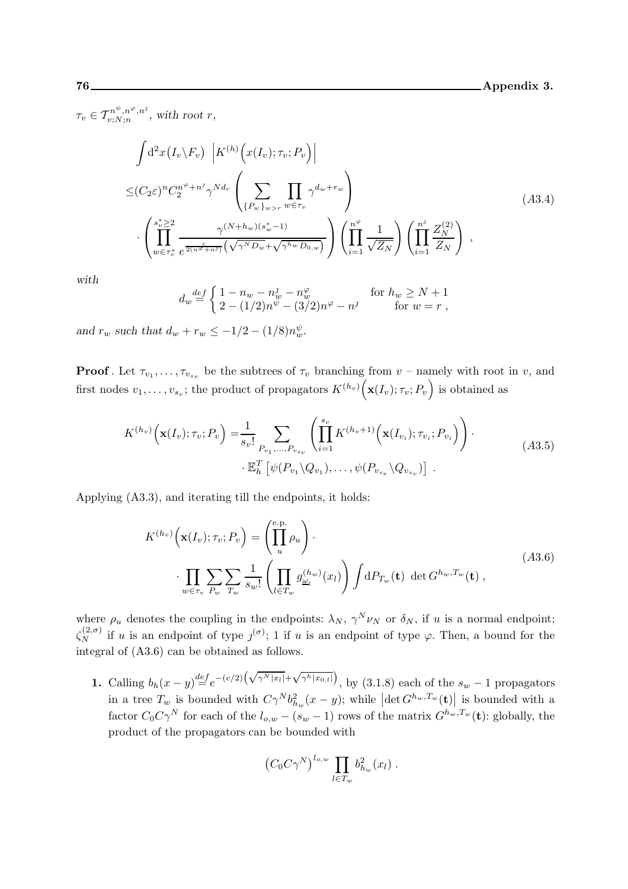$\tau_v \in \mathcal{T}^{n^\psi,n^\varphi,n^\jmath}_{v;N;n}$, *with root* $r$,

$$
\begin{aligned}
&\int \mathrm{d}^2 x\big(I_v \backslash F_v\big) \ \left| K^{(h)}\Big(x(I_v);\tau_v;P_v\Big)\right| \\
\le& (C_2\varepsilon)^n C_2^{n^\varphi + n^\jmath} \gamma^{N d_r} \left( \sum_{\{P_w\}_{w>r}} \prod_{w\in\tau_v} \gamma^{d_w + r_w}\right) \\
&\cdot \left( \prod_{w\in\tau_v^*}^{s_v^*\ge 2} \frac{\gamma^{(N+h_w)(s_w^*-1)}}{e^{\frac{c}{2(n^\varphi+n^\jmath)}\left(\sqrt{\gamma^N D_w} + \sqrt{\gamma^{h_w} D_{0,w}}\right)}}\right) \left( \prod_{i=1}^{n^\varphi} \frac{1}{\sqrt{Z_N}}\right) \left( \prod_{i=1}^{n^\jmath} \frac{Z_N^{(2)}}{Z_N}\right) \ ,
\end{aligned}
\tag{A3.4}
$$

*with*

$$
d_w \stackrel{def}{=} \begin{cases} 1 - n_w - n_w^\jmath - n_w^\varphi & \text{for } h_w \ge N+1 \\ 2 - (1/2)n^\psi - (3/2)n^\varphi - n^\jmath & \text{for } w = r \ , \end{cases}
$$

*and* $r_w$ *such that* $d_w + r_w \le -1/2 - (1/8)n_w^\psi$.

**Proof**. Let $\tau_{v_1},\ldots,\tau_{v_{s_v}}$ be the subtrees of $\tau_v$ branching from $v$ – namely with root in $v$, and first nodes $v_1,\ldots,v_{s_v}$; the product of propagators $K^{(h_v)}\Big(\mathbf{x}(I_v);\tau_v;P_v\Big)$ is obtained as

$$
\begin{aligned}
K^{(h_v)}\Big(\mathbf{x}(I_v);\tau_v;P_v\Big) =& \frac{1}{s_v!} \sum_{P_{v_1},\ldots,P_{v_{s_v}}} \left( \prod_{i=1}^{s_v} K^{(h_v+1)}\Big(\mathbf{x}(I_{v_i});\tau_{v_i};P_{v_i}\Big)\right) \cdot \\
&\cdot \mathbb{E}_h^T\left[\psi(P_{v_1}\backslash Q_{v_1}),\ldots,\psi(P_{v_{s_v}}\backslash Q_{v_{s_v}})\right] \ .
\end{aligned}
\tag{A3.5}
$$

Applying (A3.3), and iterating till the endpoints, it holds:

$$
\begin{aligned}
K^{(h_v)}\Big(\mathbf{x}(I_v);\tau_v;P_v\Big) =& \left(\prod_u^{\text{e.p.}} \rho_u\right) \cdot \\
&\cdot \prod_{w\in\tau_v} \sum_{P_w} \sum_{T_w} \frac{1}{s_w!} \left(\prod_{l\in T_w} g^{(h_w)}_{\underline{\omega}_l}(x_l)\right) \int \mathrm{d}P_{T_w}(\mathbf{t}) \ \det G^{h_w,T_w}(\mathbf{t}) \ ,
\end{aligned}
\tag{A3.6}
$$

where $\rho_u$ denotes the coupling in the endpoints: $\lambda_N$, $\gamma^N\nu_N$ or $\delta_N$, if $u$ is a normal endpoint; $\zeta_N^{(2,\sigma)}$ if $u$ is an endpoint of type $\jmath^{(\sigma)}$; 1 if $u$ is an endpoint of type $\varphi$. Then, a bound for the integral of (A3.6) can be obtained as follows.

1. Calling $b_h(x-y) \stackrel{def}{=} e^{-(c/2)\left(\sqrt{\gamma^N|x_l|} + \sqrt{\gamma^h|x_{0,l}|}\right)}$, by (3.1.8) each of the $s_w - 1$ propagators in a tree $T_w$ is bounded with $C\gamma^N b^2_{h_w}(x-y)$; while $\left|\det G^{h_w,T_w}(\mathbf{t})\right|$ is bounded with a factor $C_0 C\gamma^N$ for each of the $l_{o,w} - (s_w - 1)$ rows of the matrix $G^{h_w,T_w}(\mathbf{t})$: globally, the product of the propagators can be bounded with

$$
\left(C_0 C\gamma^N\right)^{l_{o,w}} \prod_{l\in T_w} b^2_{h_w}(x_l) \ .
$$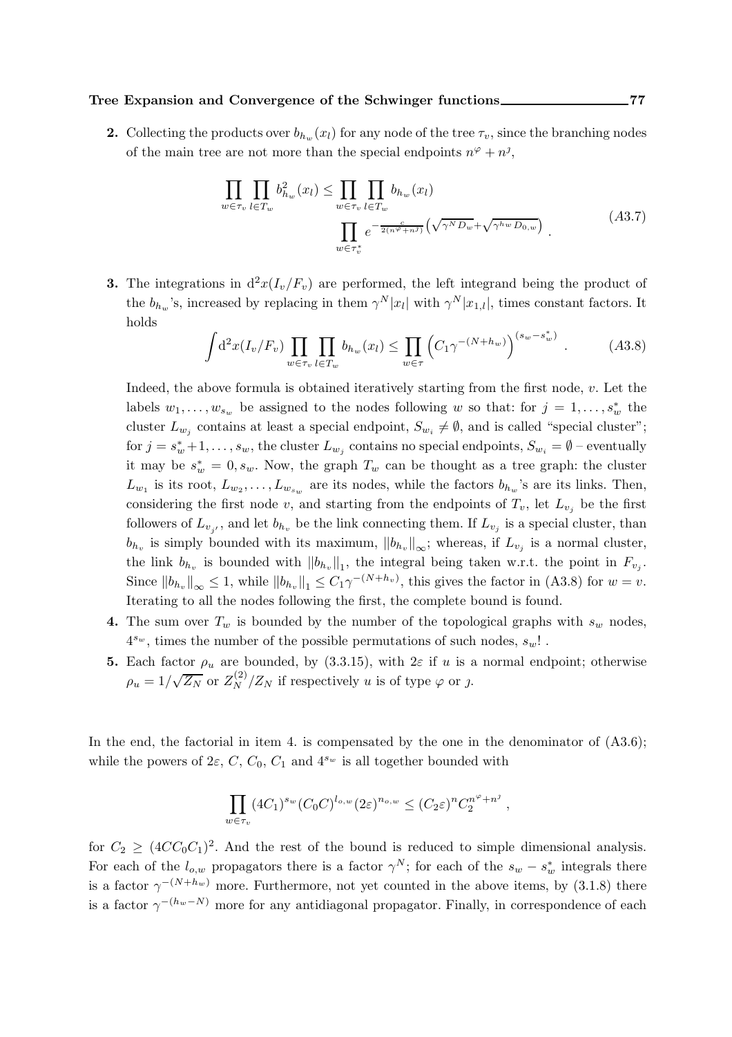**2.** Collecting the products over $b_{h_w}(x_l)$ for any node of the tree $\tau_v$, since the branching nodes of the main tree are not more than the special endpoints $n^\varphi + n^\jmath$,

$$
\begin{aligned}
\prod_{w\in\tau_v}\prod_{l\in T_w} b^2_{h_w}(x_l) \le \prod_{w\in\tau_v}\prod_{l\in T_w} & b_{h_w}(x_l) \\
& \prod_{w\in\tau^*_v} e^{-\frac{c}{2(n^\varphi+n^\jmath)}\left(\sqrt{\gamma^N D_w}+\sqrt{\gamma^{h_w} D_{0,w}}\right)} .
\end{aligned}
\tag{A3.7}
$$

**3.** The integrations in $\mathrm{d}^2x(I_v/F_v)$ are performed, the left integrand being the product of the $b_{h_w}$'s, increased by replacing in them $\gamma^N|x_l|$ with $\gamma^N|x_{1,l}|$, times constant factors. It holds

$$
\int \mathrm{d}^2x(I_v/F_v)\prod_{w\in\tau_v}\prod_{l\in T_w} b_{h_w}(x_l) \le \prod_{w\in\tau}\left(C_1\gamma^{-(N+h_w)}\right)^{(s_w-s^*_w)} . \tag{A3.8}
$$

Indeed, the above formula is obtained iteratively starting from the first node, $v$. Let the labels $w_1,\dots,w_{s_w}$ be assigned to the nodes following $w$ so that: for $j=1,\dots,s^*_w$ the cluster $L_{w_j}$ contains at least a special endpoint, $S_{w_i}\neq\emptyset$, and is called "special cluster"; for $j=s^*_w+1,\dots,s_w$, the cluster $L_{w_j}$ contains no special endpoints, $S_{w_i}=\emptyset$ – eventually it may be $s^*_w=0,s_w$. Now, the graph $T_w$ can be thought as a tree graph: the cluster $L_{w_1}$ is its root, $L_{w_2},\dots,L_{w_{s_w}}$ are its nodes, while the factors $b_{h_w}$'s are its links. Then, considering the first node $v$, and starting from the endpoints of $T_v$, let $L_{v_j}$ be the first followers of $L_{v_{j'}}$, and let $b_{h_v}$ be the link connecting them. If $L_{v_j}$ is a special cluster, than $b_{h_v}$ is simply bounded with its maximum, $\|b_{h_v}\|_\infty$; whereas, if $L_{v_j}$ is a normal cluster, the link $b_{h_v}$ is bounded with $\|b_{h_v}\|_1$, the integral being taken w.r.t. the point in $F_{v_j}$. Since $\|b_{h_v}\|_\infty\le 1$, while $\|b_{h_v}\|_1\le C_1\gamma^{-(N+h_v)}$, this gives the factor in (A3.8) for $w=v$. Iterating to all the nodes following the first, the complete bound is found.

**4.** The sum over $T_w$ is bounded by the number of the topological graphs with $s_w$ nodes, $4^{s_w}$, times the number of the possible permutations of such nodes, $s_w!$ .

**5.** Each factor $\rho_u$ are bounded, by (3.3.15), with $2\varepsilon$ if $u$ is a normal endpoint; otherwise $\rho_u = 1/\sqrt{Z_N}$ or $Z^{(2)}_N/Z_N$ if respectively $u$ is of type $\varphi$ or $\jmath$.

In the end, the factorial in item 4. is compensated by the one in the denominator of (A3.6); while the powers of $2\varepsilon$, $C$, $C_0$, $C_1$ and $4^{s_w}$ is all together bounded with

$$
\prod_{w\in\tau_v}(4C_1)^{s_w}(C_0C)^{l_{o,w}}(2\varepsilon)^{n_{o,w}} \le (C_2\varepsilon)^n C_2^{n^\varphi+n^\jmath} ,
$$

for $C_2\ge(4CC_0C_1)^2$. And the rest of the bound is reduced to simple dimensional analysis. For each of the $l_{o,w}$ propagators there is a factor $\gamma^N$; for each of the $s_w-s^*_w$ integrals there is a factor $\gamma^{-(N+h_w)}$ more. Furthermore, not yet counted in the above items, by (3.1.8) there is a factor $\gamma^{-(h_w-N)}$ more for any antidiagonal propagator. Finally, in correspondence of each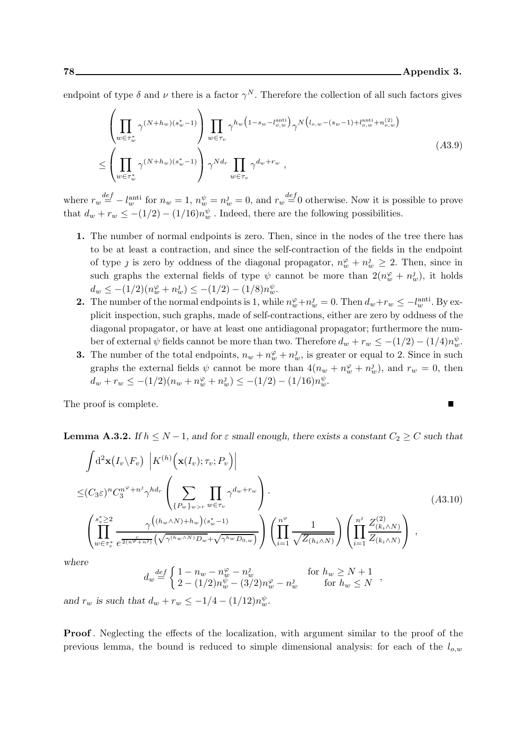endpoint of type $\delta$ and $\nu$ there is a factor $\gamma^N$. Therefore the collection of all such factors gives

$$
\begin{aligned}
&\left(\prod_{w\in\tau_w^*}\gamma^{(N+h_w)(s_w^*-1)}\right)\prod_{w\in\tau_v}\gamma^{h_w\left(1-s_w-l_{o,w}^{\rm anti}\right)}\gamma^{N\left(l_{o,w}-(s_w-1)+l_{o,w}^{\rm anti}+n_{o,w}^{(2)}\right)}\\
\le&\left(\prod_{w\in\tau_w^*}\gamma^{(N+h_w)(s_w^*-1)}\right)\gamma^{Nd_r}\prod_{w\in\tau_v}\gamma^{d_w+r_w}\ ,
\end{aligned}
\tag{A3.9}
$$

where $r_w\stackrel{def}{=}-l_w^{\rm anti}$ for $n_w=1$, $n_w^\psi=n_w^\jmath=0$, and $r_w\stackrel{def}{=}0$ otherwise. Now it is possible to prove that $d_w+r_w\le-(1/2)-(1/16)n_w^\psi$ . Indeed, there are the following possibilities.

1. The number of normal endpoints is zero. Then, since in the nodes of the tree there has to be at least a contraction, and since the self-contraction of the fields in the endpoint of type $\jmath$ is zero by oddness of the diagonal propagator, $n_w^\varphi+n_w^\jmath\ge2$. Then, since in such graphs the external fields of type $\psi$ cannot be more than $2(n_w^\varphi+n_w^\jmath)$, it holds $d_w\le-(1/2)(n_w^\varphi+n_w^\jmath)\le-(1/2)-(1/8)n_w^\psi$.
2. The number of the normal endpoints is 1, while $n_w^\varphi+n_w^\jmath=0$. Then $d_w+r_w\le-l_w^{\rm anti}$. By explicit inspection, such graphs, made of self-contractions, either are zero by oddness of the diagonal propagator, or have at least one antidiagonal propagator; furthermore the number of external $\psi$ fields cannot be more than two. Therefore $d_w+r_w\le-(1/2)-(1/4)n_w^\psi$.
3. The number of the total endpoints, $n_w+n_w^\varphi+n_w^\jmath$, is greater or equal to 2. Since in such graphs the external fields $\psi$ cannot be more than $4(n_w+n_w^\varphi+n_w^\jmath)$, and $r_w=0$, then $d_w+r_w\le-(1/2)(n_w+n_w^\varphi+n_w^\jmath)\le-(1/2)-(1/16)n_w^\psi$.

The proof is complete. ∎

**Lemma A.3.2.** *If $h\le N-1$, and for $\varepsilon$ small enough, there exists a constant $C_2\ge C$ such that*

$$
\begin{aligned}
&\int{\rm d}^2{\bf x}\big(I_v\backslash F_v\big)\ \Big|K^{(h)}\Big({\bf x}(I_v);\tau_v;P_v\Big)\Big|\\
\le&(C_3\varepsilon)^nC_3^{n^\varphi+n^\jmath}\gamma^{hd_r}\left(\sum_{\{P_w\}_{w>r}}\prod_{w\in\tau_v}\gamma^{d_w+r_w}\right)\cdot\\
&\left(\prod_{w\in\tau_v^*}^{s_v^*\ge2}\frac{\gamma^{\left((h_w\wedge N)+h_w\right)(s_w^*-1)}}{e^{\frac{c}{2(n^\varphi+n^\jmath)}\left(\sqrt{\gamma^{(h_w\wedge N)}D_w}+\sqrt{\gamma^{h_w}D_{0,w}}\right)}}\right)\left(\prod_{i=1}^{n^\varphi}\frac{1}{\sqrt{Z_{(h_i\wedge N)}}}\right)\left(\prod_{i=1}^{n^\jmath}\frac{Z^{(2)}_{(k_i\wedge N)}}{Z_{(k_i\wedge N)}}\right)\ ,
\end{aligned}
\tag{A3.10}
$$

*where*

$$
d_w\stackrel{def}{=}\begin{cases}1-n_w-n_w^\varphi-n_w^\jmath & \text{for }h_w\ge N+1\\ 2-(1/2)n_w^\psi-(3/2)n_w^\varphi-n_w^\jmath & \text{for }h_w\le N\end{cases}\ ,
$$

*and $r_w$ is such that $d_w+r_w\le-1/4-(1/12)n_w^\psi$.*

**Proof**. Neglecting the effects of the localization, with argument similar to the proof of the previous lemma, the bound is reduced to simple dimensional analysis: for each of the $l_{o,w}$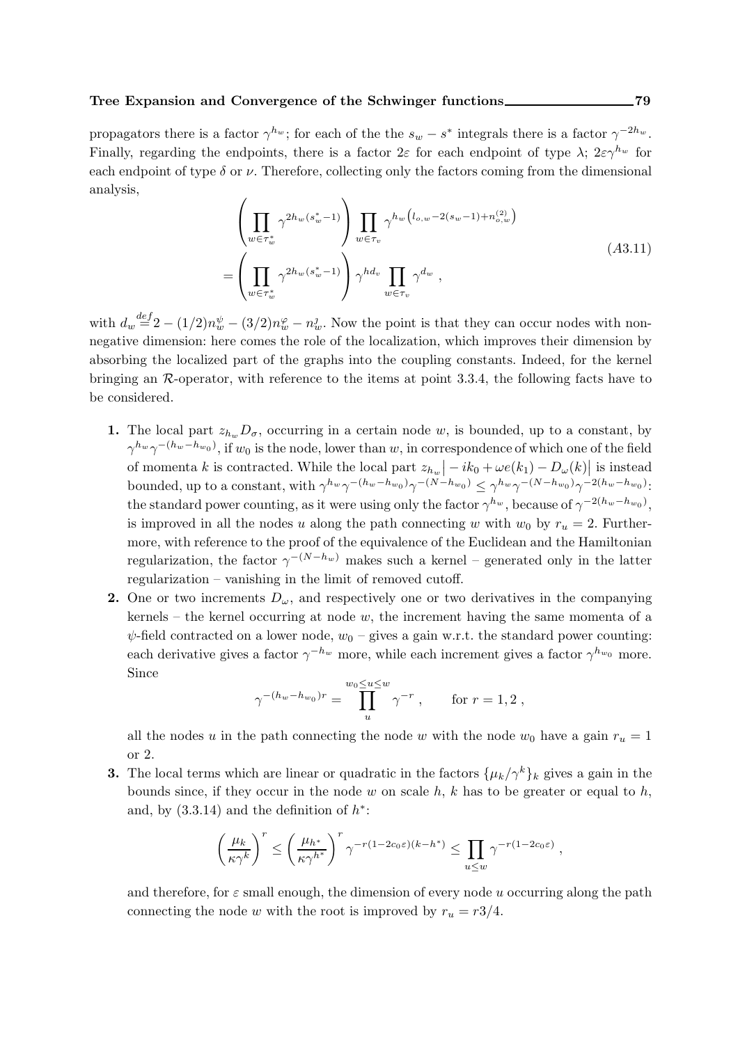propagators there is a factor $\gamma^{h_w}$; for each of the the $s_w - s^*$ integrals there is a factor $\gamma^{-2h_w}$. Finally, regarding the endpoints, there is a factor $2\varepsilon$ for each endpoint of type $\lambda$; $2\varepsilon\gamma^{h_w}$ for each endpoint of type $\delta$ or $\nu$. Therefore, collecting only the factors coming from the dimensional analysis,

$$
\begin{aligned}
&\left(\prod_{w\in\tau_w^*} \gamma^{2h_w(s_w^*-1)}\right) \prod_{w\in\tau_v} \gamma^{h_w\left(l_{o,w}-2(s_w-1)+n_{o,w}^{(2)}\right)} \\
&= \left(\prod_{w\in\tau_w^*} \gamma^{2h_w(s_w^*-1)}\right) \gamma^{hd_v} \prod_{w\in\tau_v} \gamma^{d_w} \ ,
\end{aligned}
\tag{A3.11}
$$

with $d_w \stackrel{def}{=} 2 - (1/2)n_w^\psi - (3/2)n_w^\varphi - n_w^J$. Now the point is that they can occur nodes with non-negative dimension: here comes the role of the localization, which improves their dimension by absorbing the localized part of the graphs into the coupling constants. Indeed, for the kernel bringing an $\mathcal{R}$-operator, with reference to the items at point 3.3.4, the following facts have to be considered.

1. The local part $z_{h_w} D_\sigma$, occurring in a certain node $w$, is bounded, up to a constant, by $\gamma^{h_w}\gamma^{-(h_w-h_{w_0})}$, if $w_0$ is the node, lower than $w$, in correspondence of which one of the field of momenta $k$ is contracted. While the local part $z_{h_w}\big| -ik_0 + \omega e(k_1) - D_\omega(k)\big|$ is instead bounded, up to a constant, with $\gamma^{h_w}\gamma^{-(h_w-h_{w_0})}\gamma^{-(N-h_{w_0})} \leq \gamma^{h_w}\gamma^{-(N-h_{w_0})}\gamma^{-2(h_w-h_{w_0})}$: the standard power counting, as it were using only the factor $\gamma^{h_w}$, because of $\gamma^{-2(h_w-h_{w_0})}$, is improved in all the nodes $u$ along the path connecting $w$ with $w_0$ by $r_u = 2$. Furthermore, with reference to the proof of the equivalence of the Euclidean and the Hamiltonian regularization, the factor $\gamma^{-(N-h_w)}$ makes such a kernel – generated only in the latter regularization – vanishing in the limit of removed cutoff.

2. One or two increments $D_\omega$, and respectively one or two derivatives in the companying kernels – the kernel occurring at node $w$, the increment having the same momenta of a $\psi$-field contracted on a lower node, $w_0$ – gives a gain w.r.t. the standard power counting: each derivative gives a factor $\gamma^{-h_w}$ more, while each increment gives a factor $\gamma^{h_{w_0}}$ more. Since

$$
\gamma^{-(h_w-h_{w_0})r} = \prod_u^{w_0\leq u\leq w} \gamma^{-r} \ , \qquad \text{for } r = 1, 2 \ ,
$$

all the nodes $u$ in the path connecting the node $w$ with the node $w_0$ have a gain $r_u = 1$ or 2.

3. The local terms which are linear or quadratic in the factors $\{\mu_k/\gamma^k\}_k$ gives a gain in the bounds since, if they occur in the node $w$ on scale $h$, $k$ has to be greater or equal to $h$, and, by (3.3.14) and the definition of $h^*$:

$$
\left(\frac{\mu_k}{\kappa\gamma^k}\right)^r \leq \left(\frac{\mu_{h^*}}{\kappa\gamma^{h^*}}\right)^r \gamma^{-r(1-2c_0\varepsilon)(k-h^*)} \leq \prod_{u\leq w} \gamma^{-r(1-2c_0\varepsilon)} \ ,
$$

and therefore, for $\varepsilon$ small enough, the dimension of every node $u$ occurring along the path connecting the node $w$ with the root is improved by $r_u = r3/4$.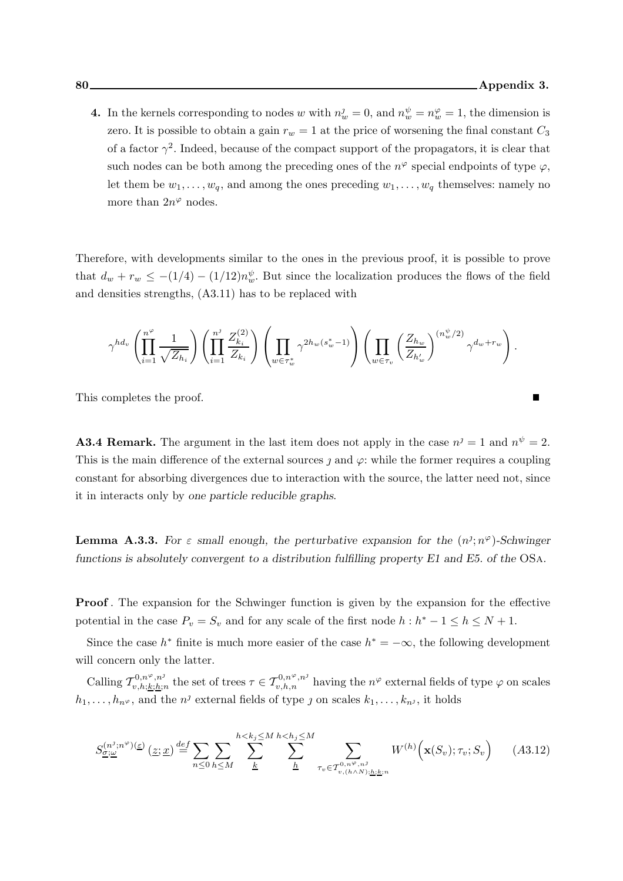**4.** In the kernels corresponding to nodes $w$ with $n^{\jmath}_w = 0$, and $n^{\psi}_w = n^{\varphi}_w = 1$, the dimension is zero. It is possible to obtain a gain $r_w = 1$ at the price of worsening the final constant $C_3$ of a factor $\gamma^2$. Indeed, because of the compact support of the propagators, it is clear that such nodes can be both among the preceding ones of the $n^{\varphi}$ special endpoints of type $\varphi$, let them be $w_1, \ldots, w_q$, and among the ones preceding $w_1, \ldots, w_q$ themselves: namely no more than $2n^{\varphi}$ nodes.

Therefore, with developments similar to the ones in the previous proof, it is possible to prove that $d_w + r_w \leq -(1/4) - (1/12)n^{\psi}_w$. But since the localization produces the flows of the field and densities strengths, (A3.11) has to be replaced with

$$\gamma^{hd_v} \left( \prod_{i=1}^{n^{\varphi}} \frac{1}{\sqrt{Z_{h_i}}} \right) \left( \prod_{i=1}^{n^{\jmath}} \frac{Z^{(2)}_{k_i}}{Z_{k_i}} \right) \left( \prod_{w \in \tau^*_w} \gamma^{2h_w(s^*_w - 1)} \right) \left( \prod_{w \in \tau_v} \left( \frac{Z_{h_w}}{Z_{h'_w}} \right)^{(n^{\psi}_w/2)} \gamma^{d_w + r_w} \right).$$

This completes the proof. ∎

**A3.4 Remark.** The argument in the last item does not apply in the case $n^{\jmath} = 1$ and $n^{\psi} = 2$. This is the main difference of the external sources $\jmath$ and $\varphi$: while the former requires a coupling constant for absorbing divergences due to interaction with the source, the latter need not, since it in interacts only by *one particle reducible graphs*.

**Lemma A.3.3.** *For $\varepsilon$ small enough, the perturbative expansion for the $(n^{\jmath}; n^{\varphi})$-Schwinger functions is absolutely convergent to a distribution fulfilling property E1 and E5. of the* OSa*.*

**Proof**. The expansion for the Schwinger function is given by the expansion for the effective potential in the case $P_v = S_v$ and for any scale of the first node $h : h^* - 1 \leq h \leq N + 1$.

Since the case $h^*$ finite is much more easier of the case $h^* = -\infty$, the following development will concern only the latter.

Calling $\mathcal{T}^{0,n^{\varphi},n^{\jmath}}_{v,h;\underline{k};\underline{h};n}$ the set of trees $\tau \in \mathcal{T}^{0,n^{\varphi},n^{\jmath}}_{v,h,n}$ having the $n^{\varphi}$ external fields of type $\varphi$ on scales $h_1, \ldots, h_{n^{\varphi}}$, and the $n^{\jmath}$ external fields of type $\jmath$ on scales $k_1, \ldots, k_{n^{\jmath}}$, it holds

$$S^{(n^{\jmath}; n^{\varphi})(\underline{\varepsilon})}_{\underline{\sigma};\underline{\omega}} (\underline{z}; \underline{x}) \stackrel{def}{=} \sum_{n \leq 0} \sum_{h \leq M} \sum_{\underline{k}}^{h < k_j \leq M} \sum_{\underline{h}}^{h < h_j \leq M} \sum_{\tau_v \in \mathcal{T}^{0,n^{\varphi},n^{\jmath}}_{v,(h \wedge N);\underline{h};\underline{k};n}} W^{(h)}\Big(\mathbf{x}(S_v); \tau_v; S_v\Big) \qquad (A3.12)$$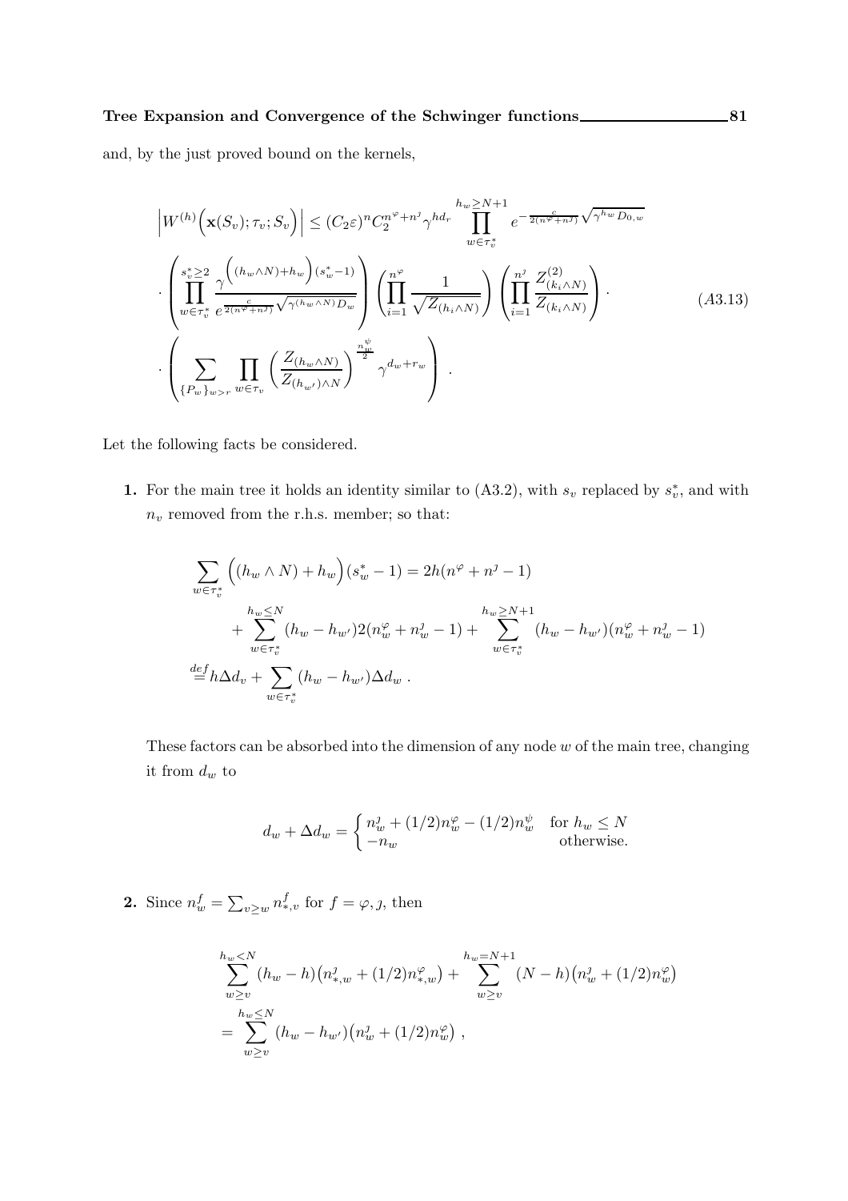and, by the just proved bound on the kernels,

$$
\begin{aligned}
&\Big| W^{(h)}\Big(\mathbf{x}(S_v);\tau_v;S_v\Big)\Big| \le (C_2\varepsilon)^n C_2^{n^\varphi+n^\jmath}\gamma^{hd_r}\prod_{w\in\tau_v^*}^{h_w\ge N+1} e^{-\frac{c}{2(n^\varphi+n^\jmath)}\sqrt{\gamma^{h_w}D_{0,w}}}\\
&\cdot\left(\prod_{w\in\tau_v^*}^{s_v^*\ge 2}\frac{\gamma^{\left((h_w\wedge N)+h_w\right)(s_w^*-1)}}{e^{\frac{c}{2(n^\varphi+n^\jmath)}\sqrt{\gamma^{(h_w\wedge N)}D_w}}}\right)\left(\prod_{i=1}^{n^\varphi}\frac{1}{\sqrt{Z_{(h_i\wedge N)}}}\right)\left(\prod_{i=1}^{n^\jmath}\frac{Z^{(2)}_{(k_i\wedge N)}}{Z_{(k_i\wedge N)}}\right)\cdot\\
&\cdot\left(\sum_{\{P_w\}_{w>r}}\prod_{w\in\tau_v}\left(\frac{Z_{(h_w\wedge N)}}{Z_{(h_{w'})\wedge N}}\right)^{\frac{n_w^\psi}{2}}\gamma^{d_w+r_w}\right)\ .
\end{aligned}
\tag{A3.13}
$$

Let the following facts be considered.

**1.** For the main tree it holds an identity similar to (A3.2), with $s_v$ replaced by $s_v^*$, and with $n_v$ removed from the r.h.s. member; so that:

$$
\begin{aligned}
\sum_{w\in\tau_v^*}\Big((h_w\wedge N)+h_w\Big)(s_w^*-1) &= 2h(n^\varphi+n^\jmath-1)\\
&+\sum_{w\in\tau_v^*}^{h_w\le N}(h_w-h_{w'})2(n_w^\varphi+n_w^\jmath-1)+\sum_{w\in\tau_v^*}^{h_w\ge N+1}(h_w-h_{w'})(n_w^\varphi+n_w^\jmath-1)\\
&\stackrel{def}{=} h\Delta d_v+\sum_{w\in\tau_v^*}(h_w-h_{w'})\Delta d_w\ .
\end{aligned}
$$

These factors can be absorbed into the dimension of any node $w$ of the main tree, changing it from $d_w$ to

$$
d_w+\Delta d_w=\begin{cases} n_w^\jmath+(1/2)n_w^\varphi-(1/2)n_w^\psi & \text{for } h_w\le N\\ -n_w & \text{otherwise.}\end{cases}
$$

**2.** Since $n_w^f=\sum_{v\ge w}n_{*,v}^f$ for $f=\varphi,\jmath$, then

$$
\begin{aligned}
&\sum_{w\ge v}^{h_w<N}(h_w-h)\big(n_{*,w}^\jmath+(1/2)n_{*,w}^\varphi\big)+\sum_{w\ge v}^{h_w=N+1}(N-h)\big(n_w^\jmath+(1/2)n_w^\varphi\big)\\
&=\sum_{w\ge v}^{h_w\le N}(h_w-h_{w'})\big(n_w^\jmath+(1/2)n_w^\varphi\big)\ ,
\end{aligned}
$$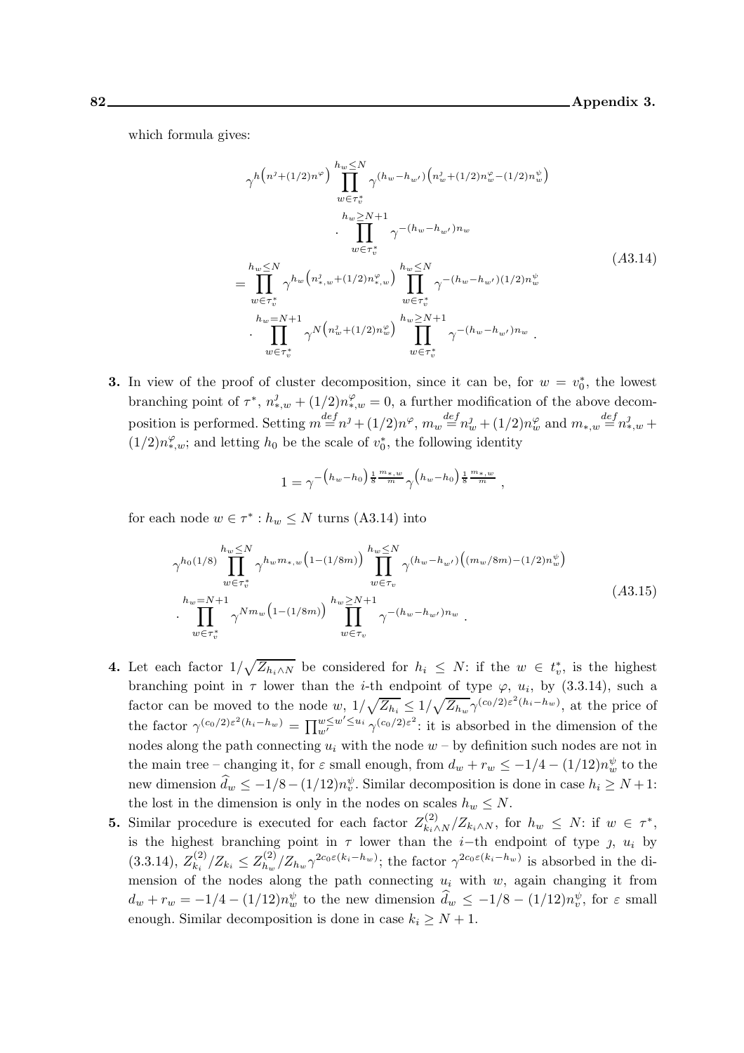which formula gives:

$$
\begin{aligned}
&\gamma^{h\left(n^{\jmath}+(1/2)n^{\varphi}\right)} \prod_{w\in\tau_v^*}^{h_w\le N} \gamma^{(h_w-h_{w'})\left(n^{\jmath}_w+(1/2)n^{\varphi}_w-(1/2)n^{\psi}_w\right)} \\
&\qquad\cdot \prod_{w\in\tau_v^*}^{h_w\ge N+1} \gamma^{-(h_w-h_{w'})n_w} \\
&= \prod_{w\in\tau_v^*}^{h_w\le N} \gamma^{h_w\left(n^{\jmath}_{*,w}+(1/2)n^{\varphi}_{*,w}\right)} \prod_{w\in\tau_v^*}^{h_w\le N} \gamma^{-(h_w-h_{w'})(1/2)n^{\psi}_w} \\
&\qquad\cdot \prod_{w\in\tau_v^*}^{h_w=N+1} \gamma^{N\left(n^{\jmath}_w+(1/2)n^{\varphi}_w\right)} \prod_{w\in\tau_v^*}^{h_w\ge N+1} \gamma^{-(h_w-h_{w'})n_w} .
\end{aligned}
\tag{A3.14}
$$

**3.** In view of the proof of cluster decomposition, since it can be, for $w = v_0^*$, the lowest branching point of $\tau^*$, $n^{\jmath}_{*,w} + (1/2)n^{\varphi}_{*,w} = 0$, a further modification of the above decomposition is performed. Setting $m \stackrel{def}{=} n^{\jmath} + (1/2)n^{\varphi}$, $m_w \stackrel{def}{=} n^{\jmath}_w + (1/2)n^{\varphi}_w$ and $m_{*,w} \stackrel{def}{=} n^{\jmath}_{*,w} + (1/2)n^{\varphi}_{*,w}$; and letting $h_0$ be the scale of $v_0^*$, the following identity

$$
1 = \gamma^{-\left(h_w-h_0\right)\frac{1}{8}\frac{m_{*,w}}{m}} \gamma^{\left(h_w-h_0\right)\frac{1}{8}\frac{m_{*,w}}{m}} ,
$$

for each node $w \in \tau^* : h_w \le N$ turns (A3.14) into

$$
\begin{aligned}
&\gamma^{h_0(1/8)} \prod_{w\in\tau_v^*}^{h_w\le N} \gamma^{h_w m_{*,w}\left(1-(1/8m)\right)} \prod_{w\in\tau_v}^{h_w\le N} \gamma^{(h_w-h_{w'})\left((m_w/8m)-(1/2)n^{\psi}_w\right)} \\
&\cdot \prod_{w\in\tau_v^*}^{h_w=N+1} \gamma^{N m_w\left(1-(1/8m)\right)} \prod_{w\in\tau_v}^{h_w\ge N+1} \gamma^{-(h_w-h_{w'})n_w} .
\end{aligned}
\tag{A3.15}
$$

**4.** Let each factor $1/\sqrt{Z_{h_i\wedge N}}$ be considered for $h_i \le N$: if the $w \in t_v^*$, is the highest branching point in $\tau$ lower than the $i$-th endpoint of type $\varphi$, $u_i$, by (3.3.14), such a factor can be moved to the node $w$, $1/\sqrt{Z_{h_i}} \le 1/\sqrt{Z_{h_w}}\gamma^{(c_0/2)\varepsilon^2(h_i-h_w)}$, at the price of the factor $\gamma^{(c_0/2)\varepsilon^2(h_i-h_w)} = \prod_{w'}^{w\le w'\le u_i} \gamma^{(c_0/2)\varepsilon^2}$: it is absorbed in the dimension of the nodes along the path connecting $u_i$ with the node $w$ – by definition such nodes are not in the main tree – changing it, for $\varepsilon$ small enough, from $d_w + r_w \le -1/4 - (1/12)n^{\psi}_w$ to the new dimension $\widehat{d}_w \le -1/8 - (1/12)n^{\psi}_v$. Similar decomposition is done in case $h_i \ge N+1$: the lost in the dimension is only in the nodes on scales $h_w \le N$.

**5.** Similar procedure is executed for each factor $Z^{(2)}_{k_i\wedge N}/Z_{k_i\wedge N}$, for $h_w \le N$: if $w \in \tau^*$, is the highest branching point in $\tau$ lower than the $i$–th endpoint of type $\jmath$, $u_i$ by (3.3.14), $Z^{(2)}_{k_i}/Z_{k_i} \le Z^{(2)}_{h_w}/Z_{h_w}\gamma^{2c_0\varepsilon(k_i-h_w)}$; the factor $\gamma^{2c_0\varepsilon(k_i-h_w)}$ is absorbed in the dimension of the nodes along the path connecting $u_i$ with $w$, again changing it from $d_w + r_w = -1/4 - (1/12)n^{\psi}_w$ to the new dimension $\widehat{d}_w \le -1/8 - (1/12)n^{\psi}_v$, for $\varepsilon$ small enough. Similar decomposition is done in case $k_i \ge N+1$.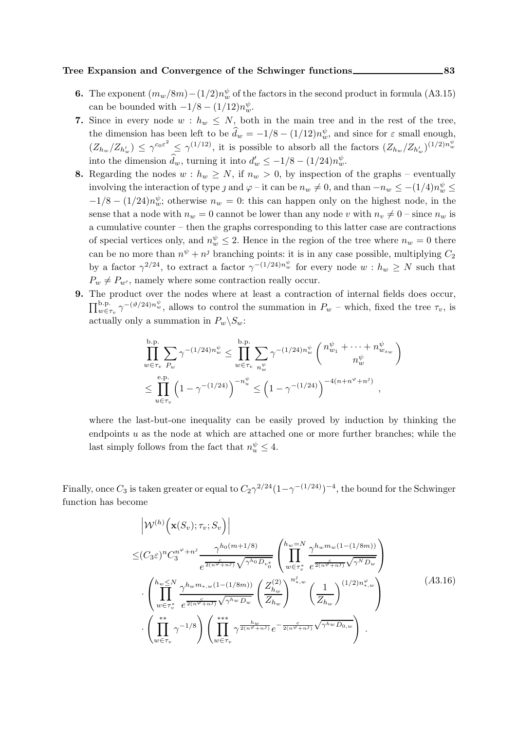**6.** The exponent $(m_w/8m)-(1/2)n^\psi_w$ of the factors in the second product in formula (A3.15) can be bounded with $-1/8-(1/12)n^\psi_w$.

**7.** Since in every node $w : h_w \le N$, both in the main tree and in the rest of the tree, the dimension has been left to be $\widehat{d}_w = -1/8-(1/12)n^\psi_w$, and since for $\varepsilon$ small enough, $(Z_{h_w}/Z_{h'_w}) \le \gamma^{c_0\varepsilon^2} \le \gamma^{(1/12)}$, it is possible to absorb all the factors $(Z_{h_w}/Z_{h'_w})^{(1/2)n^\psi_w}$ into the dimension $\widehat{d}_w$, turning it into $d'_w \le -1/8-(1/24)n^\psi_w$.

**8.** Regarding the nodes $w : h_w \ge N$, if $n_w > 0$, by inspection of the graphs – eventually involving the interaction of type $\jmath$ and $\varphi$ – it can be $n_w \ne 0$, and than $-n_w \le -(1/4)n^\psi_w \le -1/8-(1/24)n^\psi_w$; otherwise $n_w = 0$: this can happen only on the highest node, in the sense that a node with $n_w = 0$ cannot be lower than any node $v$ with $n_v \ne 0$ – since $n_w$ is a cumulative counter – then the graphs corresponding to this latter case are contractions of special vertices only, and $n^\psi_w \le 2$. Hence in the region of the tree where $n_w = 0$ there can be no more than $n^\psi + n^\jmath$ branching points: it is in any case possible, multiplying $C_2$ by a factor $\gamma^{2/24}$, to extract a factor $\gamma^{-(1/24)n^\psi_w}$ for every node $w : h_w \ge N$ such that $P_w \ne P_{w'}$, namely where some contraction really occur.

**9.** The product over the nodes where at least a contraction of internal fields does occur, $\prod^{\text{b.p.}}_{w\in\tau_v}\gamma^{-(\vartheta/24)n^\psi_w}$, allows to control the summation in $P_w$ – which, fixed the tree $\tau_v$, is actually only a summation in $P_w \backslash S_w$:

$$
\begin{aligned}
\prod^{\text{b.p.}}_{w\in\tau_v}\sum_{P_w}\gamma^{-(1/24)n^\psi_w} &\le \prod^{\text{b.p.}}_{w\in\tau_v}\sum_{n^\psi_w}\gamma^{-(1/24)n^\psi_w}\binom{n^\psi_{w_1}+\cdots+n^\psi_{w_{s_w}}}{n^\psi_w} \\
&\le \prod^{\text{e.p.}}_{u\in\tau_v}\left(1-\gamma^{-(1/24)}\right)^{-n^\psi_u} \le \left(1-\gamma^{-(1/24)}\right)^{-4(n+n^\varphi+n^\jmath)} ,
\end{aligned}
$$

where the last-but-one inequality can be easily proved by induction by thinking the endpoints $u$ as the node at which are attached one or more further branches; while the last simply follows from the fact that $n^\psi_u \le 4$.

Finally, once $C_3$ is taken greater or equal to $C_2\gamma^{2/24}(1-\gamma^{-(1/24)})^{-4}$, the bound for the Schwinger function has become

$$
\begin{aligned}
&\left|\mathcal{W}^{(h)}\Big(\mathbf{x}(S_v);\tau_v;S_v\Big)\right| \\
\le&(C_3\varepsilon)^n C_3^{n^\varphi+n^\jmath}\frac{\gamma^{h_0(m+1/8)}}{e^{\frac{c}{2(n^\varphi+n^\jmath)}\sqrt{\gamma^{h_0}D_{v_0^*}}}}\left(\prod^{h_w=N}_{w\in\tau_v^*}\frac{\gamma^{h_w m_w(1-(1/8m))}}{e^{\frac{c}{2(n^\varphi+n^\jmath)}\sqrt{\gamma^N D_w}}}\right) \\
&\cdot\left(\prod^{h_w\le N}_{w\in\tau_v^*}\frac{\gamma^{h_w m_{*,w}(1-(1/8m))}}{e^{\frac{c}{2(n^\varphi+n^\jmath)}\sqrt{\gamma^{h_w}D_w}}}\left(\frac{Z^{(2)}_{h_w}}{Z_{h_w}}\right)^{n^\jmath_{*,w}}\left(\frac{1}{Z_{h_w}}\right)^{(1/2)n^\varphi_{*,w}}\right) \\
&\cdot\left(\prod^{**}_{w\in\tau_v}\gamma^{-1/8}\right)\left(\prod^{***}_{w\in\tau_v}\gamma^{\frac{h_w}{2(n^\varphi+n^\jmath)}}e^{-\frac{c}{2(n^\varphi+n^\jmath)}\sqrt{\gamma^{h_w}D_{0,w}}}\right) .
\end{aligned}
\tag{A3.16}
$$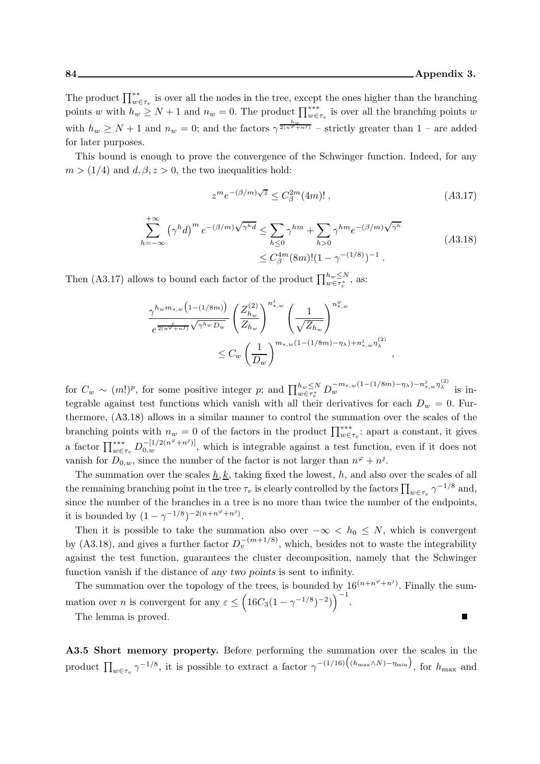The product $\prod^{**}_{w\in\tau_v}$ is over all the nodes in the tree, except the ones higher than the branching points $w$ with $h_w \ge N+1$ and $n_w = 0$. The product $\prod^{***}_{w\in\tau_v}$ is over all the branching points $w$ with $h_w \ge N+1$ and $n_w = 0$; and the factors $\gamma^{\frac{h_w}{2(n^\varphi+n^\jmath)}}$ – strictly greater than 1 – are added for later purposes.

This bound is enough to prove the convergence of the Schwinger function. Indeed, for any $m > (1/4)$ and $d, \beta, z > 0$, the two inequalities hold:

$$z^m e^{-(\beta/m)\sqrt{z}} \le C_\beta^{2m}(4m)!\ , \tag{A3.17}$$

$$\begin{aligned}\sum_{h=-\infty}^{+\infty} \left(\gamma^h d\right)^m e^{-(\beta/m)\sqrt{\gamma^h d}} &\le \sum_{h\le 0}\gamma^{hm} + \sum_{h>0}\gamma^{hm} e^{-(\beta/m)\sqrt{\gamma^h}} \\ &\le C_\beta^{4m}(8m)!(1-\gamma^{-(1/8)})^{-1}\ .\end{aligned} \tag{A3.18}$$

Then (A3.17) allows to bound each factor of the product $\prod^{h_w\le N}_{w\in\tau_v^*}$, as:

$$\begin{aligned}&\frac{\gamma^{h_w m_{*,w}\left(1-(1/8m)\right)}}{e^{\frac{c}{2(n^\varphi+n^\jmath)}\sqrt{\gamma^{h_w}D_w}}}\left(\frac{Z^{(2)}_{h_w}}{Z_{h_w}}\right)^{n^\jmath_{*,w}}\left(\frac{1}{\sqrt{Z_{h_w}}}\right)^{n^\varphi_{*,w}} \\ &\qquad\le C_w\left(\frac{1}{D_w}\right)^{m_{*,w}(1-(1/8m)-\eta_\lambda)+n^\jmath_{*,w}\eta^{(2)}_\lambda}\ ,\end{aligned}$$

for $C_w \sim (m!)^p$, for some positive integer $p$; and $\prod^{h_w\le N}_{w\in\tau_v^*} D_w^{-m_{*,w}(1-(1/8m)-\eta_\lambda)-n^\jmath_{*,w}\eta^{(2)}_\lambda}$ is integrable against test functions which vanish with all their derivatives for each $D_w = 0$. Furthermore, (A3.18) allows in a similar manner to control the summation over the scales of the branching points with $n_w = 0$ of the factors in the product $\prod^{***}_{w\in\tau_v}$: apart a constant, it gives a factor $\prod^{***}_{w\in\tau_v} D_{0,w}^{-[1/2(n^\varphi+n^\jmath)]}$, which is integrable against a test function, even if it does not vanish for $D_{0,w}$, since the number of the factor is not larger than $n^\varphi+n^\jmath$.

The summation over the scales $\underline{h},\underline{k}$, taking fixed the lowest, $h$, and also over the scales of all the remaining branching point in the tree $\tau_v$ is clearly controlled by the factors $\prod_{w\in\tau_v}\gamma^{-1/8}$ and, since the number of the branches in a tree is no more than twice the number of the endpoints, it is bounded by $(1-\gamma^{-1/8})^{-2(n+n^\varphi+n^\jmath)}$.

Then it is possible to take the summation also over $-\infty < h_0 \le N$, which is convergent by (A3.18), and gives a further factor $D_v^{-(m+1/8)}$, which, besides not to waste the integrability against the test function, guarantees the cluster decomposition, namely that the Schwinger function vanish if the distance of *any two points* is sent to infinity.

The summation over the topology of the trees, is bounded by $16^{(n+n^\varphi+n^\jmath)}$. Finally the summation over $n$ is convergent for any $\varepsilon \le \left(16C_3(1-\gamma^{-1/8})^{-2})\right)^{-1}$.

The lemma is proved. ∎

**A3.5 Short memory property.** Before performing the summation over the scales in the product $\prod_{w\in\tau_v}\gamma^{-1/8}$, it is possible to extract a factor $\gamma^{-(1/16)\left((h_{\max}\wedge N)-\eta_{\min}\right)}$, for $h_{\max}$ and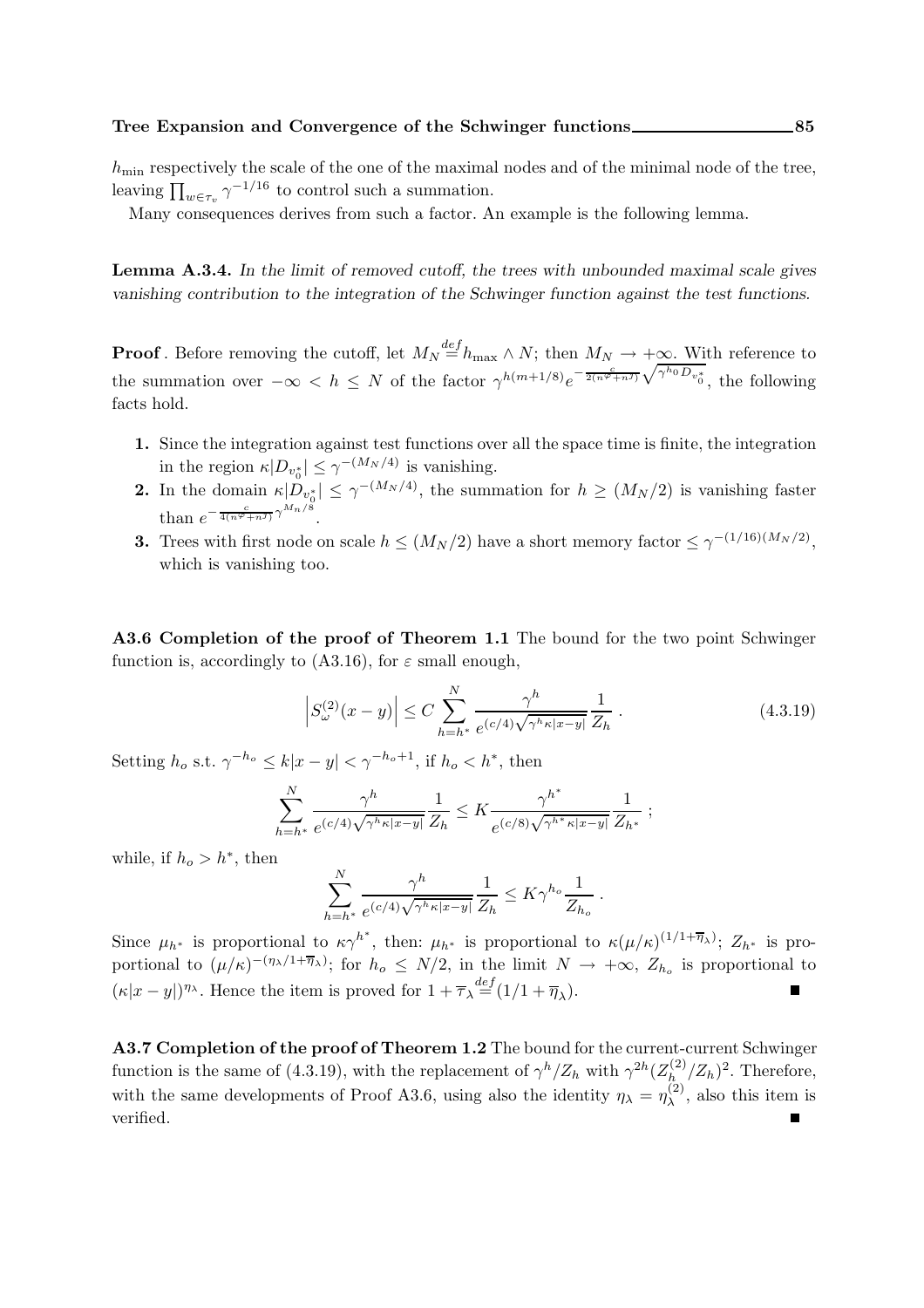$h_{\min}$ respectively the scale of the one of the maximal nodes and of the minimal node of the tree, leaving $\prod_{w\in\tau_v}\gamma^{-1/16}$ to control such a summation.

Many consequences derives from such a factor. An example is the following lemma.

**Lemma A.3.4.** *In the limit of removed cutoff, the trees with unbounded maximal scale gives vanishing contribution to the integration of the Schwinger function against the test functions.*

**Proof**. Before removing the cutoff, let $M_N \stackrel{def}{=} h_{\max}\wedge N$; then $M_N \to +\infty$. With reference to the summation over $-\infty < h \le N$ of the factor $\gamma^{h(m+1/8)}e^{-\frac{c}{2(n^{\varphi}+n^J)}\sqrt{\gamma^{h_0}D_{v_0^*}}}$, the following facts hold.

1. Since the integration against test functions over all the space time is finite, the integration in the region $\kappa|D_{v_0^*}|\le\gamma^{-(M_N/4)}$ is vanishing.
2. In the domain $\kappa|D_{v_0^*}|\le\gamma^{-(M_N/4)}$, the summation for $h\ge(M_N/2)$ is vanishing faster than $e^{-\frac{c}{4(n^{\varphi}+n^J)}\gamma^{M_n/8}}$.
3. Trees with first node on scale $h\le(M_N/2)$ have a short memory factor $\le\gamma^{-(1/16)(M_N/2)}$, which is vanishing too.

**A3.6 Completion of the proof of Theorem 1.1** The bound for the two point Schwinger function is, accordingly to (A3.16), for $\varepsilon$ small enough,

$$\left|S^{(2)}_{\omega}(x-y)\right|\le C\sum_{h=h^*}^{N}\frac{\gamma^h}{e^{(c/4)\sqrt{\gamma^h\kappa|x-y|}}}\frac{1}{Z_h}\,. \tag{4.3.19}$$

Setting $h_o$ s.t. $\gamma^{-h_o}\le k|x-y|<\gamma^{-h_o+1}$, if $h_o<h^*$, then

$$\sum_{h=h^*}^{N}\frac{\gamma^h}{e^{(c/4)\sqrt{\gamma^h\kappa|x-y|}}}\frac{1}{Z_h}\le K\frac{\gamma^{h^*}}{e^{(c/8)\sqrt{\gamma^{h^*}\kappa|x-y|}}}\frac{1}{Z_{h^*}}\,;$$

while, if $h_o>h^*$, then

$$\sum_{h=h^*}^{N}\frac{\gamma^h}{e^{(c/4)\sqrt{\gamma^h\kappa|x-y|}}}\frac{1}{Z_h}\le K\gamma^{h_o}\frac{1}{Z_{h_o}}\,.$$

Since $\mu_{h^*}$ is proportional to $\kappa\gamma^{h^*}$, then: $\mu_{h^*}$ is proportional to $\kappa(\mu/\kappa)^{(1/1+\overline{\eta}_\lambda)}$; $Z_{h^*}$ is proportional to $(\mu/\kappa)^{-(\eta_\lambda/1+\overline{\eta}_\lambda)}$; for $h_o\le N/2$, in the limit $N\to+\infty$, $Z_{h_o}$ is proportional to $(\kappa|x-y|)^{\eta_\lambda}$. Hence the item is proved for $1+\overline{\tau}_\lambda\stackrel{def}{=}(1/1+\overline{\eta}_\lambda)$. ∎

**A3.7 Completion of the proof of Theorem 1.2** The bound for the current-current Schwinger function is the same of (4.3.19), with the replacement of $\gamma^h/Z_h$ with $\gamma^{2h}(Z^{(2)}_h/Z_h)^2$. Therefore, with the same developments of Proof A3.6, using also the identity $\eta_\lambda=\eta^{(2)}_\lambda$, also this item is verified. ∎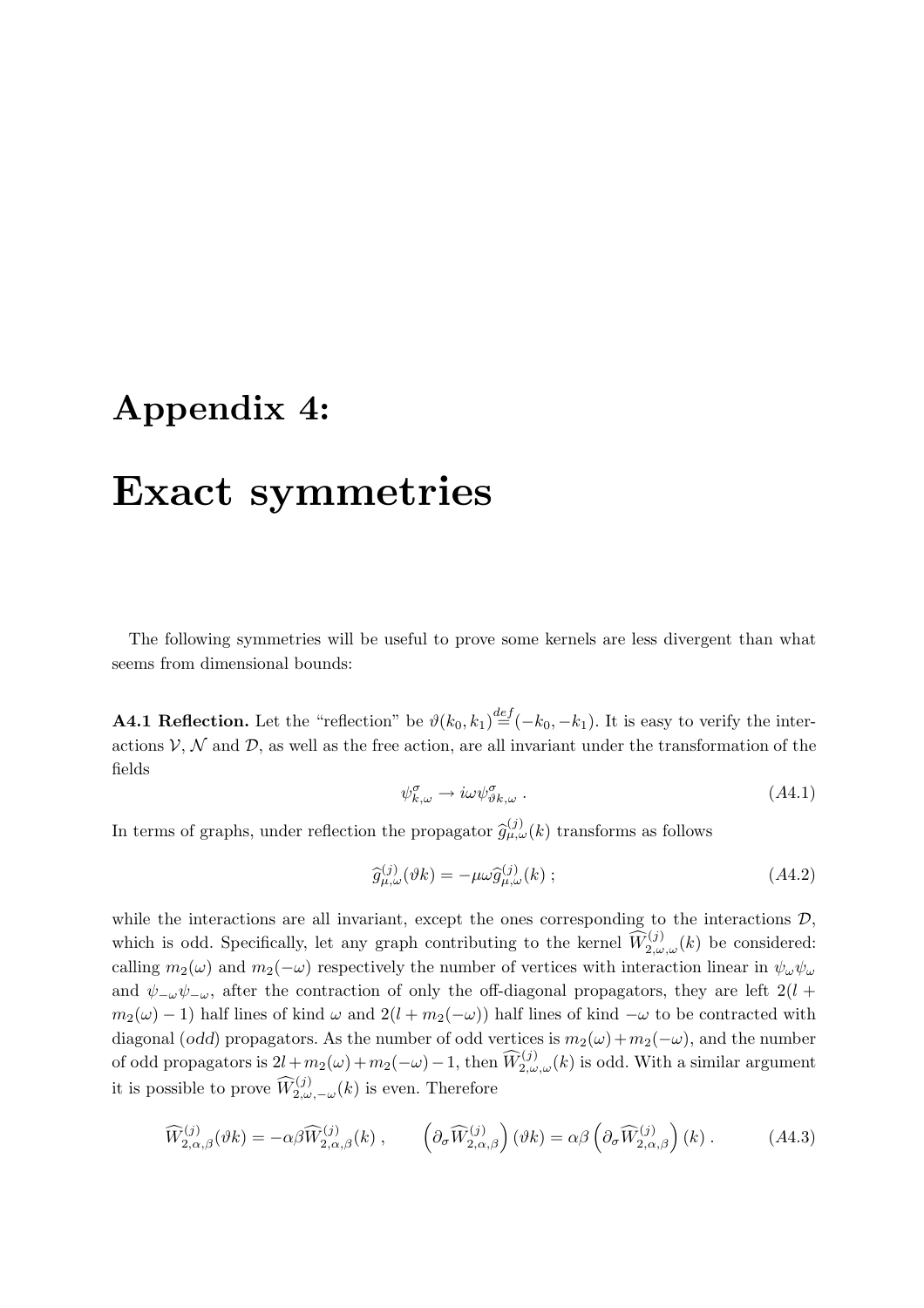# Appendix 4:

# Exact symmetries

The following symmetries will be useful to prove some kernels are less divergent than what seems from dimensional bounds:

**A4.1 Reflection.** Let the "reflection" be $\vartheta(k_0, k_1) \stackrel{def}{=} (-k_0, -k_1)$. It is easy to verify the interactions $\mathcal{V}$, $\mathcal{N}$ and $\mathcal{D}$, as well as the free action, are all invariant under the transformation of the fields

$$\psi^\sigma_{k,\omega} \to i\omega\psi^\sigma_{\vartheta k,\omega} \; . \tag{A4.1}$$

In terms of graphs, under reflection the propagator $\widehat{g}^{(j)}_{\mu,\omega}(k)$ transforms as follows

$$\widehat{g}^{(j)}_{\mu,\omega}(\vartheta k) = -\mu\omega\widehat{g}^{(j)}_{\mu,\omega}(k) \; ; \tag{A4.2}$$

while the interactions are all invariant, except the ones corresponding to the interactions $\mathcal{D}$, which is odd. Specifically, let any graph contributing to the kernel $\widehat{W}^{(j)}_{2,\omega,\omega}(k)$ be considered: calling $m_2(\omega)$ and $m_2(-\omega)$ respectively the number of vertices with interaction linear in $\psi_\omega\psi_\omega$ and $\psi_{-\omega}\psi_{-\omega}$, after the contraction of only the off-diagonal propagators, they are left $2(l + m_2(\omega) - 1)$ half lines of kind $\omega$ and $2(l + m_2(-\omega))$ half lines of kind $-\omega$ to be contracted with diagonal (*odd*) propagators. As the number of odd vertices is $m_2(\omega)+m_2(-\omega)$, and the number of odd propagators is $2l+m_2(\omega)+m_2(-\omega)-1$, then $\widehat{W}^{(j)}_{2,\omega,\omega}(k)$ is odd. With a similar argument it is possible to prove $\widehat{W}^{(j)}_{2,\omega,-\omega}(k)$ is even. Therefore

$$\widehat{W}^{(j)}_{2,\alpha,\beta}(\vartheta k) = -\alpha\beta\widehat{W}^{(j)}_{2,\alpha,\beta}(k) \; , \qquad \left(\partial_\sigma \widehat{W}^{(j)}_{2,\alpha,\beta}\right)(\vartheta k) = \alpha\beta\left(\partial_\sigma \widehat{W}^{(j)}_{2,\alpha,\beta}\right)(k) \; . \tag{A4.3}$$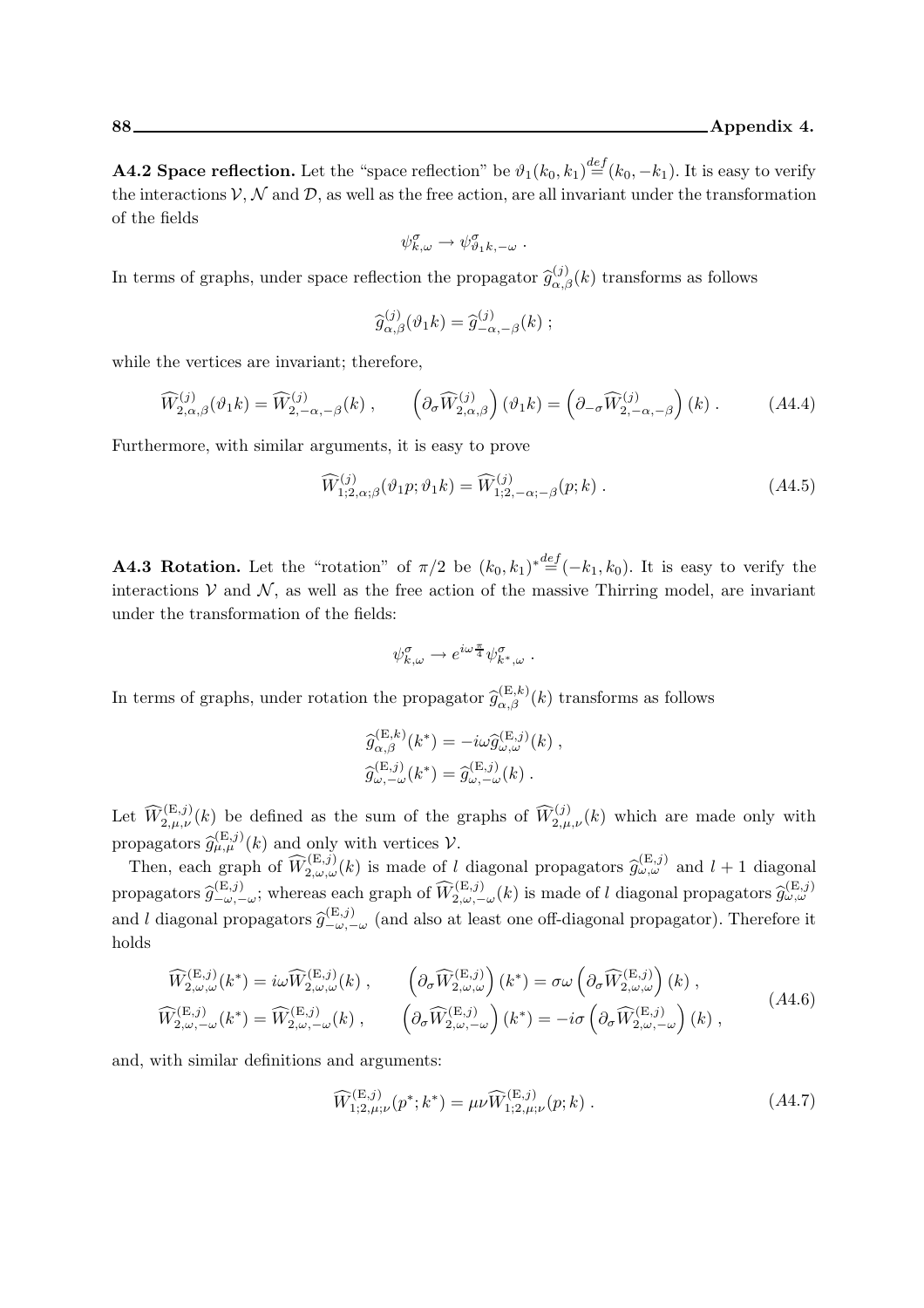**A4.2 Space reflection.** Let the "space reflection" be $\vartheta_1(k_0,k_1) \stackrel{def}{=} (k_0,-k_1)$. It is easy to verify the interactions $\mathcal{V}, \mathcal{N}$ and $\mathcal{D}$, as well as the free action, are all invariant under the transformation of the fields

$$\psi^\sigma_{k,\omega} \to \psi^\sigma_{\vartheta_1 k,-\omega} \ .$$

In terms of graphs, under space reflection the propagator $\widehat{g}^{(j)}_{\alpha,\beta}(k)$ transforms as follows

$$\widehat{g}^{(j)}_{\alpha,\beta}(\vartheta_1 k) = \widehat{g}^{(j)}_{-\alpha,-\beta}(k) \ ;$$

while the vertices are invariant; therefore,

$$\widehat{W}^{(j)}_{2,\alpha,\beta}(\vartheta_1 k) = \widehat{W}^{(j)}_{2,-\alpha,-\beta}(k) \ , \qquad \left(\partial_\sigma \widehat{W}^{(j)}_{2,\alpha,\beta}\right)(\vartheta_1 k) = \left(\partial_{-\sigma} \widehat{W}^{(j)}_{2,-\alpha,-\beta}\right)(k) \ . \tag{A4.4}$$

Furthermore, with similar arguments, it is easy to prove

$$\widehat{W}^{(j)}_{1;2,\alpha;\beta}(\vartheta_1 p;\vartheta_1 k) = \widehat{W}^{(j)}_{1;2,-\alpha;-\beta}(p;k) \ . \tag{A4.5}$$

**A4.3 Rotation.** Let the "rotation" of $\pi/2$ be $(k_0,k_1)^* \stackrel{def}{=} (-k_1,k_0)$. It is easy to verify the interactions $\mathcal{V}$ and $\mathcal{N}$, as well as the free action of the massive Thirring model, are invariant under the transformation of the fields:

$$\psi^\sigma_{k,\omega} \to e^{i\omega\frac{\pi}{4}} \psi^\sigma_{k^*,\omega} \ .$$

In terms of graphs, under rotation the propagator $\widehat{g}^{(\mathrm{E},k)}_{\alpha,\beta}(k)$ transforms as follows

$$\begin{aligned}
&\widehat{g}^{(\mathrm{E},k)}_{\alpha,\beta}(k^*) = -i\omega \widehat{g}^{(\mathrm{E},j)}_{\omega,\omega}(k) \ , \\
&\widehat{g}^{(\mathrm{E},j)}_{\omega,-\omega}(k^*) = \widehat{g}^{(\mathrm{E},j)}_{\omega,-\omega}(k) \ .
\end{aligned}$$

Let $\widehat{W}^{(\mathrm{E},j)}_{2,\mu,\nu}(k)$ be defined as the sum of the graphs of $\widehat{W}^{(j)}_{2,\mu,\nu}(k)$ which are made only with propagators $\widehat{g}^{(\mathrm{E},j)}_{\mu,\mu}(k)$ and only with vertices $\mathcal{V}$.

Then, each graph of $\widehat{W}^{(\mathrm{E},j)}_{2,\omega,\omega}(k)$ is made of $l$ diagonal propagators $\widehat{g}^{(\mathrm{E},j)}_{\omega,\omega}$ and $l+1$ diagonal propagators $\widehat{g}^{(\mathrm{E},j)}_{-\omega,-\omega}$; whereas each graph of $\widehat{W}^{(\mathrm{E},j)}_{2,\omega,-\omega}(k)$ is made of $l$ diagonal propagators $\widehat{g}^{(\mathrm{E},j)}_{\omega,\omega}$ and $l$ diagonal propagators $\widehat{g}^{(\mathrm{E},j)}_{-\omega,-\omega}$ (and also at least one off-diagonal propagator). Therefore it holds

$$\begin{aligned}
&\widehat{W}^{(\mathrm{E},j)}_{2,\omega,\omega}(k^*) = i\omega \widehat{W}^{(\mathrm{E},j)}_{2,\omega,\omega}(k) \ , \qquad \left(\partial_\sigma \widehat{W}^{(\mathrm{E},j)}_{2,\omega,\omega}\right)(k^*) = \sigma\omega \left(\partial_\sigma \widehat{W}^{(\mathrm{E},j)}_{2,\omega,\omega}\right)(k) \ , \\
&\widehat{W}^{(\mathrm{E},j)}_{2,\omega,-\omega}(k^*) = \widehat{W}^{(\mathrm{E},j)}_{2,\omega,-\omega}(k) \ , \qquad \left(\partial_\sigma \widehat{W}^{(\mathrm{E},j)}_{2,\omega,-\omega}\right)(k^*) = -i\sigma \left(\partial_\sigma \widehat{W}^{(\mathrm{E},j)}_{2,\omega,-\omega}\right)(k) \ ,
\end{aligned} \tag{A4.6}$$

and, with similar definitions and arguments:

$$\widehat{W}^{(\mathrm{E},j)}_{1;2,\mu;\nu}(p^*;k^*) = \mu\nu \widehat{W}^{(\mathrm{E},j)}_{1;2,\mu;\nu}(p;k) \ . \tag{A4.7}$$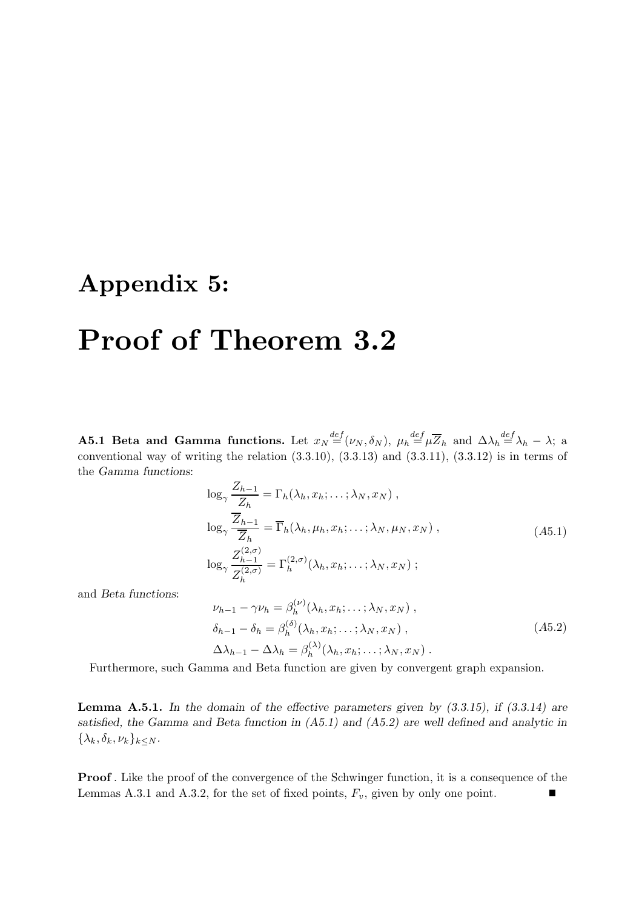# Appendix 5:

# Proof of Theorem 3.2

**A5.1 Beta and Gamma functions.** Let $x_N \stackrel{def}{=} (\nu_N, \delta_N)$, $\mu_h \stackrel{def}{=} \mu \overline{Z}_h$ and $\Delta\lambda_h \stackrel{def}{=} \lambda_h - \lambda$; a conventional way of writing the relation (3.3.10), (3.3.13) and (3.3.11), (3.3.12) is in terms of the *Gamma functions*:

$$
\begin{aligned}
&\log_\gamma \frac{Z_{h-1}}{Z_h} = \Gamma_h(\lambda_h, x_h; \ldots; \lambda_N, x_N) , \\
&\log_\gamma \frac{\overline{Z}_{h-1}}{\overline{Z}_h} = \overline{\Gamma}_h(\lambda_h, \mu_h, x_h; \ldots; \lambda_N, \mu_N, x_N) , \\
&\log_\gamma \frac{Z^{(2,\sigma)}_{h-1}}{Z^{(2,\sigma)}_h} = \Gamma^{(2,\sigma)}_h(\lambda_h, x_h; \ldots; \lambda_N, x_N) ;
\end{aligned}
\tag{A5.1}
$$

and *Beta functions*:

$$
\begin{aligned}
&\nu_{h-1} - \gamma\nu_h = \beta^{(\nu)}_h(\lambda_h, x_h; \ldots; \lambda_N, x_N) , \\
&\delta_{h-1} - \delta_h = \beta^{(\delta)}_h(\lambda_h, x_h; \ldots; \lambda_N, x_N) , \\
&\Delta\lambda_{h-1} - \Delta\lambda_h = \beta^{(\lambda)}_h(\lambda_h, x_h; \ldots; \lambda_N, x_N) .
\end{aligned}
\tag{A5.2}
$$

Furthermore, such Gamma and Beta function are given by convergent graph expansion.

**Lemma A.5.1.** *In the domain of the effective parameters given by (3.3.15), if (3.3.14) are satisfied, the Gamma and Beta function in (A5.1) and (A5.2) are well defined and analytic in* $\{\lambda_k, \delta_k, \nu_k\}_{k \le N}$.

**Proof** . Like the proof of the convergence of the Schwinger function, it is a consequence of the Lemmas A.3.1 and A.3.2, for the set of fixed points, $F_v$, given by only one point. ∎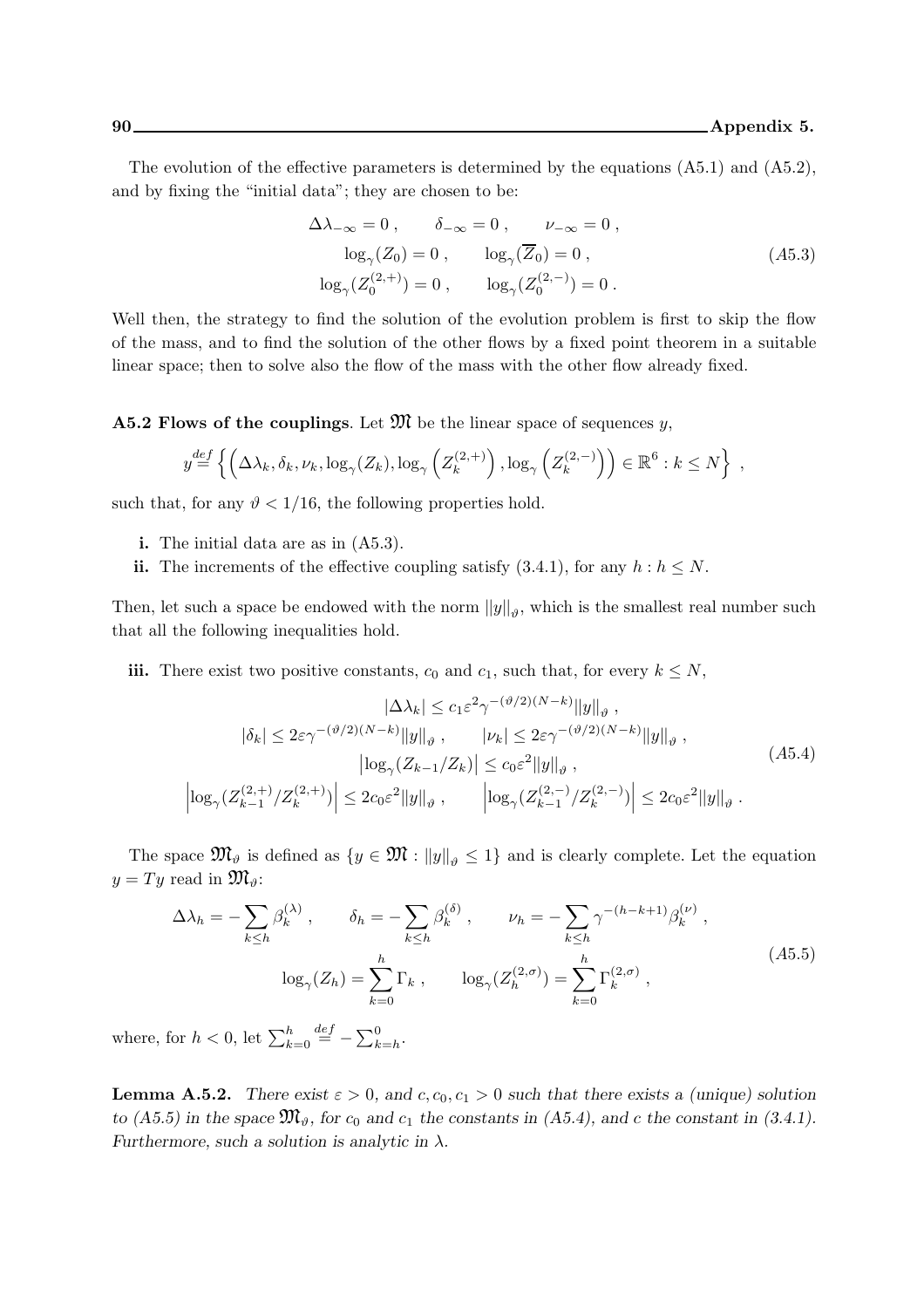The evolution of the effective parameters is determined by the equations (A5.1) and (A5.2), and by fixing the "initial data"; they are chosen to be:

$$
\begin{gathered}
\Delta\lambda_{-\infty} = 0 \,, \qquad \delta_{-\infty} = 0 \,, \qquad \nu_{-\infty} = 0 \,, \\
\log_\gamma(Z_0) = 0 \,, \qquad \log_\gamma(\overline{Z}_0) = 0 \,, \\
\log_\gamma(Z_0^{(2,+)}) = 0 \,, \qquad \log_\gamma(Z_0^{(2,-)}) = 0 \,.
\end{gathered} \tag{A5.3}
$$

Well then, the strategy to find the solution of the evolution problem is first to skip the flow of the mass, and to find the solution of the other flows by a fixed point theorem in a suitable linear space; then to solve also the flow of the mass with the other flow already fixed.

**A5.2 Flows of the couplings**. Let $\mathfrak{M}$ be the linear space of sequences $y$,

$$
y \stackrel{def}{=} \left\{ \left( \Delta\lambda_k, \delta_k, \nu_k, \log_\gamma(Z_k), \log_\gamma\left(Z_k^{(2,+)}\right), \log_\gamma\left(Z_k^{(2,-)}\right) \right) \in \mathbb{R}^6 : k \le N \right\} \,,
$$

such that, for any $\vartheta < 1/16$, the following properties hold.

- **i.** The initial data are as in (A5.3).
- **ii.** The increments of the effective coupling satisfy (3.4.1), for any $h : h \le N$.

Then, let such a space be endowed with the norm $\|y\|_\vartheta$, which is the smallest real number such that all the following inequalities hold.

- **iii.** There exist two positive constants, $c_0$ and $c_1$, such that, for every $k \le N$,

$$
\begin{gathered}
|\Delta\lambda_k| \le c_1 \varepsilon^2 \gamma^{-(\vartheta/2)(N-k)} \|y\|_\vartheta \,, \\
|\delta_k| \le 2\varepsilon \gamma^{-(\vartheta/2)(N-k)} \|y\|_\vartheta \,, \qquad |\nu_k| \le 2\varepsilon \gamma^{-(\vartheta/2)(N-k)} \|y\|_\vartheta \,, \\
\left|\log_\gamma(Z_{k-1}/Z_k)\right| \le c_0 \varepsilon^2 \|y\|_\vartheta \,, \\
\left|\log_\gamma(Z_{k-1}^{(2,+)}/Z_k^{(2,+)})\right| \le 2c_0\varepsilon^2 \|y\|_\vartheta \,, \qquad \left|\log_\gamma(Z_{k-1}^{(2,-)}/Z_k^{(2,-)})\right| \le 2c_0\varepsilon^2 \|y\|_\vartheta \,.
\end{gathered} \tag{A5.4}
$$

The space $\mathfrak{M}_\vartheta$ is defined as $\{y \in \mathfrak{M} : \|y\|_\vartheta \le 1\}$ and is clearly complete. Let the equation $y = Ty$ read in $\mathfrak{M}_\vartheta$:

$$
\begin{gathered}
\Delta\lambda_h = -\sum_{k\le h} \beta_k^{(\lambda)} \,, \qquad \delta_h = -\sum_{k\le h} \beta_k^{(\delta)} \,, \qquad \nu_h = -\sum_{k\le h} \gamma^{-(h-k+1)} \beta_k^{(\nu)} \,, \\
\log_\gamma(Z_h) = \sum_{k=0}^{h} \Gamma_k \,, \qquad \log_\gamma(Z_h^{(2,\sigma)}) = \sum_{k=0}^{h} \Gamma_k^{(2,\sigma)} \,,
\end{gathered} \tag{A5.5}
$$

where, for $h < 0$, let $\sum_{k=0}^{h} \stackrel{def}{=} -\sum_{k=h}^{0}$.

**Lemma A.5.2.** *There exist $\varepsilon > 0$, and $c, c_0, c_1 > 0$ such that there exists a (unique) solution to (A5.5) in the space $\mathfrak{M}_\vartheta$, for $c_0$ and $c_1$ the constants in (A5.4), and $c$ the constant in (3.4.1). Furthermore, such a solution is analytic in $\lambda$.*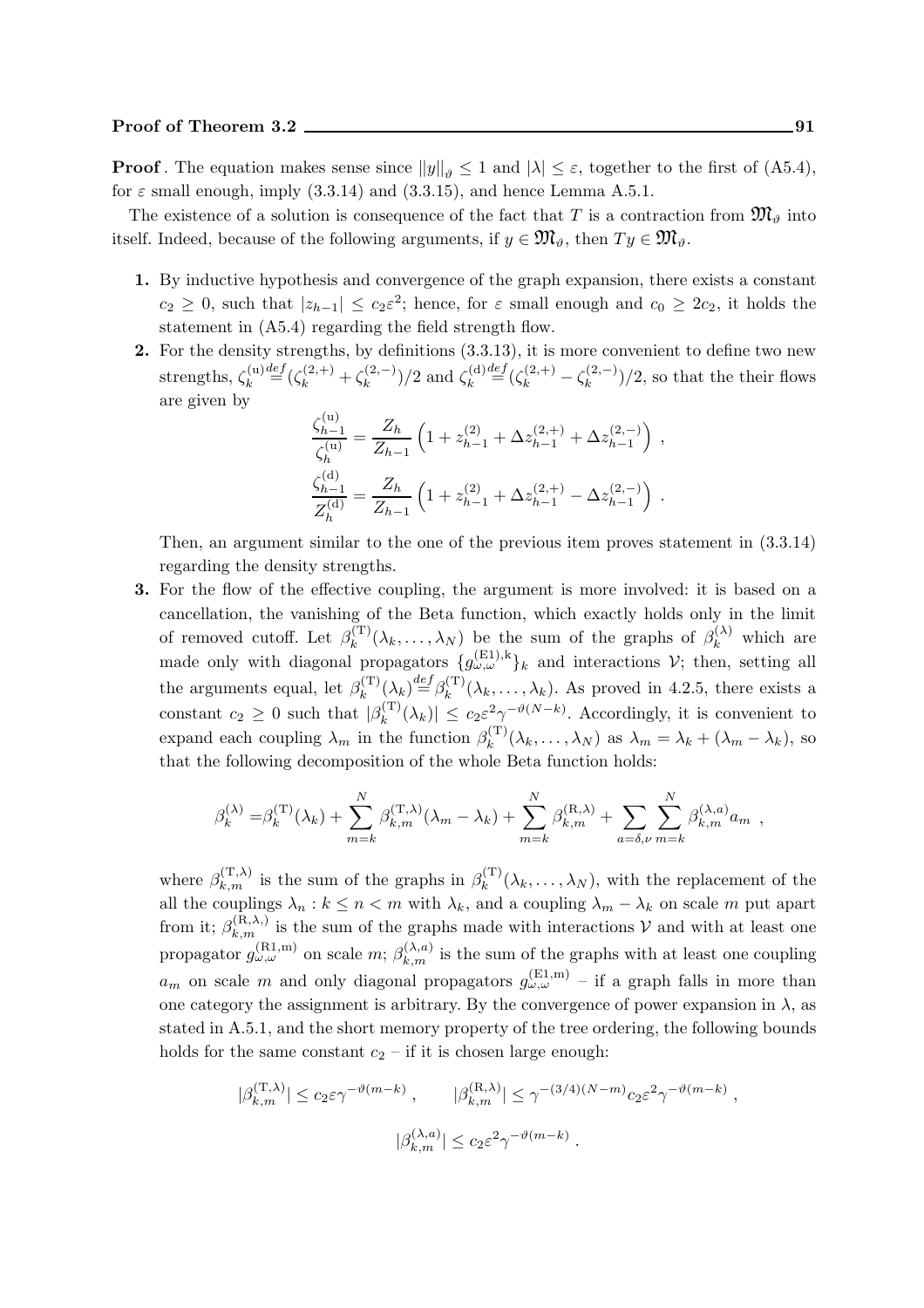**Proof**. The equation makes sense since $\|y\|_\vartheta \leq 1$ and $|\lambda| \leq \varepsilon$, together to the first of (A5.4), for $\varepsilon$ small enough, imply (3.3.14) and (3.3.15), and hence Lemma A.5.1.

The existence of a solution is consequence of the fact that $T$ is a contraction from $\mathfrak{M}_\vartheta$ into itself. Indeed, because of the following arguments, if $y \in \mathfrak{M}_\vartheta$, then $Ty \in \mathfrak{M}_\vartheta$.

1. By inductive hypothesis and convergence of the graph expansion, there exists a constant $c_2 \geq 0$, such that $|z_{h-1}| \leq c_2\varepsilon^2$; hence, for $\varepsilon$ small enough and $c_0 \geq 2c_2$, it holds the statement in (A5.4) regarding the field strength flow.

2. For the density strengths, by definitions (3.3.13), it is more convenient to define two new strengths, $\zeta_k^{(\mathrm{u})} \overset{def}{=} (\zeta_k^{(2,+)} + \zeta_k^{(2,-)})/2$ and $\zeta_k^{(\mathrm{d})} \overset{def}{=} (\zeta_k^{(2,+)} - \zeta_k^{(2,-)})/2$, so that the their flows are given by
$$\frac{\zeta_{h-1}^{(\mathrm{u})}}{\zeta_h^{(\mathrm{u})}} = \frac{Z_h}{Z_{h-1}} \left(1 + z_{h-1}^{(2)} + \Delta z_{h-1}^{(2,+)} + \Delta z_{h-1}^{(2,-)}\right) ,$$
$$\frac{\zeta_{h-1}^{(\mathrm{d})}}{Z_h^{(\mathrm{d})}} = \frac{Z_h}{Z_{h-1}} \left(1 + z_{h-1}^{(2)} + \Delta z_{h-1}^{(2,+)} - \Delta z_{h-1}^{(2,-)}\right) .$$
Then, an argument similar to the one of the previous item proves statement in (3.3.14) regarding the density strengths.

3. For the flow of the effective coupling, the argument is more involved: it is based on a cancellation, the vanishing of the Beta function, which exactly holds only in the limit of removed cutoff. Let $\beta_k^{(\mathrm{T})}(\lambda_k, \ldots, \lambda_N)$ be the sum of the graphs of $\beta_k^{(\lambda)}$ which are made only with diagonal propagators $\{g_{\omega,\omega}^{(\mathrm{E1}),\mathrm{k}}\}_k$ and interactions $\mathcal{V}$; then, setting all the arguments equal, let $\beta_k^{(\mathrm{T})}(\lambda_k) \overset{def}{=} \beta_k^{(\mathrm{T})}(\lambda_k, \ldots, \lambda_k)$. As proved in 4.2.5, there exists a constant $c_2 \geq 0$ such that $|\beta_k^{(\mathrm{T})}(\lambda_k)| \leq c_2\varepsilon^2\gamma^{-\vartheta(N-k)}$. Accordingly, it is convenient to expand each coupling $\lambda_m$ in the function $\beta_k^{(\mathrm{T})}(\lambda_k, \ldots, \lambda_N)$ as $\lambda_m = \lambda_k + (\lambda_m - \lambda_k)$, so that the following decomposition of the whole Beta function holds:
$$\beta_k^{(\lambda)} = \beta_k^{(\mathrm{T})}(\lambda_k) + \sum_{m=k}^{N} \beta_{k,m}^{(\mathrm{T},\lambda)}(\lambda_m - \lambda_k) + \sum_{m=k}^{N} \beta_{k,m}^{(\mathrm{R},\lambda)} + \sum_{a=\delta,\nu} \sum_{m=k}^{N} \beta_{k,m}^{(\lambda,a)} a_m \ ,$$
where $\beta_{k,m}^{(\mathrm{T},\lambda)}$ is the sum of the graphs in $\beta_k^{(\mathrm{T})}(\lambda_k, \ldots, \lambda_N)$, with the replacement of the all the couplings $\lambda_n : k \leq n < m$ with $\lambda_k$, and a coupling $\lambda_m - \lambda_k$ on scale $m$ put apart from it; $\beta_{k,m}^{(\mathrm{R},\lambda,)}$ is the sum of the graphs made with interactions $\mathcal{V}$ and with at least one propagator $g_{\omega,\omega}^{(\mathrm{R1},\mathrm{m})}$ on scale $m$; $\beta_{k,m}^{(\lambda,a)}$ is the sum of the graphs with at least one coupling $a_m$ on scale $m$ and only diagonal propagators $g_{\omega,\omega}^{(\mathrm{E1},\mathrm{m})}$ – if a graph falls in more than one category the assignment is arbitrary. By the convergence of power expansion in $\lambda$, as stated in A.5.1, and the short memory property of the tree ordering, the following bounds holds for the same constant $c_2$ – if it is chosen large enough:
$$|\beta_{k,m}^{(\mathrm{T},\lambda)}| \leq c_2\varepsilon\gamma^{-\vartheta(m-k)} , \qquad |\beta_{k,m}^{(\mathrm{R},\lambda)}| \leq \gamma^{-(3/4)(N-m)} c_2\varepsilon^2\gamma^{-\vartheta(m-k)} ,$$
$$|\beta_{k,m}^{(\lambda,a)}| \leq c_2\varepsilon^2\gamma^{-\vartheta(m-k)} .$$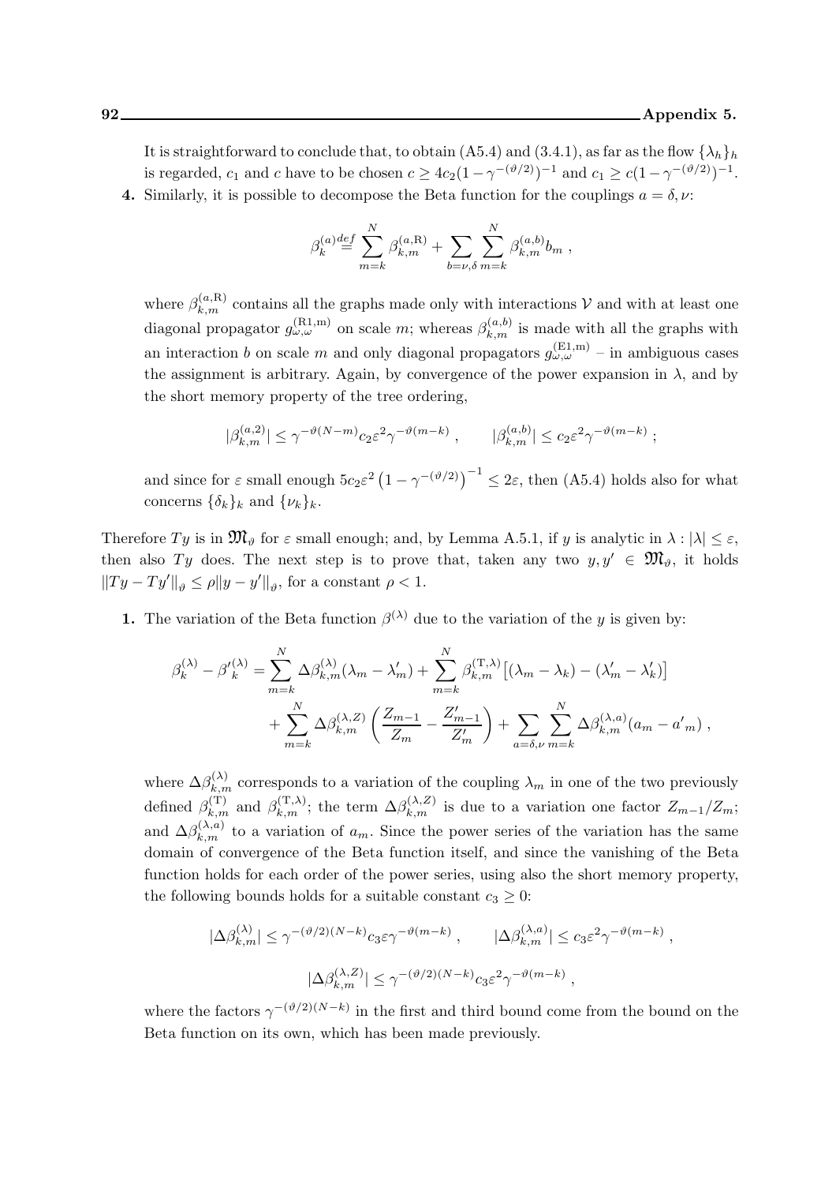It is straightforward to conclude that, to obtain (A5.4) and (3.4.1), as far as the flow $\{\lambda_h\}_h$ is regarded, $c_1$ and $c$ have to be chosen $c \geq 4c_2(1-\gamma^{-(\vartheta/2)})^{-1}$ and $c_1 \geq c(1-\gamma^{-(\vartheta/2)})^{-1}$.

**4.** Similarly, it is possible to decompose the Beta function for the couplings $a = \delta, \nu$:

$$\beta_k^{(a)} \stackrel{def}{=} \sum_{m=k}^{N} \beta_{k,m}^{(a,\mathrm{R})} + \sum_{b=\nu,\delta} \sum_{m=k}^{N} \beta_{k,m}^{(a,b)} b_m \ ,$$

where $\beta_{k,m}^{(a,\mathrm{R})}$ contains all the graphs made only with interactions $\mathcal{V}$ and with at least one diagonal propagator $g_{\omega,\omega}^{(\mathrm{R1,m})}$ on scale $m$; whereas $\beta_{k,m}^{(a,b)}$ is made with all the graphs with an interaction $b$ on scale $m$ and only diagonal propagators $g_{\omega,\omega}^{(\mathrm{E1,m})}$ – in ambiguous cases the assignment is arbitrary. Again, by convergence of the power expansion in $\lambda$, and by the short memory property of the tree ordering,

$$|\beta_{k,m}^{(a,2)}| \leq \gamma^{-\vartheta(N-m)} c_2 \varepsilon^2 \gamma^{-\vartheta(m-k)} \ , \qquad |\beta_{k,m}^{(a,b)}| \leq c_2 \varepsilon^2 \gamma^{-\vartheta(m-k)} \ ;$$

and since for $\varepsilon$ small enough $5c_2\varepsilon^2 \left(1-\gamma^{-(\vartheta/2)}\right)^{-1} \leq 2\varepsilon$, then (A5.4) holds also for what concerns $\{\delta_k\}_k$ and $\{\nu_k\}_k$.

Therefore $Ty$ is in $\mathfrak{M}_\vartheta$ for $\varepsilon$ small enough; and, by Lemma A.5.1, if $y$ is analytic in $\lambda : |\lambda| \leq \varepsilon$, then also $Ty$ does. The next step is to prove that, taken any two $y, y' \in \mathfrak{M}_\vartheta$, it holds $\|Ty - Ty'\|_\vartheta \leq \rho \|y - y'\|_\vartheta$, for a constant $\rho < 1$.

**1.** The variation of the Beta function $\beta^{(\lambda)}$ due to the variation of the $y$ is given by:

$$\begin{aligned}\beta_k^{(\lambda)} - {\beta'}_k^{(\lambda)} = &\sum_{m=k}^{N} \Delta\beta_{k,m}^{(\lambda)}(\lambda_m - \lambda'_m) + \sum_{m=k}^{N} \beta_{k,m}^{(\mathrm{T},\lambda)}\left[(\lambda_m - \lambda_k) - (\lambda'_m - \lambda'_k)\right] \\ &+ \sum_{m=k}^{N} \Delta\beta_{k,m}^{(\lambda,Z)} \left(\frac{Z_{m-1}}{Z_m} - \frac{Z'_{m-1}}{Z'_m}\right) + \sum_{a=\delta,\nu} \sum_{m=k}^{N} \Delta\beta_{k,m}^{(\lambda,a)}(a_m - {a'}_m) \ ,\end{aligned}$$

where $\Delta\beta_{k,m}^{(\lambda)}$ corresponds to a variation of the coupling $\lambda_m$ in one of the two previously defined $\beta_{k,m}^{(\mathrm{T})}$ and $\beta_{k,m}^{(\mathrm{T},\lambda)}$; the term $\Delta\beta_{k,m}^{(\lambda,Z)}$ is due to a variation one factor $Z_{m-1}/Z_m$; and $\Delta\beta_{k,m}^{(\lambda,a)}$ to a variation of $a_m$. Since the power series of the variation has the same domain of convergence of the Beta function itself, and since the vanishing of the Beta function holds for each order of the power series, using also the short memory property, the following bounds holds for a suitable constant $c_3 \geq 0$:

$$|\Delta\beta_{k,m}^{(\lambda)}| \leq \gamma^{-(\vartheta/2)(N-k)} c_3 \varepsilon \gamma^{-\vartheta(m-k)} \ , \qquad |\Delta\beta_{k,m}^{(\lambda,a)}| \leq c_3 \varepsilon^2 \gamma^{-\vartheta(m-k)} \ ,$$

$$|\Delta\beta_{k,m}^{(\lambda,Z)}| \leq \gamma^{-(\vartheta/2)(N-k)} c_3 \varepsilon^2 \gamma^{-\vartheta(m-k)} \ ,$$

where the factors $\gamma^{-(\vartheta/2)(N-k)}$ in the first and third bound come from the bound on the Beta function on its own, which has been made previously.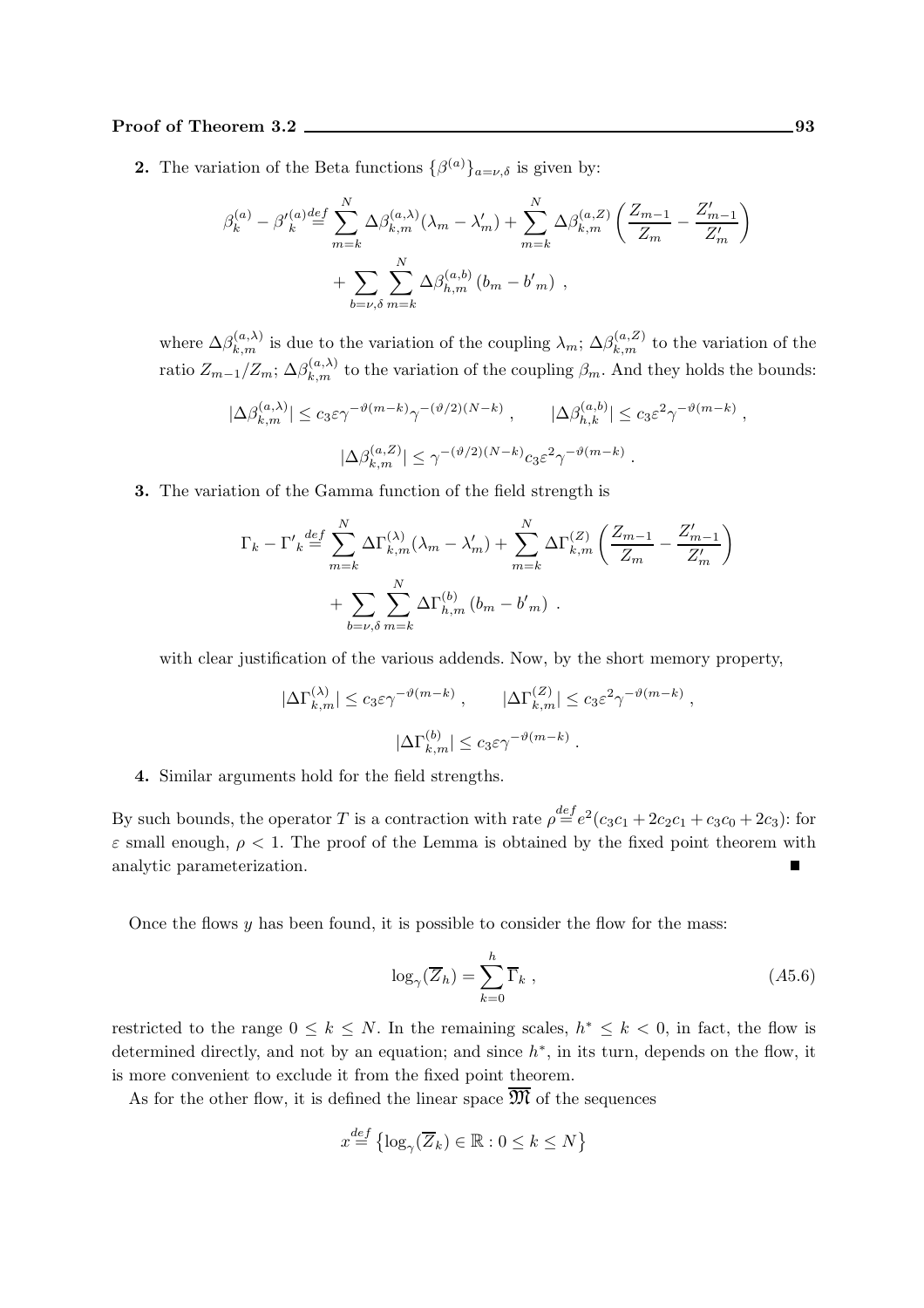**2.** The variation of the Beta functions $\{\beta^{(a)}\}_{a=\nu,\delta}$ is given by:

$$\beta_k^{(a)} - \beta'^{(a)}_k \stackrel{def}{=} \sum_{m=k}^{N} \Delta\beta_{k,m}^{(a,\lambda)}(\lambda_m - \lambda'_m) + \sum_{m=k}^{N} \Delta\beta_{k,m}^{(a,Z)}\left(\frac{Z_{m-1}}{Z_m} - \frac{Z'_{m-1}}{Z'_m}\right)$$
$$+ \sum_{b=\nu,\delta}\sum_{m=k}^{N} \Delta\beta_{h,m}^{(a,b)}\left(b_m - b'_m\right) \ ,$$

where $\Delta\beta_{k,m}^{(a,\lambda)}$ is due to the variation of the coupling $\lambda_m$; $\Delta\beta_{k,m}^{(a,Z)}$ to the variation of the ratio $Z_{m-1}/Z_m$; $\Delta\beta_{k,m}^{(a,\lambda)}$ to the variation of the coupling $\beta_m$. And they holds the bounds:

$$|\Delta\beta_{k,m}^{(a,\lambda)}| \le c_3\varepsilon\gamma^{-\vartheta(m-k)}\gamma^{-(\vartheta/2)(N-k)} \ , \qquad |\Delta\beta_{h,k}^{(a,b)}| \le c_3\varepsilon^2\gamma^{-\vartheta(m-k)} \ ,$$

$$|\Delta\beta_{k,m}^{(a,Z)}| \le \gamma^{-(\vartheta/2)(N-k)}c_3\varepsilon^2\gamma^{-\vartheta(m-k)} \ .$$

**3.** The variation of the Gamma function of the field strength is

$$\Gamma_k - \Gamma'_k \stackrel{def}{=} \sum_{m=k}^{N} \Delta\Gamma_{k,m}^{(\lambda)}(\lambda_m - \lambda'_m) + \sum_{m=k}^{N} \Delta\Gamma_{k,m}^{(Z)}\left(\frac{Z_{m-1}}{Z_m} - \frac{Z'_{m-1}}{Z'_m}\right)$$
$$+ \sum_{b=\nu,\delta}\sum_{m=k}^{N} \Delta\Gamma_{h,m}^{(b)}\left(b_m - b'_m\right) \ .$$

with clear justification of the various addends. Now, by the short memory property,

$$|\Delta\Gamma_{k,m}^{(\lambda)}| \le c_3\varepsilon\gamma^{-\vartheta(m-k)} \ , \qquad |\Delta\Gamma_{k,m}^{(Z)}| \le c_3\varepsilon^2\gamma^{-\vartheta(m-k)} \ ,$$

$$|\Delta\Gamma_{k,m}^{(b)}| \le c_3\varepsilon\gamma^{-\vartheta(m-k)} \ .$$

**4.** Similar arguments hold for the field strengths.

By such bounds, the operator $T$ is a contraction with rate $\rho \stackrel{def}{=} e^2(c_3c_1 + 2c_2c_1 + c_3c_0 + 2c_3)$: for $\varepsilon$ small enough, $\rho < 1$. The proof of the Lemma is obtained by the fixed point theorem with analytic parameterization. ∎

Once the flows $y$ has been found, it is possible to consider the flow for the mass:

$$\log_\gamma(\overline{Z}_h) = \sum_{k=0}^{h} \overline{\Gamma}_k \ , \qquad (A5.6)$$

restricted to the range $0 \le k \le N$. In the remaining scales, $h^* \le k < 0$, in fact, the flow is determined directly, and not by an equation; and since $h^*$, in its turn, depends on the flow, it is more convenient to exclude it from the fixed point theorem.

As for the other flow, it is defined the linear space $\overline{\mathfrak{M}}$ of the sequences

$$x \stackrel{def}{=} \left\{\log_\gamma(\overline{Z}_k) \in \mathbb{R} : 0 \le k \le N\right\}$$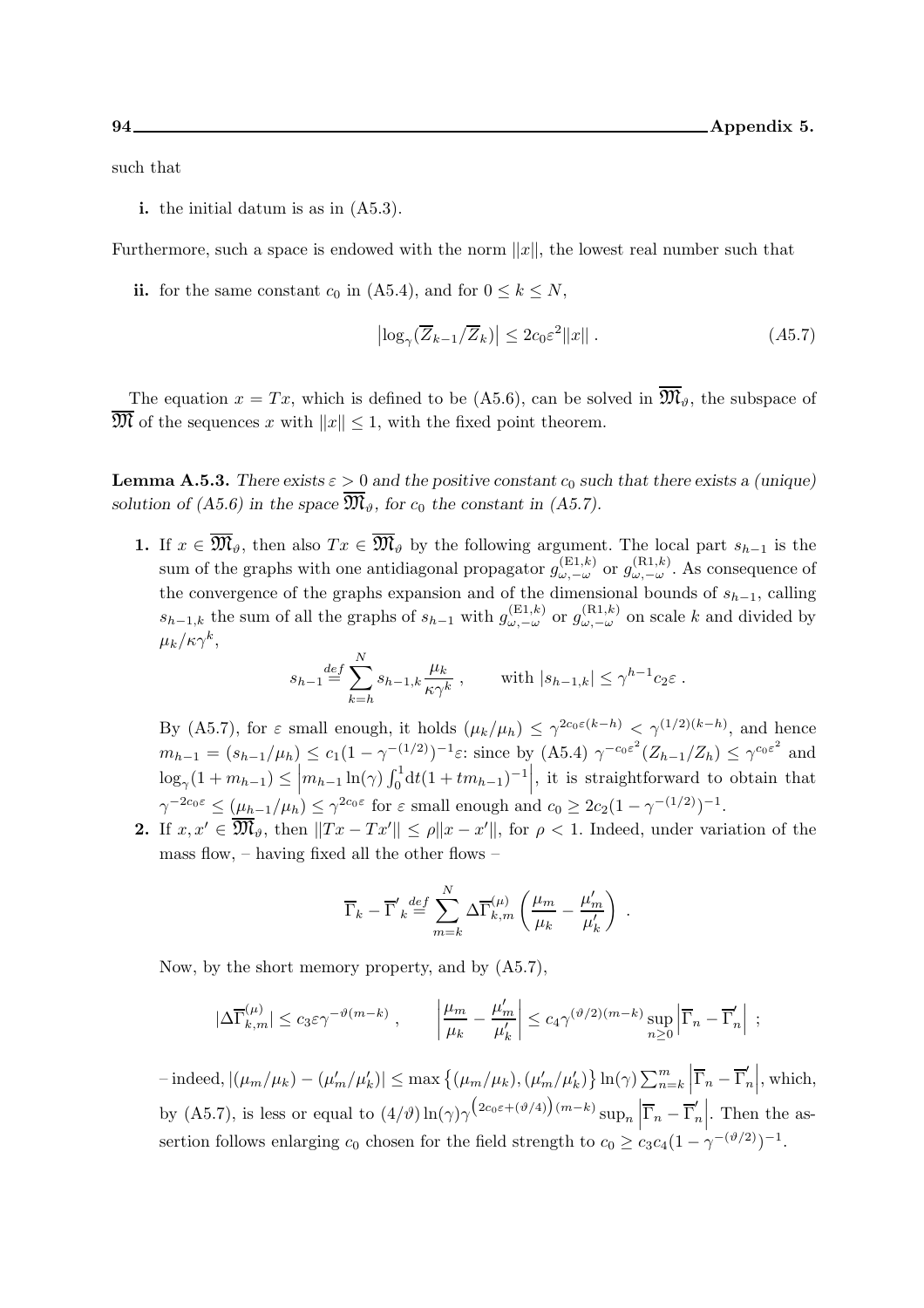such that

**i.** the initial datum is as in (A5.3).

Furthermore, such a space is endowed with the norm $\|x\|$, the lowest real number such that

**ii.** for the same constant $c_0$ in (A5.4), and for $0 \leq k \leq N$,

$$\left|\log_\gamma(\overline{Z}_{k-1}/\overline{Z}_k)\right| \leq 2c_0\varepsilon^2\|x\| \,. \tag{A5.7}$$

The equation $x = Tx$, which is defined to be (A5.6), can be solved in $\overline{\mathfrak{M}}_\vartheta$, the subspace of $\overline{\mathfrak{M}}$ of the sequences $x$ with $\|x\| \leq 1$, with the fixed point theorem.

**Lemma A.5.3.** *There exists $\varepsilon > 0$ and the positive constant $c_0$ such that there exists a (unique) solution of (A5.6) in the space $\overline{\mathfrak{M}}_\vartheta$, for $c_0$ the constant in (A5.7).*

**1.** If $x \in \overline{\mathfrak{M}}_\vartheta$, then also $Tx \in \overline{\mathfrak{M}}_\vartheta$ by the following argument. The local part $s_{h-1}$ is the sum of the graphs with one antidiagonal propagator $g^{(\mathrm{E}1,k)}_{\omega,-\omega}$ or $g^{(\mathrm{R}1,k)}_{\omega,-\omega}$. As consequence of the convergence of the graphs expansion and of the dimensional bounds of $s_{h-1}$, calling $s_{h-1,k}$ the sum of all the graphs of $s_{h-1}$ with $g^{(\mathrm{E}1,k)}_{\omega,-\omega}$ or $g^{(\mathrm{R}1,k)}_{\omega,-\omega}$ on scale $k$ and divided by $\mu_k/\kappa\gamma^k$,

$$s_{h-1} \overset{def}{=} \sum_{k=h}^{N} s_{h-1,k}\frac{\mu_k}{\kappa\gamma^k} \,, \qquad \text{with } |s_{h-1,k}| \leq \gamma^{h-1}c_2\varepsilon \,.$$

By (A5.7), for $\varepsilon$ small enough, it holds $(\mu_k/\mu_h) \leq \gamma^{2c_0\varepsilon(k-h)} < \gamma^{(1/2)(k-h)}$, and hence $m_{h-1} = (s_{h-1}/\mu_h) \leq c_1(1-\gamma^{-(1/2)})^{-1}\varepsilon$: since by (A5.4) $\gamma^{-c_0\varepsilon^2}(Z_{h-1}/Z_h) \leq \gamma^{c_0\varepsilon^2}$ and $\log_\gamma(1+m_{h-1}) \leq \left|m_{h-1}\ln(\gamma)\int_0^1 \mathrm{d}t(1+tm_{h-1})^{-1}\right|$, it is straightforward to obtain that $\gamma^{-2c_0\varepsilon} \leq (\mu_{h-1}/\mu_h) \leq \gamma^{2c_0\varepsilon}$ for $\varepsilon$ small enough and $c_0 \geq 2c_2(1-\gamma^{-(1/2)})^{-1}$.

**2.** If $x, x' \in \overline{\mathfrak{M}}_\vartheta$, then $\|Tx - Tx'\| \leq \rho\|x - x'\|$, for $\rho < 1$. Indeed, under variation of the mass flow, – having fixed all the other flows –

$$\overline{\Gamma}_k - \overline{\Gamma}'_k \overset{def}{=} \sum_{m=k}^{N} \Delta\overline{\Gamma}^{(\mu)}_{k,m}\left(\frac{\mu_m}{\mu_k} - \frac{\mu'_m}{\mu'_k}\right) \,.$$

Now, by the short memory property, and by (A5.7),

$$|\Delta\overline{\Gamma}^{(\mu)}_{k,m}| \leq c_3\varepsilon\gamma^{-\vartheta(m-k)} \,, \qquad \left|\frac{\mu_m}{\mu_k} - \frac{\mu'_m}{\mu'_k}\right| \leq c_4\gamma^{(\vartheta/2)(m-k)}\sup_{n\geq 0}\left|\overline{\Gamma}_n - \overline{\Gamma}'_n\right| \,;$$

– indeed, $|(\mu_m/\mu_k) - (\mu'_m/\mu'_k)| \leq \max\left\{(\mu_m/\mu_k), (\mu'_m/\mu'_k)\right\}\ln(\gamma)\sum_{n=k}^{m}\left|\overline{\Gamma}_n - \overline{\Gamma}'_n\right|$, which, by (A5.7), is less or equal to $(4/\vartheta)\ln(\gamma)\gamma^{\left(2c_0\varepsilon+(\vartheta/4)\right)(m-k)}\sup_n\left|\overline{\Gamma}_n - \overline{\Gamma}'_n\right|$. Then the assertion follows enlarging $c_0$ chosen for the field strength to $c_0 \geq c_3c_4(1-\gamma^{-(\vartheta/2)})^{-1}$.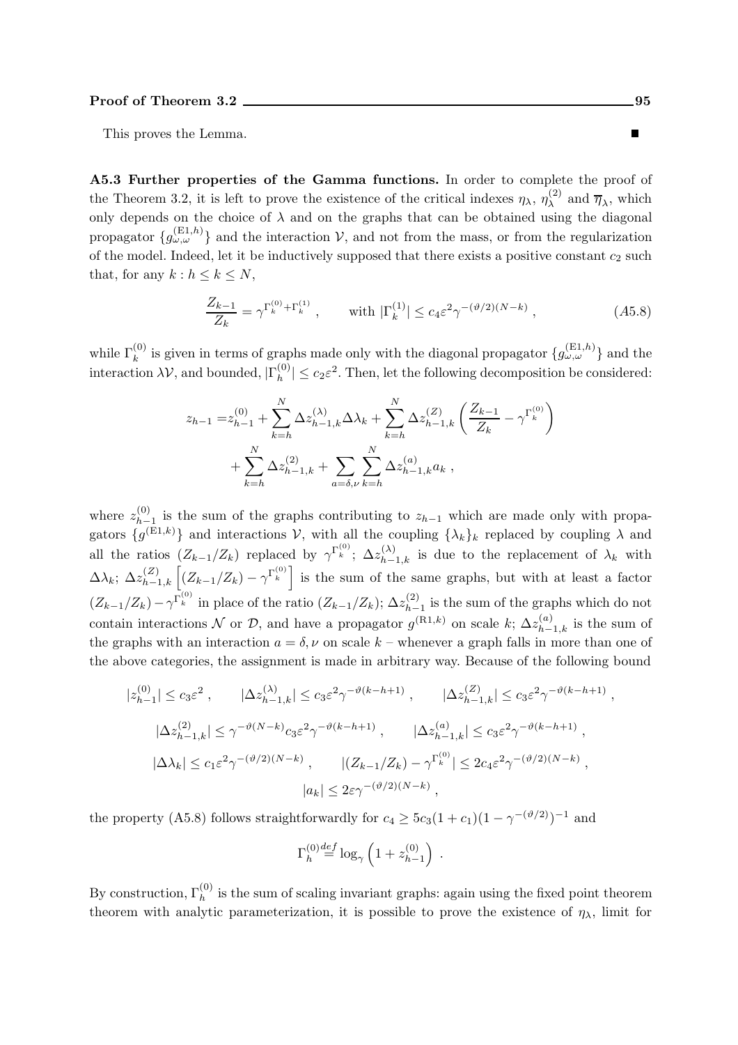This proves the Lemma. ∎

**A5.3 Further properties of the Gamma functions.** In order to complete the proof of the Theorem 3.2, it is left to prove the existence of the critical indexes $\eta_\lambda$, $\eta_\lambda^{(2)}$ and $\overline{\eta}_\lambda$, which only depends on the choice of $\lambda$ and on the graphs that can be obtained using the diagonal propagator $\{g_{\omega,\omega}^{(\mathrm{E}1,h)}\}$ and the interaction $\mathcal{V}$, and not from the mass, or from the regularization of the model. Indeed, let it be inductively supposed that there exists a positive constant $c_2$ such that, for any $k : h \leq k \leq N$,

$$\frac{Z_{k-1}}{Z_k} = \gamma^{\Gamma_k^{(0)}+\Gamma_k^{(1)}} , \qquad \text{with } |\Gamma_k^{(1)}| \leq c_4 \varepsilon^2 \gamma^{-(\vartheta/2)(N-k)} , \tag{A5.8}$$

while $\Gamma_k^{(0)}$ is given in terms of graphs made only with the diagonal propagator $\{g_{\omega,\omega}^{(\mathrm{E}1,h)}\}$ and the interaction $\lambda\mathcal{V}$, and bounded, $|\Gamma_h^{(0)}| \leq c_2\varepsilon^2$. Then, let the following decomposition be considered:

$$\begin{aligned} z_{h-1} =& z_{h-1}^{(0)} + \sum_{k=h}^{N} \Delta z_{h-1,k}^{(\lambda)} \Delta\lambda_k + \sum_{k=h}^{N} \Delta z_{h-1,k}^{(Z)} \left( \frac{Z_{k-1}}{Z_k} - \gamma^{\Gamma_k^{(0)}} \right) \\ &+ \sum_{k=h}^{N} \Delta z_{h-1,k}^{(2)} + \sum_{a=\delta,\nu} \sum_{k=h}^{N} \Delta z_{h-1,k}^{(a)} a_k , \end{aligned}$$

where $z_{h-1}^{(0)}$ is the sum of the graphs contributing to $z_{h-1}$ which are made only with propagators $\{g^{(\mathrm{E}1,k)}\}$ and interactions $\mathcal{V}$, with all the coupling $\{\lambda_k\}_k$ replaced by coupling $\lambda$ and all the ratios $(Z_{k-1}/Z_k)$ replaced by $\gamma^{\Gamma_k^{(0)}}$; $\Delta z_{h-1,k}^{(\lambda)}$ is due to the replacement of $\lambda_k$ with $\Delta\lambda_k$; $\Delta z_{h-1,k}^{(Z)} \left[ (Z_{k-1}/Z_k) - \gamma^{\Gamma_k^{(0)}} \right]$ is the sum of the same graphs, but with at least a factor $(Z_{k-1}/Z_k) - \gamma^{\Gamma_k^{(0)}}$ in place of the ratio $(Z_{k-1}/Z_k)$; $\Delta z_{h-1}^{(2)}$ is the sum of the graphs which do not contain interactions $\mathcal{N}$ or $\mathcal{D}$, and have a propagator $g^{(\mathrm{R}1,k)}$ on scale $k$; $\Delta z_{h-1,k}^{(a)}$ is the sum of the graphs with an interaction $a = \delta, \nu$ on scale $k$ – whenever a graph falls in more than one of the above categories, the assignment is made in arbitrary way. Because of the following bound

$$\begin{gathered} |z_{h-1}^{(0)}| \leq c_3\varepsilon^2 , \qquad |\Delta z_{h-1,k}^{(\lambda)}| \leq c_3\varepsilon^2\gamma^{-\vartheta(k-h+1)} , \qquad |\Delta z_{h-1,k}^{(Z)}| \leq c_3\varepsilon^2\gamma^{-\vartheta(k-h+1)} , \\ |\Delta z_{h-1,k}^{(2)}| \leq \gamma^{-\vartheta(N-k)} c_3\varepsilon^2\gamma^{-\vartheta(k-h+1)} , \qquad |\Delta z_{h-1,k}^{(a)}| \leq c_3\varepsilon^2\gamma^{-\vartheta(k-h+1)} , \\ |\Delta\lambda_k| \leq c_1\varepsilon^2\gamma^{-(\vartheta/2)(N-k)} , \qquad |(Z_{k-1}/Z_k) - \gamma^{\Gamma_k^{(0)}}| \leq 2c_4\varepsilon^2\gamma^{-(\vartheta/2)(N-k)} , \\ |a_k| \leq 2\varepsilon\gamma^{-(\vartheta/2)(N-k)} , \end{gathered}$$

the property (A5.8) follows straightforwardly for $c_4 \geq 5c_3(1+c_1)(1-\gamma^{-(\vartheta/2)})^{-1}$ and

$$\Gamma_h^{(0)} \stackrel{def}{=} \log_\gamma \left( 1 + z_{h-1}^{(0)} \right) .$$

By construction, $\Gamma_h^{(0)}$ is the sum of scaling invariant graphs: again using the fixed point theorem theorem with analytic parameterization, it is possible to prove the existence of $\eta_\lambda$, limit for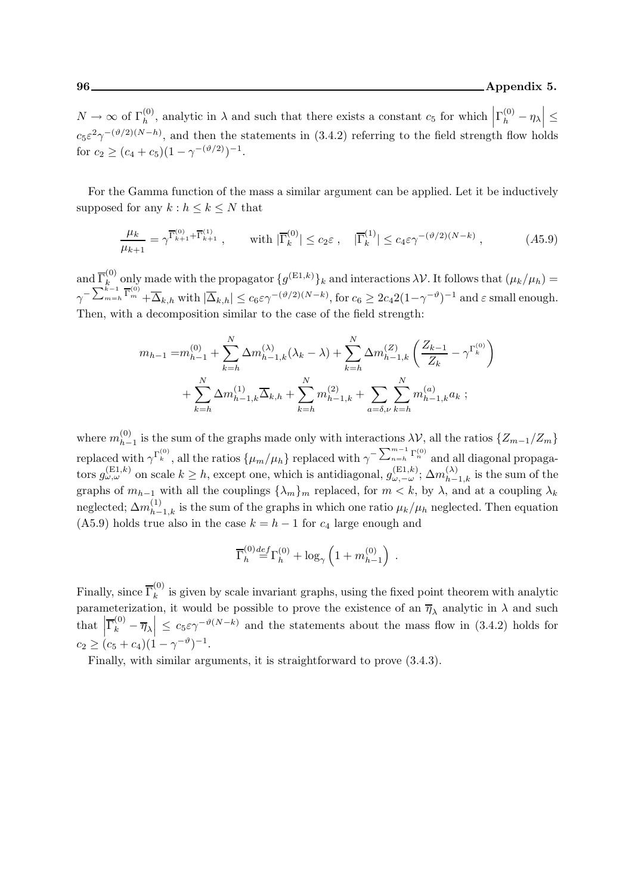$N \to \infty$ of $\Gamma^{(0)}_h$, analytic in $\lambda$ and such that there exists a constant $c_5$ for which $\left|\Gamma^{(0)}_h - \eta_\lambda\right| \leq c_5 \varepsilon^2 \gamma^{-(\vartheta/2)(N-h)}$, and then the statements in (3.4.2) referring to the field strength flow holds for $c_2 \geq (c_4 + c_5)(1-\gamma^{-(\vartheta/2)})^{-1}$.

For the Gamma function of the mass a similar argument can be applied. Let it be inductively supposed for any $k : h \leq k \leq N$ that

$$\frac{\mu_k}{\mu_{k+1}} = \gamma^{\overline{\Gamma}^{(0)}_{k+1} + \overline{\Gamma}^{(1)}_{k+1}} , \qquad \text{with } |\overline{\Gamma}^{(0)}_k| \leq c_2 \varepsilon , \quad |\overline{\Gamma}^{(1)}_k| \leq c_4 \varepsilon \gamma^{-(\vartheta/2)(N-k)} , \tag{A5.9}$$

and $\overline{\Gamma}^{(0)}_k$ only made with the propagator $\{g^{(\mathrm{E1},k)}\}_k$ and interactions $\lambda\mathcal{V}$. It follows that $(\mu_k/\mu_h) = \gamma^{-\sum_{m=h}^{k-1} \overline{\Gamma}^{(0)}_m} + \overline{\Delta}_{k,h}$ with $|\overline{\Delta}_{k,h}| \leq c_6 \varepsilon \gamma^{-(\vartheta/2)(N-k)}$, for $c_6 \geq 2c_4 2(1-\gamma^{-\vartheta})^{-1}$ and $\varepsilon$ small enough. Then, with a decomposition similar to the case of the field strength:

$$\begin{aligned} m_{h-1} =& m^{(0)}_{h-1} + \sum_{k=h}^{N} \Delta m^{(\lambda)}_{h-1,k}(\lambda_k - \lambda) + \sum_{k=h}^{N} \Delta m^{(Z)}_{h-1,k} \left( \frac{Z_{k-1}}{Z_k} - \gamma^{\Gamma^{(0)}_k} \right) \\ &+ \sum_{k=h}^{N} \Delta m^{(1)}_{h-1,k} \overline{\Delta}_{k,h} + \sum_{k=h}^{N} m^{(2)}_{h-1,k} + \sum_{a=\delta,\nu} \sum_{k=h}^{N} m^{(a)}_{h-1,k} a_k \ ; \end{aligned}$$

where $m^{(0)}_{h-1}$ is the sum of the graphs made only with interactions $\lambda\mathcal{V}$, all the ratios $\{Z_{m-1}/Z_m\}$ replaced with $\gamma^{\Gamma^{(0)}_k}$, all the ratios $\{\mu_m/\mu_h\}$ replaced with $\gamma^{-\sum_{n=h}^{m-1} \Gamma^{(0)}_n}$ and all diagonal propagators $g^{(\mathrm{E1},k)}_{\omega,\omega}$ on scale $k \geq h$, except one, which is antidiagonal, $g^{(\mathrm{E1},k)}_{\omega,-\omega}$; $\Delta m^{(\lambda)}_{h-1,k}$ is the sum of the graphs of $m_{h-1}$ with all the couplings $\{\lambda_m\}_m$ replaced, for $m < k$, by $\lambda$, and at a coupling $\lambda_k$ neglected; $\Delta m^{(1)}_{h-1,k}$ is the sum of the graphs in which one ratio $\mu_k/\mu_h$ neglected. Then equation (A5.9) holds true also in the case $k = h-1$ for $c_4$ large enough and

$$\overline{\Gamma}^{(0)}_h \stackrel{def}{=} \Gamma^{(0)}_h + \log_\gamma \left(1 + m^{(0)}_{h-1}\right) \ .$$

Finally, since $\overline{\Gamma}^{(0)}_k$ is given by scale invariant graphs, using the fixed point theorem with analytic parameterization, it would be possible to prove the existence of an $\overline{\eta}_\lambda$ analytic in $\lambda$ and such that $\left|\overline{\Gamma}^{(0)}_k - \overline{\eta}_\lambda\right| \leq c_5 \varepsilon \gamma^{-\vartheta(N-k)}$ and the statements about the mass flow in (3.4.2) holds for $c_2 \geq (c_5 + c_4)(1-\gamma^{-\vartheta})^{-1}$.

Finally, with similar arguments, it is straightforward to prove (3.4.3).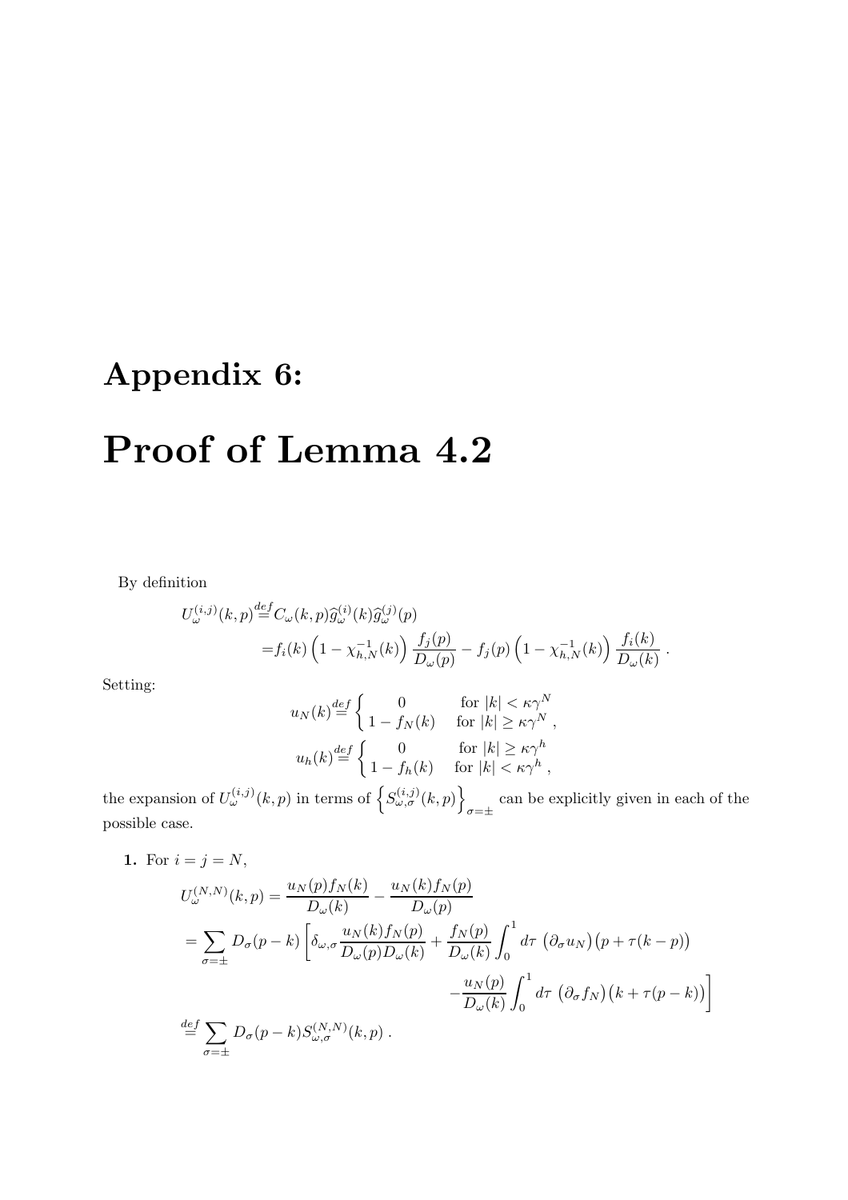# Appendix 6:

# Proof of Lemma 4.2

By definition

$$
\begin{aligned}
U_\omega^{(i,j)}(k,p) &\stackrel{def}{=} C_\omega(k,p)\widehat{g}_\omega^{(i)}(k)\widehat{g}_\omega^{(j)}(p) \\
&= f_i(k)\left(1-\chi_{h,N}^{-1}(k)\right)\frac{f_j(p)}{D_\omega(p)} - f_j(p)\left(1-\chi_{h,N}^{-1}(k)\right)\frac{f_i(k)}{D_\omega(k)}\ .
\end{aligned}
$$

Setting:

$$
u_N(k) \stackrel{def}{=} \begin{cases} 0 & \text{for } |k| < \kappa\gamma^N \\ 1 - f_N(k) & \text{for } |k| \geq \kappa\gamma^N\ , \end{cases}
$$

$$
u_h(k) \stackrel{def}{=} \begin{cases} 0 & \text{for } |k| \geq \kappa\gamma^h \\ 1 - f_h(k) & \text{for } |k| < \kappa\gamma^h\ , \end{cases}
$$

the expansion of $U_\omega^{(i,j)}(k,p)$ in terms of $\left\{S_{\omega,\sigma}^{(i,j)}(k,p)\right\}_{\sigma=\pm}$ can be explicitly given in each of the possible case.

**1.** For $i = j = N$,

$$
\begin{aligned}
U_\omega^{(N,N)}(k,p) &= \frac{u_N(p)f_N(k)}{D_\omega(k)} - \frac{u_N(k)f_N(p)}{D_\omega(p)} \\
&= \sum_{\sigma=\pm} D_\sigma(p-k)\left[\delta_{\omega,\sigma}\frac{u_N(k)f_N(p)}{D_\omega(p)D_\omega(k)} + \frac{f_N(p)}{D_\omega(k)}\int_0^1 d\tau\ \big(\partial_\sigma u_N\big)\big(p+\tau(k-p)\big)\right. \\
&\qquad\qquad \left. -\frac{u_N(p)}{D_\omega(k)}\int_0^1 d\tau\ \big(\partial_\sigma f_N\big)\big(k+\tau(p-k)\big)\right] \\
&\stackrel{def}{=} \sum_{\sigma=\pm} D_\sigma(p-k) S_{\omega,\sigma}^{(N,N)}(k,p)\ .
\end{aligned}
$$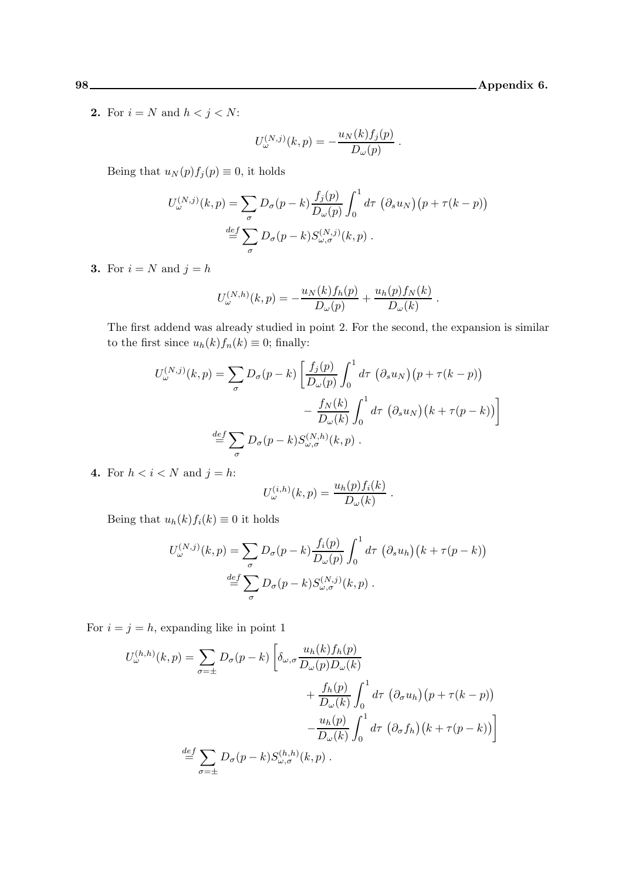**2.** For $i = N$ and $h < j < N$:

$$U^{(N,j)}_\omega(k,p) = -\frac{u_N(k) f_j(p)}{D_\omega(p)} \; .$$

Being that $u_N(p) f_j(p) \equiv 0$, it holds

$$\begin{aligned} U^{(N,j)}_\omega(k,p) &= \sum_\sigma D_\sigma(p-k) \frac{f_j(p)}{D_\omega(p)} \int_0^1 d\tau \, \big(\partial_s u_N\big)\big(p + \tau(k-p)\big) \\ &\stackrel{def}{=} \sum_\sigma D_\sigma(p-k) S^{(N,j)}_{\omega,\sigma}(k,p) \; . \end{aligned}$$

**3.** For $i = N$ and $j = h$

$$U^{(N,h)}_\omega(k,p) = -\frac{u_N(k) f_h(p)}{D_\omega(p)} + \frac{u_h(p) f_N(k)}{D_\omega(k)} \; .$$

The first addend was already studied in point 2. For the second, the expansion is similar to the first since $u_h(k) f_n(k) \equiv 0$; finally:

$$\begin{aligned} U^{(N,j)}_\omega(k,p) = \sum_\sigma D_\sigma(p-k) \bigg[ & \frac{f_j(p)}{D_\omega(p)} \int_0^1 d\tau \, \big(\partial_s u_N\big)\big(p + \tau(k-p)\big) \\ & - \frac{f_N(k)}{D_\omega(k)} \int_0^1 d\tau \, \big(\partial_s u_N\big)\big(k + \tau(p-k)\big) \bigg] \\ \stackrel{def}{=} \sum_\sigma D_\sigma(p-k) & S^{(N,h)}_{\omega,\sigma}(k,p) \; . \end{aligned}$$

**4.** For $h < i < N$ and $j = h$:

$$U^{(i,h)}_\omega(k,p) = \frac{u_h(p) f_i(k)}{D_\omega(k)} \; .$$

Being that $u_h(k) f_i(k) \equiv 0$ it holds

$$\begin{aligned} U^{(N,j)}_\omega(k,p) &= \sum_\sigma D_\sigma(p-k) \frac{f_i(p)}{D_\omega(p)} \int_0^1 d\tau \, \big(\partial_s u_h\big)\big(k + \tau(p-k)\big) \\ &\stackrel{def}{=} \sum_\sigma D_\sigma(p-k) S^{(N,j)}_{\omega,\sigma}(k,p) \; . \end{aligned}$$

For $i = j = h$, expanding like in point 1

$$\begin{aligned} U^{(h,h)}_\omega(k,p) = \sum_{\sigma=\pm} D_\sigma(p-k) \bigg[ & \delta_{\omega,\sigma} \frac{u_h(k) f_h(p)}{D_\omega(p) D_\omega(k)} \\ & + \frac{f_h(p)}{D_\omega(k)} \int_0^1 d\tau \, \big(\partial_\sigma u_h\big)\big(p + \tau(k-p)\big) \\ & - \frac{u_h(p)}{D_\omega(k)} \int_0^1 d\tau \, \big(\partial_\sigma f_h\big)\big(k + \tau(p-k)\big) \bigg] \\ \stackrel{def}{=} \sum_{\sigma=\pm} D_\sigma(p-k) & S^{(h,h)}_{\omega,\sigma}(k,p) \; . \end{aligned}$$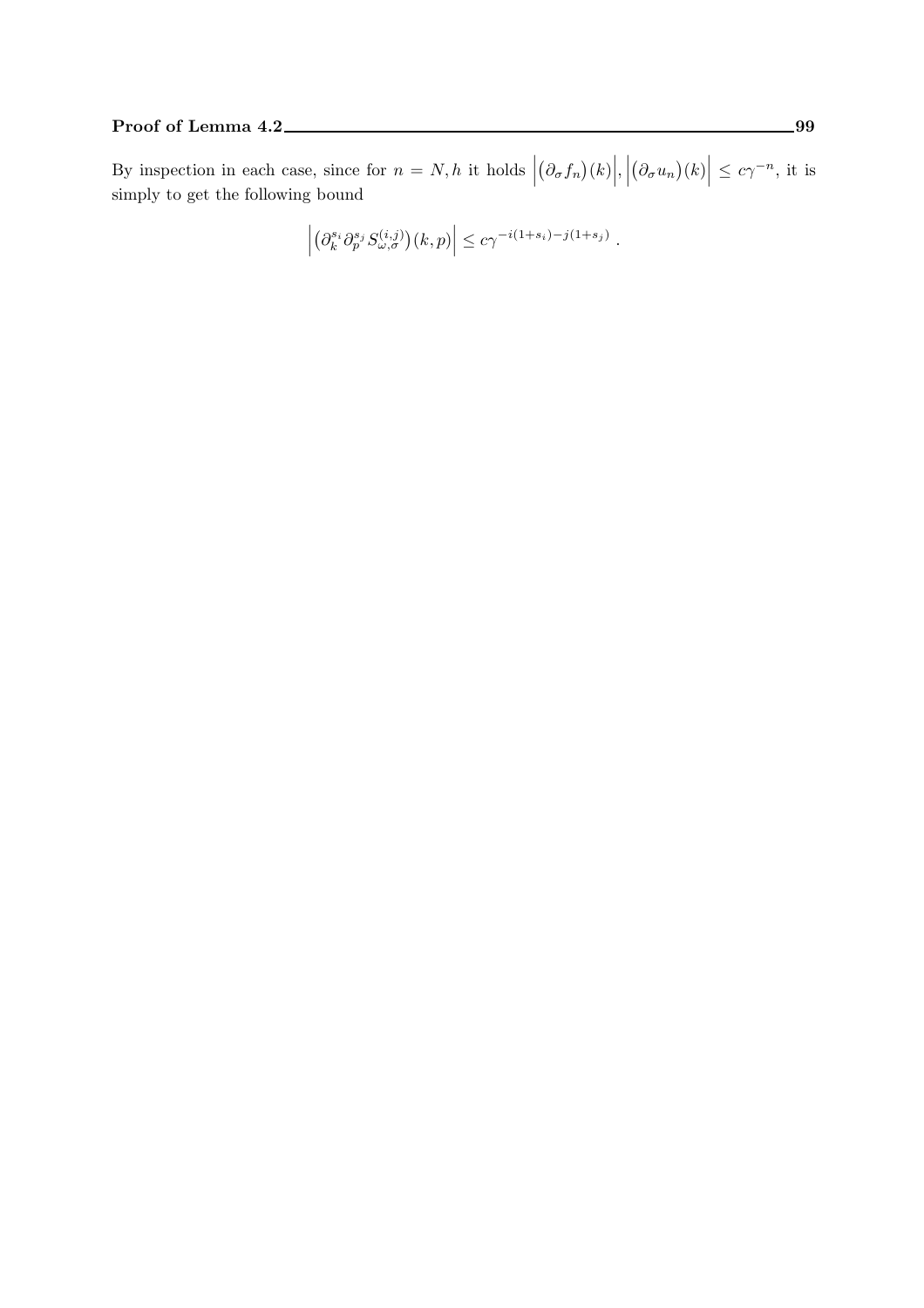By inspection in each case, since for $n = N, h$ it holds $\left|\left(\partial_\sigma f_n\right)(k)\right|, \left|\left(\partial_\sigma u_n\right)(k)\right| \leq c\gamma^{-n}$, it is simply to get the following bound

$$
\left|\left(\partial_k^{s_i} \partial_p^{s_j} S_{\omega,\sigma}^{(i,j)}\right)(k,p)\right| \leq c\gamma^{-i(1+s_i)-j(1+s_j)} .
$$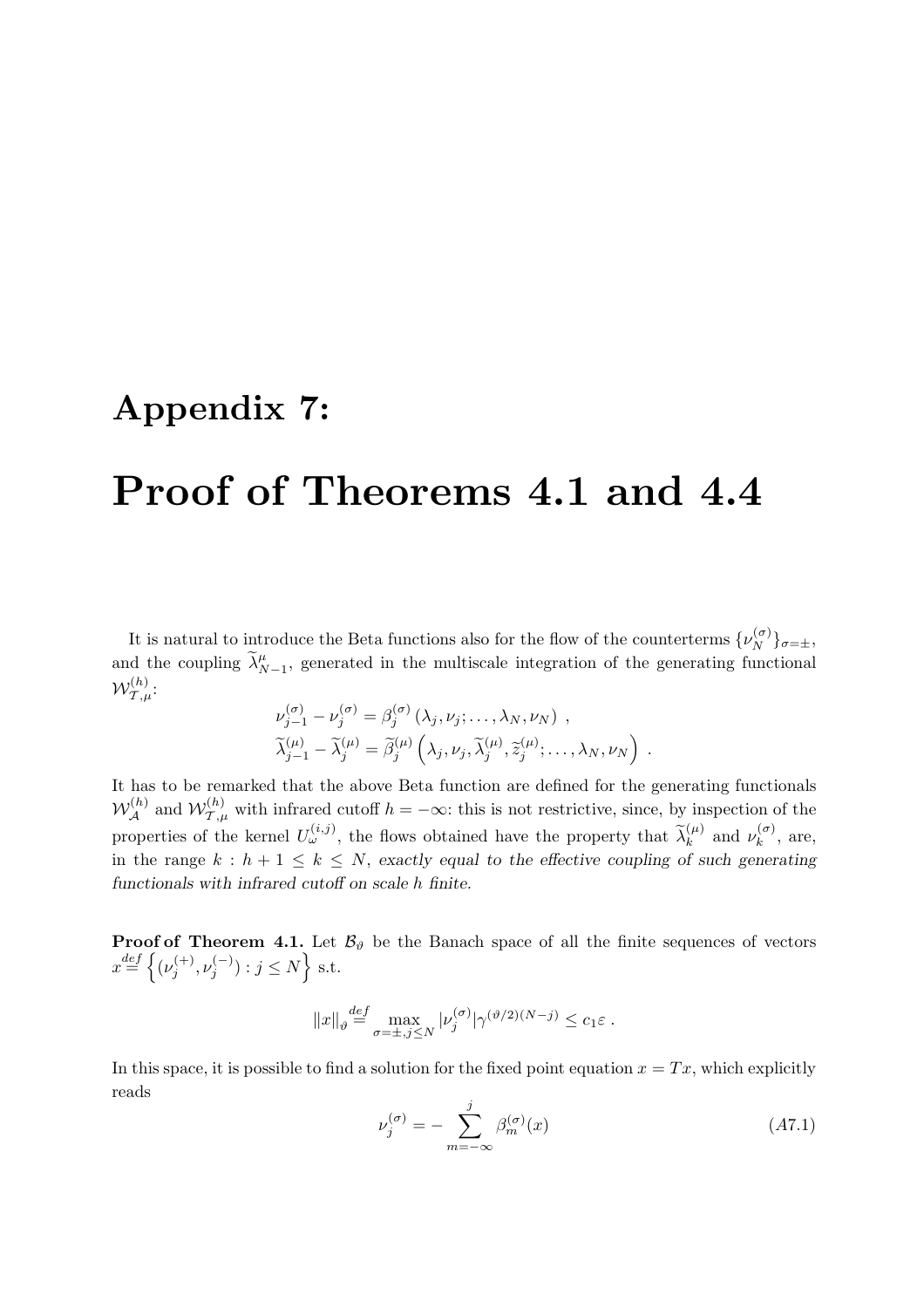# Appendix 7:

# Proof of Theorems 4.1 and 4.4

It is natural to introduce the Beta functions also for the flow of the counterterms $\{\nu_N^{(\sigma)}\}_{\sigma=\pm}$, and the coupling $\widetilde{\lambda}^{\mu}_{N-1}$, generated in the multiscale integration of the generating functional $\mathcal{W}^{(h)}_{\mathcal{T},\mu}$:

$$
\begin{aligned}
&\nu_{j-1}^{(\sigma)} - \nu_j^{(\sigma)} = \beta_j^{(\sigma)}\left(\lambda_j, \nu_j; \ldots, \lambda_N, \nu_N\right) \ , \\
&\widetilde{\lambda}_{j-1}^{(\mu)} - \widetilde{\lambda}_j^{(\mu)} = \widetilde{\beta}_j^{(\mu)}\left(\lambda_j, \nu_j, \widetilde{\lambda}_j^{(\mu)}, \widetilde{z}_j^{(\mu)}; \ldots, \lambda_N, \nu_N\right) \ .
\end{aligned}
$$

It has to be remarked that the above Beta function are defined for the generating functionals $\mathcal{W}^{(h)}_{\mathcal{A}}$ and $\mathcal{W}^{(h)}_{\mathcal{T},\mu}$ with infrared cutoff $h = -\infty$: this is not restrictive, since, by inspection of the properties of the kernel $U_\omega^{(i,j)}$, the flows obtained have the property that $\widetilde{\lambda}_k^{(\mu)}$ and $\nu_k^{(\sigma)}$, are, in the range $k : h+1 \leq k \leq N$, *exactly equal to the effective coupling of such generating functionals with infrared cutoff on scale h finite.*

**Proof of Theorem 4.1.** Let $\mathcal{B}_\vartheta$ be the Banach space of all the finite sequences of vectors $x \stackrel{def}{=} \left\{(\nu_j^{(+)}, \nu_j^{(-)}) : j \leq N\right\}$ s.t.

$$
\|x\|_\vartheta \stackrel{def}{=} \max_{\sigma=\pm, j\leq N} |\nu_j^{(\sigma)}| \gamma^{(\vartheta/2)(N-j)} \leq c_1 \varepsilon \ .
$$

In this space, it is possible to find a solution for the fixed point equation $x = Tx$, which explicitly reads

$$
\nu_j^{(\sigma)} = -\sum_{m=-\infty}^{j} \beta_m^{(\sigma)}(x) \tag{A7.1}
$$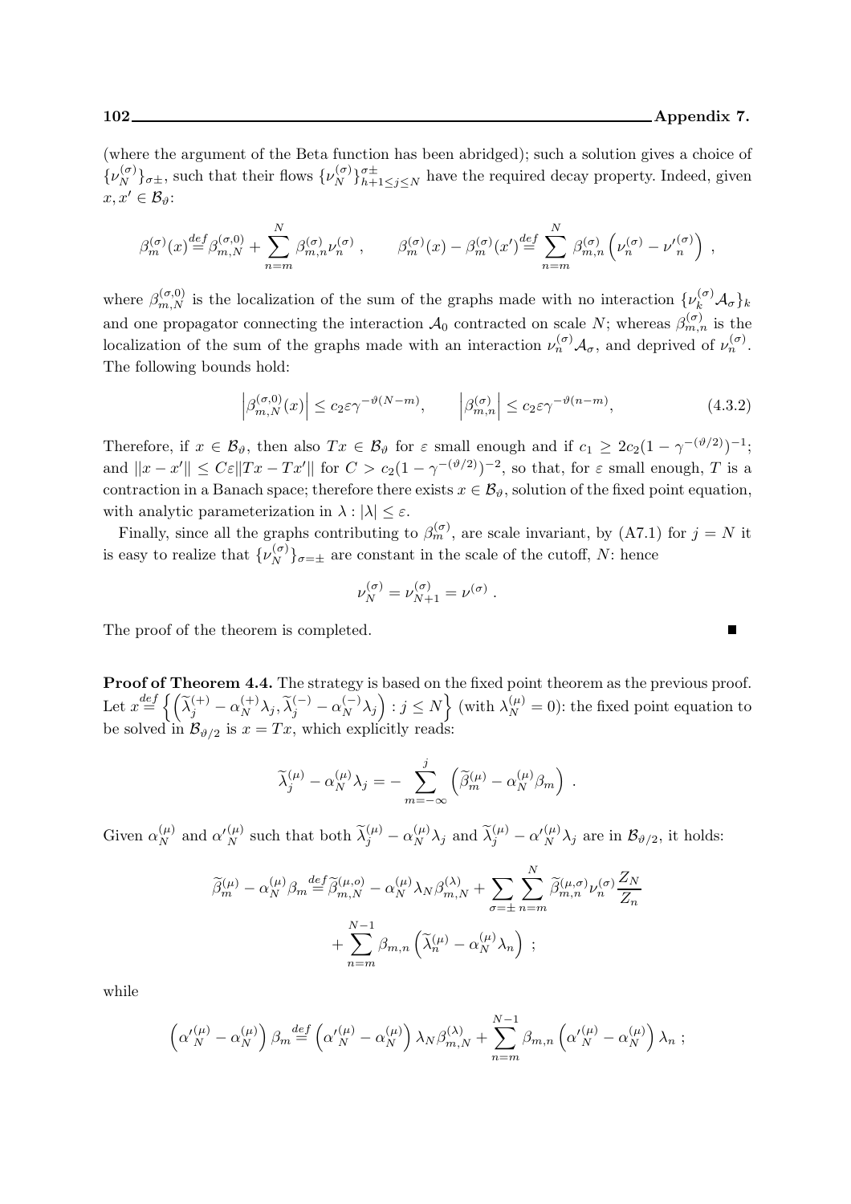(where the argument of the Beta function has been abridged); such a solution gives a choice of $\{\nu_N^{(\sigma)}\}_{\sigma\pm}$, such that their flows $\{\nu_N^{(\sigma)}\}_{h+1\le j\le N}^{\sigma\pm}$ have the required decay property. Indeed, given $x, x' \in \mathcal{B}_\vartheta$:

$$\beta_m^{(\sigma)}(x) \stackrel{def}{=} \beta_{m,N}^{(\sigma,0)} + \sum_{n=m}^{N} \beta_{m,n}^{(\sigma)} \nu_n^{(\sigma)} , \qquad \beta_m^{(\sigma)}(x) - \beta_m^{(\sigma)}(x') \stackrel{def}{=} \sum_{n=m}^{N} \beta_{m,n}^{(\sigma)} \left( \nu_n^{(\sigma)} - {\nu'}_n^{(\sigma)} \right) ,$$

where $\beta_{m,N}^{(\sigma,0)}$ is the localization of the sum of the graphs made with no interaction $\{\nu_k^{(\sigma)}\mathcal{A}_\sigma\}_k$ and one propagator connecting the interaction $\mathcal{A}_0$ contracted on scale $N$; whereas $\beta_{m,n}^{(\sigma)}$ is the localization of the sum of the graphs made with an interaction $\nu_n^{(\sigma)}\mathcal{A}_\sigma$, and deprived of $\nu_n^{(\sigma)}$. The following bounds hold:

$$\left|\beta_{m,N}^{(\sigma,0)}(x)\right| \le c_2 \varepsilon \gamma^{-\vartheta(N-m)}, \qquad \left|\beta_{m,n}^{(\sigma)}\right| \le c_2 \varepsilon \gamma^{-\vartheta(n-m)}, \tag{4.3.2}$$

Therefore, if $x \in \mathcal{B}_\vartheta$, then also $Tx \in \mathcal{B}_\vartheta$ for $\varepsilon$ small enough and if $c_1 \ge 2c_2(1-\gamma^{-(\vartheta/2)})^{-1}$; and $\|x - x'\| \le C\varepsilon \|Tx - Tx'\|$ for $C > c_2(1-\gamma^{-(\vartheta/2)})^{-2}$, so that, for $\varepsilon$ small enough, $T$ is a contraction in a Banach space; therefore there exists $x \in \mathcal{B}_\vartheta$, solution of the fixed point equation, with analytic parameterization in $\lambda : |\lambda| \le \varepsilon$.

Finally, since all the graphs contributing to $\beta_m^{(\sigma)}$, are scale invariant, by (A7.1) for $j = N$ it is easy to realize that $\{\nu_N^{(\sigma)}\}_{\sigma=\pm}$ are constant in the scale of the cutoff, $N$: hence

$$\nu_N^{(\sigma)} = \nu_{N+1}^{(\sigma)} = \nu^{(\sigma)} .$$

The proof of the theorem is completed. ∎

**Proof of Theorem 4.4.** The strategy is based on the fixed point theorem as the previous proof. Let $x \stackrel{def}{=} \left\{ \left( \widetilde{\lambda}_j^{(+)} - \alpha_N^{(+)}\lambda_j, \widetilde{\lambda}_j^{(-)} - \alpha_N^{(-)}\lambda_j \right) : j \le N \right\}$ (with $\lambda_N^{(\mu)} = 0$): the fixed point equation to be solved in $\mathcal{B}_{\vartheta/2}$ is $x = Tx$, which explicitly reads:

$$\widetilde{\lambda}_j^{(\mu)} - \alpha_N^{(\mu)}\lambda_j = - \sum_{m=-\infty}^{j} \left( \widetilde{\beta}_m^{(\mu)} - \alpha_N^{(\mu)}\beta_m \right) .$$

Given $\alpha_N^{(\mu)}$ and ${\alpha'}_N^{(\mu)}$ such that both $\widetilde{\lambda}_j^{(\mu)} - \alpha_N^{(\mu)}\lambda_j$ and $\widetilde{\lambda}_j^{(\mu)} - {\alpha'}_N^{(\mu)}\lambda_j$ are in $\mathcal{B}_{\vartheta/2}$, it holds:

$$\begin{aligned}\widetilde{\beta}_m^{(\mu)} - \alpha_N^{(\mu)}\beta_m \stackrel{def}{=} & \widetilde{\beta}_{m,N}^{(\mu,o)} - \alpha_N^{(\mu)}\lambda_N \beta_{m,N}^{(\lambda)} + \sum_{\sigma=\pm}\sum_{n=m}^{N} \widetilde{\beta}_{m,n}^{(\mu,\sigma)} \nu_n^{(\sigma)} \frac{Z_N}{Z_n} \\ & + \sum_{n=m}^{N-1} \beta_{m,n} \left( \widetilde{\lambda}_n^{(\mu)} - \alpha_N^{(\mu)}\lambda_n \right) ;\end{aligned}$$

while

$$\left( {\alpha'}_N^{(\mu)} - \alpha_N^{(\mu)} \right) \beta_m \stackrel{def}{=} \left( {\alpha'}_N^{(\mu)} - \alpha_N^{(\mu)} \right) \lambda_N \beta_{m,N}^{(\lambda)} + \sum_{n=m}^{N-1} \beta_{m,n} \left( {\alpha'}_N^{(\mu)} - \alpha_N^{(\mu)} \right) \lambda_n ;$$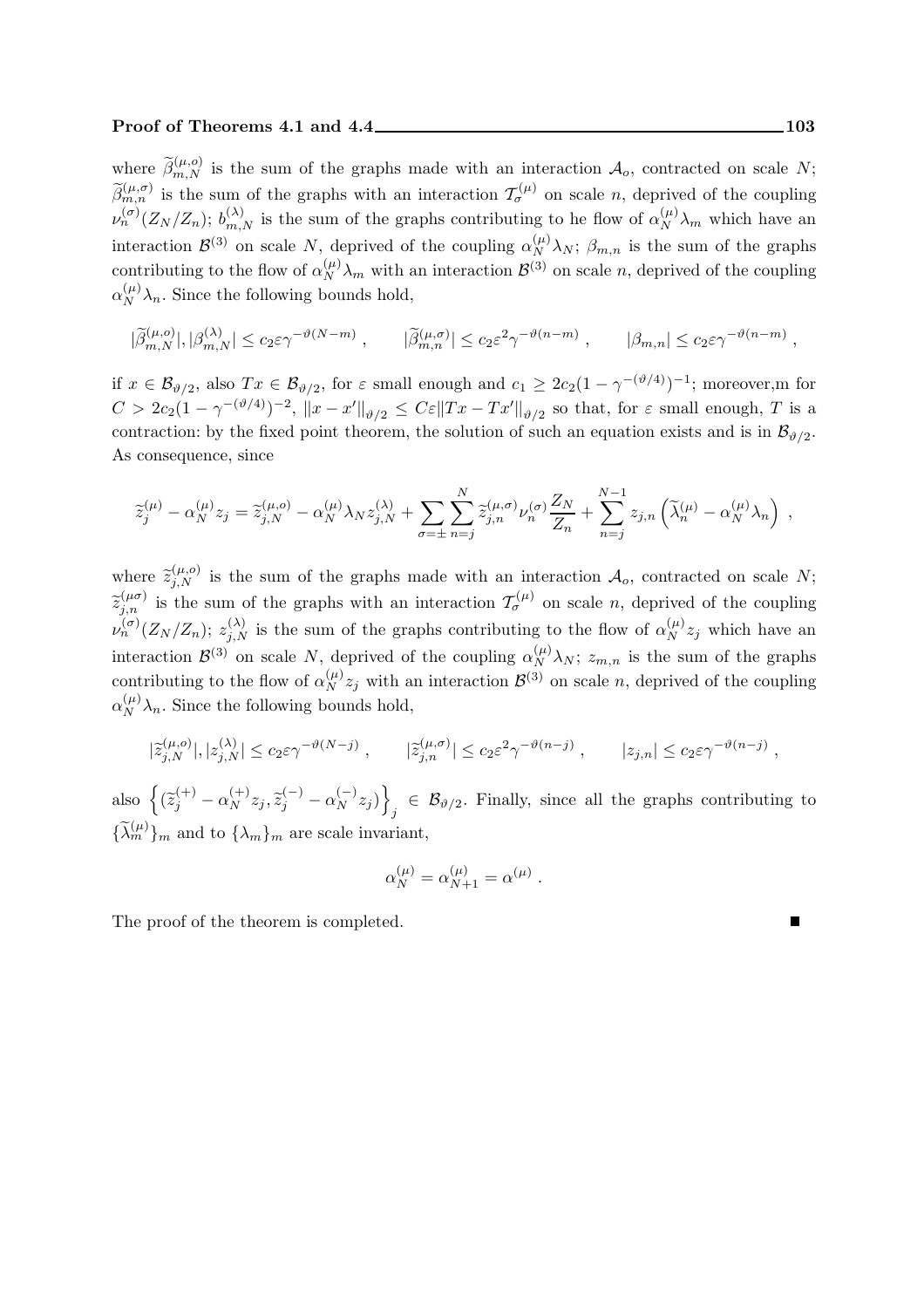where $\widetilde{\beta}^{(\mu,o)}_{m,N}$ is the sum of the graphs made with an interaction $\mathcal{A}_o$, contracted on scale $N$; $\widetilde{\beta}^{(\mu,\sigma)}_{m,n}$ is the sum of the graphs with an interaction $\mathcal{T}^{(\mu)}_\sigma$ on scale $n$, deprived of the coupling $\nu^{(\sigma)}_n(Z_N/Z_n)$; $b^{(\lambda)}_{m,N}$ is the sum of the graphs contributing to he flow of $\alpha^{(\mu)}_N\lambda_m$ which have an interaction $\mathcal{B}^{(3)}$ on scale $N$, deprived of the coupling $\alpha^{(\mu)}_N\lambda_N$; $\beta_{m,n}$ is the sum of the graphs contributing to the flow of $\alpha^{(\mu)}_N\lambda_m$ with an interaction $\mathcal{B}^{(3)}$ on scale $n$, deprived of the coupling $\alpha^{(\mu)}_N\lambda_n$. Since the following bounds hold,

$$|\widetilde{\beta}^{(\mu,o)}_{m,N}|, |\beta^{(\lambda)}_{m,N}| \le c_2\varepsilon\gamma^{-\vartheta(N-m)}\ , \qquad |\widetilde{\beta}^{(\mu,\sigma)}_{m,n}| \le c_2\varepsilon^2\gamma^{-\vartheta(n-m)}\ , \qquad |\beta_{m,n}| \le c_2\varepsilon\gamma^{-\vartheta(n-m)}\ ,$$

if $x\in\mathcal{B}_{\vartheta/2}$, also $Tx\in\mathcal{B}_{\vartheta/2}$, for $\varepsilon$ small enough and $c_1\ge 2c_2(1-\gamma^{-(\vartheta/4)})^{-1}$; moreover,m for $C>2c_2(1-\gamma^{-(\vartheta/4)})^{-2}$, $\|x-x'\|_{\vartheta/2}\le C\varepsilon\|Tx-Tx'\|_{\vartheta/2}$ so that, for $\varepsilon$ small enough, $T$ is a contraction: by the fixed point theorem, the solution of such an equation exists and is in $\mathcal{B}_{\vartheta/2}$. As consequence, since

$$\widetilde{z}^{(\mu)}_j - \alpha^{(\mu)}_N z_j = \widetilde{z}^{(\mu,o)}_{j,N} - \alpha^{(\mu)}_N\lambda_N z^{(\lambda)}_{j,N} + \sum_{\sigma=\pm}\sum_{n=j}^{N}\widetilde{z}^{(\mu,\sigma)}_{j,n}\nu^{(\sigma)}_n\frac{Z_N}{Z_n} + \sum_{n=j}^{N-1} z_{j,n}\left(\widetilde{\lambda}^{(\mu)}_n - \alpha^{(\mu)}_N\lambda_n\right)\ ,$$

where $\widetilde{z}^{(\mu,o)}_{j,N}$ is the sum of the graphs made with an interaction $\mathcal{A}_o$, contracted on scale $N$; $\widetilde{z}^{(\mu\sigma)}_{j,n}$ is the sum of the graphs with an interaction $\mathcal{T}^{(\mu)}_\sigma$ on scale $n$, deprived of the coupling $\nu^{(\sigma)}_n(Z_N/Z_n)$; $z^{(\lambda)}_{j,N}$ is the sum of the graphs contributing to the flow of $\alpha^{(\mu)}_N z_j$ which have an interaction $\mathcal{B}^{(3)}$ on scale $N$, deprived of the coupling $\alpha^{(\mu)}_N\lambda_N$; $z_{m,n}$ is the sum of the graphs contributing to the flow of $\alpha^{(\mu)}_N z_j$ with an interaction $\mathcal{B}^{(3)}$ on scale $n$, deprived of the coupling $\alpha^{(\mu)}_N\lambda_n$. Since the following bounds hold,

$$|\widetilde{z}^{(\mu,o)}_{j,N}|, |z^{(\lambda)}_{j,N}| \le c_2\varepsilon\gamma^{-\vartheta(N-j)}\ , \qquad |\widetilde{z}^{(\mu,\sigma)}_{j,n}| \le c_2\varepsilon^2\gamma^{-\vartheta(n-j)}\ , \qquad |z_{j,n}| \le c_2\varepsilon\gamma^{-\vartheta(n-j)}\ ,$$

also $\left\{(\widetilde{z}^{(+)}_j - \alpha^{(+)}_N z_j, \widetilde{z}^{(-)}_j - \alpha^{(-)}_N z_j)\right\}_j \in \mathcal{B}_{\vartheta/2}$. Finally, since all the graphs contributing to $\{\widetilde{\lambda}^{(\mu)}_m\}_m$ and to $\{\lambda_m\}_m$ are scale invariant,

$$\alpha^{(\mu)}_N = \alpha^{(\mu)}_{N+1} = \alpha^{(\mu)}\ .$$

The proof of the theorem is completed. ∎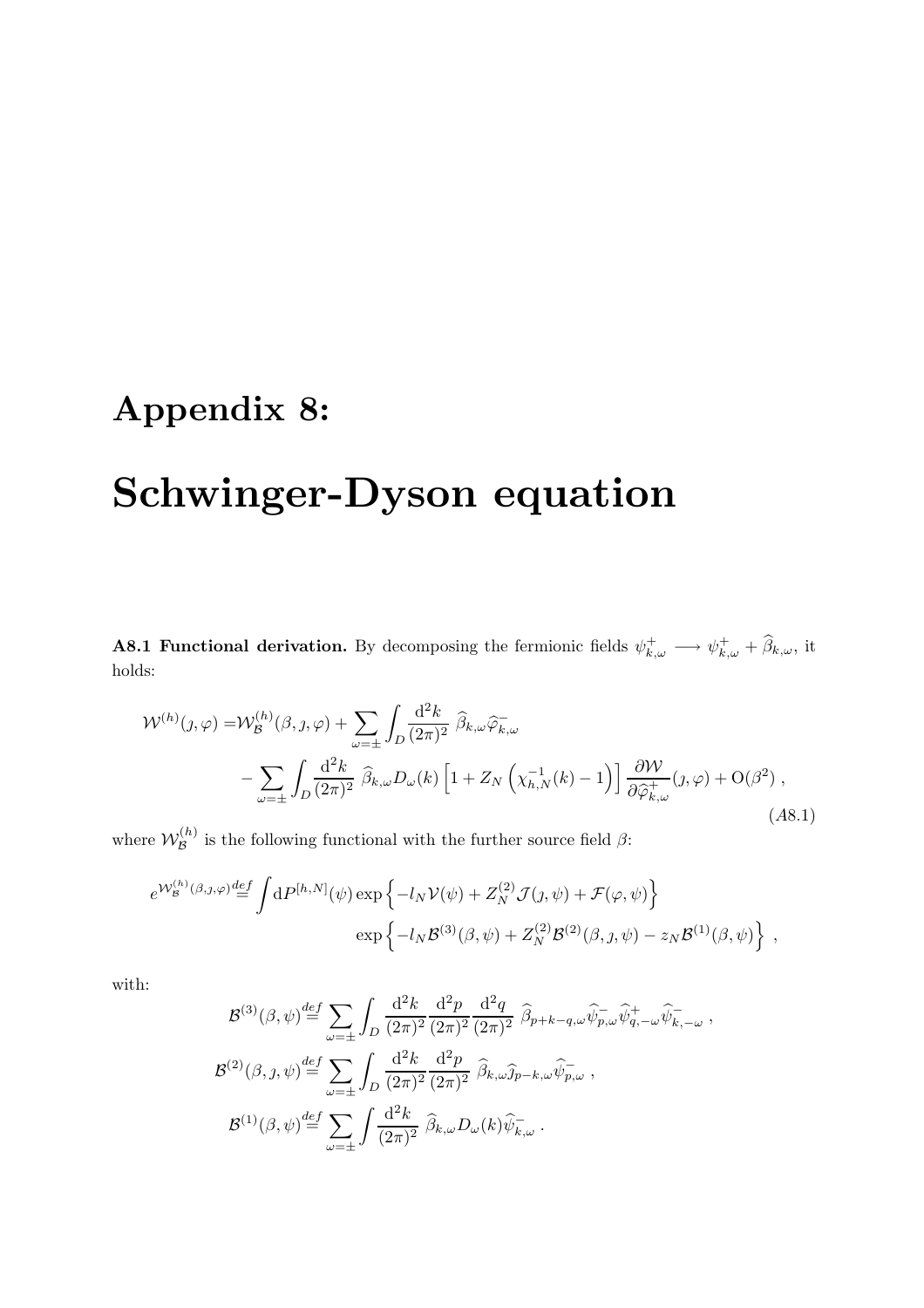# Appendix 8:

# Schwinger-Dyson equation

**A8.1 Functional derivation.** By decomposing the fermionic fields $\psi^+_{k,\omega} \longrightarrow \psi^+_{k,\omega} + \widehat{\beta}_{k,\omega}$, it holds:

$$
\begin{aligned}
\mathcal{W}^{(h)}(\jmath,\varphi) =& \mathcal{W}^{(h)}_{\mathcal{B}}(\beta,\jmath,\varphi) + \sum_{\omega=\pm}\int_D \frac{\mathrm{d}^2k}{(2\pi)^2}\ \widehat{\beta}_{k,\omega}\widehat{\varphi}^-_{k,\omega} \\
&- \sum_{\omega=\pm}\int_D \frac{\mathrm{d}^2k}{(2\pi)^2}\ \widehat{\beta}_{k,\omega} D_\omega(k)\left[1 + Z_N\left(\chi^{-1}_{h,N}(k) - 1\right)\right]\frac{\partial \mathcal{W}}{\partial \widehat{\varphi}^+_{k,\omega}}(\jmath,\varphi) + \mathrm{O}(\beta^2)\ ,
\end{aligned} \tag{A8.1}
$$

where $\mathcal{W}^{(h)}_{\mathcal{B}}$ is the following functional with the further source field $\beta$:

$$
\begin{aligned}
e^{\mathcal{W}^{(h)}_{\mathcal{B}}(\beta,\jmath,\varphi)} \stackrel{def}{=} \int \mathrm{d}P^{[h,N]}(\psi) \exp\left\{-l_N\mathcal{V}(\psi) + Z^{(2)}_N \mathcal{J}(\jmath,\psi) + \mathcal{F}(\varphi,\psi)\right\} \\
\exp\left\{-l_N\mathcal{B}^{(3)}(\beta,\psi) + Z^{(2)}_N\mathcal{B}^{(2)}(\beta,\jmath,\psi) - z_N\mathcal{B}^{(1)}(\beta,\psi)\right\}\ ,
\end{aligned}
$$

with:

$$
\begin{aligned}
\mathcal{B}^{(3)}(\beta,\psi) &\stackrel{def}{=} \sum_{\omega=\pm}\int_D \frac{\mathrm{d}^2k}{(2\pi)^2}\frac{\mathrm{d}^2p}{(2\pi)^2}\frac{\mathrm{d}^2q}{(2\pi)^2}\ \widehat{\beta}_{p+k-q,\omega}\widehat{\psi}^-_{p,\omega}\widehat{\psi}^+_{q,-\omega}\widehat{\psi}^-_{k,-\omega}\ , \\
\mathcal{B}^{(2)}(\beta,\jmath,\psi) &\stackrel{def}{=} \sum_{\omega=\pm}\int_D \frac{\mathrm{d}^2k}{(2\pi)^2}\frac{\mathrm{d}^2p}{(2\pi)^2}\ \widehat{\beta}_{k,\omega}\widehat{\jmath}_{p-k,\omega}\widehat{\psi}^-_{p,\omega}\ , \\
\mathcal{B}^{(1)}(\beta,\psi) &\stackrel{def}{=} \sum_{\omega=\pm}\int \frac{\mathrm{d}^2k}{(2\pi)^2}\ \widehat{\beta}_{k,\omega}D_\omega(k)\widehat{\psi}^-_{k,\omega}\ .
\end{aligned}
$$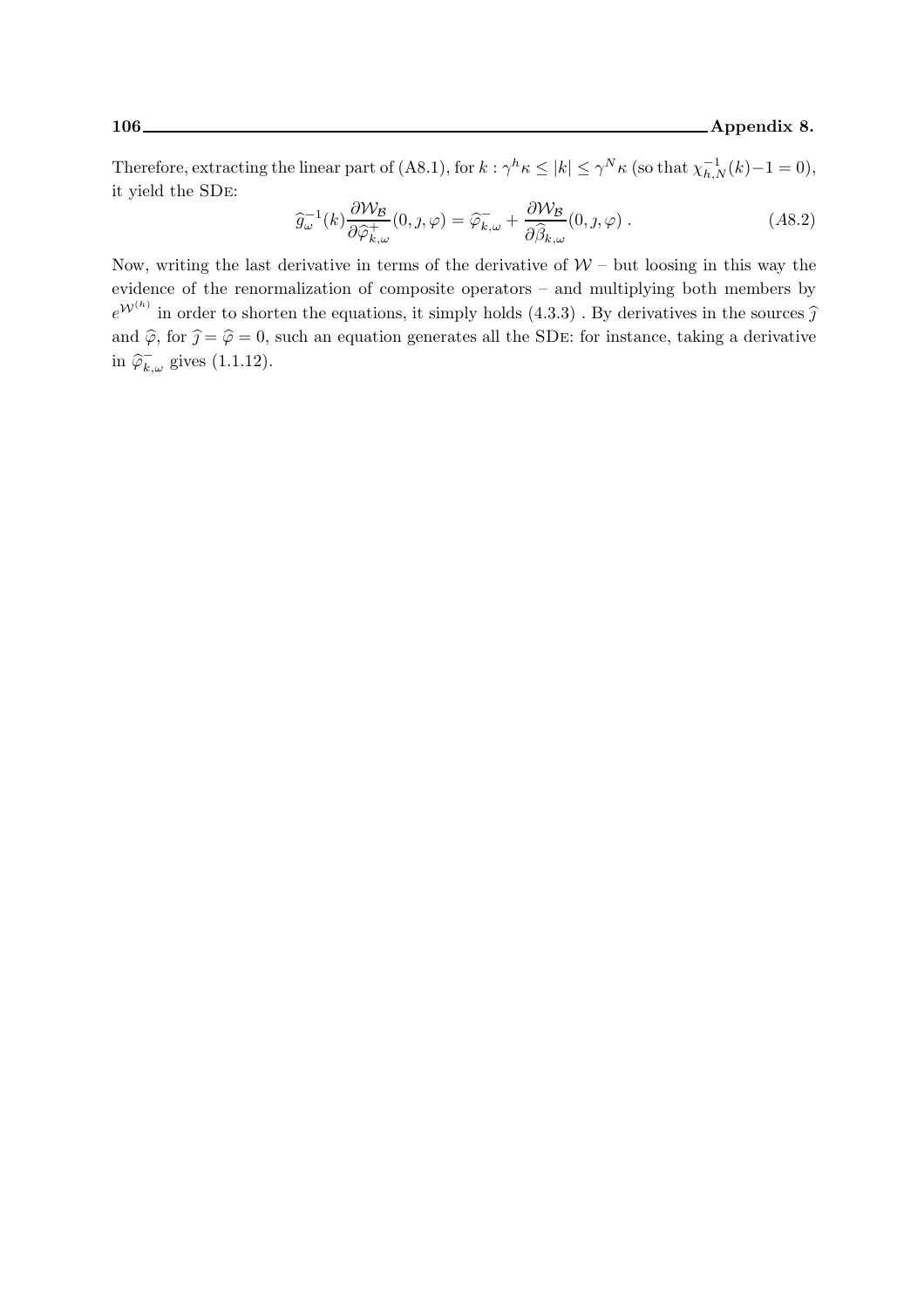Therefore, extracting the linear part of (A8.1), for $k : \gamma^h \kappa \leq |k| \leq \gamma^N \kappa$ (so that $\chi^{-1}_{h,N}(k) - 1 = 0$), it yield the SDE:

$$\widehat{g}^{-1}_\omega(k) \frac{\partial \mathcal{W}_\mathcal{B}}{\partial \widehat{\varphi}^+_{k,\omega}}(0, \jmath, \varphi) = \widehat{\varphi}^-_{k,\omega} + \frac{\partial \mathcal{W}_\mathcal{B}}{\partial \widehat{\beta}_{k,\omega}}(0, \jmath, \varphi) \; . \tag{A8.2}$$

Now, writing the last derivative in terms of the derivative of $\mathcal{W}$ – but loosing in this way the evidence of the renormalization of composite operators – and multiplying both members by $e^{\mathcal{W}^{(h)}}$ in order to shorten the equations, it simply holds (4.3.3) . By derivatives in the sources $\widehat{\jmath}$ and $\widehat{\varphi}$, for $\widehat{\jmath} = \widehat{\varphi} = 0$, such an equation generates all the SDE: for instance, taking a derivative in $\widehat{\varphi}^-_{k,\omega}$ gives (1.1.12).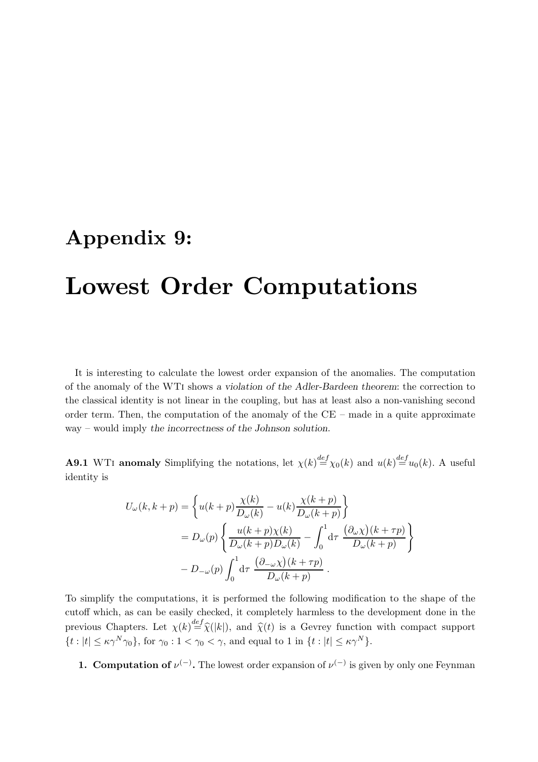# Appendix 9:

# Lowest Order Computations

It is interesting to calculate the lowest order expansion of the anomalies. The computation of the anomaly of the WTI shows *a violation of the Adler-Bardeen theorem*: the correction to the classical identity is not linear in the coupling, but has at least also a non-vanishing second order term. Then, the computation of the anomaly of the CE – made in a quite approximate way – would imply *the incorrectness of the Johnson solution*.

**A9.1** WTI **anomaly** Simplifying the notations, let $\chi(k) \stackrel{def}{=} \chi_0(k)$ and $u(k) \stackrel{def}{=} u_0(k)$. A useful identity is

$$
\begin{aligned}
U_\omega(k, k+p) &= \left\{ u(k+p)\frac{\chi(k)}{D_\omega(k)} - u(k)\frac{\chi(k+p)}{D_\omega(k+p)} \right\} \\
&= D_\omega(p) \left\{ \frac{u(k+p)\chi(k)}{D_\omega(k+p)D_\omega(k)} - \int_0^1 \mathrm{d}\tau \; \frac{\big(\partial_\omega \chi\big)(k+\tau p)}{D_\omega(k+p)} \right\} \\
&\quad - D_{-\omega}(p) \int_0^1 \mathrm{d}\tau \; \frac{\big(\partial_{-\omega} \chi\big)(k+\tau p)}{D_\omega(k+p)} \; .
\end{aligned}
$$

To simplify the computations, it is performed the following modification to the shape of the cutoff which, as can be easily checked, it completely harmless to the development done in the previous Chapters. Let $\chi(k) \stackrel{def}{=} \widehat{\chi}(|k|)$, and $\widehat{\chi}(t)$ is a Gevrey function with compact support $\{t : |t| \leq \kappa\gamma^N \gamma_0\}$, for $\gamma_0 : 1 < \gamma_0 < \gamma$, and equal to 1 in $\{t : |t| \leq \kappa\gamma^N\}$.

1. **Computation of $\nu^{(-)}$.** The lowest order expansion of $\nu^{(-)}$ is given by only one Feynman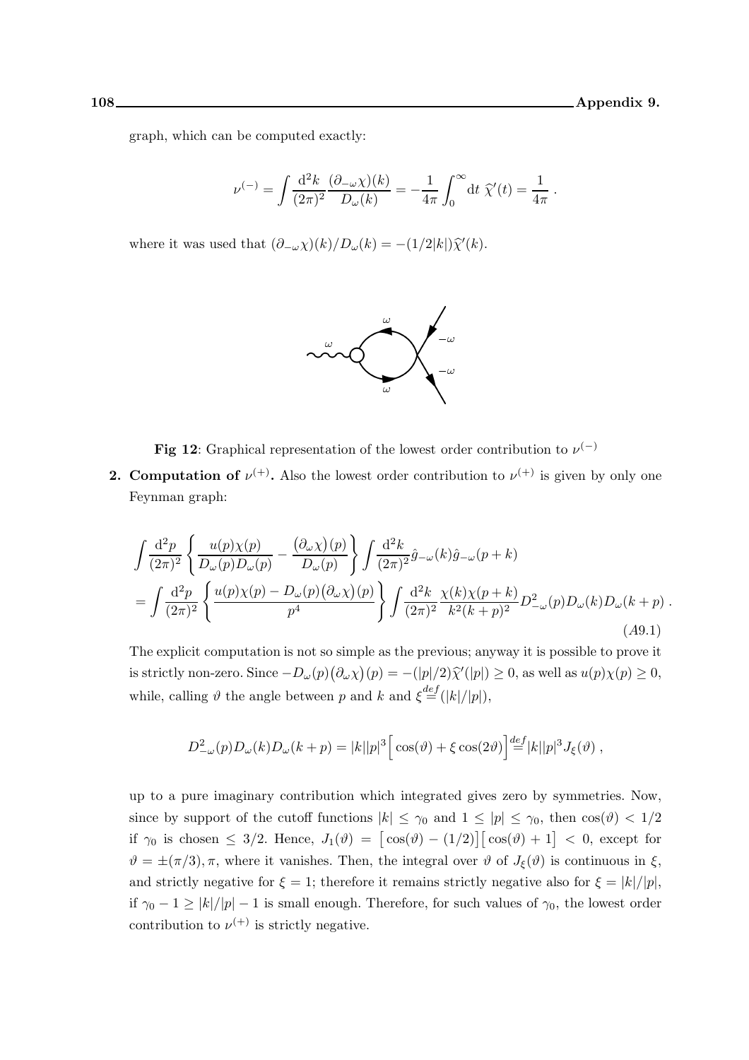graph, which can be computed exactly:

$$\nu^{(-)} = \int \frac{\mathrm{d}^2 k}{(2\pi)^2} \frac{(\partial_{-\omega}\chi)(k)}{D_\omega(k)} = -\frac{1}{4\pi}\int_0^\infty \mathrm{d}t\ \widehat{\chi}'(t) = \frac{1}{4\pi}\ .$$

where it was used that $(\partial_{-\omega}\chi)(k)/D_\omega(k) = -(1/2|k|)\widehat{\chi}'(k)$.

**Fig 12**: Graphical representation of the lowest order contribution to $\nu^{(-)}$

**2. Computation of $\nu^{(+)}$.** Also the lowest order contribution to $\nu^{(+)}$ is given by only one Feynman graph:

$$\begin{aligned}
&\int \frac{\mathrm{d}^2 p}{(2\pi)^2}\left\{\frac{u(p)\chi(p)}{D_\omega(p)D_\omega(p)} - \frac{\big(\partial_\omega\chi\big)(p)}{D_\omega(p)}\right\}\int \frac{\mathrm{d}^2 k}{(2\pi)^2}\hat{g}_{-\omega}(k)\hat{g}_{-\omega}(p+k) \\
&= \int \frac{\mathrm{d}^2 p}{(2\pi)^2}\left\{\frac{u(p)\chi(p) - D_\omega(p)\big(\partial_\omega\chi\big)(p)}{p^4}\right\}\int \frac{\mathrm{d}^2 k}{(2\pi)^2}\frac{\chi(k)\chi(p+k)}{k^2(k+p)^2}D^2_{-\omega}(p)D_\omega(k)D_\omega(k+p)\ .
\end{aligned} \tag{A9.1}$$

The explicit computation is not so simple as the previous; anyway it is possible to prove it is strictly non-zero. Since $-D_\omega(p)\big(\partial_\omega\chi\big)(p) = -(|p|/2)\widehat{\chi}'(|p|) \geq 0$, as well as $u(p)\chi(p) \geq 0$, while, calling $\vartheta$ the angle between $p$ and $k$ and $\xi \stackrel{def}{=} (|k|/|p|)$,

$$D^2_{-\omega}(p)D_\omega(k)D_\omega(k+p) = |k||p|^3\Big[\cos(\vartheta) + \xi\cos(2\vartheta)\Big] \stackrel{def}{=} |k||p|^3 J_\xi(\vartheta)\ ,$$

up to a pure imaginary contribution which integrated gives zero by symmetries. Now, since by support of the cutoff functions $|k| \leq \gamma_0$ and $1 \leq |p| \leq \gamma_0$, then $\cos(\vartheta) < 1/2$ if $\gamma_0$ is chosen $\leq 3/2$. Hence, $J_1(\vartheta) = \big[\cos(\vartheta) - (1/2)\big]\big[\cos(\vartheta) + 1\big] < 0$, except for $\vartheta = \pm(\pi/3), \pi$, where it vanishes. Then, the integral over $\vartheta$ of $J_\xi(\vartheta)$ is continuous in $\xi$, and strictly negative for $\xi = 1$; therefore it remains strictly negative also for $\xi = |k|/|p|$, if $\gamma_0 - 1 \geq |k|/|p| - 1$ is small enough. Therefore, for such values of $\gamma_0$, the lowest order contribution to $\nu^{(+)}$ is strictly negative.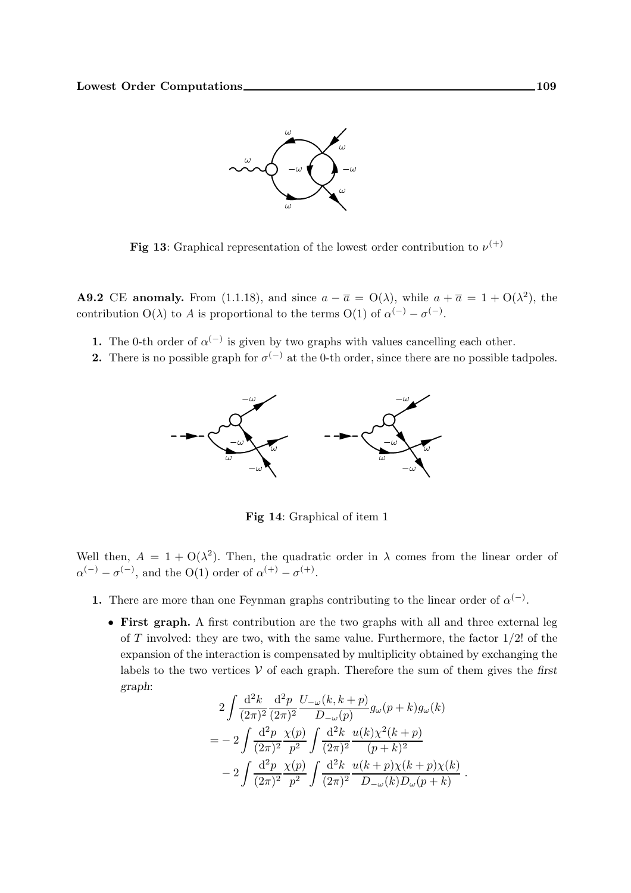**Fig 13**: Graphical representation of the lowest order contribution to $\nu^{(+)}$

**A9.2** CE **anomaly.** From (1.1.18), and since $a - \overline{a} = \mathrm{O}(\lambda)$, while $a + \overline{a} = 1 + \mathrm{O}(\lambda^2)$, the contribution $\mathrm{O}(\lambda)$ to $A$ is proportional to the terms $\mathrm{O}(1)$ of $\alpha^{(-)} - \sigma^{(-)}$.

1. The 0-th order of $\alpha^{(-)}$ is given by two graphs with values cancelling each other.
2. There is no possible graph for $\sigma^{(-)}$ at the 0-th order, since there are no possible tadpoles.

**Fig 14**: Graphical of item 1

Well then, $A = 1 + \mathrm{O}(\lambda^2)$. Then, the quadratic order in $\lambda$ comes from the linear order of $\alpha^{(-)} - \sigma^{(-)}$, and the $\mathrm{O}(1)$ order of $\alpha^{(+)} - \sigma^{(+)}$.

1. There are more than one Feynman graphs contributing to the linear order of $\alpha^{(-)}$.

   - **First graph.** A first contribution are the two graphs with all and three external leg of $T$ involved: they are two, with the same value. Furthermore, the factor $1/2!$ of the expansion of the interaction is compensated by multiplicity obtained by exchanging the labels to the two vertices $\mathcal{V}$ of each graph. Therefore the sum of them gives the *first graph*:

$$
\begin{aligned}
&2\int \frac{\mathrm{d}^2k}{(2\pi)^2}\frac{\mathrm{d}^2p}{(2\pi)^2}\frac{U_{-\omega}(k,k+p)}{D_{-\omega}(p)}g_\omega(p+k)g_\omega(k) \\
=& -2\int \frac{\mathrm{d}^2p}{(2\pi)^2}\frac{\chi(p)}{p^2}\int \frac{\mathrm{d}^2k}{(2\pi)^2}\frac{u(k)\chi^2(k+p)}{(p+k)^2} \\
&-2\int \frac{\mathrm{d}^2p}{(2\pi)^2}\frac{\chi(p)}{p^2}\int \frac{\mathrm{d}^2k}{(2\pi)^2}\frac{u(k+p)\chi(k+p)\chi(k)}{D_{-\omega}(k)D_\omega(p+k)}\ .
\end{aligned}
$$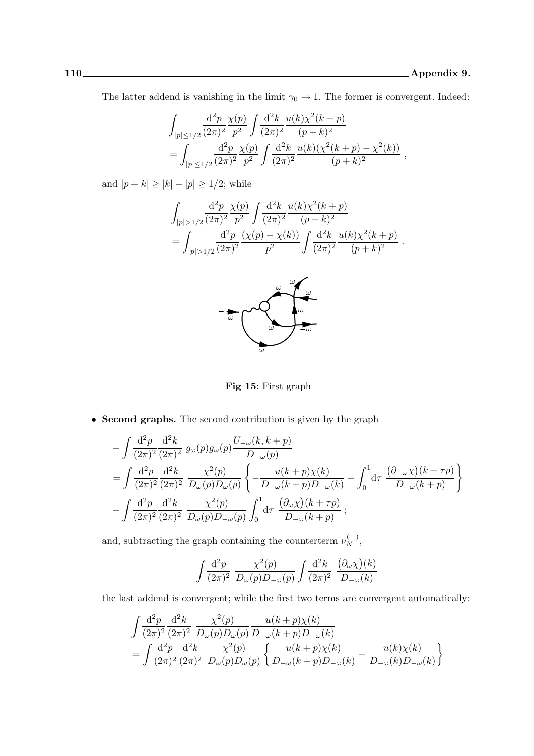The latter addend is vanishing in the limit $\gamma_0 \to 1$. The former is convergent. Indeed:

$$
\begin{aligned}
&\int_{|p|\leq 1/2} \frac{\mathrm{d}^2 p}{(2\pi)^2} \frac{\chi(p)}{p^2} \int \frac{\mathrm{d}^2 k}{(2\pi)^2} \frac{u(k)\chi^2(k+p)}{(p+k)^2} \\
&= \int_{|p|\leq 1/2} \frac{\mathrm{d}^2 p}{(2\pi)^2} \frac{\chi(p)}{p^2} \int \frac{\mathrm{d}^2 k}{(2\pi)^2} \frac{u(k)(\chi^2(k+p)-\chi^2(k))}{(p+k)^2} \, ,
\end{aligned}
$$

and $|p+k| \geq |k| - |p| \geq 1/2$; while

$$
\begin{aligned}
&\int_{|p|>1/2} \frac{\mathrm{d}^2 p}{(2\pi)^2} \frac{\chi(p)}{p^2} \int \frac{\mathrm{d}^2 k}{(2\pi)^2} \frac{u(k)\chi^2(k+p)}{(p+k)^2} \\
&= \int_{|p|>1/2} \frac{\mathrm{d}^2 p}{(2\pi)^2} \frac{(\chi(p)-\chi(k))}{p^2} \int \frac{\mathrm{d}^2 k}{(2\pi)^2} \frac{u(k)\chi^2(k+p)}{(p+k)^2} \, .
\end{aligned}
$$

**Fig 15**: First graph

- **Second graphs.** The second contribution is given by the graph

$$
\begin{aligned}
&-\int \frac{\mathrm{d}^2 p}{(2\pi)^2} \frac{\mathrm{d}^2 k}{(2\pi)^2} \; g_\omega(p) g_\omega(p) \frac{U_{-\omega}(k,k+p)}{D_{-\omega}(p)} \\
&= \int \frac{\mathrm{d}^2 p}{(2\pi)^2} \frac{\mathrm{d}^2 k}{(2\pi)^2} \; \frac{\chi^2(p)}{D_\omega(p) D_\omega(p)} \left\{ -\frac{u(k+p)\chi(k)}{D_{-\omega}(k+p) D_{-\omega}(k)} + \int_0^1 \mathrm{d}\tau \; \frac{\big(\partial_{-\omega}\chi\big)(k+\tau p)}{D_{-\omega}(k+p)} \right\} \\
&+ \int \frac{\mathrm{d}^2 p}{(2\pi)^2} \frac{\mathrm{d}^2 k}{(2\pi)^2} \; \frac{\chi^2(p)}{D_\omega(p) D_{-\omega}(p)} \int_0^1 \mathrm{d}\tau \; \frac{\big(\partial_\omega \chi\big)(k+\tau p)}{D_{-\omega}(k+p)} \; ;
\end{aligned}
$$

and, subtracting the graph containing the counterterm $\nu_N^{(-)}$,

$$
\int \frac{\mathrm{d}^2 p}{(2\pi)^2} \; \frac{\chi^2(p)}{D_\omega(p) D_{-\omega}(p)} \int \frac{\mathrm{d}^2 k}{(2\pi)^2} \; \frac{\big(\partial_\omega \chi\big)(k)}{D_{-\omega}(k)}
$$

the last addend is convergent; while the first two terms are convergent automatically:

$$
\begin{aligned}
&\int \frac{\mathrm{d}^2 p}{(2\pi)^2} \frac{\mathrm{d}^2 k}{(2\pi)^2} \; \frac{\chi^2(p)}{D_\omega(p) D_\omega(p)} \frac{u(k+p)\chi(k)}{D_{-\omega}(k+p) D_{-\omega}(k)} \\
&= \int \frac{\mathrm{d}^2 p}{(2\pi)^2} \frac{\mathrm{d}^2 k}{(2\pi)^2} \; \frac{\chi^2(p)}{D_\omega(p) D_\omega(p)} \left\{ \frac{u(k+p)\chi(k)}{D_{-\omega}(k+p) D_{-\omega}(k)} - \frac{u(k)\chi(k)}{D_{-\omega}(k) D_{-\omega}(k)} \right\}
\end{aligned}
$$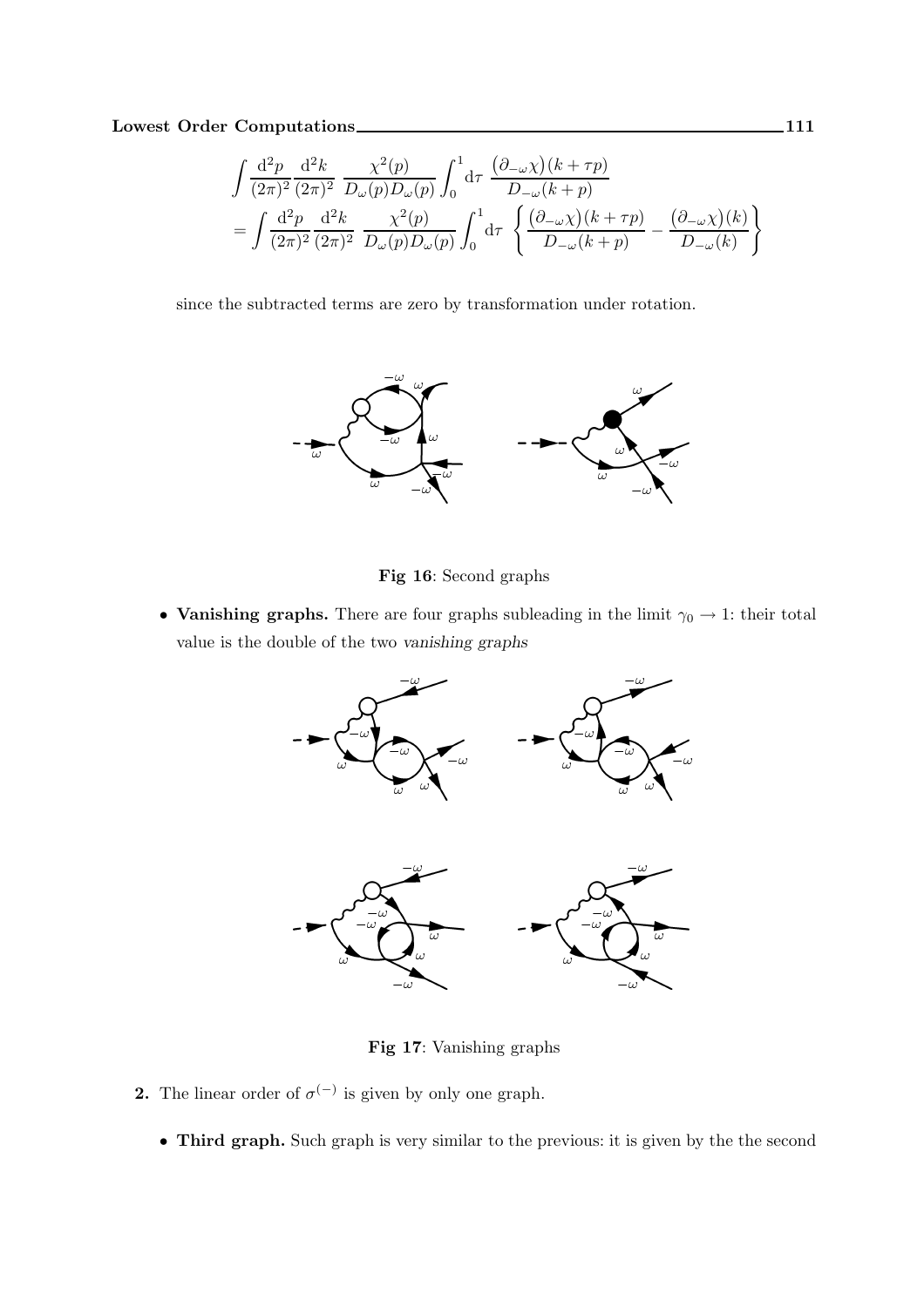$$
\begin{aligned}
&\int \frac{\mathrm{d}^2 p}{(2\pi)^2}\frac{\mathrm{d}^2 k}{(2\pi)^2}\ \frac{\chi^2(p)}{D_\omega(p)D_\omega(p)}\int_0^1 \mathrm{d}\tau\ \frac{\big(\partial_{-\omega}\chi\big)(k+\tau p)}{D_{-\omega}(k+p)} \\
&= \int \frac{\mathrm{d}^2 p}{(2\pi)^2}\frac{\mathrm{d}^2 k}{(2\pi)^2}\ \frac{\chi^2(p)}{D_\omega(p)D_\omega(p)}\int_0^1 \mathrm{d}\tau\ \left\{ \frac{\big(\partial_{-\omega}\chi\big)(k+\tau p)}{D_{-\omega}(k+p)} - \frac{\big(\partial_{-\omega}\chi\big)(k)}{D_{-\omega}(k)} \right\}
\end{aligned}
$$

since the subtracted terms are zero by transformation under rotation.

**Fig 16**: Second graphs

- **Vanishing graphs.** There are four graphs subleading in the limit $\gamma_0 \to 1$: their total value is the double of the two *vanishing graphs*

**Fig 17**: Vanishing graphs

**2.** The linear order of $\sigma^{(-)}$ is given by only one graph.

- **Third graph.** Such graph is very similar to the previous: it is given by the the second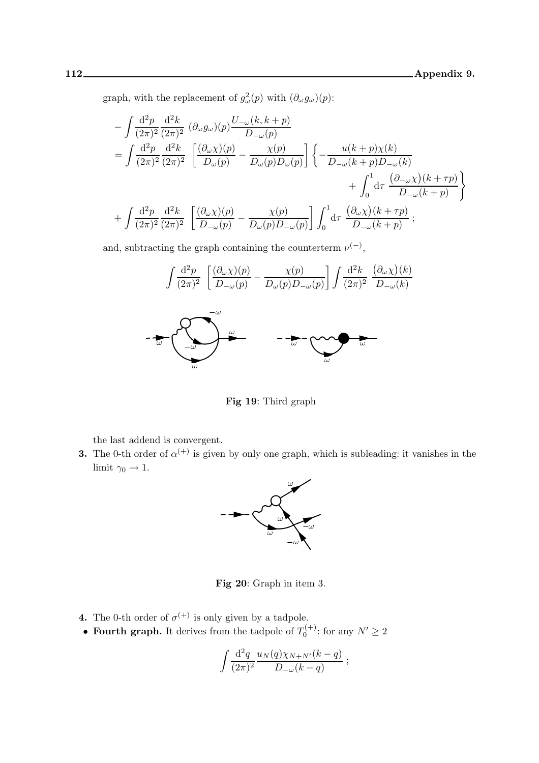graph, with the replacement of $g^2_\omega(p)$ with $(\partial_\omega g_\omega)(p)$:

$$
\begin{aligned}
&-\int \frac{\mathrm{d}^2p}{(2\pi)^2}\frac{\mathrm{d}^2k}{(2\pi)^2}\ (\partial_\omega g_\omega)(p)\frac{U_{-\omega}(k,k+p)}{D_{-\omega}(p)} \\
&= \int \frac{\mathrm{d}^2p}{(2\pi)^2}\frac{\mathrm{d}^2k}{(2\pi)^2}\ \left[\frac{(\partial_\omega\chi)(p)}{D_\omega(p)} - \frac{\chi(p)}{D_\omega(p)D_\omega(p)}\right]\left\{-\frac{u(k+p)\chi(k)}{D_{-\omega}(k+p)D_{-\omega}(k)} \right.\\
&\qquad\qquad\qquad\qquad\qquad\qquad\qquad\qquad\left. + \int_0^1 \mathrm{d}\tau\ \frac{\big(\partial_{-\omega}\chi\big)(k+\tau p)}{D_{-\omega}(k+p)}\right\} \\
&+\int \frac{\mathrm{d}^2p}{(2\pi)^2}\frac{\mathrm{d}^2k}{(2\pi)^2}\ \left[\frac{(\partial_\omega\chi)(p)}{D_{-\omega}(p)} - \frac{\chi(p)}{D_\omega(p)D_{-\omega}(p)}\right]\int_0^1 \mathrm{d}\tau\ \frac{\big(\partial_\omega\chi\big)(k+\tau p)}{D_{-\omega}(k+p)}\ ;
\end{aligned}
$$

and, subtracting the graph containing the counterterm $\nu^{(-)}$,

$$
\int \frac{\mathrm{d}^2p}{(2\pi)^2}\ \left[\frac{(\partial_\omega\chi)(p)}{D_{-\omega}(p)} - \frac{\chi(p)}{D_\omega(p)D_{-\omega}(p)}\right]\int \frac{\mathrm{d}^2k}{(2\pi)^2}\ \frac{\big(\partial_\omega\chi\big)(k)}{D_{-\omega}(k)}
$$

**Fig 19**: Third graph

the last addend is convergent.

**3.** The 0-th order of $\alpha^{(+)}$ is given by only one graph, which is subleading: it vanishes in the limit $\gamma_0 \to 1$.

**Fig 20**: Graph in item 3.

**4.** The 0-th order of $\sigma^{(+)}$ is only given by a tadpole.

- **Fourth graph.** It derives from the tadpole of $T_0^{(+)}$: for any $N' \geq 2$

$$
\int \frac{\mathrm{d}^2q}{(2\pi)^2}\frac{u_N(q)\chi_{N+N'}(k-q)}{D_{-\omega}(k-q)}\ ;
$$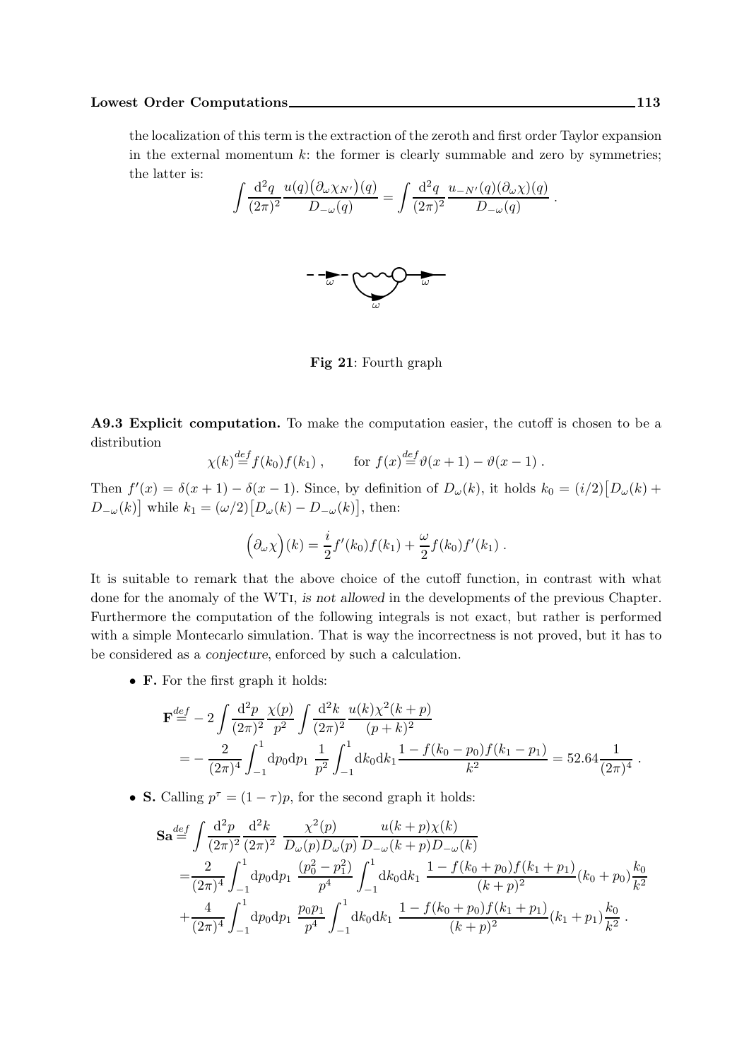the localization of this term is the extraction of the zeroth and first order Taylor expansion in the external momentum $k$: the former is clearly summable and zero by symmetries; the latter is:

$$\int \frac{\mathrm{d}^2 q}{(2\pi)^2} \frac{u(q)\big(\partial_\omega \chi_{N'}\big)(q)}{D_{-\omega}(q)} = \int \frac{\mathrm{d}^2 q}{(2\pi)^2} \frac{u_{-N'}(q)(\partial_\omega \chi)(q)}{D_{-\omega}(q)} \; .$$

**Fig 21**: Fourth graph

**A9.3 Explicit computation.** To make the computation easier, the cutoff is chosen to be a distribution

$$\chi(k) \stackrel{def}{=} f(k_0) f(k_1) \; , \qquad \text{for } f(x) \stackrel{def}{=} \vartheta(x+1) - \vartheta(x-1) \; .$$

Then $f'(x) = \delta(x+1) - \delta(x-1)$. Since, by definition of $D_\omega(k)$, it holds $k_0 = (i/2)\big[D_\omega(k) + D_{-\omega}(k)\big]$ while $k_1 = (\omega/2)\big[D_\omega(k) - D_{-\omega}(k)\big]$, then:

$$\Big(\partial_\omega \chi\Big)(k) = \frac{i}{2} f'(k_0) f(k_1) + \frac{\omega}{2} f(k_0) f'(k_1) \; .$$

It is suitable to remark that the above choice of the cutoff function, in contrast with what done for the anomaly of the WTI, *is not allowed* in the developments of the previous Chapter. Furthermore the computation of the following integrals is not exact, but rather is performed with a simple Montecarlo simulation. That is way the incorrectness is not proved, but it has to be considered as a *conjecture*, enforced by such a calculation.

- **F.** For the first graph it holds:

$$\begin{aligned}
\mathbf{F} &\stackrel{def}{=} -2 \int \frac{\mathrm{d}^2 p}{(2\pi)^2} \frac{\chi(p)}{p^2} \int \frac{\mathrm{d}^2 k}{(2\pi)^2} \frac{u(k)\chi^2(k+p)}{(p+k)^2} \\
&= -\frac{2}{(2\pi)^4} \int_{-1}^{1} \mathrm{d}p_0 \mathrm{d}p_1 \; \frac{1}{p^2} \int_{-1}^{1} \mathrm{d}k_0 \mathrm{d}k_1 \frac{1 - f(k_0 - p_0) f(k_1 - p_1)}{k^2} = 52.64 \frac{1}{(2\pi)^4} \; .
\end{aligned}$$

- **S.** Calling $p^\tau = (1-\tau)p$, for the second graph it holds:

$$\begin{aligned}
\mathbf{Sa} &\stackrel{def}{=} \int \frac{\mathrm{d}^2 p}{(2\pi)^2} \frac{\mathrm{d}^2 k}{(2\pi)^2} \; \frac{\chi^2(p)}{D_\omega(p) D_\omega(p)} \frac{u(k+p)\chi(k)}{D_{-\omega}(k+p) D_{-\omega}(k)} \\
&= \frac{2}{(2\pi)^4} \int_{-1}^{1} \mathrm{d}p_0 \mathrm{d}p_1 \; \frac{(p_0^2 - p_1^2)}{p^4} \int_{-1}^{1} \mathrm{d}k_0 \mathrm{d}k_1 \; \frac{1 - f(k_0 + p_0) f(k_1 + p_1)}{(k+p)^2} (k_0 + p_0) \frac{k_0}{k^2} \\
&+ \frac{4}{(2\pi)^4} \int_{-1}^{1} \mathrm{d}p_0 \mathrm{d}p_1 \; \frac{p_0 p_1}{p^4} \int_{-1}^{1} \mathrm{d}k_0 \mathrm{d}k_1 \; \frac{1 - f(k_0 + p_0) f(k_1 + p_1)}{(k+p)^2} (k_1 + p_1) \frac{k_0}{k^2} \; .
\end{aligned}$$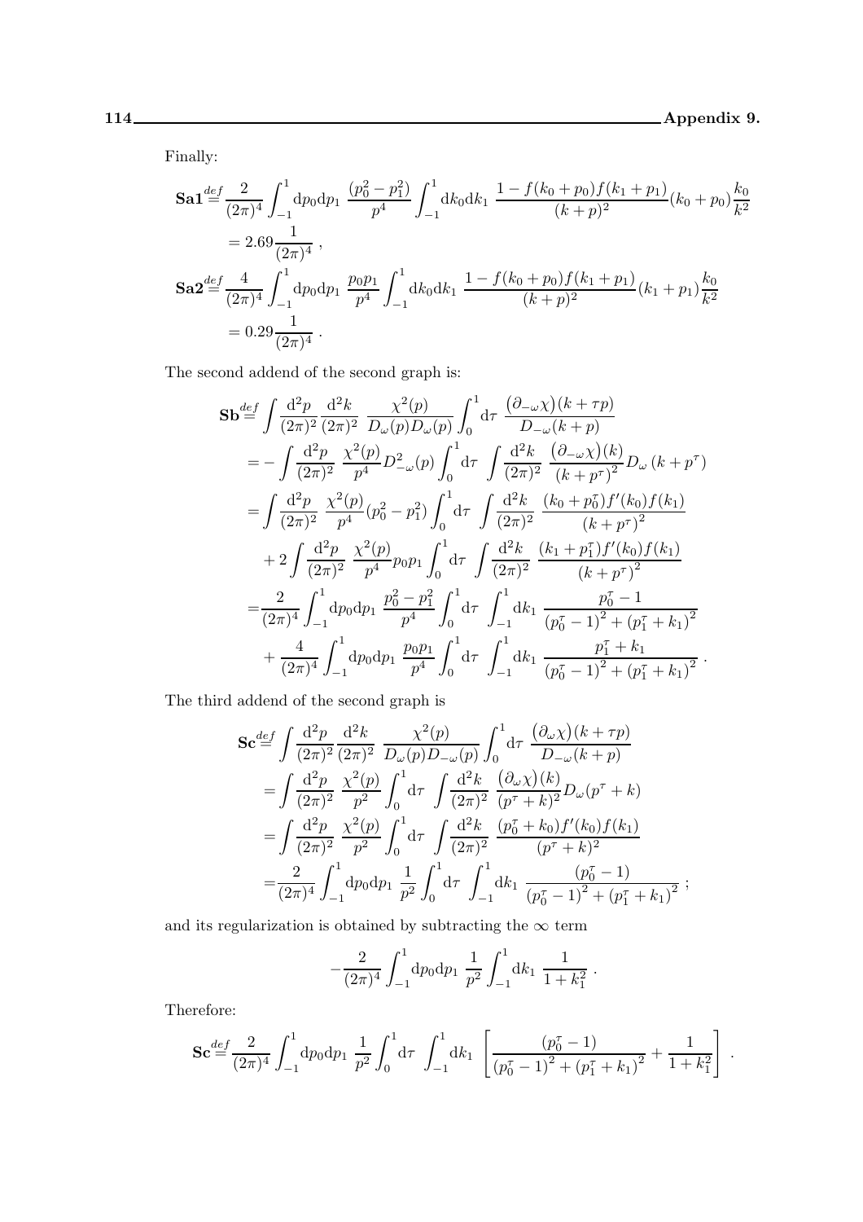Finally:

$$
\begin{aligned}
\mathbf{Sa1} &\stackrel{def}{=} \frac{2}{(2\pi)^4}\int_{-1}^{1}\mathrm{d}p_0\mathrm{d}p_1\ \frac{(p_0^2-p_1^2)}{p^4}\int_{-1}^{1}\mathrm{d}k_0\mathrm{d}k_1\ \frac{1-f(k_0+p_0)f(k_1+p_1)}{(k+p)^2}(k_0+p_0)\frac{k_0}{k^2} \\
&= 2.69\frac{1}{(2\pi)^4}\ , \\
\mathbf{Sa2} &\stackrel{def}{=} \frac{4}{(2\pi)^4}\int_{-1}^{1}\mathrm{d}p_0\mathrm{d}p_1\ \frac{p_0p_1}{p^4}\int_{-1}^{1}\mathrm{d}k_0\mathrm{d}k_1\ \frac{1-f(k_0+p_0)f(k_1+p_1)}{(k+p)^2}(k_1+p_1)\frac{k_0}{k^2} \\
&= 0.29\frac{1}{(2\pi)^4}\ .
\end{aligned}
$$

The second addend of the second graph is:

$$
\begin{aligned}
\mathbf{Sb} &\stackrel{def}{=} \int\frac{\mathrm{d}^2p}{(2\pi)^2}\frac{\mathrm{d}^2k}{(2\pi)^2}\ \frac{\chi^2(p)}{D_\omega(p)D_\omega(p)}\int_0^1\mathrm{d}\tau\ \frac{\big(\partial_{-\omega}\chi\big)(k+\tau p)}{D_{-\omega}(k+p)} \\
&= -\int\frac{\mathrm{d}^2p}{(2\pi)^2}\ \frac{\chi^2(p)}{p^4}D_{-\omega}^2(p)\int_0^1\mathrm{d}\tau\ \int\frac{\mathrm{d}^2k}{(2\pi)^2}\ \frac{\big(\partial_{-\omega}\chi\big)(k)}{(k+p^\tau)^2}D_\omega\left(k+p^\tau\right) \\
&= \int\frac{\mathrm{d}^2p}{(2\pi)^2}\ \frac{\chi^2(p)}{p^4}(p_0^2-p_1^2)\int_0^1\mathrm{d}\tau\ \int\frac{\mathrm{d}^2k}{(2\pi)^2}\ \frac{(k_0+p_0^\tau)f'(k_0)f(k_1)}{(k+p^\tau)^2} \\
&\quad + 2\int\frac{\mathrm{d}^2p}{(2\pi)^2}\ \frac{\chi^2(p)}{p^4}p_0p_1\int_0^1\mathrm{d}\tau\ \int\frac{\mathrm{d}^2k}{(2\pi)^2}\ \frac{(k_1+p_1^\tau)f'(k_0)f(k_1)}{(k+p^\tau)^2} \\
&= \frac{2}{(2\pi)^4}\int_{-1}^{1}\mathrm{d}p_0\mathrm{d}p_1\ \frac{p_0^2-p_1^2}{p^4}\int_0^1\mathrm{d}\tau\ \int_{-1}^{1}\mathrm{d}k_1\ \frac{p_0^\tau-1}{\left(p_0^\tau-1\right)^2+\left(p_1^\tau+k_1\right)^2} \\
&\quad + \frac{4}{(2\pi)^4}\int_{-1}^{1}\mathrm{d}p_0\mathrm{d}p_1\ \frac{p_0p_1}{p^4}\int_0^1\mathrm{d}\tau\ \int_{-1}^{1}\mathrm{d}k_1\ \frac{p_1^\tau+k_1}{\left(p_0^\tau-1\right)^2+\left(p_1^\tau+k_1\right)^2}\ .
\end{aligned}
$$

The third addend of the second graph is

$$
\begin{aligned}
\mathbf{Sc} &\stackrel{def}{=} \int\frac{\mathrm{d}^2p}{(2\pi)^2}\frac{\mathrm{d}^2k}{(2\pi)^2}\ \frac{\chi^2(p)}{D_\omega(p)D_{-\omega}(p)}\int_0^1\mathrm{d}\tau\ \frac{\big(\partial_\omega\chi\big)(k+\tau p)}{D_{-\omega}(k+p)} \\
&= \int\frac{\mathrm{d}^2p}{(2\pi)^2}\ \frac{\chi^2(p)}{p^2}\int_0^1\mathrm{d}\tau\ \int\frac{\mathrm{d}^2k}{(2\pi)^2}\ \frac{\big(\partial_\omega\chi\big)(k)}{(p^\tau+k)^2}D_\omega(p^\tau+k) \\
&= \int\frac{\mathrm{d}^2p}{(2\pi)^2}\ \frac{\chi^2(p)}{p^2}\int_0^1\mathrm{d}\tau\ \int\frac{\mathrm{d}^2k}{(2\pi)^2}\ \frac{(p_0^\tau+k_0)f'(k_0)f(k_1)}{(p^\tau+k)^2} \\
&= \frac{2}{(2\pi)^4}\int_{-1}^{1}\mathrm{d}p_0\mathrm{d}p_1\ \frac{1}{p^2}\int_0^1\mathrm{d}\tau\ \int_{-1}^{1}\mathrm{d}k_1\ \frac{(p_0^\tau-1)}{\left(p_0^\tau-1\right)^2+\left(p_1^\tau+k_1\right)^2}\ ;
\end{aligned}
$$

and its regularization is obtained by subtracting the $\infty$ term

$$
-\frac{2}{(2\pi)^4}\int_{-1}^{1}\mathrm{d}p_0\mathrm{d}p_1\ \frac{1}{p^2}\int_{-1}^{1}\mathrm{d}k_1\ \frac{1}{1+k_1^2}\ .
$$

Therefore:

$$
\mathbf{Sc} \stackrel{def}{=} \frac{2}{(2\pi)^4}\int_{-1}^{1}\mathrm{d}p_0\mathrm{d}p_1\ \frac{1}{p^2}\int_0^1\mathrm{d}\tau\ \int_{-1}^{1}\mathrm{d}k_1\ \left[\frac{(p_0^\tau-1)}{\left(p_0^\tau-1\right)^2+\left(p_1^\tau+k_1\right)^2}+\frac{1}{1+k_1^2}\right]\ .
$$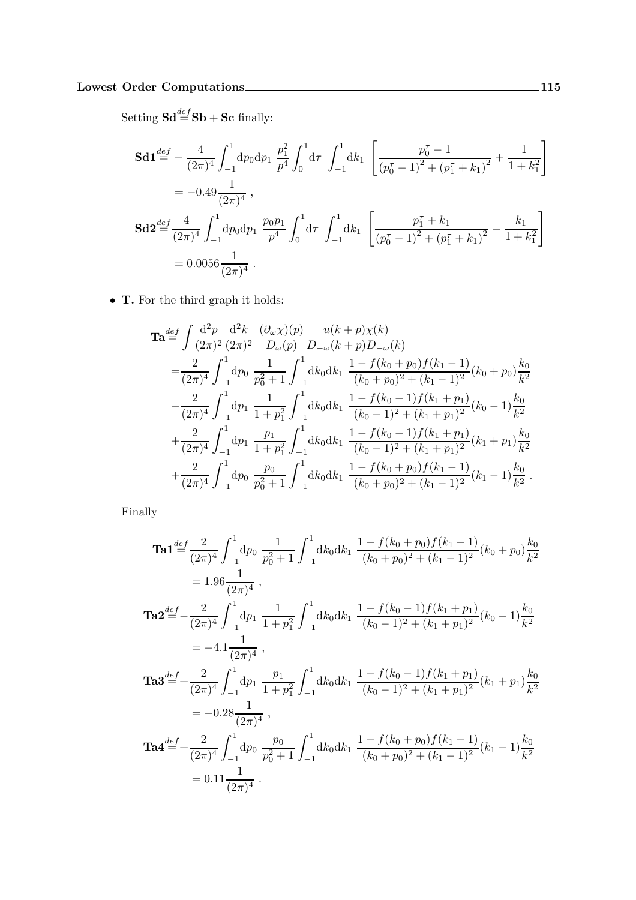Setting $\mathbf{Sd} \stackrel{def}{=} \mathbf{Sb} + \mathbf{Sc}$ finally:

$$
\begin{aligned}
\mathbf{Sd1} &\stackrel{def}{=} -\frac{4}{(2\pi)^4}\int_{-1}^{1}\mathrm{d}p_0\mathrm{d}p_1\ \frac{p_1^2}{p^4}\int_0^1\mathrm{d}\tau\ \int_{-1}^{1}\mathrm{d}k_1\ \left[\frac{p_0^\tau - 1}{\left(p_0^\tau - 1\right)^2 + \left(p_1^\tau + k_1\right)^2} + \frac{1}{1+k_1^2}\right] \\
&= -0.49\frac{1}{(2\pi)^4}\ , \\
\mathbf{Sd2} &\stackrel{def}{=} \frac{4}{(2\pi)^4}\int_{-1}^{1}\mathrm{d}p_0\mathrm{d}p_1\ \frac{p_0 p_1}{p^4}\int_0^1\mathrm{d}\tau\ \int_{-1}^{1}\mathrm{d}k_1\ \left[\frac{p_1^\tau + k_1}{\left(p_0^\tau - 1\right)^2 + \left(p_1^\tau + k_1\right)^2} - \frac{k_1}{1+k_1^2}\right] \\
&= 0.0056\frac{1}{(2\pi)^4}\ .
\end{aligned}
$$

- **T.** For the third graph it holds:

$$
\begin{aligned}
\mathbf{Ta} &\stackrel{def}{=} \int\frac{\mathrm{d}^2p}{(2\pi)^2}\frac{\mathrm{d}^2k}{(2\pi)^2}\ \frac{(\partial_\omega\chi)(p)}{D_\omega(p)}\frac{u(k+p)\chi(k)}{D_{-\omega}(k+p)D_{-\omega}(k)} \\
&= \frac{2}{(2\pi)^4}\int_{-1}^{1}\mathrm{d}p_0\ \frac{1}{p_0^2+1}\int_{-1}^{1}\mathrm{d}k_0\mathrm{d}k_1\ \frac{1-f(k_0+p_0)f(k_1-1)}{(k_0+p_0)^2+(k_1-1)^2}(k_0+p_0)\frac{k_0}{k^2} \\
&- \frac{2}{(2\pi)^4}\int_{-1}^{1}\mathrm{d}p_1\ \frac{1}{1+p_1^2}\int_{-1}^{1}\mathrm{d}k_0\mathrm{d}k_1\ \frac{1-f(k_0-1)f(k_1+p_1)}{(k_0-1)^2+(k_1+p_1)^2}(k_0-1)\frac{k_0}{k^2} \\
&+ \frac{2}{(2\pi)^4}\int_{-1}^{1}\mathrm{d}p_1\ \frac{p_1}{1+p_1^2}\int_{-1}^{1}\mathrm{d}k_0\mathrm{d}k_1\ \frac{1-f(k_0-1)f(k_1+p_1)}{(k_0-1)^2+(k_1+p_1)^2}(k_1+p_1)\frac{k_0}{k^2} \\
&+ \frac{2}{(2\pi)^4}\int_{-1}^{1}\mathrm{d}p_0\ \frac{p_0}{p_0^2+1}\int_{-1}^{1}\mathrm{d}k_0\mathrm{d}k_1\ \frac{1-f(k_0+p_0)f(k_1-1)}{(k_0+p_0)^2+(k_1-1)^2}(k_1-1)\frac{k_0}{k^2}\ .
\end{aligned}
$$

Finally

$$
\begin{aligned}
\mathbf{Ta1} &\stackrel{def}{=} \frac{2}{(2\pi)^4}\int_{-1}^{1}\mathrm{d}p_0\ \frac{1}{p_0^2+1}\int_{-1}^{1}\mathrm{d}k_0\mathrm{d}k_1\ \frac{1-f(k_0+p_0)f(k_1-1)}{(k_0+p_0)^2+(k_1-1)^2}(k_0+p_0)\frac{k_0}{k^2} \\
&= 1.96\frac{1}{(2\pi)^4}\ , \\
\mathbf{Ta2} &\stackrel{def}{=} -\frac{2}{(2\pi)^4}\int_{-1}^{1}\mathrm{d}p_1\ \frac{1}{1+p_1^2}\int_{-1}^{1}\mathrm{d}k_0\mathrm{d}k_1\ \frac{1-f(k_0-1)f(k_1+p_1)}{(k_0-1)^2+(k_1+p_1)^2}(k_0-1)\frac{k_0}{k^2} \\
&= -4.1\frac{1}{(2\pi)^4}\ , \\
\mathbf{Ta3} &\stackrel{def}{=} +\frac{2}{(2\pi)^4}\int_{-1}^{1}\mathrm{d}p_1\ \frac{p_1}{1+p_1^2}\int_{-1}^{1}\mathrm{d}k_0\mathrm{d}k_1\ \frac{1-f(k_0-1)f(k_1+p_1)}{(k_0-1)^2+(k_1+p_1)^2}(k_1+p_1)\frac{k_0}{k^2} \\
&= -0.28\frac{1}{(2\pi)^4}\ , \\
\mathbf{Ta4} &\stackrel{def}{=} +\frac{2}{(2\pi)^4}\int_{-1}^{1}\mathrm{d}p_0\ \frac{p_0}{p_0^2+1}\int_{-1}^{1}\mathrm{d}k_0\mathrm{d}k_1\ \frac{1-f(k_0+p_0)f(k_1-1)}{(k_0+p_0)^2+(k_1-1)^2}(k_1-1)\frac{k_0}{k^2} \\
&= 0.11\frac{1}{(2\pi)^4}\ .
\end{aligned}
$$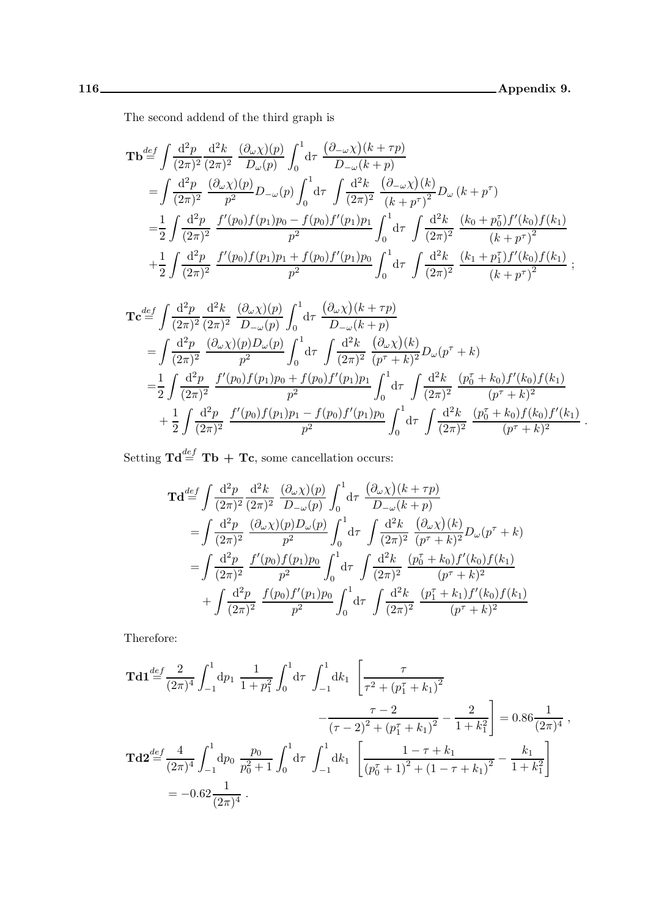The second addend of the third graph is

$$
\begin{aligned}
\mathbf{Tb} \stackrel{def}{=} & \int \frac{\mathrm{d}^2 p}{(2\pi)^2} \frac{\mathrm{d}^2 k}{(2\pi)^2} \; \frac{(\partial_\omega \chi)(p)}{D_\omega(p)} \int_0^1 \mathrm{d}\tau \; \frac{\big(\partial_{-\omega}\chi\big)(k+\tau p)}{D_{-\omega}(k+p)} \\
= & \int \frac{\mathrm{d}^2 p}{(2\pi)^2} \; \frac{(\partial_\omega \chi)(p)}{p^2} D_{-\omega}(p) \int_0^1 \mathrm{d}\tau \; \int \frac{\mathrm{d}^2 k}{(2\pi)^2} \; \frac{\big(\partial_{-\omega}\chi\big)(k)}{\left(k+p^\tau\right)^2} D_\omega\left(k+p^\tau\right) \\
= & \frac{1}{2} \int \frac{\mathrm{d}^2 p}{(2\pi)^2} \; \frac{f'(p_0) f(p_1) p_0 - f(p_0) f'(p_1) p_1}{p^2} \int_0^1 \mathrm{d}\tau \; \int \frac{\mathrm{d}^2 k}{(2\pi)^2} \; \frac{(k_0 + p_0^\tau) f'(k_0) f(k_1)}{\left(k+p^\tau\right)^2} \\
& + \frac{1}{2} \int \frac{\mathrm{d}^2 p}{(2\pi)^2} \; \frac{f'(p_0) f(p_1) p_1 + f(p_0) f'(p_1) p_0}{p^2} \int_0^1 \mathrm{d}\tau \; \int \frac{\mathrm{d}^2 k}{(2\pi)^2} \; \frac{(k_1 + p_1^\tau) f'(k_0) f(k_1)}{\left(k+p^\tau\right)^2} \;;
\end{aligned}
$$

$$
\begin{aligned}
\mathbf{Tc} \stackrel{def}{=} & \int \frac{\mathrm{d}^2 p}{(2\pi)^2} \frac{\mathrm{d}^2 k}{(2\pi)^2} \; \frac{(\partial_\omega \chi)(p)}{D_{-\omega}(p)} \int_0^1 \mathrm{d}\tau \; \frac{\big(\partial_{\omega}\chi\big)(k+\tau p)}{D_{-\omega}(k+p)} \\
= & \int \frac{\mathrm{d}^2 p}{(2\pi)^2} \; \frac{(\partial_\omega \chi)(p) D_\omega(p)}{p^2} \int_0^1 \mathrm{d}\tau \; \int \frac{\mathrm{d}^2 k}{(2\pi)^2} \; \frac{\big(\partial_{\omega}\chi\big)(k)}{(p^\tau + k)^2} D_\omega(p^\tau + k) \\
= & \frac{1}{2} \int \frac{\mathrm{d}^2 p}{(2\pi)^2} \; \frac{f'(p_0) f(p_1) p_0 + f(p_0) f'(p_1) p_1}{p^2} \int_0^1 \mathrm{d}\tau \; \int \frac{\mathrm{d}^2 k}{(2\pi)^2} \; \frac{(p_0^\tau + k_0) f'(k_0) f(k_1)}{(p^\tau + k)^2} \\
& + \frac{1}{2} \int \frac{\mathrm{d}^2 p}{(2\pi)^2} \; \frac{f'(p_0) f(p_1) p_1 - f(p_0) f'(p_1) p_0}{p^2} \int_0^1 \mathrm{d}\tau \; \int \frac{\mathrm{d}^2 k}{(2\pi)^2} \; \frac{(p_0^\tau + k_0) f(k_0) f'(k_1)}{(p^\tau + k)^2} \;.
\end{aligned}
$$

Setting $\mathbf{Td} \stackrel{def}{=} \mathbf{Tb} + \mathbf{Tc}$, some cancellation occurs:

$$
\begin{aligned}
\mathbf{Td} \stackrel{def}{=} & \int \frac{\mathrm{d}^2 p}{(2\pi)^2} \frac{\mathrm{d}^2 k}{(2\pi)^2} \; \frac{(\partial_\omega \chi)(p)}{D_{-\omega}(p)} \int_0^1 \mathrm{d}\tau \; \frac{\big(\partial_{\omega}\chi\big)(k+\tau p)}{D_{-\omega}(k+p)} \\
= & \int \frac{\mathrm{d}^2 p}{(2\pi)^2} \; \frac{(\partial_\omega \chi)(p) D_\omega(p)}{p^2} \int_0^1 \mathrm{d}\tau \; \int \frac{\mathrm{d}^2 k}{(2\pi)^2} \; \frac{\big(\partial_{\omega}\chi\big)(k)}{(p^\tau + k)^2} D_\omega(p^\tau + k) \\
= & \int \frac{\mathrm{d}^2 p}{(2\pi)^2} \; \frac{f'(p_0) f(p_1) p_0}{p^2} \int_0^1 \mathrm{d}\tau \; \int \frac{\mathrm{d}^2 k}{(2\pi)^2} \; \frac{(p_0^\tau + k_0) f'(k_0) f(k_1)}{(p^\tau + k)^2} \\
& + \int \frac{\mathrm{d}^2 p}{(2\pi)^2} \; \frac{f(p_0) f'(p_1) p_0}{p^2} \int_0^1 \mathrm{d}\tau \; \int \frac{\mathrm{d}^2 k}{(2\pi)^2} \; \frac{(p_1^\tau + k_1) f'(k_0) f(k_1)}{(p^\tau + k)^2}
\end{aligned}
$$

Therefore:

$$
\begin{aligned}
\mathbf{Td1} \stackrel{def}{=} & \frac{2}{(2\pi)^4} \int_{-1}^1 \mathrm{d}p_1 \; \frac{1}{1+p_1^2} \int_0^1 \mathrm{d}\tau \; \int_{-1}^1 \mathrm{d}k_1 \; \left[ \frac{\tau}{\tau^2 + \left(p_1^\tau + k_1\right)^2} \right. \\
& \left. - \frac{\tau - 2}{(\tau-2)^2 + \left(p_1^\tau + k_1\right)^2} - \frac{2}{1+k_1^2} \right] = 0.86 \frac{1}{(2\pi)^4} \;, \\
\mathbf{Td2} \stackrel{def}{=} & \frac{4}{(2\pi)^4} \int_{-1}^1 \mathrm{d}p_0 \; \frac{p_0}{p_0^2 + 1} \int_0^1 \mathrm{d}\tau \; \int_{-1}^1 \mathrm{d}k_1 \; \left[ \frac{1 - \tau + k_1}{\left(p_0^\tau + 1\right)^2 + \left(1 - \tau + k_1\right)^2} - \frac{k_1}{1+k_1^2} \right] \\
= & -0.62 \frac{1}{(2\pi)^4} \;.
\end{aligned}
$$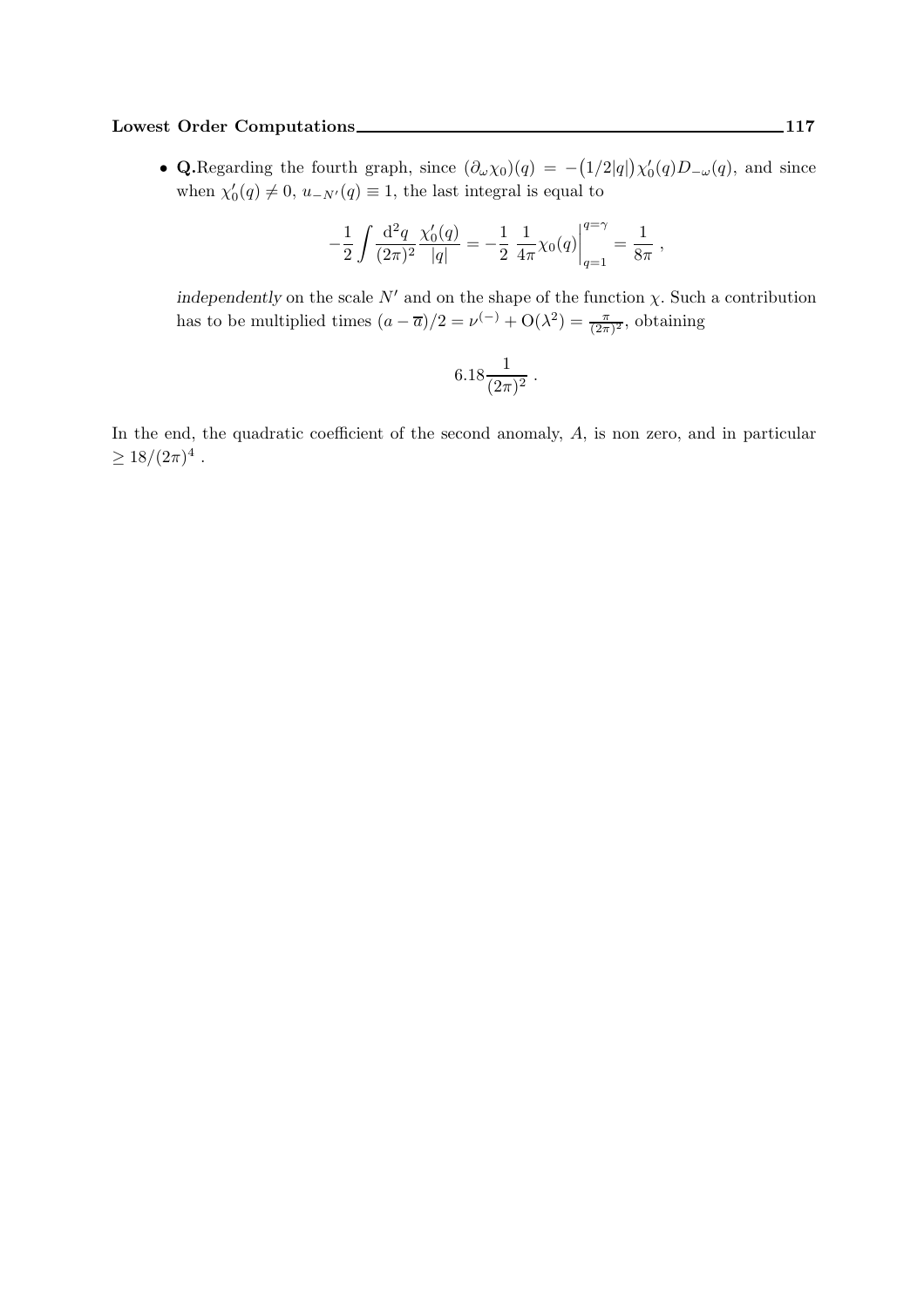- **Q.**Regarding the fourth graph, since $(\partial_\omega \chi_0)(q) = -\big(1/2|q|\big)\chi_0'(q) D_{-\omega}(q)$, and since when $\chi_0'(q) \neq 0$, $u_{-N'}(q) \equiv 1$, the last integral is equal to

$$-\frac{1}{2}\int \frac{\mathrm{d}^2 q}{(2\pi)^2}\frac{\chi_0'(q)}{|q|} = -\frac{1}{2}\ \frac{1}{4\pi}\chi_0(q)\Big|_{q=1}^{q=\gamma} = \frac{1}{8\pi}\ ,$$

*independently* on the scale $N'$ and on the shape of the function $\chi$. Such a contribution has to be multiplied times $(a-\overline{a})/2 = \nu^{(-)} + \mathrm{O}(\lambda^2) = \frac{\pi}{(2\pi)^2}$, obtaining

$$6.18\frac{1}{(2\pi)^2}\ .$$

In the end, the quadratic coefficient of the second anomaly, $A$, is non zero, and in particular $\geq 18/(2\pi)^4$ .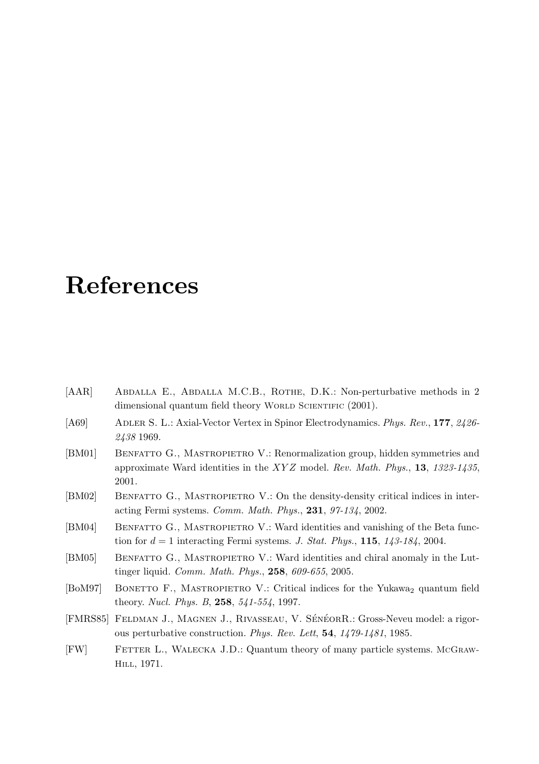# References

[AAR] Abdalla E., Abdalla M.C.B., Rothe, D.K.: Non-perturbative methods in 2 dimensional quantum field theory World Scientific (2001).

[A69] Adler S. L.: Axial-Vector Vertex in Spinor Electrodynamics. *Phys. Rev.*, **177**, *2426-2438* 1969.

[BM01] Benfatto G., Mastropietro V.: Renormalization group, hidden symmetries and approximate Ward identities in the $XYZ$ model. *Rev. Math. Phys.*, **13**, *1323-1435*, 2001.

[BM02] Benfatto G., Mastropietro V.: On the density-density critical indices in interacting Fermi systems. *Comm. Math. Phys.*, **231**, *97-134*, 2002.

[BM04] Benfatto G., Mastropietro V.: Ward identities and vanishing of the Beta function for $d = 1$ interacting Fermi systems. *J. Stat. Phys.*, **115**, *143-184*, 2004.

[BM05] Benfatto G., Mastropietro V.: Ward identities and chiral anomaly in the Luttinger liquid. *Comm. Math. Phys.*, **258**, *609-655*, 2005.

[BoM97] Bonetto F., Mastropietro V.: Critical indices for the Yukawa$_2$ quantum field theory. *Nucl. Phys. B*, **258**, *541-554*, 1997.

[FMRS85] Feldman J., Magnen J., Rivasseau, V. SénéorR.: Gross-Neveu model: a rigorous perturbative construction. *Phys. Rev. Lett*, **54**, *1479-1481*, 1985.

[FW] Fetter L., Walecka J.D.: Quantum theory of many particle systems. McGraw-Hill, 1971.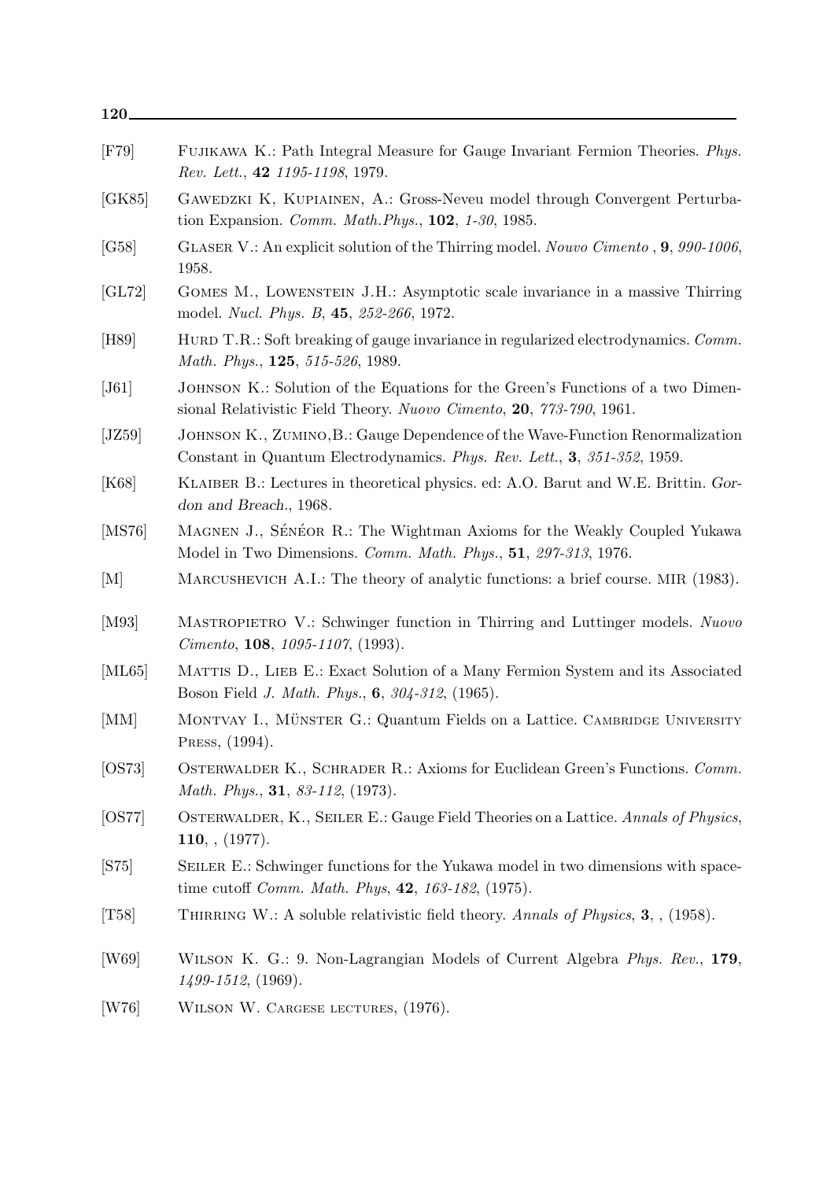[F79] FUJIKAWA K.: Path Integral Measure for Gauge Invariant Fermion Theories. *Phys. Rev. Lett.*, **42** *1195-1198*, 1979.

[GK85] GAWEDZKI K, KUPIAINEN, A.: Gross-Neveu model through Convergent Perturbation Expansion. *Comm. Math.Phys.*, **102**, *1-30*, 1985.

[G58] GLASER V.: An explicit solution of the Thirring model. *Nouvo Cimento* , **9**, *990-1006*, 1958.

[GL72] GOMES M., LOWENSTEIN J.H.: Asymptotic scale invariance in a massive Thirring model. *Nucl. Phys. B*, **45**, *252-266*, 1972.

[H89] HURD T.R.: Soft breaking of gauge invariance in regularized electrodynamics. *Comm. Math. Phys.*, **125**, *515-526*, 1989.

[J61] JOHNSON K.: Solution of the Equations for the Green's Functions of a two Dimensional Relativistic Field Theory. *Nuovo Cimento*, **20**, *773-790*, 1961.

[JZ59] JOHNSON K., ZUMINO,B.: Gauge Dependence of the Wave-Function Renormalization Constant in Quantum Electrodynamics. *Phys. Rev. Lett.*, **3**, *351-352*, 1959.

[K68] KLAIBER B.: Lectures in theoretical physics. ed: A.O. Barut and W.E. Brittin. *Gordon and Breach.*, 1968.

[MS76] MAGNEN J., SÉNÉOR R.: The Wightman Axioms for the Weakly Coupled Yukawa Model in Two Dimensions. *Comm. Math. Phys.*, **51**, *297-313*, 1976.

[M] MARCUSHEVICH A.I.: The theory of analytic functions: a brief course. MIR (1983).

[M93] MASTROPIETRO V.: Schwinger function in Thirring and Luttinger models. *Nuovo Cimento*, **108**, *1095-1107*, (1993).

[ML65] MATTIS D., LIEB E.: Exact Solution of a Many Fermion System and its Associated Boson Field *J. Math. Phys.*, **6**, *304-312*, (1965).

[MM] MONTVAY I., MÜNSTER G.: Quantum Fields on a Lattice. CAMBRIDGE UNIVERSITY PRESS, (1994).

[OS73] OSTERWALDER K., SCHRADER R.: Axioms for Euclidean Green's Functions. *Comm. Math. Phys.*, **31**, *83-112*, (1973).

[OS77] OSTERWALDER, K., SEILER E.: Gauge Field Theories on a Lattice. *Annals of Physics*, **110**, , (1977).

[S75] SEILER E.: Schwinger functions for the Yukawa model in two dimensions with space-time cutoff *Comm. Math. Phys*, **42**, *163-182*, (1975).

[T58] THIRRING W.: A soluble relativistic field theory. *Annals of Physics*, **3**, , (1958).

[W69] WILSON K. G.: 9. Non-Lagrangian Models of Current Algebra *Phys. Rev.*, **179**, *1499-1512*, (1969).

[W76] WILSON W. CARGESE LECTURES, (1976).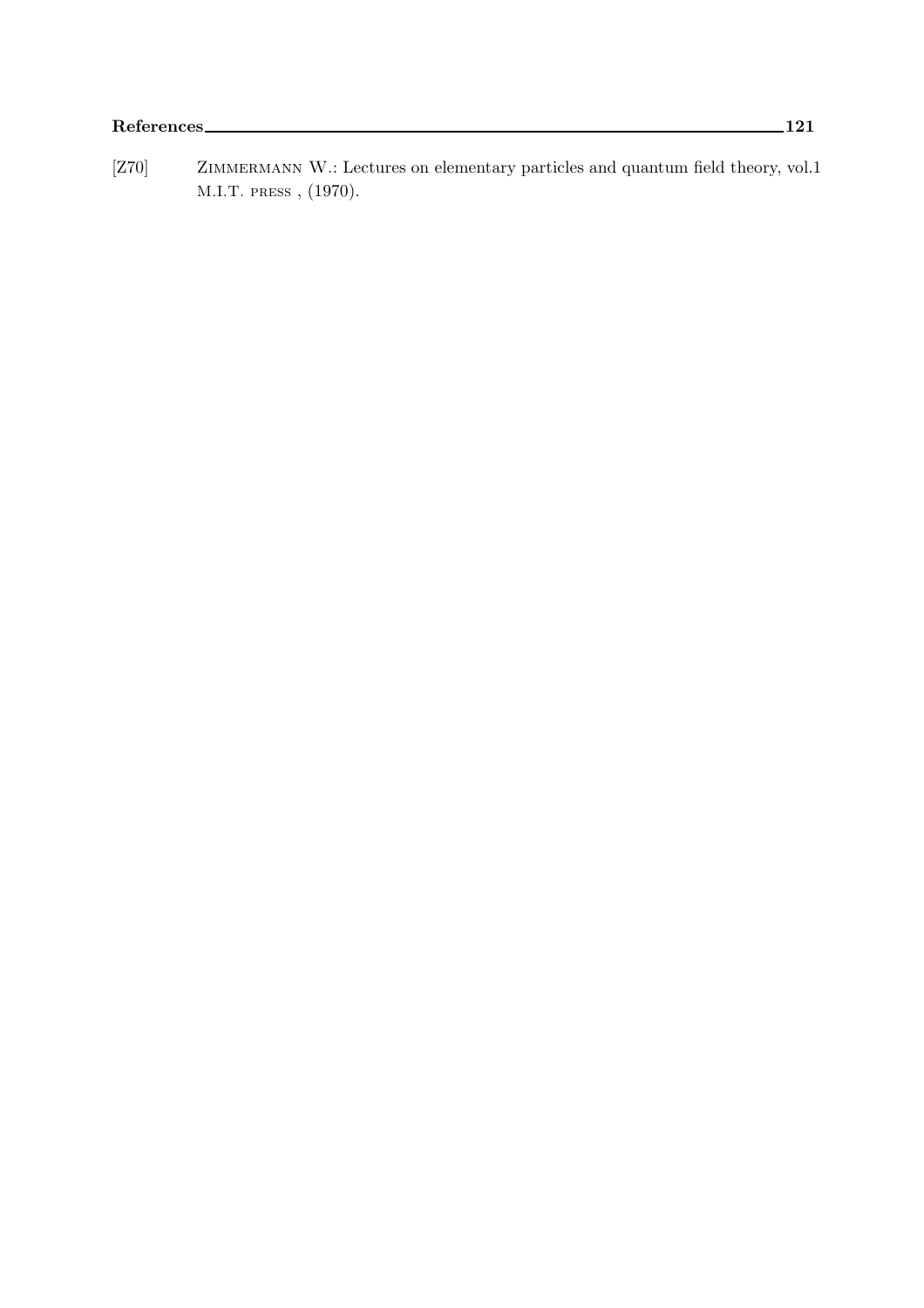[Z70] Zimmermann W.: Lectures on elementary particles and quantum field theory, vol.1 M.I.T. press , (1970).